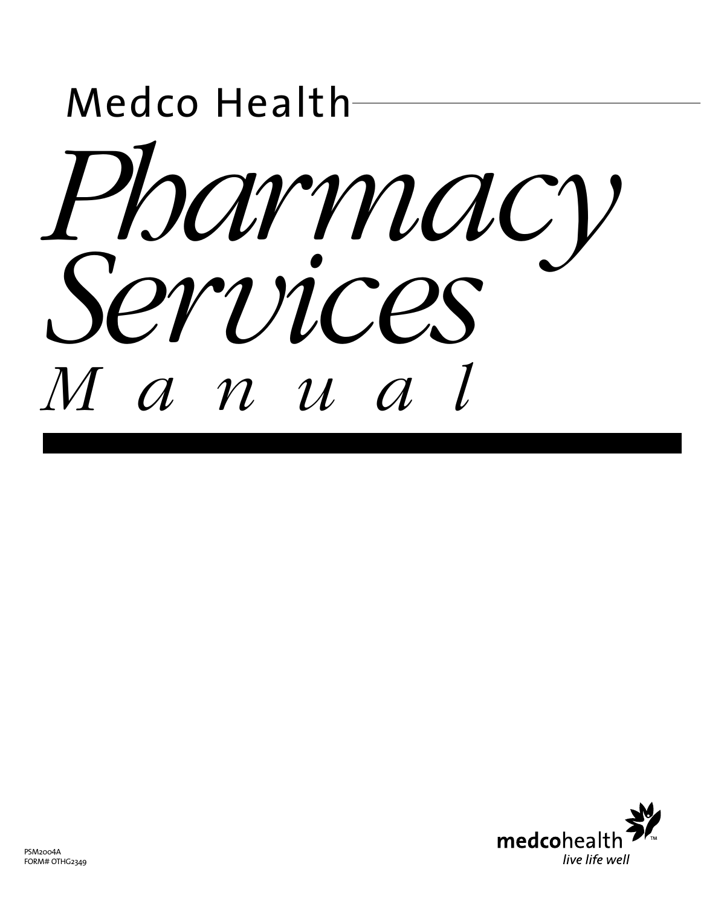Medco Health

# *Pharmacy Services Manual*

PSM2004A
FORM# OTHG2349

**medco**health™
*live life well*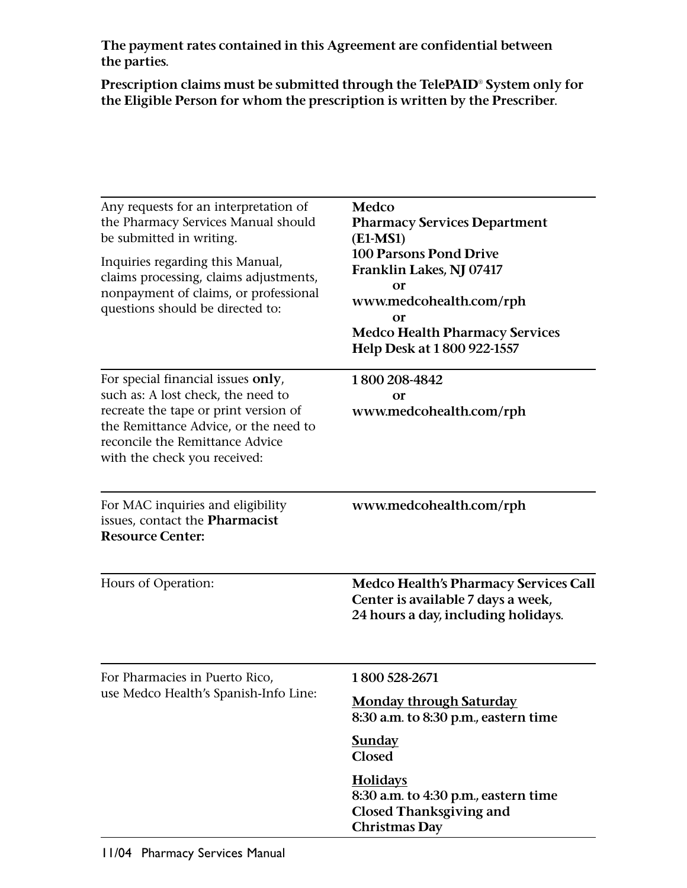**The payment rates contained in this Agreement are confidential between the parties.**

**Prescription claims must be submitted through the TelePAID® System only for the Eligible Person for whom the prescription is written by the Prescriber.**

| | |
|---|---|
| Any requests for an interpretation of the Pharmacy Services Manual should be submitted in writing.<br><br>Inquiries regarding this Manual, claims processing, claims adjustments, nonpayment of claims, or professional questions should be directed to: | **Medco**<br>**Pharmacy Services Department**<br>**(E1-MS1)**<br>**100 Parsons Pond Drive**<br>**Franklin Lakes, NJ 07417**<br>**or**<br>**www.medcohealth.com/rph**<br>**or**<br>**Medco Health Pharmacy Services Help Desk at 1 800 922-1557** |
| For special financial issues **only**, such as: A lost check, the need to recreate the tape or print version of the Remittance Advice, or the need to reconcile the Remittance Advice with the check you received: | **1 800 208-4842**<br>**or**<br>**www.medcohealth.com/rph** |
| For MAC inquiries and eligibility issues, contact the **Pharmacist Resource Center:** | **www.medcohealth.com/rph** |
| Hours of Operation: | **Medco Health's Pharmacy Services Call Center is available 7 days a week, 24 hours a day, including holidays.** |
| For Pharmacies in Puerto Rico, use Medco Health's Spanish-Info Line: | **1 800 528-2671**<br><br>**Monday through Saturday**<br>**8:30 a.m. to 8:30 p.m., eastern time**<br><br>**Sunday**<br>**Closed**<br><br>**Holidays**<br>**8:30 a.m. to 4:30 p.m., eastern time**<br>**Closed Thanksgiving and Christmas Day** |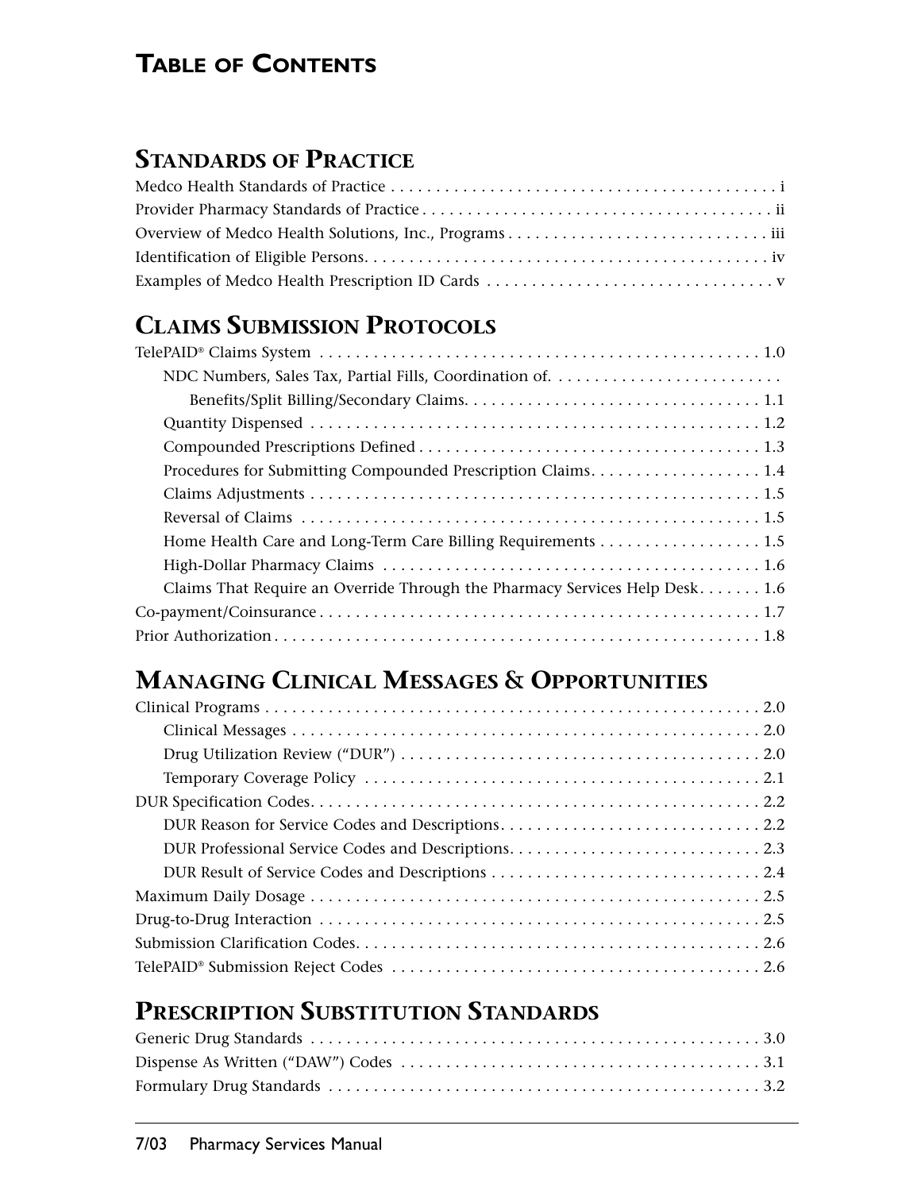# Table of Contents

## Standards of Practice

Medco Health Standards of Practice . . . . . . . . . . . . . . . . . . . . . . . . . . . . . . . . . . . . . . . . . . . i
Provider Pharmacy Standards of Practice . . . . . . . . . . . . . . . . . . . . . . . . . . . . . . . . . . . . . . . ii
Overview of Medco Health Solutions, Inc., Programs . . . . . . . . . . . . . . . . . . . . . . . . . . . . . iii
Identification of Eligible Persons. . . . . . . . . . . . . . . . . . . . . . . . . . . . . . . . . . . . . . . . . . . . . iv
Examples of Medco Health Prescription ID Cards . . . . . . . . . . . . . . . . . . . . . . . . . . . . . . . . v

## Claims Submission Protocols

TelePAID® Claims System . . . . . . . . . . . . . . . . . . . . . . . . . . . . . . . . . . . . . . . . . . . . . . . . . 1.0
- NDC Numbers, Sales Tax, Partial Fills, Coordination of. . . . . . . . . . . . . . . . . . . . . . . . . .
  - Benefits/Split Billing/Secondary Claims. . . . . . . . . . . . . . . . . . . . . . . . . . . . . . . . . 1.1
- Quantity Dispensed . . . . . . . . . . . . . . . . . . . . . . . . . . . . . . . . . . . . . . . . . . . . . . . . . . 1.2
- Compounded Prescriptions Defined . . . . . . . . . . . . . . . . . . . . . . . . . . . . . . . . . . . . . . 1.3
- Procedures for Submitting Compounded Prescription Claims. . . . . . . . . . . . . . . . . . . 1.4
- Claims Adjustments . . . . . . . . . . . . . . . . . . . . . . . . . . . . . . . . . . . . . . . . . . . . . . . . . . 1.5
- Reversal of Claims . . . . . . . . . . . . . . . . . . . . . . . . . . . . . . . . . . . . . . . . . . . . . . . . . . . 1.5
- Home Health Care and Long-Term Care Billing Requirements . . . . . . . . . . . . . . . . . . 1.5
- High-Dollar Pharmacy Claims . . . . . . . . . . . . . . . . . . . . . . . . . . . . . . . . . . . . . . . . . . 1.6
- Claims That Require an Override Through the Pharmacy Services Help Desk. . . . . . . 1.6

Co-payment/Coinsurance . . . . . . . . . . . . . . . . . . . . . . . . . . . . . . . . . . . . . . . . . . . . . . . . . 1.7
Prior Authorization . . . . . . . . . . . . . . . . . . . . . . . . . . . . . . . . . . . . . . . . . . . . . . . . . . . . . 1.8

## Managing Clinical Messages & Opportunities

Clinical Programs . . . . . . . . . . . . . . . . . . . . . . . . . . . . . . . . . . . . . . . . . . . . . . . . . . . . . . 2.0
- Clinical Messages . . . . . . . . . . . . . . . . . . . . . . . . . . . . . . . . . . . . . . . . . . . . . . . . . . . . 2.0
- Drug Utilization Review ("DUR") . . . . . . . . . . . . . . . . . . . . . . . . . . . . . . . . . . . . . . . . 2.0
- Temporary Coverage Policy . . . . . . . . . . . . . . . . . . . . . . . . . . . . . . . . . . . . . . . . . . . . 2.1

DUR Specification Codes. . . . . . . . . . . . . . . . . . . . . . . . . . . . . . . . . . . . . . . . . . . . . . . . . 2.2
- DUR Reason for Service Codes and Descriptions. . . . . . . . . . . . . . . . . . . . . . . . . . . . 2.2
- DUR Professional Service Codes and Descriptions. . . . . . . . . . . . . . . . . . . . . . . . . . . 2.3
- DUR Result of Service Codes and Descriptions . . . . . . . . . . . . . . . . . . . . . . . . . . . . . 2.4

Maximum Daily Dosage . . . . . . . . . . . . . . . . . . . . . . . . . . . . . . . . . . . . . . . . . . . . . . . . . . 2.5
Drug-to-Drug Interaction . . . . . . . . . . . . . . . . . . . . . . . . . . . . . . . . . . . . . . . . . . . . . . . . . 2.5
Submission Clarification Codes. . . . . . . . . . . . . . . . . . . . . . . . . . . . . . . . . . . . . . . . . . . . . 2.6
TelePAID® Submission Reject Codes . . . . . . . . . . . . . . . . . . . . . . . . . . . . . . . . . . . . . . . . 2.6

## Prescription Substitution Standards

Generic Drug Standards . . . . . . . . . . . . . . . . . . . . . . . . . . . . . . . . . . . . . . . . . . . . . . . . . . 3.0
Dispense As Written ("DAW") Codes . . . . . . . . . . . . . . . . . . . . . . . . . . . . . . . . . . . . . . . . 3.1
Formulary Drug Standards . . . . . . . . . . . . . . . . . . . . . . . . . . . . . . . . . . . . . . . . . . . . . . . . 3.2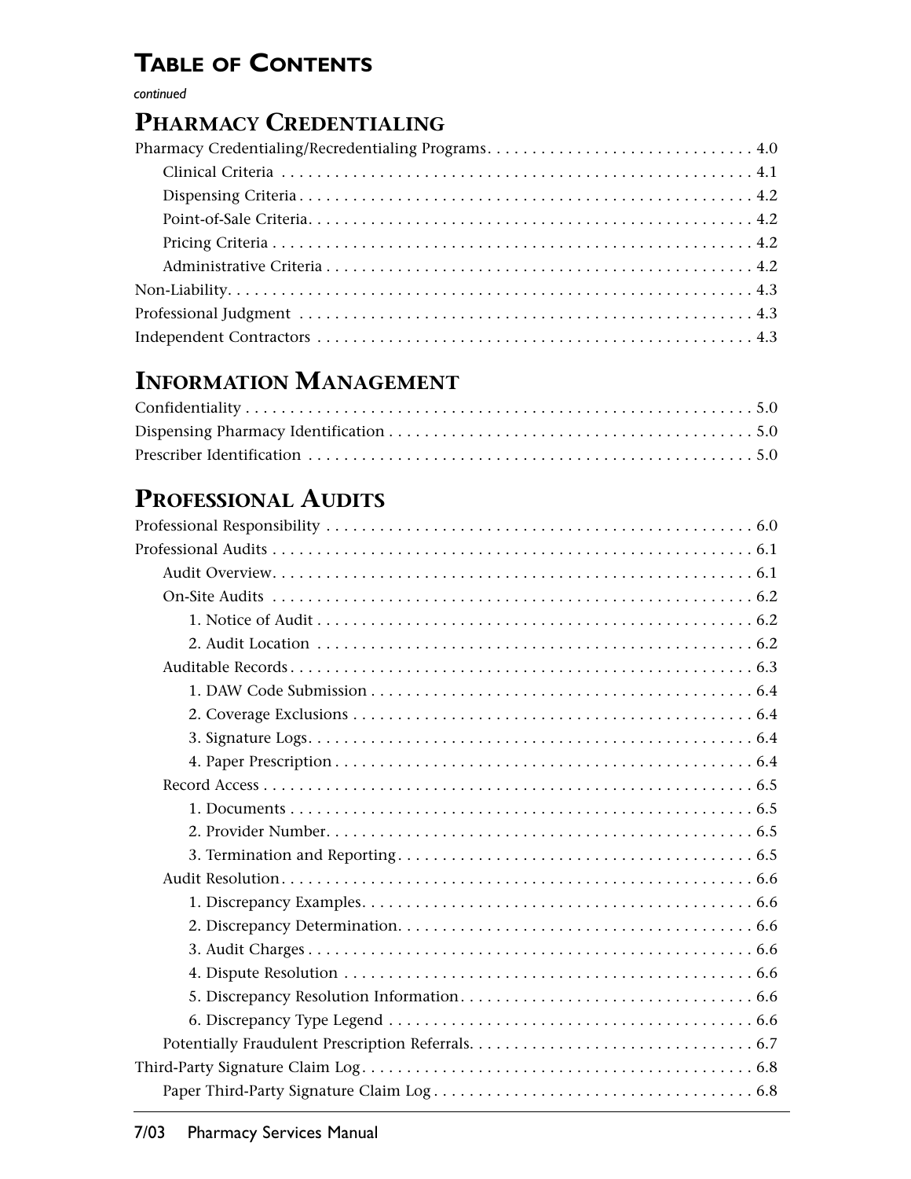# Table of Contents

*continued*

## Pharmacy Credentialing

Pharmacy Credentialing/Recredentialing Programs . . . . . . . . . . . . . . . . . . . . . . . . . . . . . . 4.0
- Clinical Criteria . . . . . . . . . . . . . . . . . . . . . . . . . . . . . . . . . . . . . . . . . . . . . . . . . . . . . 4.1
- Dispensing Criteria . . . . . . . . . . . . . . . . . . . . . . . . . . . . . . . . . . . . . . . . . . . . . . . . . . . 4.2
- Point-of-Sale Criteria . . . . . . . . . . . . . . . . . . . . . . . . . . . . . . . . . . . . . . . . . . . . . . . . . 4.2
- Pricing Criteria . . . . . . . . . . . . . . . . . . . . . . . . . . . . . . . . . . . . . . . . . . . . . . . . . . . . . 4.2
- Administrative Criteria . . . . . . . . . . . . . . . . . . . . . . . . . . . . . . . . . . . . . . . . . . . . . . . 4.2

Non-Liability . . . . . . . . . . . . . . . . . . . . . . . . . . . . . . . . . . . . . . . . . . . . . . . . . . . . . . . . . . . 4.3

Professional Judgment . . . . . . . . . . . . . . . . . . . . . . . . . . . . . . . . . . . . . . . . . . . . . . . . . . 4.3

Independent Contractors . . . . . . . . . . . . . . . . . . . . . . . . . . . . . . . . . . . . . . . . . . . . . . . . 4.3

## Information Management

Confidentiality . . . . . . . . . . . . . . . . . . . . . . . . . . . . . . . . . . . . . . . . . . . . . . . . . . . . . . . . . 5.0

Dispensing Pharmacy Identification . . . . . . . . . . . . . . . . . . . . . . . . . . . . . . . . . . . . . . . . 5.0

Prescriber Identification . . . . . . . . . . . . . . . . . . . . . . . . . . . . . . . . . . . . . . . . . . . . . . . . . 5.0

## Professional Audits

Professional Responsibility . . . . . . . . . . . . . . . . . . . . . . . . . . . . . . . . . . . . . . . . . . . . . . . 6.0

Professional Audits . . . . . . . . . . . . . . . . . . . . . . . . . . . . . . . . . . . . . . . . . . . . . . . . . . . . . 6.1
- Audit Overview . . . . . . . . . . . . . . . . . . . . . . . . . . . . . . . . . . . . . . . . . . . . . . . . . . . . . . 6.1
- On-Site Audits . . . . . . . . . . . . . . . . . . . . . . . . . . . . . . . . . . . . . . . . . . . . . . . . . . . . . . . 6.2
  1. Notice of Audit . . . . . . . . . . . . . . . . . . . . . . . . . . . . . . . . . . . . . . . . . . . . . . . . . . 6.2
  2. Audit Location . . . . . . . . . . . . . . . . . . . . . . . . . . . . . . . . . . . . . . . . . . . . . . . . . . 6.2
- Auditable Records . . . . . . . . . . . . . . . . . . . . . . . . . . . . . . . . . . . . . . . . . . . . . . . . . . . 6.3
  1. DAW Code Submission . . . . . . . . . . . . . . . . . . . . . . . . . . . . . . . . . . . . . . . . . . . 6.4
  2. Coverage Exclusions . . . . . . . . . . . . . . . . . . . . . . . . . . . . . . . . . . . . . . . . . . . . . 6.4
  3. Signature Logs . . . . . . . . . . . . . . . . . . . . . . . . . . . . . . . . . . . . . . . . . . . . . . . . . . 6.4
  4. Paper Prescription . . . . . . . . . . . . . . . . . . . . . . . . . . . . . . . . . . . . . . . . . . . . . . . 6.4
- Record Access . . . . . . . . . . . . . . . . . . . . . . . . . . . . . . . . . . . . . . . . . . . . . . . . . . . . . . 6.5
  1. Documents . . . . . . . . . . . . . . . . . . . . . . . . . . . . . . . . . . . . . . . . . . . . . . . . . . . . . 6.5
  2. Provider Number . . . . . . . . . . . . . . . . . . . . . . . . . . . . . . . . . . . . . . . . . . . . . . . . 6.5
  3. Termination and Reporting . . . . . . . . . . . . . . . . . . . . . . . . . . . . . . . . . . . . . . . . 6.5
- Audit Resolution . . . . . . . . . . . . . . . . . . . . . . . . . . . . . . . . . . . . . . . . . . . . . . . . . . . . . 6.6
  1. Discrepancy Examples . . . . . . . . . . . . . . . . . . . . . . . . . . . . . . . . . . . . . . . . . . . . 6.6
  2. Discrepancy Determination . . . . . . . . . . . . . . . . . . . . . . . . . . . . . . . . . . . . . . . . 6.6
  3. Audit Charges . . . . . . . . . . . . . . . . . . . . . . . . . . . . . . . . . . . . . . . . . . . . . . . . . . 6.6
  4. Dispute Resolution . . . . . . . . . . . . . . . . . . . . . . . . . . . . . . . . . . . . . . . . . . . . . . 6.6
  5. Discrepancy Resolution Information . . . . . . . . . . . . . . . . . . . . . . . . . . . . . . . . . 6.6
  6. Discrepancy Type Legend . . . . . . . . . . . . . . . . . . . . . . . . . . . . . . . . . . . . . . . . . 6.6
- Potentially Fraudulent Prescription Referrals . . . . . . . . . . . . . . . . . . . . . . . . . . . . . . . 6.7

Third-Party Signature Claim Log . . . . . . . . . . . . . . . . . . . . . . . . . . . . . . . . . . . . . . . . . . . 6.8
- Paper Third-Party Signature Claim Log . . . . . . . . . . . . . . . . . . . . . . . . . . . . . . . . . . . . 6.8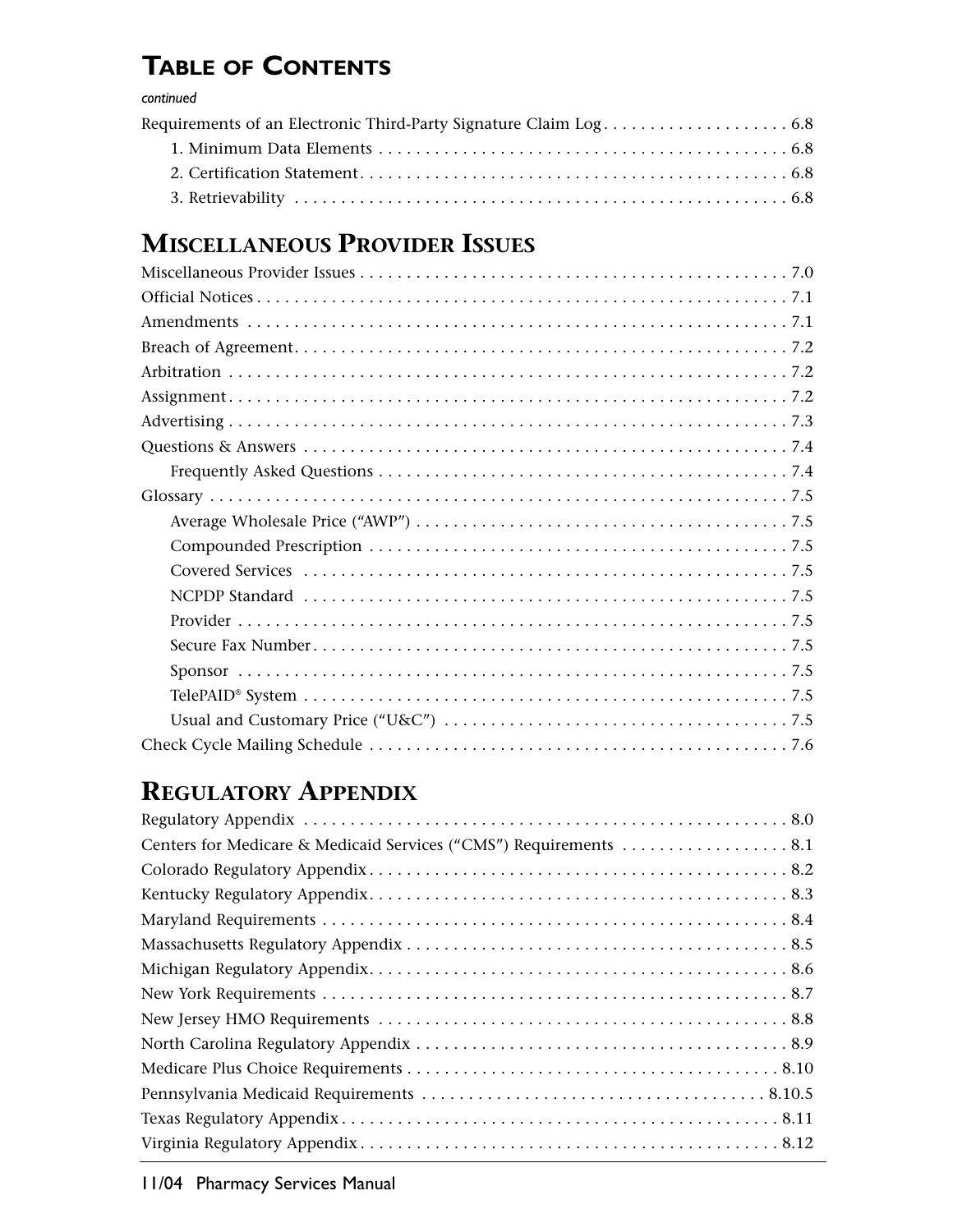# TABLE OF CONTENTS

*continued*

Requirements of an Electronic Third-Party Signature Claim Log . . . . . . . . . . . . . . . . . . . . 6.8
- 1. Minimum Data Elements . . . . . . . . . . . . . . . . . . . . . . . . . . . . . . . . . . . . . . . . . . . . 6.8
- 2. Certification Statement . . . . . . . . . . . . . . . . . . . . . . . . . . . . . . . . . . . . . . . . . . . . . 6.8
- 3. Retrievability . . . . . . . . . . . . . . . . . . . . . . . . . . . . . . . . . . . . . . . . . . . . . . . . . . . . 6.8

## MISCELLANEOUS PROVIDER ISSUES

Miscellaneous Provider Issues . . . . . . . . . . . . . . . . . . . . . . . . . . . . . . . . . . . . . . . . . . . . . . 7.0

Official Notices . . . . . . . . . . . . . . . . . . . . . . . . . . . . . . . . . . . . . . . . . . . . . . . . . . . . . . . . . 7.1

Amendments . . . . . . . . . . . . . . . . . . . . . . . . . . . . . . . . . . . . . . . . . . . . . . . . . . . . . . . . . . 7.1

Breach of Agreement . . . . . . . . . . . . . . . . . . . . . . . . . . . . . . . . . . . . . . . . . . . . . . . . . . . . 7.2

Arbitration . . . . . . . . . . . . . . . . . . . . . . . . . . . . . . . . . . . . . . . . . . . . . . . . . . . . . . . . . . . . 7.2

Assignment . . . . . . . . . . . . . . . . . . . . . . . . . . . . . . . . . . . . . . . . . . . . . . . . . . . . . . . . . . . 7.2

Advertising . . . . . . . . . . . . . . . . . . . . . . . . . . . . . . . . . . . . . . . . . . . . . . . . . . . . . . . . . . . 7.3

Questions & Answers . . . . . . . . . . . . . . . . . . . . . . . . . . . . . . . . . . . . . . . . . . . . . . . . . . . 7.4
- Frequently Asked Questions . . . . . . . . . . . . . . . . . . . . . . . . . . . . . . . . . . . . . . . . . . . 7.4

Glossary . . . . . . . . . . . . . . . . . . . . . . . . . . . . . . . . . . . . . . . . . . . . . . . . . . . . . . . . . . . . . 7.5
- Average Wholesale Price (“AWP”) . . . . . . . . . . . . . . . . . . . . . . . . . . . . . . . . . . . . . . . 7.5
- Compounded Prescription . . . . . . . . . . . . . . . . . . . . . . . . . . . . . . . . . . . . . . . . . . . . 7.5
- Covered Services . . . . . . . . . . . . . . . . . . . . . . . . . . . . . . . . . . . . . . . . . . . . . . . . . . . 7.5
- NCPDP Standard . . . . . . . . . . . . . . . . . . . . . . . . . . . . . . . . . . . . . . . . . . . . . . . . . . . 7.5
- Provider . . . . . . . . . . . . . . . . . . . . . . . . . . . . . . . . . . . . . . . . . . . . . . . . . . . . . . . . . . 7.5
- Secure Fax Number . . . . . . . . . . . . . . . . . . . . . . . . . . . . . . . . . . . . . . . . . . . . . . . . . . 7.5
- Sponsor . . . . . . . . . . . . . . . . . . . . . . . . . . . . . . . . . . . . . . . . . . . . . . . . . . . . . . . . . . 7.5
- TelePAID® System . . . . . . . . . . . . . . . . . . . . . . . . . . . . . . . . . . . . . . . . . . . . . . . . . . . 7.5
- Usual and Customary Price (“U&C”) . . . . . . . . . . . . . . . . . . . . . . . . . . . . . . . . . . . . . 7.5

Check Cycle Mailing Schedule . . . . . . . . . . . . . . . . . . . . . . . . . . . . . . . . . . . . . . . . . . . . . 7.6

## REGULATORY APPENDIX

Regulatory Appendix . . . . . . . . . . . . . . . . . . . . . . . . . . . . . . . . . . . . . . . . . . . . . . . . . . . 8.0

Centers for Medicare & Medicaid Services (“CMS”) Requirements . . . . . . . . . . . . . . . . . . 8.1

Colorado Regulatory Appendix . . . . . . . . . . . . . . . . . . . . . . . . . . . . . . . . . . . . . . . . . . . . 8.2

Kentucky Regulatory Appendix . . . . . . . . . . . . . . . . . . . . . . . . . . . . . . . . . . . . . . . . . . . . 8.3

Maryland Requirements . . . . . . . . . . . . . . . . . . . . . . . . . . . . . . . . . . . . . . . . . . . . . . . . . 8.4

Massachusetts Regulatory Appendix . . . . . . . . . . . . . . . . . . . . . . . . . . . . . . . . . . . . . . . . 8.5

Michigan Regulatory Appendix . . . . . . . . . . . . . . . . . . . . . . . . . . . . . . . . . . . . . . . . . . . . 8.6

New York Requirements . . . . . . . . . . . . . . . . . . . . . . . . . . . . . . . . . . . . . . . . . . . . . . . . . 8.7

New Jersey HMO Requirements . . . . . . . . . . . . . . . . . . . . . . . . . . . . . . . . . . . . . . . . . . . 8.8

North Carolina Regulatory Appendix . . . . . . . . . . . . . . . . . . . . . . . . . . . . . . . . . . . . . . . 8.9

Medicare Plus Choice Requirements . . . . . . . . . . . . . . . . . . . . . . . . . . . . . . . . . . . . . . . 8.10

Pennsylvania Medicaid Requirements . . . . . . . . . . . . . . . . . . . . . . . . . . . . . . . . . . . . . 8.10.5

Texas Regulatory Appendix . . . . . . . . . . . . . . . . . . . . . . . . . . . . . . . . . . . . . . . . . . . . . . 8.11

Virginia Regulatory Appendix . . . . . . . . . . . . . . . . . . . . . . . . . . . . . . . . . . . . . . . . . . . . 8.12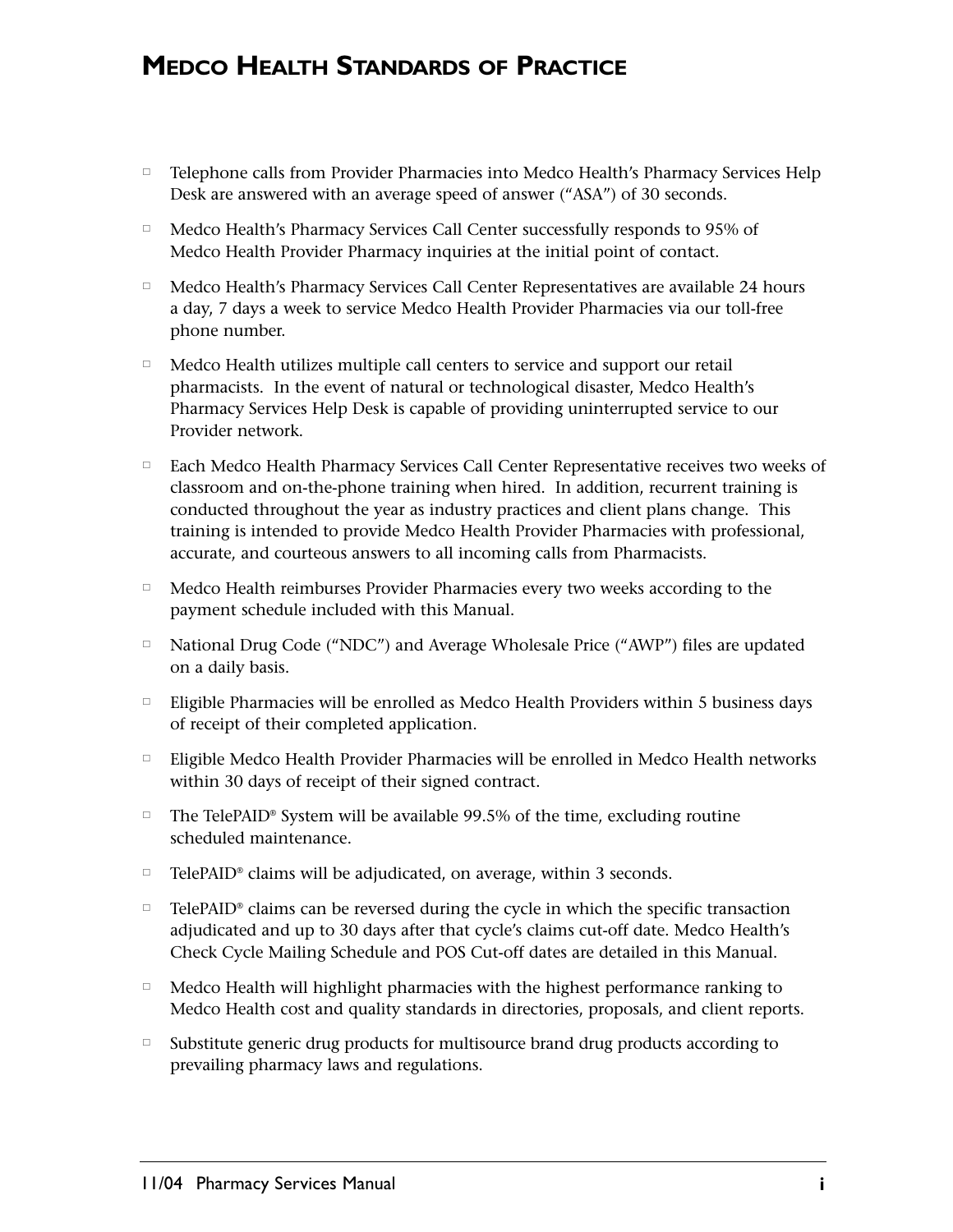# MEDCO HEALTH STANDARDS OF PRACTICE

- Telephone calls from Provider Pharmacies into Medco Health's Pharmacy Services Help Desk are answered with an average speed of answer ("ASA") of 30 seconds.
- Medco Health's Pharmacy Services Call Center successfully responds to 95% of Medco Health Provider Pharmacy inquiries at the initial point of contact.
- Medco Health's Pharmacy Services Call Center Representatives are available 24 hours a day, 7 days a week to service Medco Health Provider Pharmacies via our toll-free phone number.
- Medco Health utilizes multiple call centers to service and support our retail pharmacists. In the event of natural or technological disaster, Medco Health's Pharmacy Services Help Desk is capable of providing uninterrupted service to our Provider network.
- Each Medco Health Pharmacy Services Call Center Representative receives two weeks of classroom and on-the-phone training when hired. In addition, recurrent training is conducted throughout the year as industry practices and client plans change. This training is intended to provide Medco Health Provider Pharmacies with professional, accurate, and courteous answers to all incoming calls from Pharmacists.
- Medco Health reimburses Provider Pharmacies every two weeks according to the payment schedule included with this Manual.
- National Drug Code ("NDC") and Average Wholesale Price ("AWP") files are updated on a daily basis.
- Eligible Pharmacies will be enrolled as Medco Health Providers within 5 business days of receipt of their completed application.
- Eligible Medco Health Provider Pharmacies will be enrolled in Medco Health networks within 30 days of receipt of their signed contract.
- The TelePAID® System will be available 99.5% of the time, excluding routine scheduled maintenance.
- TelePAID® claims will be adjudicated, on average, within 3 seconds.
- TelePAID® claims can be reversed during the cycle in which the specific transaction adjudicated and up to 30 days after that cycle's claims cut-off date. Medco Health's Check Cycle Mailing Schedule and POS Cut-off dates are detailed in this Manual.
- Medco Health will highlight pharmacies with the highest performance ranking to Medco Health cost and quality standards in directories, proposals, and client reports.
- Substitute generic drug products for multisource brand drug products according to prevailing pharmacy laws and regulations.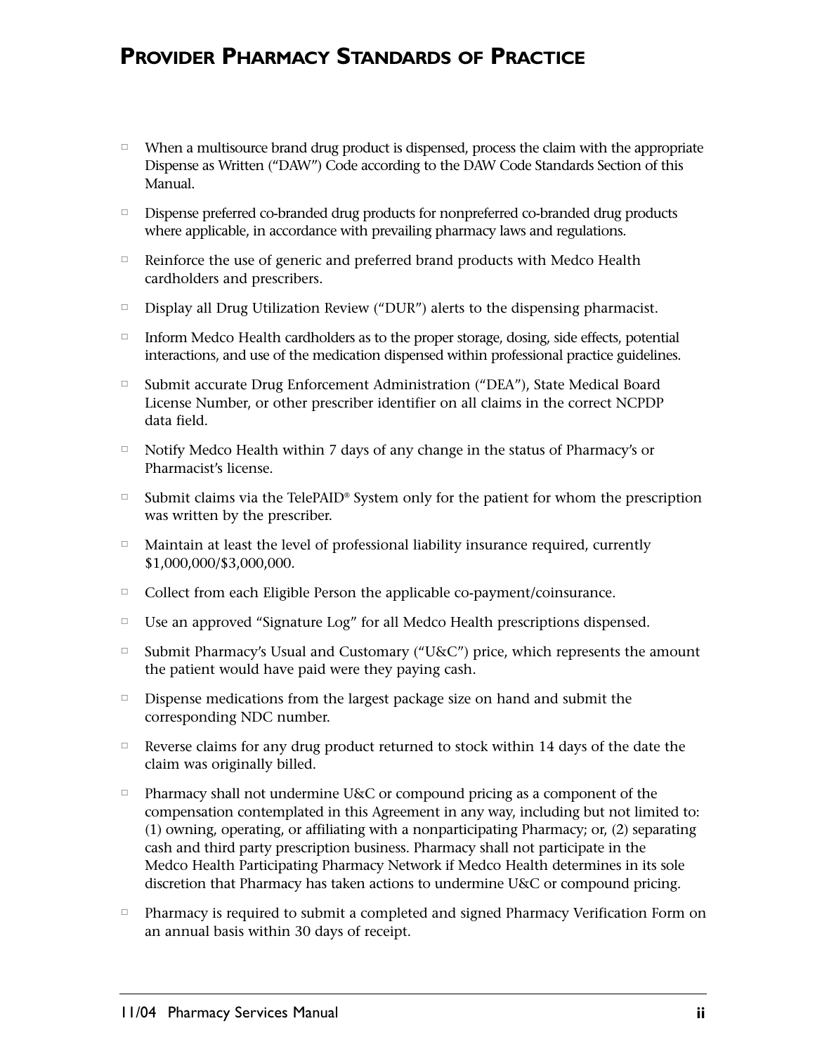# Provider Pharmacy Standards of Practice

- When a multisource brand drug product is dispensed, process the claim with the appropriate Dispense as Written ("DAW") Code according to the DAW Code Standards Section of this Manual.
- Dispense preferred co-branded drug products for nonpreferred co-branded drug products where applicable, in accordance with prevailing pharmacy laws and regulations.
- Reinforce the use of generic and preferred brand products with Medco Health cardholders and prescribers.
- Display all Drug Utilization Review ("DUR") alerts to the dispensing pharmacist.
- Inform Medco Health cardholders as to the proper storage, dosing, side effects, potential interactions, and use of the medication dispensed within professional practice guidelines.
- Submit accurate Drug Enforcement Administration ("DEA"), State Medical Board License Number, or other prescriber identifier on all claims in the correct NCPDP data field.
- Notify Medco Health within 7 days of any change in the status of Pharmacy's or Pharmacist's license.
- Submit claims via the TelePAID® System only for the patient for whom the prescription was written by the prescriber.
- Maintain at least the level of professional liability insurance required, currently $1,000,000/$3,000,000.
- Collect from each Eligible Person the applicable co-payment/coinsurance.
- Use an approved "Signature Log" for all Medco Health prescriptions dispensed.
- Submit Pharmacy's Usual and Customary ("U&C") price, which represents the amount the patient would have paid were they paying cash.
- Dispense medications from the largest package size on hand and submit the corresponding NDC number.
- Reverse claims for any drug product returned to stock within 14 days of the date the claim was originally billed.
- Pharmacy shall not undermine U&C or compound pricing as a component of the compensation contemplated in this Agreement in any way, including but not limited to: (1) owning, operating, or affiliating with a nonparticipating Pharmacy; or, (2) separating cash and third party prescription business. Pharmacy shall not participate in the Medco Health Participating Pharmacy Network if Medco Health determines in its sole discretion that Pharmacy has taken actions to undermine U&C or compound pricing.
- Pharmacy is required to submit a completed and signed Pharmacy Verification Form on an annual basis within 30 days of receipt.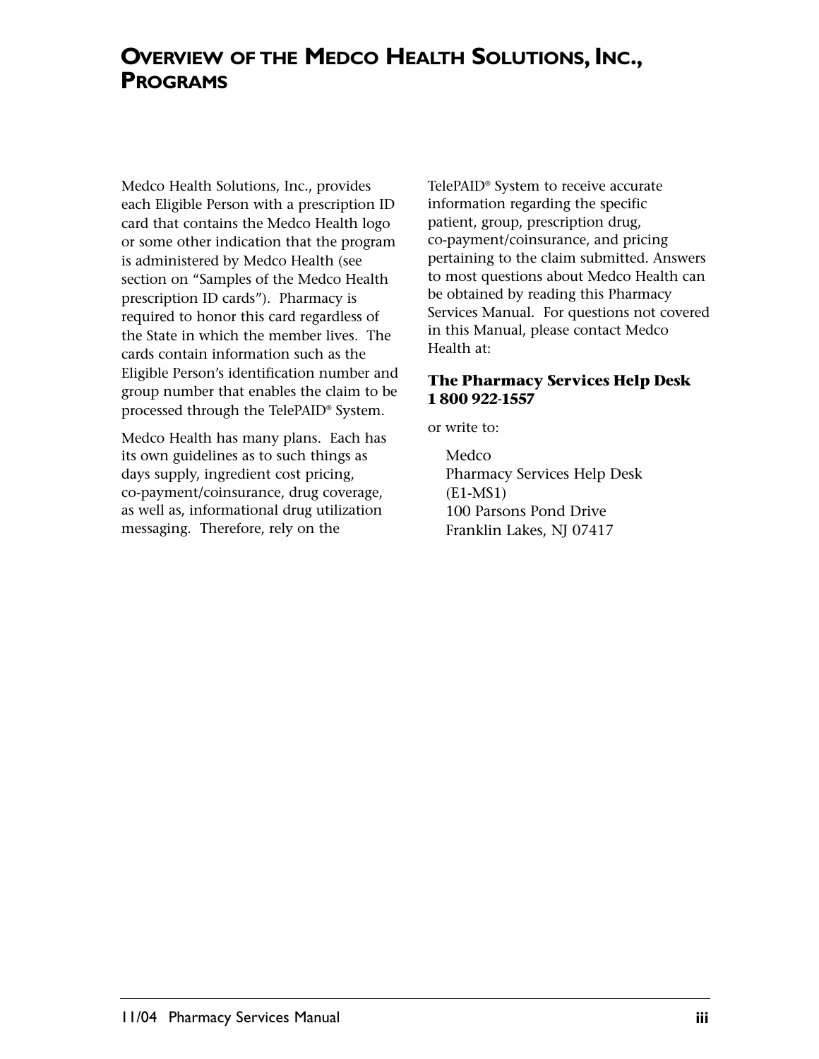# Overview of the Medco Health Solutions, Inc., Programs

Medco Health Solutions, Inc., provides each Eligible Person with a prescription ID card that contains the Medco Health logo or some other indication that the program is administered by Medco Health (see section on "Samples of the Medco Health prescription ID cards"). Pharmacy is required to honor this card regardless of the State in which the member lives. The cards contain information such as the Eligible Person's identification number and group number that enables the claim to be processed through the TelePAID® System.

Medco Health has many plans. Each has its own guidelines as to such things as days supply, ingredient cost pricing, co-payment/coinsurance, drug coverage, as well as, informational drug utilization messaging. Therefore, rely on the TelePAID® System to receive accurate information regarding the specific patient, group, prescription drug, co-payment/coinsurance, and pricing pertaining to the claim submitted. Answers to most questions about Medco Health can be obtained by reading this Pharmacy Services Manual. For questions not covered in this Manual, please contact Medco Health at:

**The Pharmacy Services Help Desk**
**1 800 922-1557**

or write to:

Medco
Pharmacy Services Help Desk
(E1-MS1)
100 Parsons Pond Drive
Franklin Lakes, NJ 07417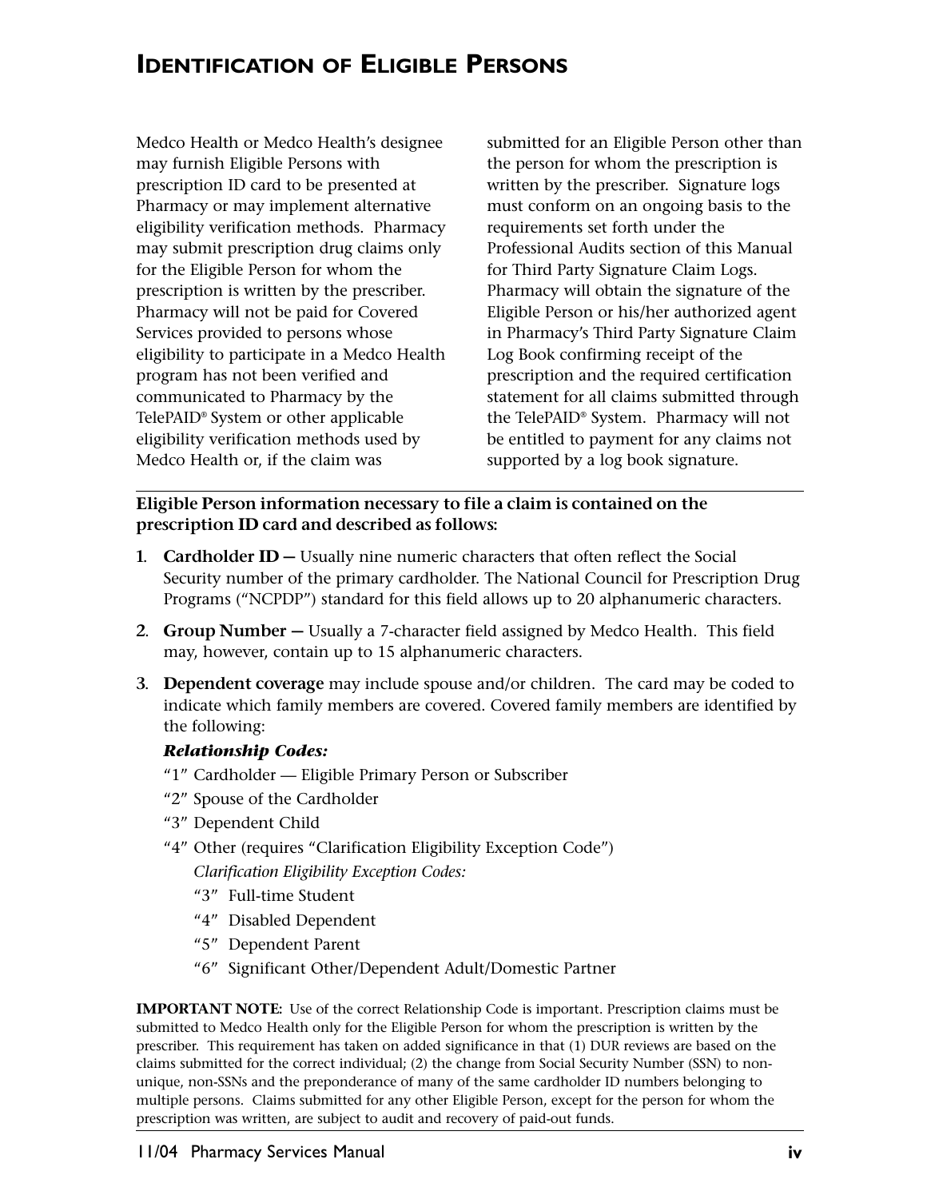# IDENTIFICATION OF ELIGIBLE PERSONS

Medco Health or Medco Health's designee may furnish Eligible Persons with prescription ID card to be presented at Pharmacy or may implement alternative eligibility verification methods. Pharmacy may submit prescription drug claims only for the Eligible Person for whom the prescription is written by the prescriber. Pharmacy will not be paid for Covered Services provided to persons whose eligibility to participate in a Medco Health program has not been verified and communicated to Pharmacy by the TelePAID® System or other applicable eligibility verification methods used by Medco Health or, if the claim was submitted for an Eligible Person other than the person for whom the prescription is written by the prescriber. Signature logs must conform on an ongoing basis to the requirements set forth under the Professional Audits section of this Manual for Third Party Signature Claim Logs. Pharmacy will obtain the signature of the Eligible Person or his/her authorized agent in Pharmacy's Third Party Signature Claim Log Book confirming receipt of the prescription and the required certification statement for all claims submitted through the TelePAID® System. Pharmacy will not be entitled to payment for any claims not supported by a log book signature.

**Eligible Person information necessary to file a claim is contained on the prescription ID card and described as follows:**

1. **Cardholder ID —** Usually nine numeric characters that often reflect the Social Security number of the primary cardholder. The National Council for Prescription Drug Programs ("NCPDP") standard for this field allows up to 20 alphanumeric characters.
2. **Group Number —** Usually a 7-character field assigned by Medco Health. This field may, however, contain up to 15 alphanumeric characters.
3. **Dependent coverage** may include spouse and/or children. The card may be coded to indicate which family members are covered. Covered family members are identified by the following:

   ***Relationship Codes:***

   "1" Cardholder — Eligible Primary Person or Subscriber

   "2" Spouse of the Cardholder

   "3" Dependent Child

   "4" Other (requires "Clarification Eligibility Exception Code")

   *Clarification Eligibility Exception Codes:*

   - "3" Full-time Student
   - "4" Disabled Dependent
   - "5" Dependent Parent
   - "6" Significant Other/Dependent Adult/Domestic Partner

**IMPORTANT NOTE:** Use of the correct Relationship Code is important. Prescription claims must be submitted to Medco Health only for the Eligible Person for whom the prescription is written by the prescriber. This requirement has taken on added significance in that (1) DUR reviews are based on the claims submitted for the correct individual; (2) the change from Social Security Number (SSN) to non-unique, non-SSNs and the preponderance of many of the same cardholder ID numbers belonging to multiple persons. Claims submitted for any other Eligible Person, except for the person for whom the prescription was written, are subject to audit and recovery of paid-out funds.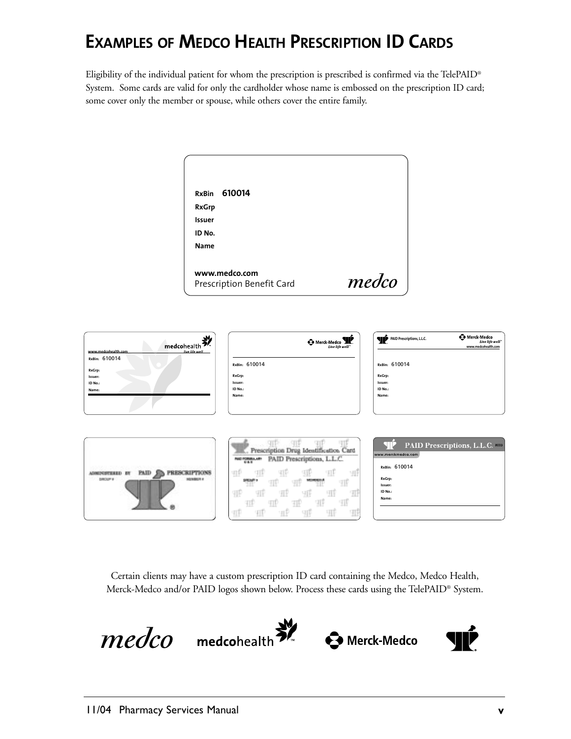# EXAMPLES OF MEDCO HEALTH PRESCRIPTION ID CARDS

Eligibility of the individual patient for whom the prescription is prescribed is confirmed via the TelePAID® System. Some cards are valid for only the cardholder whose name is embossed on the prescription ID card; some cover only the member or spouse, while others cover the entire family.

RxBin 610014
RxGrp
Issuer
ID No.
Name

www.medco.com
Prescription Benefit Card
medco

Certain clients may have a custom prescription ID card containing the Medco, Medco Health, Merck-Medco and/or PAID logos shown below. Process these cards using the TelePAID® System.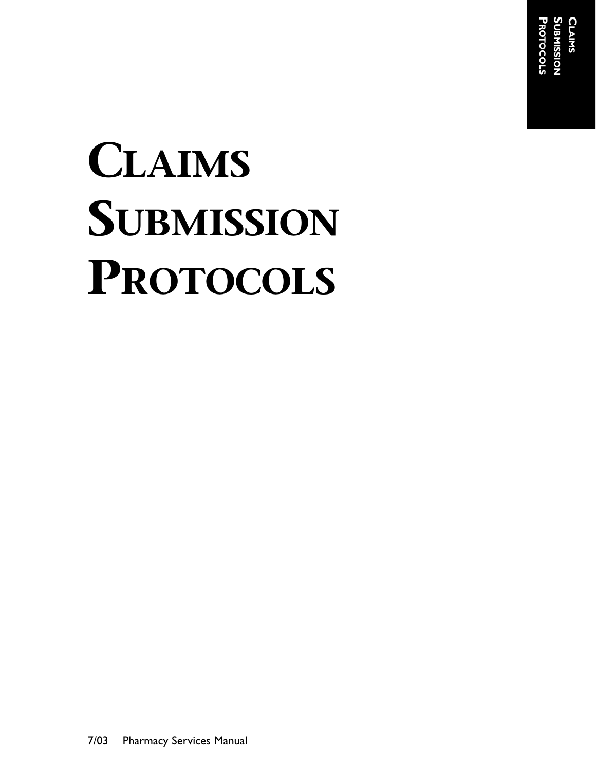# Claims Submission Protocols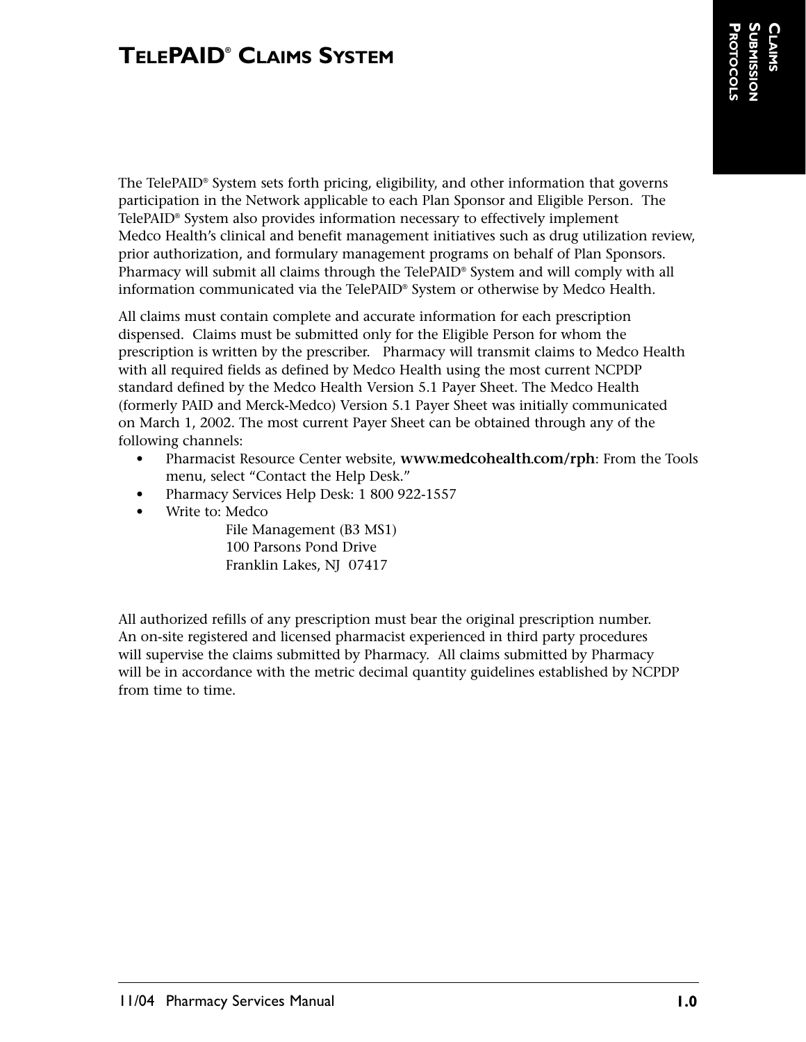# TelePAID® Claims System

The TelePAID® System sets forth pricing, eligibility, and other information that governs participation in the Network applicable to each Plan Sponsor and Eligible Person. The TelePAID® System also provides information necessary to effectively implement Medco Health's clinical and benefit management initiatives such as drug utilization review, prior authorization, and formulary management programs on behalf of Plan Sponsors. Pharmacy will submit all claims through the TelePAID® System and will comply with all information communicated via the TelePAID® System or otherwise by Medco Health.

All claims must contain complete and accurate information for each prescription dispensed. Claims must be submitted only for the Eligible Person for whom the prescription is written by the prescriber. Pharmacy will transmit claims to Medco Health with all required fields as defined by Medco Health using the most current NCPDP standard defined by the Medco Health Version 5.1 Payer Sheet. The Medco Health (formerly PAID and Merck-Medco) Version 5.1 Payer Sheet was initially communicated on March 1, 2002. The most current Payer Sheet can be obtained through any of the following channels:

- Pharmacist Resource Center website, **www.medcohealth.com/rph**: From the Tools menu, select "Contact the Help Desk."
- Pharmacy Services Help Desk: 1 800 922-1557
- Write to: Medco
  File Management (B3 MS1)
  100 Parsons Pond Drive
  Franklin Lakes, NJ 07417

All authorized refills of any prescription must bear the original prescription number. An on-site registered and licensed pharmacist experienced in third party procedures will supervise the claims submitted by Pharmacy. All claims submitted by Pharmacy will be in accordance with the metric decimal quantity guidelines established by NCPDP from time to time.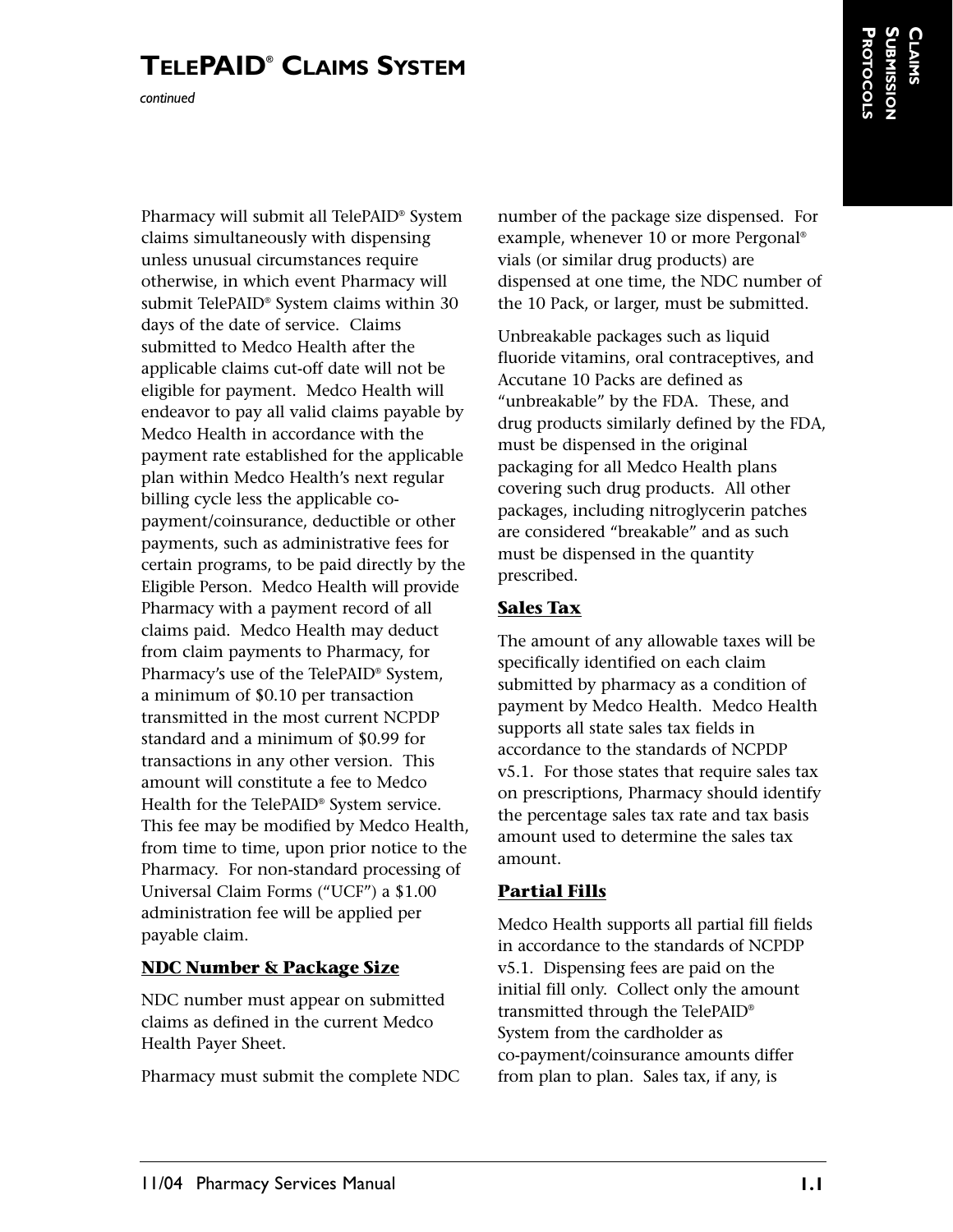# TelePAID® Claims System

*continued*

Pharmacy will submit all TelePAID® System claims simultaneously with dispensing unless unusual circumstances require otherwise, in which event Pharmacy will submit TelePAID® System claims within 30 days of the date of service. Claims submitted to Medco Health after the applicable claims cut-off date will not be eligible for payment. Medco Health will endeavor to pay all valid claims payable by Medco Health in accordance with the payment rate established for the applicable plan within Medco Health's next regular billing cycle less the applicable co-payment/coinsurance, deductible or other payments, such as administrative fees for certain programs, to be paid directly by the Eligible Person. Medco Health will provide Pharmacy with a payment record of all claims paid. Medco Health may deduct from claim payments to Pharmacy, for Pharmacy's use of the TelePAID® System, a minimum of $0.10 per transaction transmitted in the most current NCPDP standard and a minimum of $0.99 for transactions in any other version. This amount will constitute a fee to Medco Health for the TelePAID® System service. This fee may be modified by Medco Health, from time to time, upon prior notice to the Pharmacy. For non-standard processing of Universal Claim Forms ("UCF") a $1.00 administration fee will be applied per payable claim.

## NDC Number & Package Size

NDC number must appear on submitted claims as defined in the current Medco Health Payer Sheet.

Pharmacy must submit the complete NDC number of the package size dispensed. For example, whenever 10 or more Pergonal® vials (or similar drug products) are dispensed at one time, the NDC number of the 10 Pack, or larger, must be submitted.

Unbreakable packages such as liquid fluoride vitamins, oral contraceptives, and Accutane 10 Packs are defined as "unbreakable" by the FDA. These, and drug products similarly defined by the FDA, must be dispensed in the original packaging for all Medco Health plans covering such drug products. All other packages, including nitroglycerin patches are considered "breakable" and as such must be dispensed in the quantity prescribed.

## Sales Tax

The amount of any allowable taxes will be specifically identified on each claim submitted by pharmacy as a condition of payment by Medco Health. Medco Health supports all state sales tax fields in accordance to the standards of NCPDP v5.1. For those states that require sales tax on prescriptions, Pharmacy should identify the percentage sales tax rate and tax basis amount used to determine the sales tax amount.

## Partial Fills

Medco Health supports all partial fill fields in accordance to the standards of NCPDP v5.1. Dispensing fees are paid on the initial fill only. Collect only the amount transmitted through the TelePAID® System from the cardholder as co-payment/coinsurance amounts differ from plan to plan. Sales tax, if any, is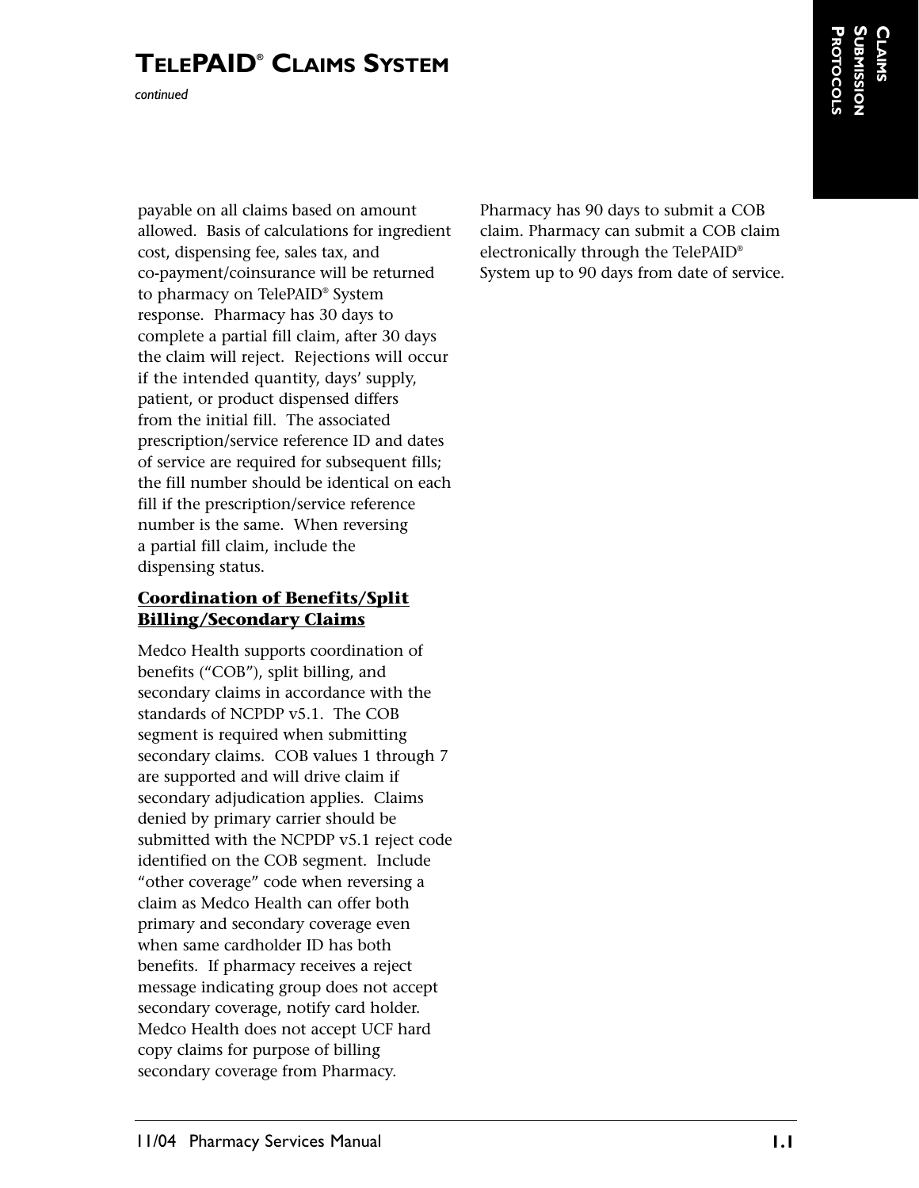# TelePAID® Claims System

*continued*

payable on all claims based on amount allowed. Basis of calculations for ingredient cost, dispensing fee, sales tax, and co-payment/coinsurance will be returned to pharmacy on TelePAID® System response. Pharmacy has 30 days to complete a partial fill claim, after 30 days the claim will reject. Rejections will occur if the intended quantity, days' supply, patient, or product dispensed differs from the initial fill. The associated prescription/service reference ID and dates of service are required for subsequent fills; the fill number should be identical on each fill if the prescription/service reference number is the same. When reversing a partial fill claim, include the dispensing status.

### Coordination of Benefits/Split Billing/Secondary Claims

Medco Health supports coordination of benefits ("COB"), split billing, and secondary claims in accordance with the standards of NCPDP v5.1. The COB segment is required when submitting secondary claims. COB values 1 through 7 are supported and will drive claim if secondary adjudication applies. Claims denied by primary carrier should be submitted with the NCPDP v5.1 reject code identified on the COB segment. Include "other coverage" code when reversing a claim as Medco Health can offer both primary and secondary coverage even when same cardholder ID has both benefits. If pharmacy receives a reject message indicating group does not accept secondary coverage, notify card holder. Medco Health does not accept UCF hard copy claims for purpose of billing secondary coverage from Pharmacy.

Pharmacy has 90 days to submit a COB claim. Pharmacy can submit a COB claim electronically through the TelePAID® System up to 90 days from date of service.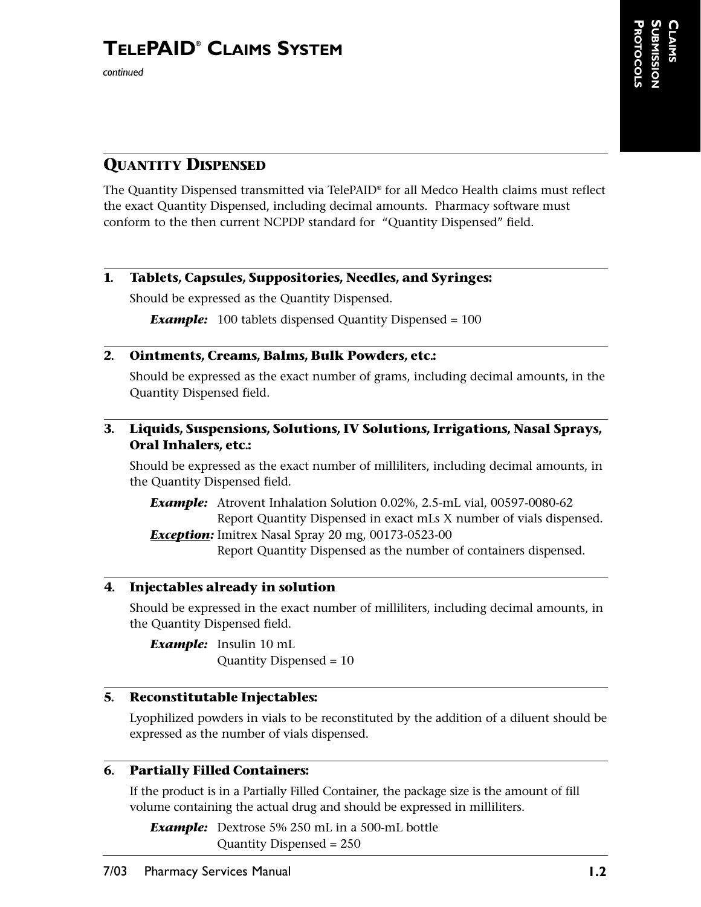# TELEPAID® CLAIMS SYSTEM

*continued*

## QUANTITY DISPENSED

The Quantity Dispensed transmitted via TelePAID® for all Medco Health claims must reflect the exact Quantity Dispensed, including decimal amounts. Pharmacy software must conform to the then current NCPDP standard for "Quantity Dispensed" field.

**1. Tablets, Capsules, Suppositories, Needles, and Syringes:**

Should be expressed as the Quantity Dispensed.

***Example:*** 100 tablets dispensed Quantity Dispensed = 100

**2. Ointments, Creams, Balms, Bulk Powders, etc.:**

Should be expressed as the exact number of grams, including decimal amounts, in the Quantity Dispensed field.

**3. Liquids, Suspensions, Solutions, IV Solutions, Irrigations, Nasal Sprays, Oral Inhalers, etc.:**

Should be expressed as the exact number of milliliters, including decimal amounts, in the Quantity Dispensed field.

***Example:*** Atrovent Inhalation Solution 0.02%, 2.5-mL vial, 00597-0080-62
Report Quantity Dispensed in exact mLs X number of vials dispensed.

***Exception:*** Imitrex Nasal Spray 20 mg, 00173-0523-00
Report Quantity Dispensed as the number of containers dispensed.

**4. Injectables already in solution**

Should be expressed in the exact number of milliliters, including decimal amounts, in the Quantity Dispensed field.

***Example:*** Insulin 10 mL
Quantity Dispensed = 10

**5. Reconstitutable Injectables:**

Lyophilized powders in vials to be reconstituted by the addition of a diluent should be expressed as the number of vials dispensed.

**6. Partially Filled Containers:**

If the product is in a Partially Filled Container, the package size is the amount of fill volume containing the actual drug and should be expressed in milliliters.

***Example:*** Dextrose 5% 250 mL in a 500-mL bottle
Quantity Dispensed = 250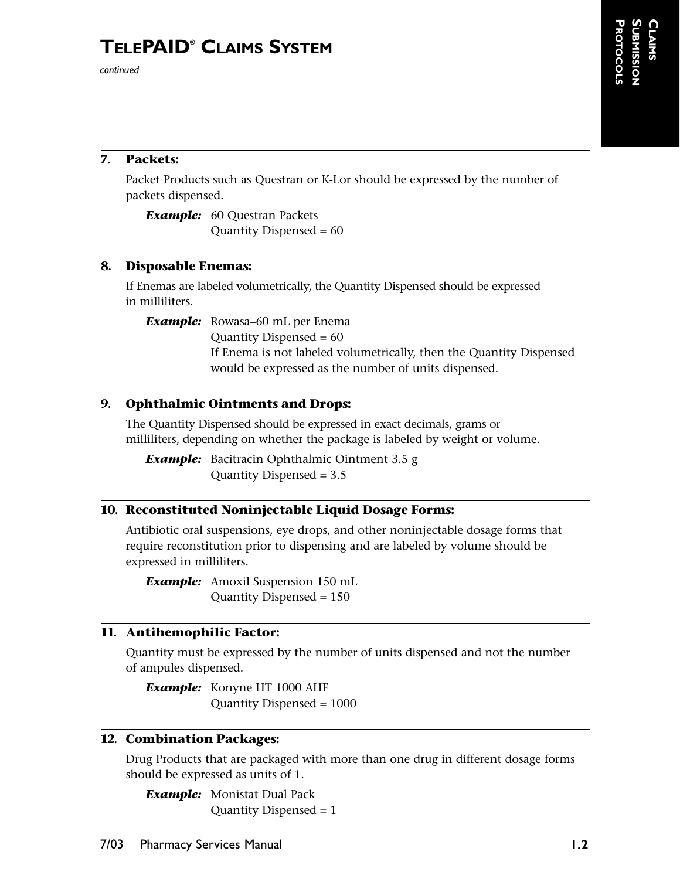# TELEPAID® CLAIMS SYSTEM

*continued*

**7. Packets:**

Packet Products such as Questran or K-Lor should be expressed by the number of packets dispensed.

***Example:*** 60 Questran Packets
Quantity Dispensed = 60

**8. Disposable Enemas:**

If Enemas are labeled volumetrically, the Quantity Dispensed should be expressed in milliliters.

***Example:*** Rowasa–60 mL per Enema
Quantity Dispensed = 60
If Enema is not labeled volumetrically, then the Quantity Dispensed would be expressed as the number of units dispensed.

**9. Ophthalmic Ointments and Drops:**

The Quantity Dispensed should be expressed in exact decimals, grams or milliliters, depending on whether the package is labeled by weight or volume.

***Example:*** Bacitracin Ophthalmic Ointment 3.5 g
Quantity Dispensed = 3.5

**10. Reconstituted Noninjectable Liquid Dosage Forms:**

Antibiotic oral suspensions, eye drops, and other noninjectable dosage forms that require reconstitution prior to dispensing and are labeled by volume should be expressed in milliliters.

***Example:*** Amoxil Suspension 150 mL
Quantity Dispensed = 150

**11. Antihemophilic Factor:**

Quantity must be expressed by the number of units dispensed and not the number of ampules dispensed.

***Example:*** Konyne HT 1000 AHF
Quantity Dispensed = 1000

**12. Combination Packages:**

Drug Products that are packaged with more than one drug in different dosage forms should be expressed as units of 1.

***Example:*** Monistat Dual Pack
Quantity Dispensed = 1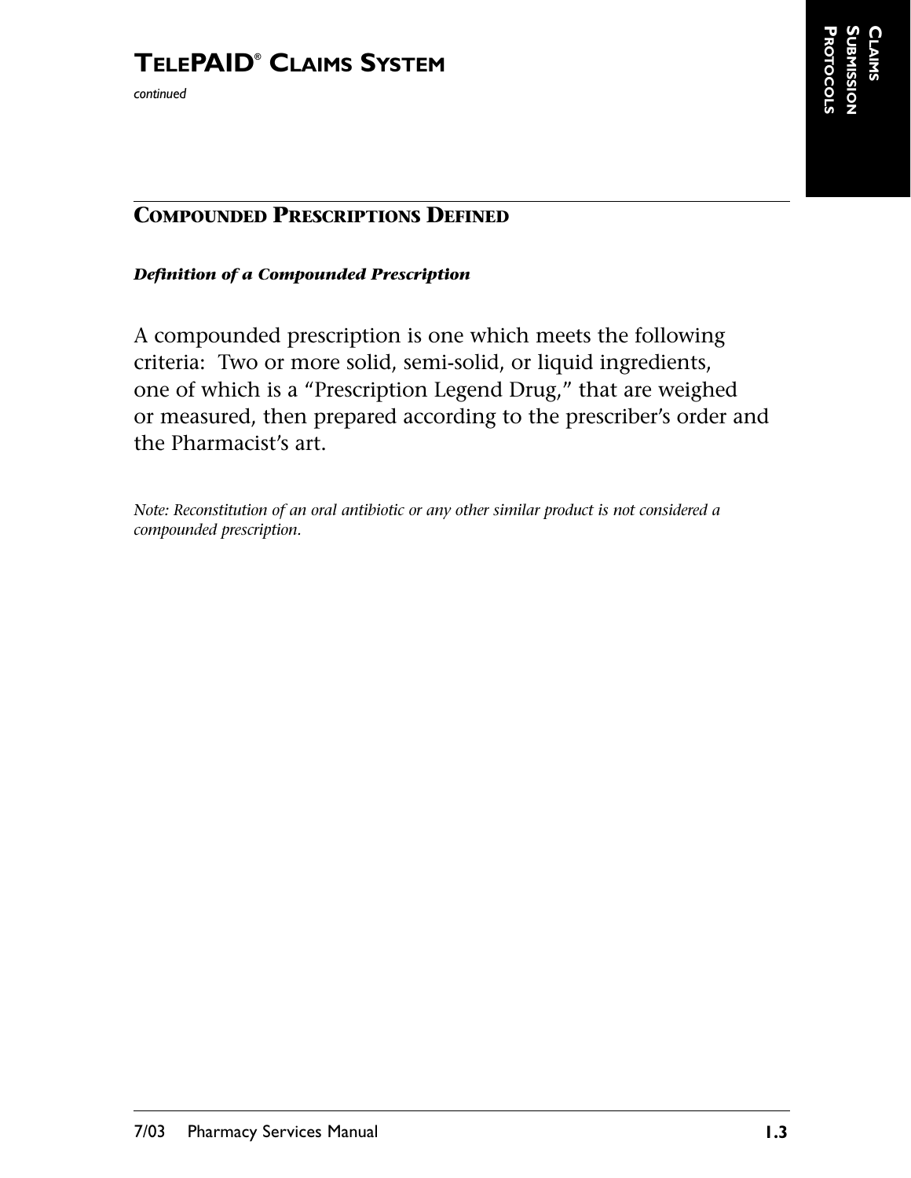# TELEPAID® CLAIMS SYSTEM

*continued*

## COMPOUNDED PRESCRIPTIONS DEFINED

***Definition of a Compounded Prescription***

A compounded prescription is one which meets the following criteria: Two or more solid, semi-solid, or liquid ingredients, one of which is a "Prescription Legend Drug," that are weighed or measured, then prepared according to the prescriber's order and the Pharmacist's art.

*Note: Reconstitution of an oral antibiotic or any other similar product is not considered a compounded prescription.*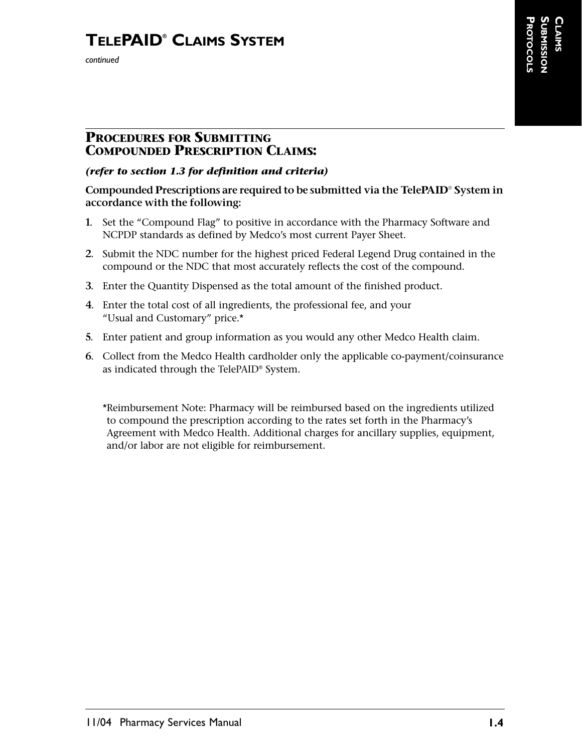# TELEPAID® CLAIMS SYSTEM

*continued*

## PROCEDURES FOR SUBMITTING COMPOUNDED PRESCRIPTION CLAIMS:

***(refer to section 1.3 for definition and criteria)***

**Compounded Prescriptions are required to be submitted via the TelePAID® System in accordance with the following:**

1. Set the "Compound Flag" to positive in accordance with the Pharmacy Software and NCPDP standards as defined by Medco's most current Payer Sheet.
2. Submit the NDC number for the highest priced Federal Legend Drug contained in the compound or the NDC that most accurately reflects the cost of the compound.
3. Enter the Quantity Dispensed as the total amount of the finished product.
4. Enter the total cost of all ingredients, the professional fee, and your "Usual and Customary" price.*
5. Enter patient and group information as you would any other Medco Health claim.
6. Collect from the Medco Health cardholder only the applicable co-payment/coinsurance as indicated through the TelePAID® System.

*Reimbursement Note: Pharmacy will be reimbursed based on the ingredients utilized to compound the prescription according to the rates set forth in the Pharmacy's Agreement with Medco Health. Additional charges for ancillary supplies, equipment, and/or labor are not eligible for reimbursement.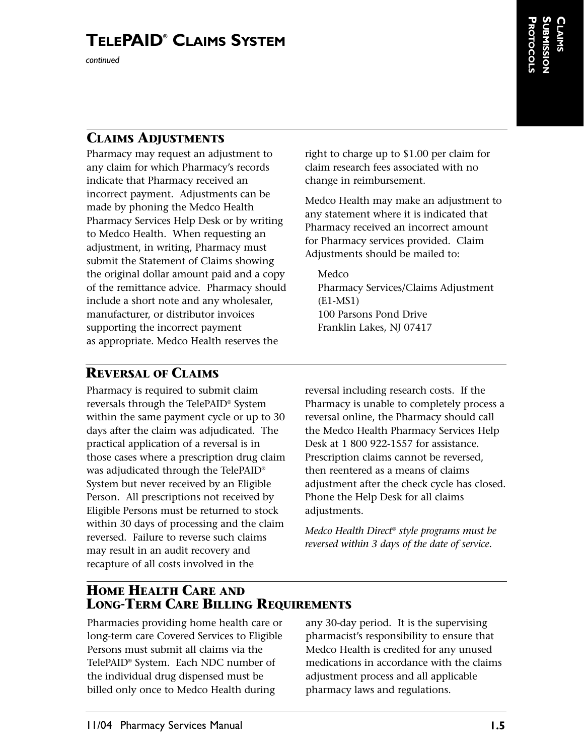# TELEPAID® CLAIMS SYSTEM

*continued*

## CLAIMS ADJUSTMENTS

Pharmacy may request an adjustment to any claim for which Pharmacy's records indicate that Pharmacy received an incorrect payment. Adjustments can be made by phoning the Medco Health Pharmacy Services Help Desk or by writing to Medco Health. When requesting an adjustment, in writing, Pharmacy must submit the Statement of Claims showing the original dollar amount paid and a copy of the remittance advice. Pharmacy should include a short note and any wholesaler, manufacturer, or distributor invoices supporting the incorrect payment as appropriate. Medco Health reserves the right to charge up to $1.00 per claim for claim research fees associated with no change in reimbursement.

Medco Health may make an adjustment to any statement where it is indicated that Pharmacy received an incorrect amount for Pharmacy services provided. Claim Adjustments should be mailed to:

Medco
Pharmacy Services/Claims Adjustment
(E1-MS1)
100 Parsons Pond Drive
Franklin Lakes, NJ 07417

## REVERSAL OF CLAIMS

Pharmacy is required to submit claim reversals through the TelePAID® System within the same payment cycle or up to 30 days after the claim was adjudicated. The practical application of a reversal is in those cases where a prescription drug claim was adjudicated through the TelePAID® System but never received by an Eligible Person. All prescriptions not received by Eligible Persons must be returned to stock within 30 days of processing and the claim reversed. Failure to reverse such claims may result in an audit recovery and recapture of all costs involved in the reversal including research costs. If the Pharmacy is unable to completely process a reversal online, the Pharmacy should call the Medco Health Pharmacy Services Help Desk at 1 800 922-1557 for assistance. Prescription claims cannot be reversed, then reentered as a means of claims adjustment after the check cycle has closed. Phone the Help Desk for all claims adjustments.

*Medco Health Direct® style programs must be reversed within 3 days of the date of service.*

## HOME HEALTH CARE AND LONG-TERM CARE BILLING REQUIREMENTS

Pharmacies providing home health care or long-term care Covered Services to Eligible Persons must submit all claims via the TelePAID® System. Each NDC number of the individual drug dispensed must be billed only once to Medco Health during any 30-day period. It is the supervising pharmacist's responsibility to ensure that Medco Health is credited for any unused medications in accordance with the claims adjustment process and all applicable pharmacy laws and regulations.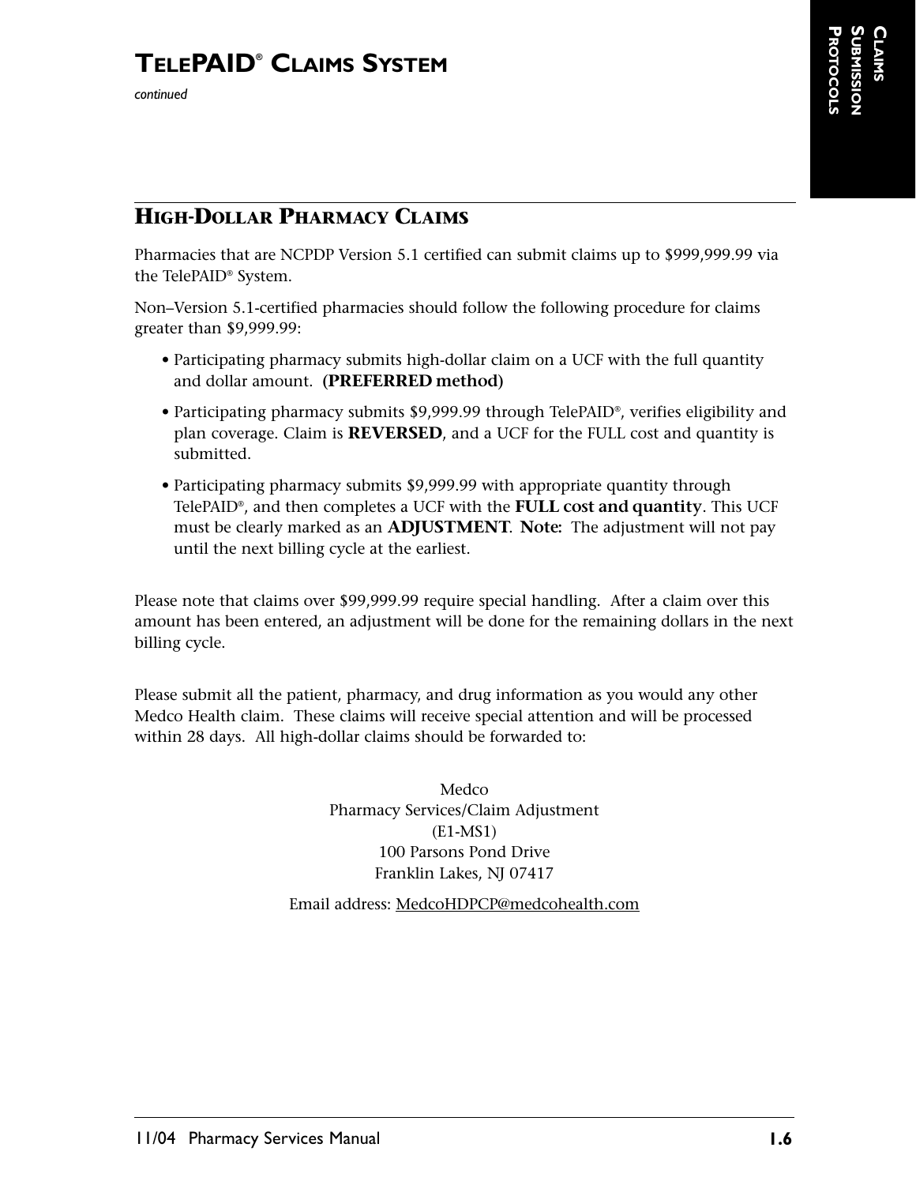# TELEPAID® CLAIMS SYSTEM

*continued*

## HIGH-DOLLAR PHARMACY CLAIMS

Pharmacies that are NCPDP Version 5.1 certified can submit claims up to $999,999.99 via the TelePAID® System.

Non–Version 5.1-certified pharmacies should follow the following procedure for claims greater than $9,999.99:

- Participating pharmacy submits high-dollar claim on a UCF with the full quantity and dollar amount. **(PREFERRED method)**
- Participating pharmacy submits $9,999.99 through TelePAID®, verifies eligibility and plan coverage. Claim is **REVERSED**, and a UCF for the FULL cost and quantity is submitted.
- Participating pharmacy submits $9,999.99 with appropriate quantity through TelePAID®, and then completes a UCF with the **FULL cost and quantity**. This UCF must be clearly marked as an **ADJUSTMENT**. **Note:** The adjustment will not pay until the next billing cycle at the earliest.

Please note that claims over $99,999.99 require special handling. After a claim over this amount has been entered, an adjustment will be done for the remaining dollars in the next billing cycle.

Please submit all the patient, pharmacy, and drug information as you would any other Medco Health claim. These claims will receive special attention and will be processed within 28 days. All high-dollar claims should be forwarded to:

Medco
Pharmacy Services/Claim Adjustment
(E1-MS1)
100 Parsons Pond Drive
Franklin Lakes, NJ 07417

Email address: MedcoHDPCP@medcohealth.com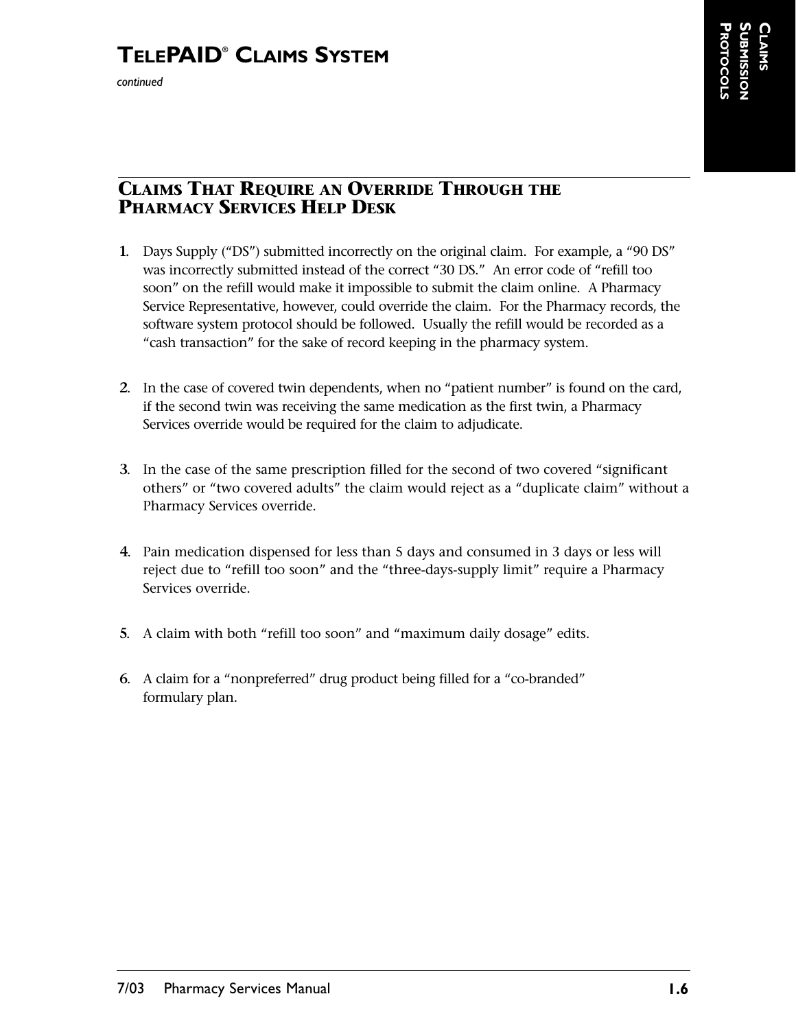# TELEPAID® CLAIMS SYSTEM

*continued*

## CLAIMS THAT REQUIRE AN OVERRIDE THROUGH THE PHARMACY SERVICES HELP DESK

1. Days Supply (“DS”) submitted incorrectly on the original claim. For example, a “90 DS” was incorrectly submitted instead of the correct “30 DS.” An error code of “refill too soon” on the refill would make it impossible to submit the claim online. A Pharmacy Service Representative, however, could override the claim. For the Pharmacy records, the software system protocol should be followed. Usually the refill would be recorded as a “cash transaction” for the sake of record keeping in the pharmacy system.

2. In the case of covered twin dependents, when no “patient number” is found on the card, if the second twin was receiving the same medication as the first twin, a Pharmacy Services override would be required for the claim to adjudicate.

3. In the case of the same prescription filled for the second of two covered “significant others” or “two covered adults” the claim would reject as a “duplicate claim” without a Pharmacy Services override.

4. Pain medication dispensed for less than 5 days and consumed in 3 days or less will reject due to “refill too soon” and the “three-days-supply limit” require a Pharmacy Services override.

5. A claim with both “refill too soon” and “maximum daily dosage” edits.

6. A claim for a “nonpreferred” drug product being filled for a “co-branded” formulary plan.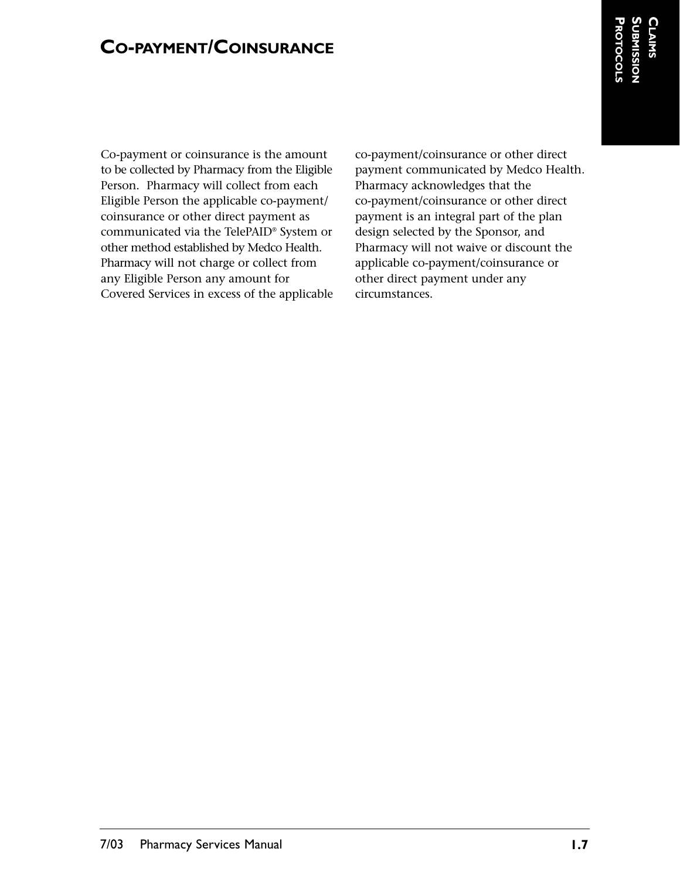## CO-PAYMENT/COINSURANCE

Co-payment or coinsurance is the amount to be collected by Pharmacy from the Eligible Person. Pharmacy will collect from each Eligible Person the applicable co-payment/coinsurance or other direct payment as communicated via the TelePAID® System or other method established by Medco Health. Pharmacy will not charge or collect from any Eligible Person any amount for Covered Services in excess of the applicable co-payment/coinsurance or other direct payment communicated by Medco Health. Pharmacy acknowledges that the co-payment/coinsurance or other direct payment is an integral part of the plan design selected by the Sponsor, and Pharmacy will not waive or discount the applicable co-payment/coinsurance or other direct payment under any circumstances.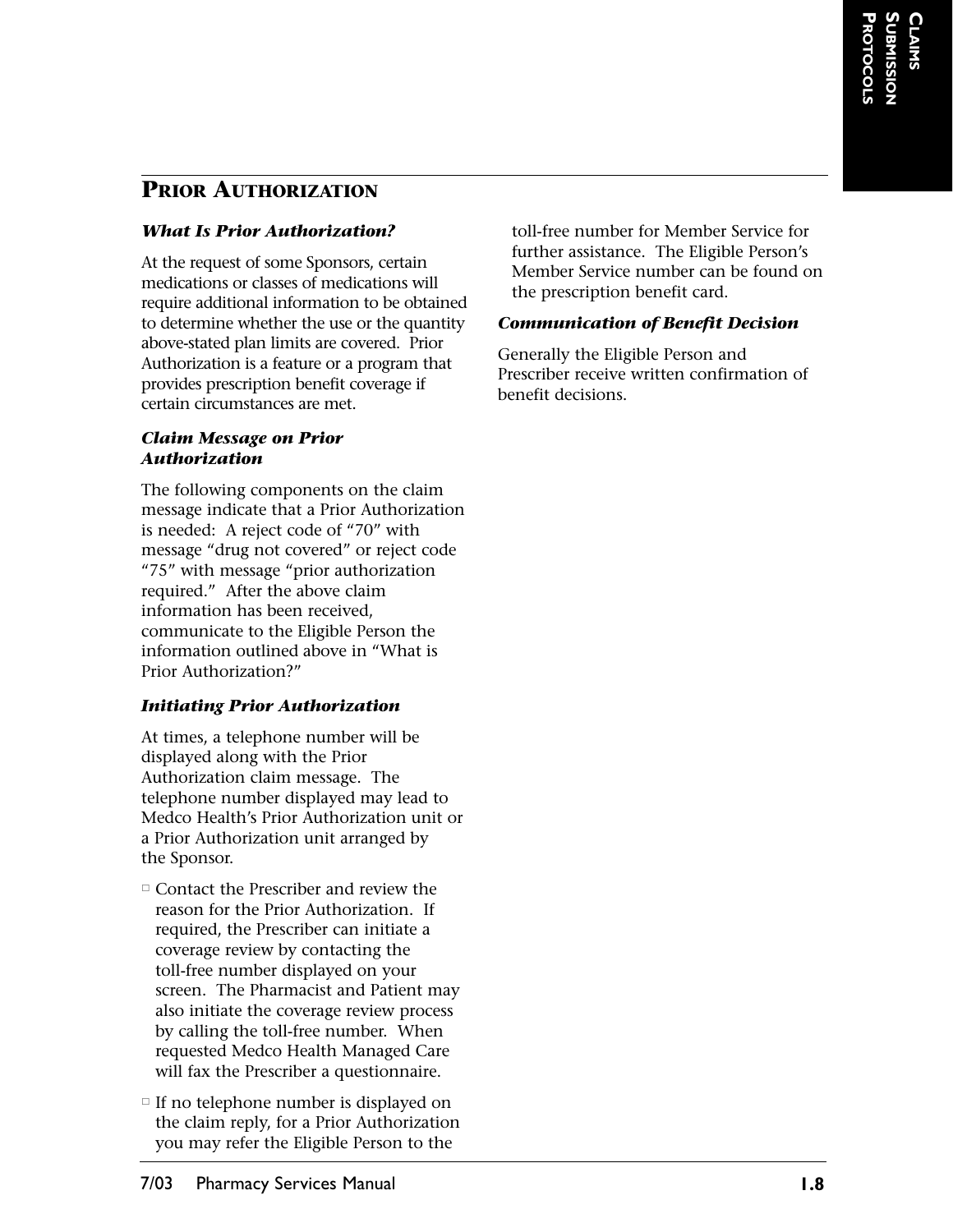## Prior Authorization

### *What Is Prior Authorization?*

At the request of some Sponsors, certain medications or classes of medications will require additional information to be obtained to determine whether the use or the quantity above-stated plan limits are covered. Prior Authorization is a feature or a program that provides prescription benefit coverage if certain circumstances are met.

### *Claim Message on Prior Authorization*

The following components on the claim message indicate that a Prior Authorization is needed: A reject code of "70" with message "drug not covered" or reject code "75" with message "prior authorization required." After the above claim information has been received, communicate to the Eligible Person the information outlined above in "What is Prior Authorization?"

### *Initiating Prior Authorization*

At times, a telephone number will be displayed along with the Prior Authorization claim message. The telephone number displayed may lead to Medco Health's Prior Authorization unit or a Prior Authorization unit arranged by the Sponsor.

- Contact the Prescriber and review the reason for the Prior Authorization. If required, the Prescriber can initiate a coverage review by contacting the toll-free number displayed on your screen. The Pharmacist and Patient may also initiate the coverage review process by calling the toll-free number. When requested Medco Health Managed Care will fax the Prescriber a questionnaire.
- If no telephone number is displayed on the claim reply, for a Prior Authorization you may refer the Eligible Person to the toll-free number for Member Service for further assistance. The Eligible Person's Member Service number can be found on the prescription benefit card.

### *Communication of Benefit Decision*

Generally the Eligible Person and Prescriber receive written confirmation of benefit decisions.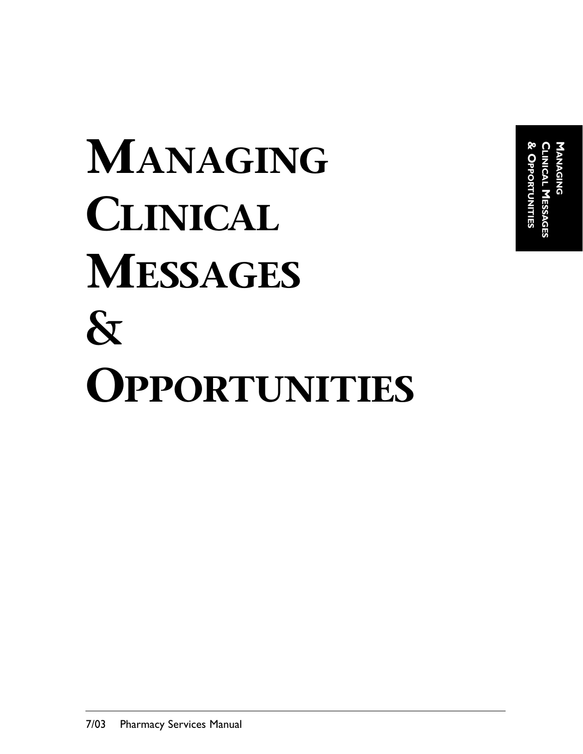# Managing Clinical Messages & Opportunities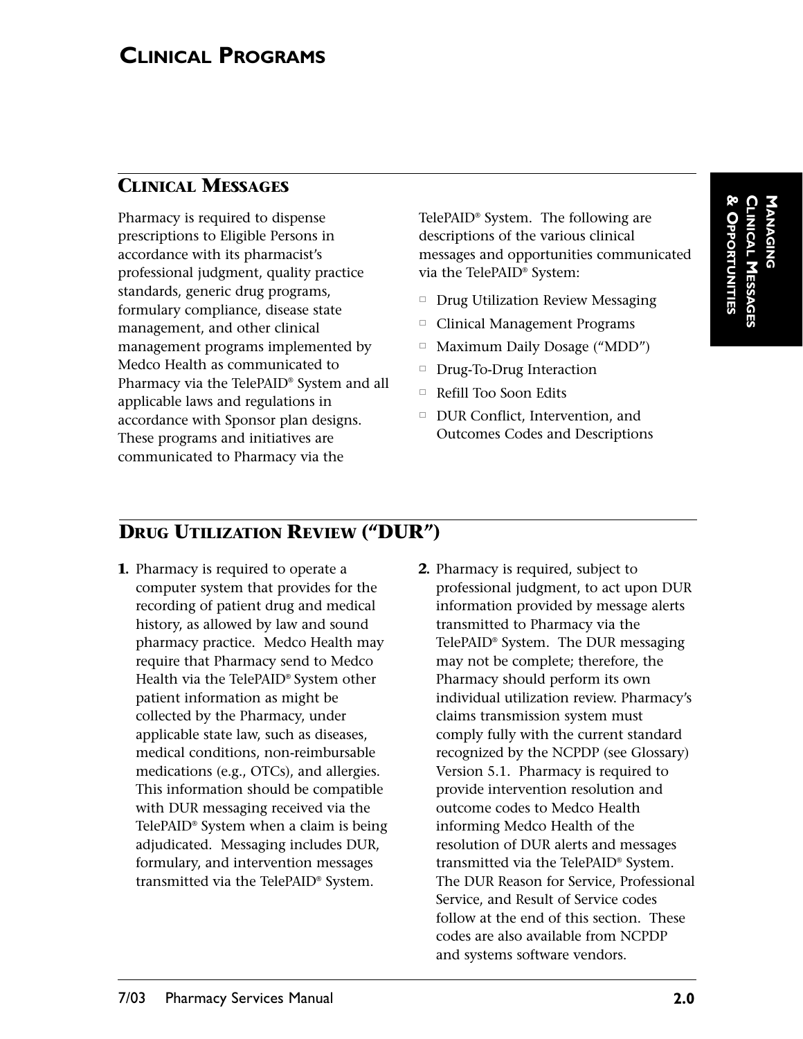# CLINICAL PROGRAMS

## CLINICAL MESSAGES

Pharmacy is required to dispense prescriptions to Eligible Persons in accordance with its pharmacist's professional judgment, quality practice standards, generic drug programs, formulary compliance, disease state management, and other clinical management programs implemented by Medco Health as communicated to Pharmacy via the TelePAID® System and all applicable laws and regulations in accordance with Sponsor plan designs. These programs and initiatives are communicated to Pharmacy via the TelePAID® System. The following are descriptions of the various clinical messages and opportunities communicated via the TelePAID® System:

- Drug Utilization Review Messaging
- Clinical Management Programs
- Maximum Daily Dosage ("MDD")
- Drug-To-Drug Interaction
- Refill Too Soon Edits
- DUR Conflict, Intervention, and Outcomes Codes and Descriptions

## DRUG UTILIZATION REVIEW ("DUR")

1. Pharmacy is required to operate a computer system that provides for the recording of patient drug and medical history, as allowed by law and sound pharmacy practice. Medco Health may require that Pharmacy send to Medco Health via the TelePAID® System other patient information as might be collected by the Pharmacy, under applicable state law, such as diseases, medical conditions, non-reimbursable medications (e.g., OTCs), and allergies. This information should be compatible with DUR messaging received via the TelePAID® System when a claim is being adjudicated. Messaging includes DUR, formulary, and intervention messages transmitted via the TelePAID® System.

2. Pharmacy is required, subject to professional judgment, to act upon DUR information provided by message alerts transmitted to Pharmacy via the TelePAID® System. The DUR messaging may not be complete; therefore, the Pharmacy should perform its own individual utilization review. Pharmacy's claims transmission system must comply fully with the current standard recognized by the NCPDP (see Glossary) Version 5.1. Pharmacy is required to provide intervention resolution and outcome codes to Medco Health informing Medco Health of the resolution of DUR alerts and messages transmitted via the TelePAID® System. The DUR Reason for Service, Professional Service, and Result of Service codes follow at the end of this section. These codes are also available from NCPDP and systems software vendors.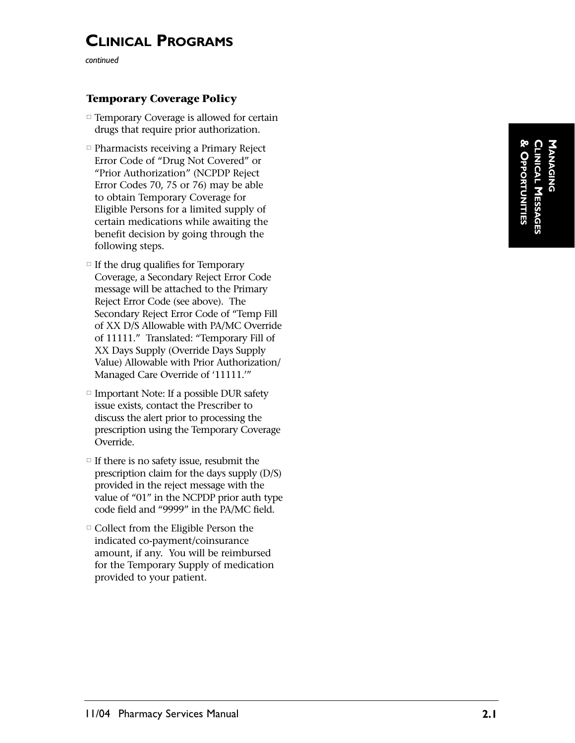# CLINICAL PROGRAMS

*continued*

### Temporary Coverage Policy

- Temporary Coverage is allowed for certain drugs that require prior authorization.
- Pharmacists receiving a Primary Reject Error Code of "Drug Not Covered" or "Prior Authorization" (NCPDP Reject Error Codes 70, 75 or 76) may be able to obtain Temporary Coverage for Eligible Persons for a limited supply of certain medications while awaiting the benefit decision by going through the following steps.
- If the drug qualifies for Temporary Coverage, a Secondary Reject Error Code message will be attached to the Primary Reject Error Code (see above). The Secondary Reject Error Code of "Temp Fill of XX D/S Allowable with PA/MC Override of 11111." Translated: "Temporary Fill of XX Days Supply (Override Days Supply Value) Allowable with Prior Authorization/ Managed Care Override of '11111.'"
- Important Note: If a possible DUR safety issue exists, contact the Prescriber to discuss the alert prior to processing the prescription using the Temporary Coverage Override.
- If there is no safety issue, resubmit the prescription claim for the days supply (D/S) provided in the reject message with the value of "01" in the NCPDP prior auth type code field and "9999" in the PA/MC field.
- Collect from the Eligible Person the indicated co-payment/coinsurance amount, if any. You will be reimbursed for the Temporary Supply of medication provided to your patient.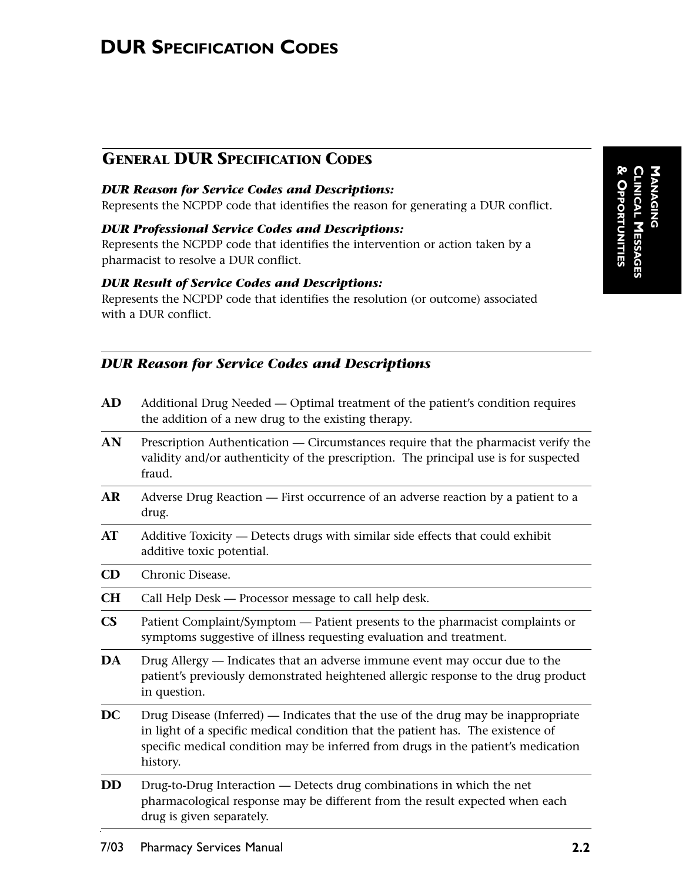# DUR Specification Codes

## General DUR Specification Codes

***DUR Reason for Service Codes and Descriptions:***
Represents the NCPDP code that identifies the reason for generating a DUR conflict.

***DUR Professional Service Codes and Descriptions:***
Represents the NCPDP code that identifies the intervention or action taken by a pharmacist to resolve a DUR conflict.

***DUR Result of Service Codes and Descriptions:***
Represents the NCPDP code that identifies the resolution (or outcome) associated with a DUR conflict.

### *DUR Reason for Service Codes and Descriptions*

| Code | Description |
|---|---|
| **AD** | Additional Drug Needed — Optimal treatment of the patient's condition requires the addition of a new drug to the existing therapy. |
| **AN** | Prescription Authentication — Circumstances require that the pharmacist verify the validity and/or authenticity of the prescription. The principal use is for suspected fraud. |
| **AR** | Adverse Drug Reaction — First occurrence of an adverse reaction by a patient to a drug. |
| **AT** | Additive Toxicity — Detects drugs with similar side effects that could exhibit additive toxic potential. |
| **CD** | Chronic Disease. |
| **CH** | Call Help Desk — Processor message to call help desk. |
| **CS** | Patient Complaint/Symptom — Patient presents to the pharmacist complaints or symptoms suggestive of illness requesting evaluation and treatment. |
| **DA** | Drug Allergy — Indicates that an adverse immune event may occur due to the patient's previously demonstrated heightened allergic response to the drug product in question. |
| **DC** | Drug Disease (Inferred) — Indicates that the use of the drug may be inappropriate in light of a specific medical condition that the patient has. The existence of specific medical condition may be inferred from drugs in the patient's medication history. |
| **DD** | Drug-to-Drug Interaction — Detects drug combinations in which the net pharmacological response may be different from the result expected when each drug is given separately. |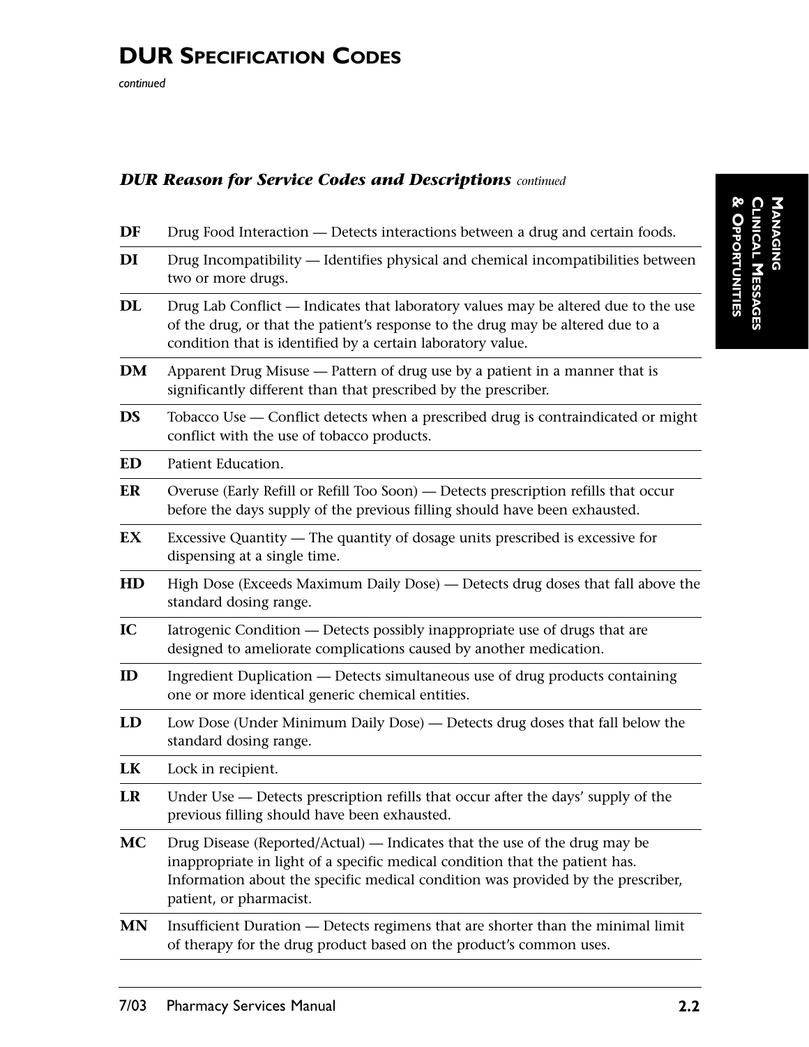# DUR Specification Codes

*continued*

### *DUR Reason for Service Codes and Descriptions* *continued*

| | |
|---|---|
| **DF** | Drug Food Interaction — Detects interactions between a drug and certain foods. |
| **DI** | Drug Incompatibility — Identifies physical and chemical incompatibilities between two or more drugs. |
| **DL** | Drug Lab Conflict — Indicates that laboratory values may be altered due to the use of the drug, or that the patient's response to the drug may be altered due to a condition that is identified by a certain laboratory value. |
| **DM** | Apparent Drug Misuse — Pattern of drug use by a patient in a manner that is significantly different than that prescribed by the prescriber. |
| **DS** | Tobacco Use — Conflict detects when a prescribed drug is contraindicated or might conflict with the use of tobacco products. |
| **ED** | Patient Education. |
| **ER** | Overuse (Early Refill or Refill Too Soon) — Detects prescription refills that occur before the days supply of the previous filling should have been exhausted. |
| **EX** | Excessive Quantity — The quantity of dosage units prescribed is excessive for dispensing at a single time. |
| **HD** | High Dose (Exceeds Maximum Daily Dose) — Detects drug doses that fall above the standard dosing range. |
| **IC** | Iatrogenic Condition — Detects possibly inappropriate use of drugs that are designed to ameliorate complications caused by another medication. |
| **ID** | Ingredient Duplication — Detects simultaneous use of drug products containing one or more identical generic chemical entities. |
| **LD** | Low Dose (Under Minimum Daily Dose) — Detects drug doses that fall below the standard dosing range. |
| **LK** | Lock in recipient. |
| **LR** | Under Use — Detects prescription refills that occur after the days' supply of the previous filling should have been exhausted. |
| **MC** | Drug Disease (Reported/Actual) — Indicates that the use of the drug may be inappropriate in light of a specific medical condition that the patient has. Information about the specific medical condition was provided by the prescriber, patient, or pharmacist. |
| **MN** | Insufficient Duration — Detects regimens that are shorter than the minimal limit of therapy for the drug product based on the product's common uses. |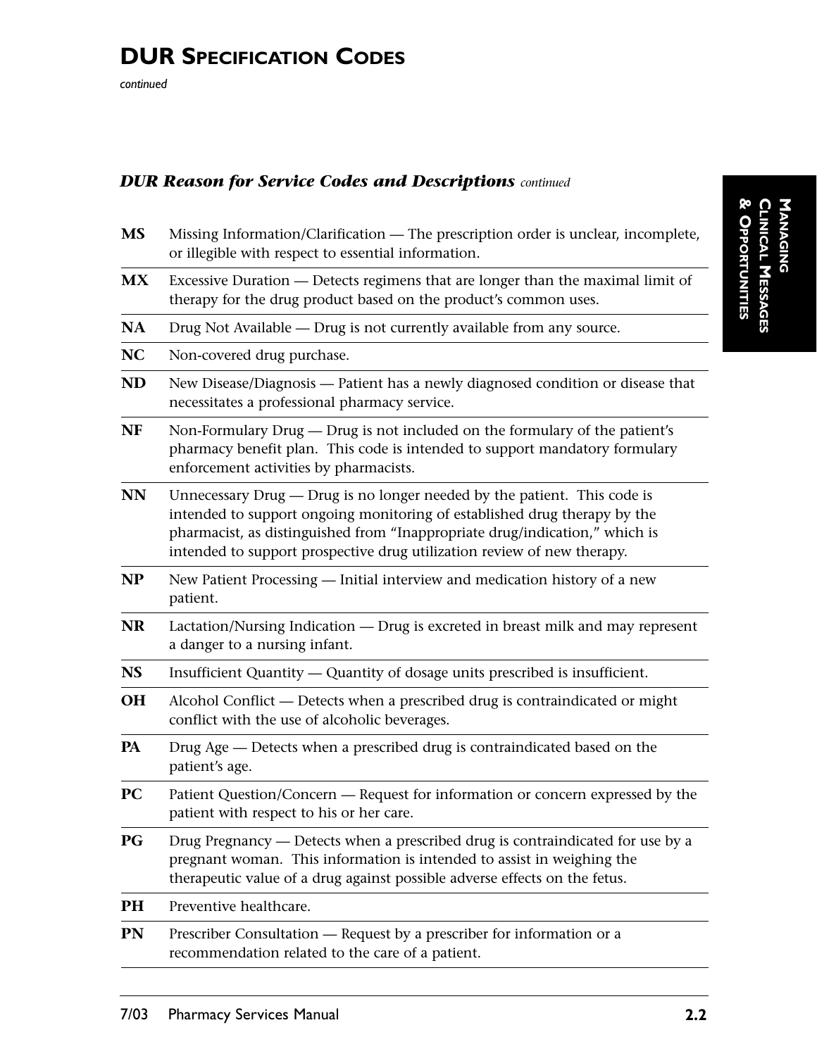# DUR Specification Codes

*continued*

### *DUR Reason for Service Codes and Descriptions continued*

**MS** Missing Information/Clarification — The prescription order is unclear, incomplete, or illegible with respect to essential information.

**MX** Excessive Duration — Detects regimens that are longer than the maximal limit of therapy for the drug product based on the product's common uses.

**NA** Drug Not Available — Drug is not currently available from any source.

**NC** Non-covered drug purchase.

**ND** New Disease/Diagnosis — Patient has a newly diagnosed condition or disease that necessitates a professional pharmacy service.

**NF** Non-Formulary Drug — Drug is not included on the formulary of the patient's pharmacy benefit plan. This code is intended to support mandatory formulary enforcement activities by pharmacists.

**NN** Unnecessary Drug — Drug is no longer needed by the patient. This code is intended to support ongoing monitoring of established drug therapy by the pharmacist, as distinguished from "Inappropriate drug/indication," which is intended to support prospective drug utilization review of new therapy.

**NP** New Patient Processing — Initial interview and medication history of a new patient.

**NR** Lactation/Nursing Indication — Drug is excreted in breast milk and may represent a danger to a nursing infant.

**NS** Insufficient Quantity — Quantity of dosage units prescribed is insufficient.

**OH** Alcohol Conflict — Detects when a prescribed drug is contraindicated or might conflict with the use of alcoholic beverages.

**PA** Drug Age — Detects when a prescribed drug is contraindicated based on the patient's age.

**PC** Patient Question/Concern — Request for information or concern expressed by the patient with respect to his or her care.

**PG** Drug Pregnancy — Detects when a prescribed drug is contraindicated for use by a pregnant woman. This information is intended to assist in weighing the therapeutic value of a drug against possible adverse effects on the fetus.

**PH** Preventive healthcare.

**PN** Prescriber Consultation — Request by a prescriber for information or a recommendation related to the care of a patient.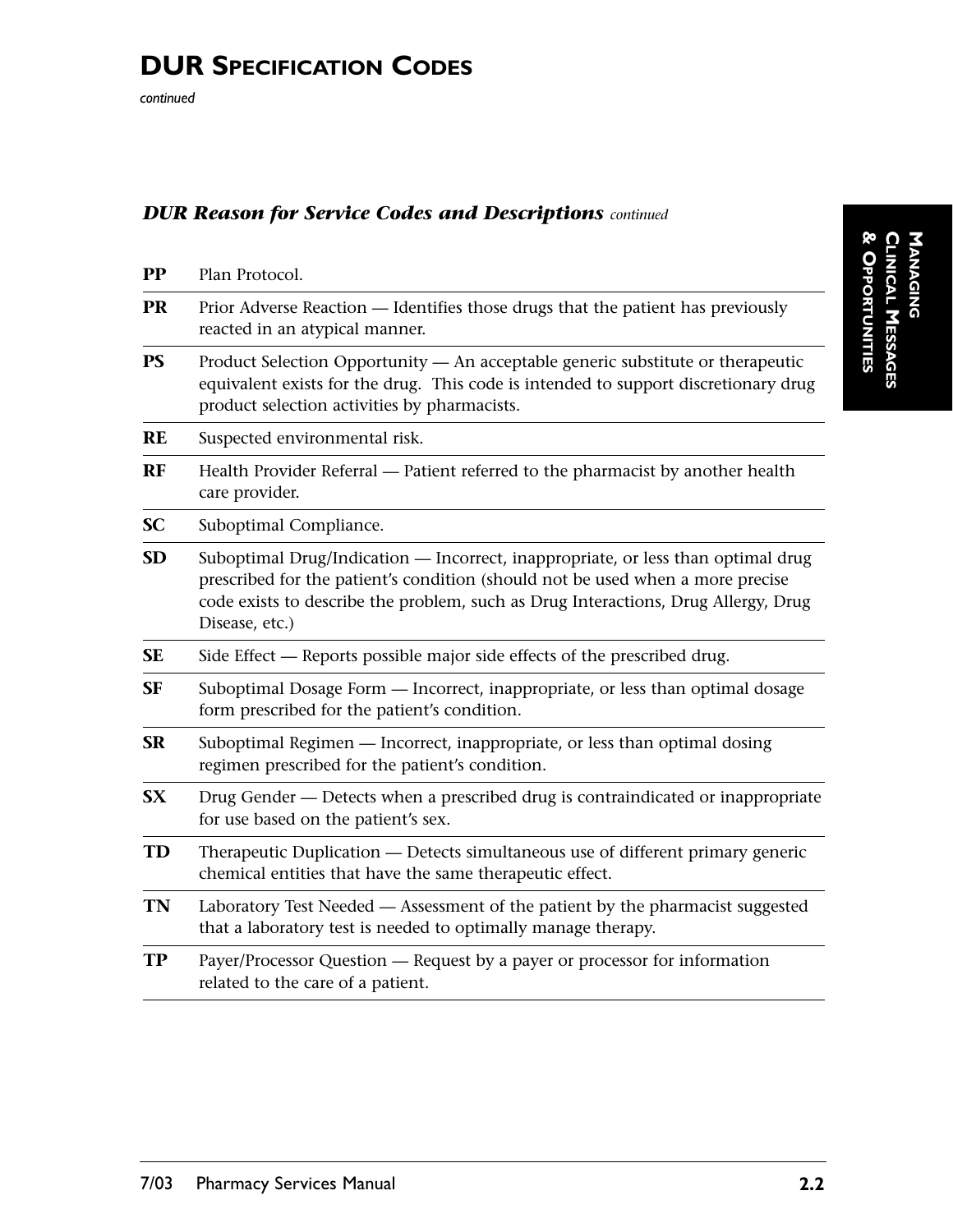# DUR Specification Codes

*continued*

### *DUR Reason for Service Codes and Descriptions* *continued*

| | |
|---|---|
| **PP** | Plan Protocol. |
| **PR** | Prior Adverse Reaction — Identifies those drugs that the patient has previously reacted in an atypical manner. |
| **PS** | Product Selection Opportunity — An acceptable generic substitute or therapeutic equivalent exists for the drug. This code is intended to support discretionary drug product selection activities by pharmacists. |
| **RE** | Suspected environmental risk. |
| **RF** | Health Provider Referral — Patient referred to the pharmacist by another health care provider. |
| **SC** | Suboptimal Compliance. |
| **SD** | Suboptimal Drug/Indication — Incorrect, inappropriate, or less than optimal drug prescribed for the patient's condition (should not be used when a more precise code exists to describe the problem, such as Drug Interactions, Drug Allergy, Drug Disease, etc.) |
| **SE** | Side Effect — Reports possible major side effects of the prescribed drug. |
| **SF** | Suboptimal Dosage Form — Incorrect, inappropriate, or less than optimal dosage form prescribed for the patient's condition. |
| **SR** | Suboptimal Regimen — Incorrect, inappropriate, or less than optimal dosing regimen prescribed for the patient's condition. |
| **SX** | Drug Gender — Detects when a prescribed drug is contraindicated or inappropriate for use based on the patient's sex. |
| **TD** | Therapeutic Duplication — Detects simultaneous use of different primary generic chemical entities that have the same therapeutic effect. |
| **TN** | Laboratory Test Needed — Assessment of the patient by the pharmacist suggested that a laboratory test is needed to optimally manage therapy. |
| **TP** | Payer/Processor Question — Request by a payer or processor for information related to the care of a patient. |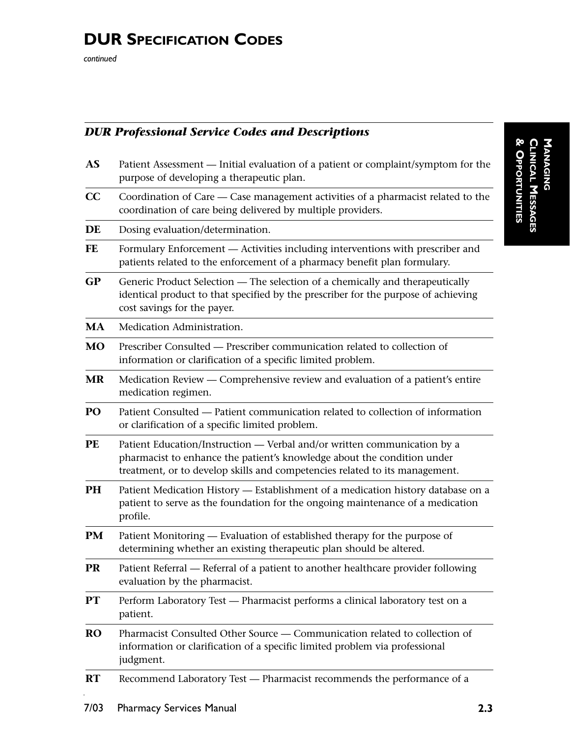# DUR Specification Codes

*continued*

### *DUR Professional Service Codes and Descriptions*

**AS** Patient Assessment — Initial evaluation of a patient or complaint/symptom for the purpose of developing a therapeutic plan.

**CC** Coordination of Care — Case management activities of a pharmacist related to the coordination of care being delivered by multiple providers.

**DE** Dosing evaluation/determination.

**FE** Formulary Enforcement — Activities including interventions with prescriber and patients related to the enforcement of a pharmacy benefit plan formulary.

**GP** Generic Product Selection — The selection of a chemically and therapeutically identical product to that specified by the prescriber for the purpose of achieving cost savings for the payer.

**MA** Medication Administration.

**MO** Prescriber Consulted — Prescriber communication related to collection of information or clarification of a specific limited problem.

**MR** Medication Review — Comprehensive review and evaluation of a patient's entire medication regimen.

**PO** Patient Consulted — Patient communication related to collection of information or clarification of a specific limited problem.

**PE** Patient Education/Instruction — Verbal and/or written communication by a pharmacist to enhance the patient's knowledge about the condition under treatment, or to develop skills and competencies related to its management.

**PH** Patient Medication History — Establishment of a medication history database on a patient to serve as the foundation for the ongoing maintenance of a medication profile.

**PM** Patient Monitoring — Evaluation of established therapy for the purpose of determining whether an existing therapeutic plan should be altered.

**PR** Patient Referral — Referral of a patient to another healthcare provider following evaluation by the pharmacist.

**PT** Perform Laboratory Test — Pharmacist performs a clinical laboratory test on a patient.

**RO** Pharmacist Consulted Other Source — Communication related to collection of information or clarification of a specific limited problem via professional judgment.

**RT** Recommend Laboratory Test — Pharmacist recommends the performance of a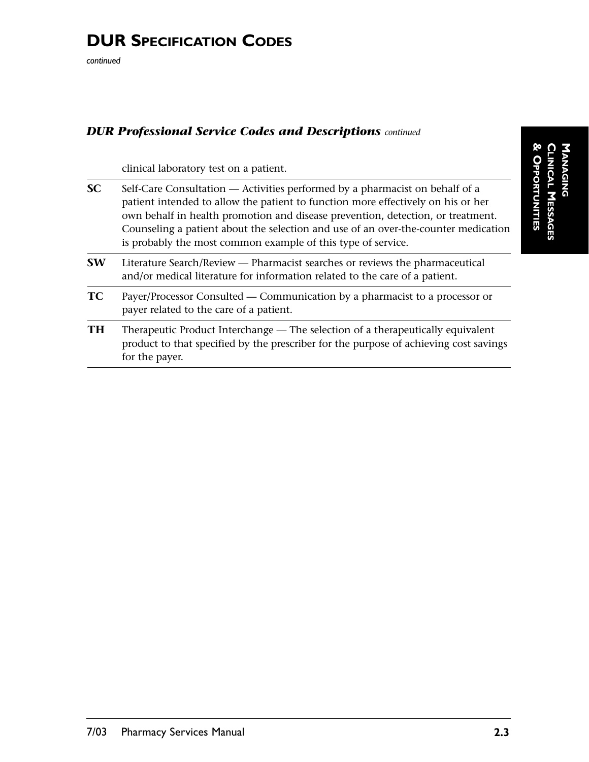## DUR Specification Codes

*continued*

### *DUR Professional Service Codes and Descriptions* *continued*

| | |
|---|---|
| | clinical laboratory test on a patient. |
| **SC** | Self-Care Consultation — Activities performed by a pharmacist on behalf of a patient intended to allow the patient to function more effectively on his or her own behalf in health promotion and disease prevention, detection, or treatment. Counseling a patient about the selection and use of an over-the-counter medication is probably the most common example of this type of service. |
| **SW** | Literature Search/Review — Pharmacist searches or reviews the pharmaceutical and/or medical literature for information related to the care of a patient. |
| **TC** | Payer/Processor Consulted — Communication by a pharmacist to a processor or payer related to the care of a patient. |
| **TH** | Therapeutic Product Interchange — The selection of a therapeutically equivalent product to that specified by the prescriber for the purpose of achieving cost savings for the payer. |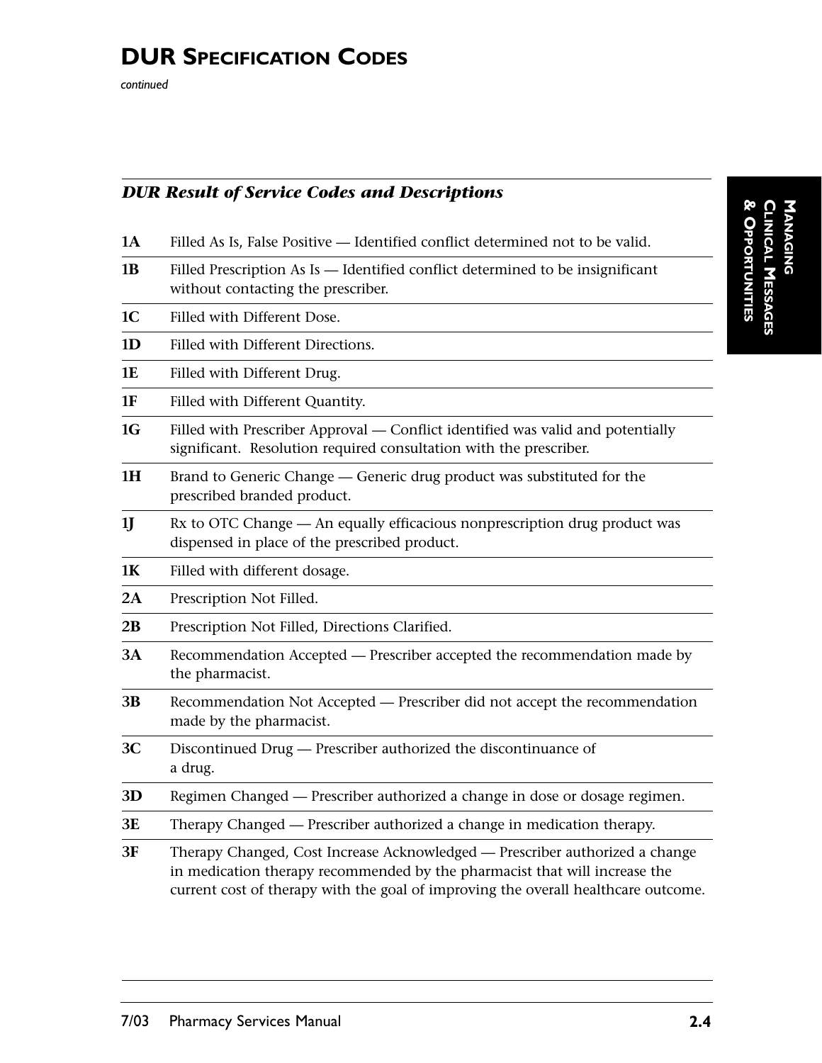# DUR Specification Codes

*continued*

### *DUR Result of Service Codes and Descriptions*

| Code | Description |
|---|---|
| **1A** | Filled As Is, False Positive — Identified conflict determined not to be valid. |
| **1B** | Filled Prescription As Is — Identified conflict determined to be insignificant without contacting the prescriber. |
| **1C** | Filled with Different Dose. |
| **1D** | Filled with Different Directions. |
| **1E** | Filled with Different Drug. |
| **1F** | Filled with Different Quantity. |
| **1G** | Filled with Prescriber Approval — Conflict identified was valid and potentially significant. Resolution required consultation with the prescriber. |
| **1H** | Brand to Generic Change — Generic drug product was substituted for the prescribed branded product. |
| **1J** | Rx to OTC Change — An equally efficacious nonprescription drug product was dispensed in place of the prescribed product. |
| **1K** | Filled with different dosage. |
| **2A** | Prescription Not Filled. |
| **2B** | Prescription Not Filled, Directions Clarified. |
| **3A** | Recommendation Accepted — Prescriber accepted the recommendation made by the pharmacist. |
| **3B** | Recommendation Not Accepted — Prescriber did not accept the recommendation made by the pharmacist. |
| **3C** | Discontinued Drug — Prescriber authorized the discontinuance of a drug. |
| **3D** | Regimen Changed — Prescriber authorized a change in dose or dosage regimen. |
| **3E** | Therapy Changed — Prescriber authorized a change in medication therapy. |
| **3F** | Therapy Changed, Cost Increase Acknowledged — Prescriber authorized a change in medication therapy recommended by the pharmacist that will increase the current cost of therapy with the goal of improving the overall healthcare outcome. |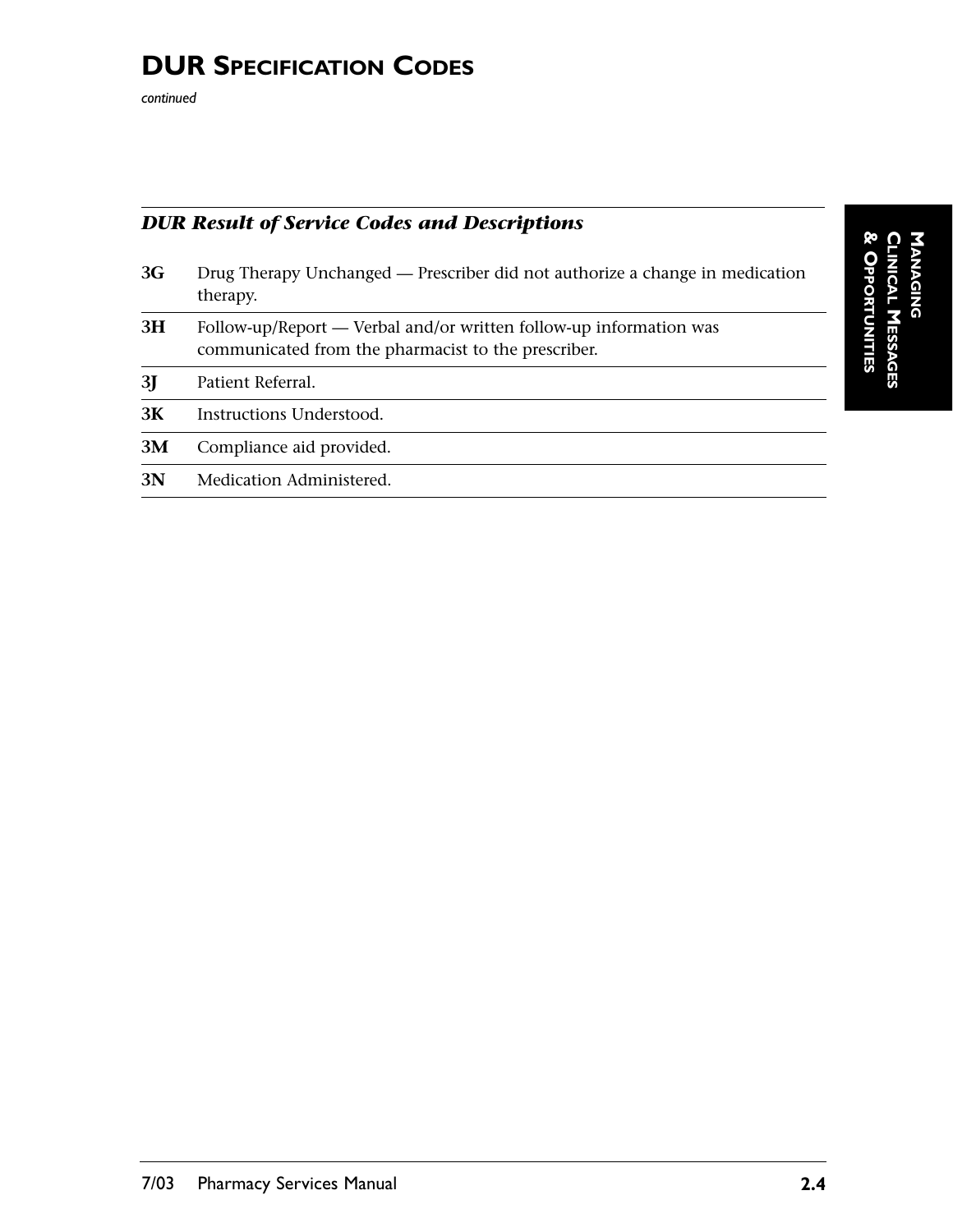# DUR Specification Codes

*continued*

### *DUR Result of Service Codes and Descriptions*

| Code | Description |
|---|---|
| **3G** | Drug Therapy Unchanged — Prescriber did not authorize a change in medication therapy. |
| **3H** | Follow-up/Report — Verbal and/or written follow-up information was communicated from the pharmacist to the prescriber. |
| **3J** | Patient Referral. |
| **3K** | Instructions Understood. |
| **3M** | Compliance aid provided. |
| **3N** | Medication Administered. |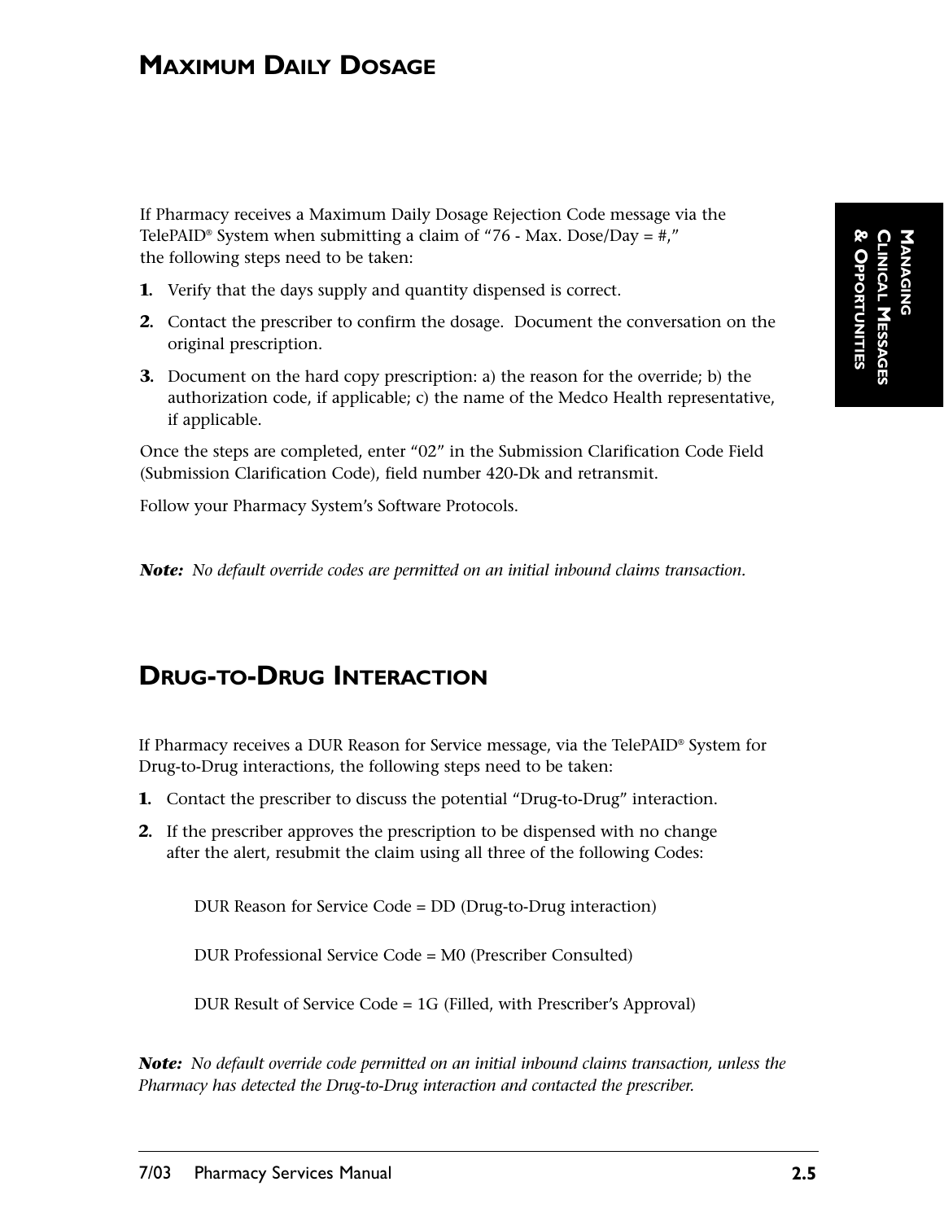## MAXIMUM DAILY DOSAGE

If Pharmacy receives a Maximum Daily Dosage Rejection Code message via the TelePAID® System when submitting a claim of "76 - Max. Dose/Day = #," the following steps need to be taken:

1. Verify that the days supply and quantity dispensed is correct.
2. Contact the prescriber to confirm the dosage. Document the conversation on the original prescription.
3. Document on the hard copy prescription: a) the reason for the override; b) the authorization code, if applicable; c) the name of the Medco Health representative, if applicable.

Once the steps are completed, enter "02" in the Submission Clarification Code Field (Submission Clarification Code), field number 420-Dk and retransmit.

Follow your Pharmacy System's Software Protocols.

***Note:*** *No default override codes are permitted on an initial inbound claims transaction.*

## DRUG-TO-DRUG INTERACTION

If Pharmacy receives a DUR Reason for Service message, via the TelePAID® System for Drug-to-Drug interactions, the following steps need to be taken:

1. Contact the prescriber to discuss the potential "Drug-to-Drug" interaction.
2. If the prescriber approves the prescription to be dispensed with no change after the alert, resubmit the claim using all three of the following Codes:

   DUR Reason for Service Code = DD (Drug-to-Drug interaction)

   DUR Professional Service Code = M0 (Prescriber Consulted)

   DUR Result of Service Code = 1G (Filled, with Prescriber's Approval)

***Note:*** *No default override code permitted on an initial inbound claims transaction, unless the Pharmacy has detected the Drug-to-Drug interaction and contacted the prescriber.*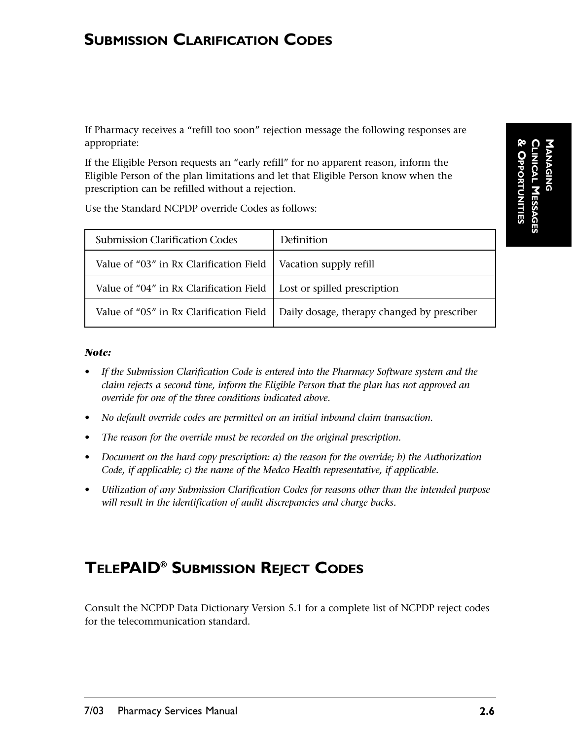# Submission Clarification Codes

If Pharmacy receives a "refill too soon" rejection message the following responses are appropriate:

If the Eligible Person requests an "early refill" for no apparent reason, inform the Eligible Person of the plan limitations and let that Eligible Person know when the prescription can be refilled without a rejection.

Use the Standard NCPDP override Codes as follows:

| Submission Clarification Codes | Definition |
|---|---|
| Value of "03" in Rx Clarification Field | Vacation supply refill |
| Value of "04" in Rx Clarification Field | Lost or spilled prescription |
| Value of "05" in Rx Clarification Field | Daily dosage, therapy changed by prescriber |

***Note:***

- *If the Submission Clarification Code is entered into the Pharmacy Software system and the claim rejects a second time, inform the Eligible Person that the plan has not approved an override for one of the three conditions indicated above.*
- *No default override codes are permitted on an initial inbound claim transaction.*
- *The reason for the override must be recorded on the original prescription.*
- *Document on the hard copy prescription: a) the reason for the override; b) the Authorization Code, if applicable; c) the name of the Medco Health representative, if applicable.*
- *Utilization of any Submission Clarification Codes for reasons other than the intended purpose will result in the identification of audit discrepancies and charge backs.*

# TelePAID® Submission Reject Codes

Consult the NCPDP Data Dictionary Version 5.1 for a complete list of NCPDP reject codes for the telecommunication standard.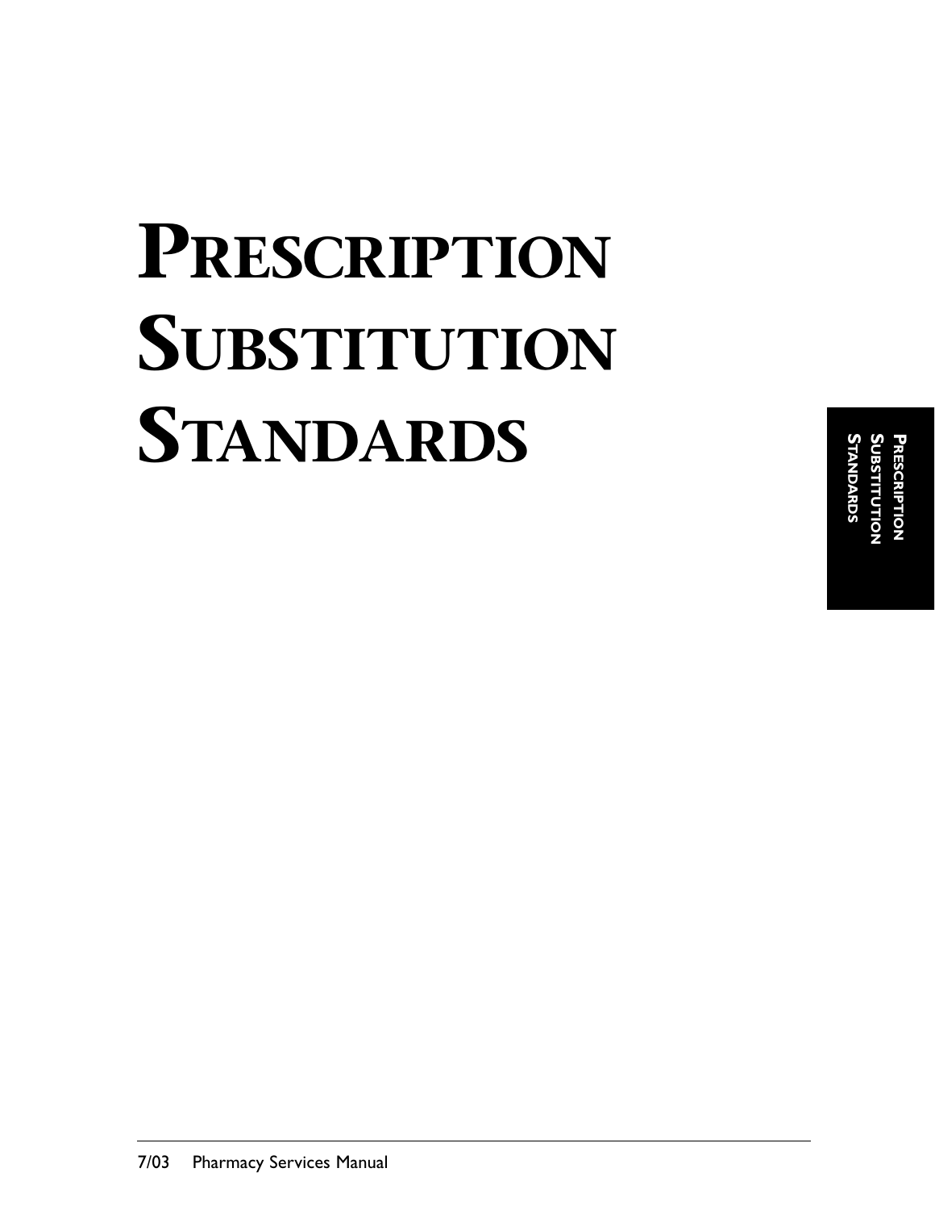# Prescription Substitution Standards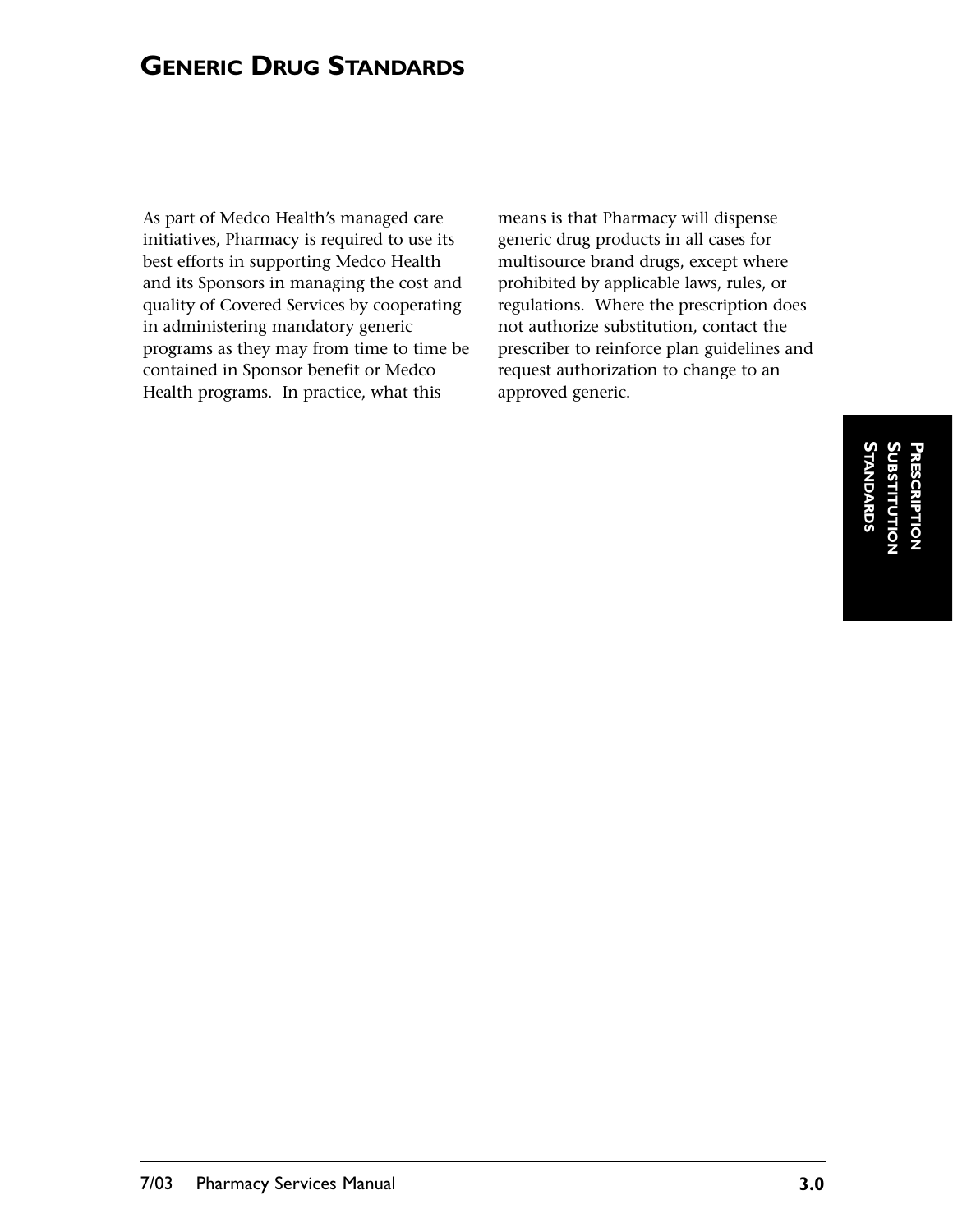# Generic Drug Standards

As part of Medco Health's managed care initiatives, Pharmacy is required to use its best efforts in supporting Medco Health and its Sponsors in managing the cost and quality of Covered Services by cooperating in administering mandatory generic programs as they may from time to time be contained in Sponsor benefit or Medco Health programs. In practice, what this means is that Pharmacy will dispense generic drug products in all cases for multisource brand drugs, except where prohibited by applicable laws, rules, or regulations. Where the prescription does not authorize substitution, contact the prescriber to reinforce plan guidelines and request authorization to change to an approved generic.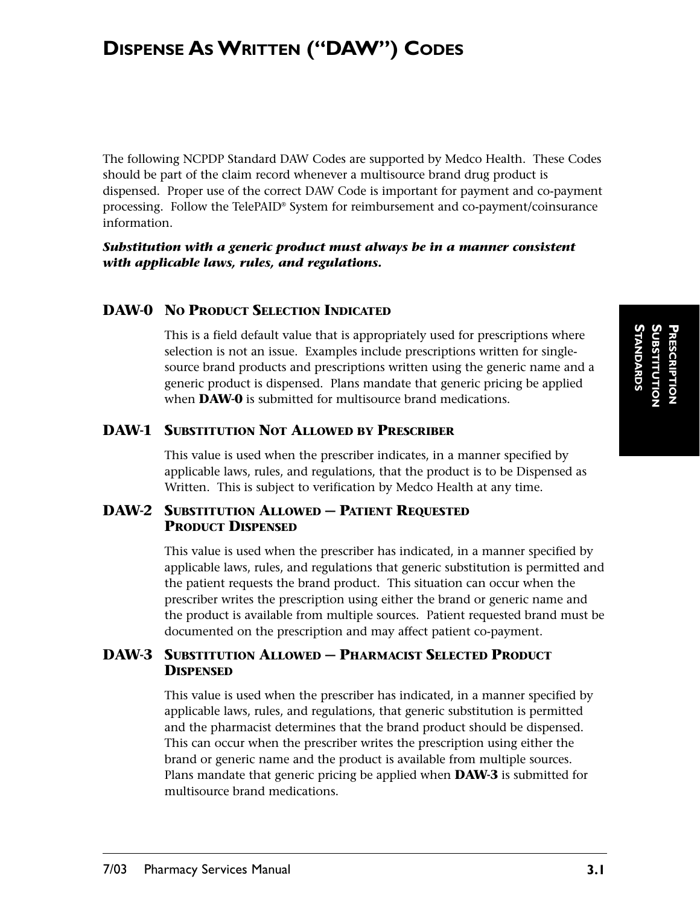# Dispense As Written ("DAW") Codes

The following NCPDP Standard DAW Codes are supported by Medco Health. These Codes should be part of the claim record whenever a multisource brand drug product is dispensed. Proper use of the correct DAW Code is important for payment and co-payment processing. Follow the TelePAID® System for reimbursement and co-payment/coinsurance information.

***Substitution with a generic product must always be in a manner consistent with applicable laws, rules, and regulations.***

### DAW-0 No Product Selection Indicated

This is a field default value that is appropriately used for prescriptions where selection is not an issue. Examples include prescriptions written for single-source brand products and prescriptions written using the generic name and a generic product is dispensed. Plans mandate that generic pricing be applied when **DAW-0** is submitted for multisource brand medications.

### DAW-1 Substitution Not Allowed by Prescriber

This value is used when the prescriber indicates, in a manner specified by applicable laws, rules, and regulations, that the product is to be Dispensed as Written. This is subject to verification by Medco Health at any time.

### DAW-2 Substitution Allowed – Patient Requested Product Dispensed

This value is used when the prescriber has indicated, in a manner specified by applicable laws, rules, and regulations that generic substitution is permitted and the patient requests the brand product. This situation can occur when the prescriber writes the prescription using either the brand or generic name and the product is available from multiple sources. Patient requested brand must be documented on the prescription and may affect patient co-payment.

### DAW-3 Substitution Allowed – Pharmacist Selected Product Dispensed

This value is used when the prescriber has indicated, in a manner specified by applicable laws, rules, and regulations, that generic substitution is permitted and the pharmacist determines that the brand product should be dispensed. This can occur when the prescriber writes the prescription using either the brand or generic name and the product is available from multiple sources. Plans mandate that generic pricing be applied when **DAW-3** is submitted for multisource brand medications.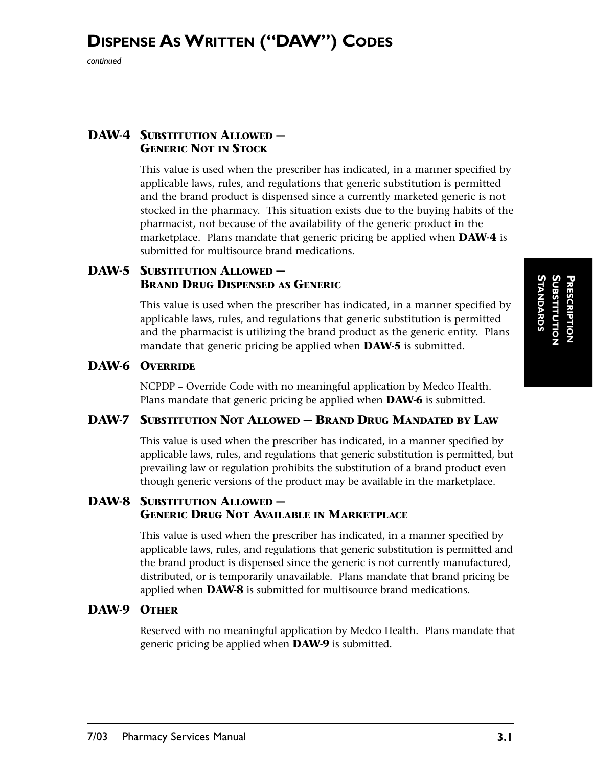# Dispense As Written ("DAW") Codes

*continued*

### DAW-4 Substitution Allowed — Generic Not in Stock

This value is used when the prescriber has indicated, in a manner specified by applicable laws, rules, and regulations that generic substitution is permitted and the brand product is dispensed since a currently marketed generic is not stocked in the pharmacy. This situation exists due to the buying habits of the pharmacist, not because of the availability of the generic product in the marketplace. Plans mandate that generic pricing be applied when **DAW-4** is submitted for multisource brand medications.

### DAW-5 Substitution Allowed — Brand Drug Dispensed as Generic

This value is used when the prescriber has indicated, in a manner specified by applicable laws, rules, and regulations that generic substitution is permitted and the pharmacist is utilizing the brand product as the generic entity. Plans mandate that generic pricing be applied when **DAW-5** is submitted.

### DAW-6 Override

NCPDP – Override Code with no meaningful application by Medco Health. Plans mandate that generic pricing be applied when **DAW-6** is submitted.

### DAW-7 Substitution Not Allowed — Brand Drug Mandated by Law

This value is used when the prescriber has indicated, in a manner specified by applicable laws, rules, and regulations that generic substitution is permitted, but prevailing law or regulation prohibits the substitution of a brand product even though generic versions of the product may be available in the marketplace.

### DAW-8 Substitution Allowed — Generic Drug Not Available in Marketplace

This value is used when the prescriber has indicated, in a manner specified by applicable laws, rules, and regulations that generic substitution is permitted and the brand product is dispensed since the generic is not currently manufactured, distributed, or is temporarily unavailable. Plans mandate that brand pricing be applied when **DAW-8** is submitted for multisource brand medications.

### DAW-9 Other

Reserved with no meaningful application by Medco Health. Plans mandate that generic pricing be applied when **DAW-9** is submitted.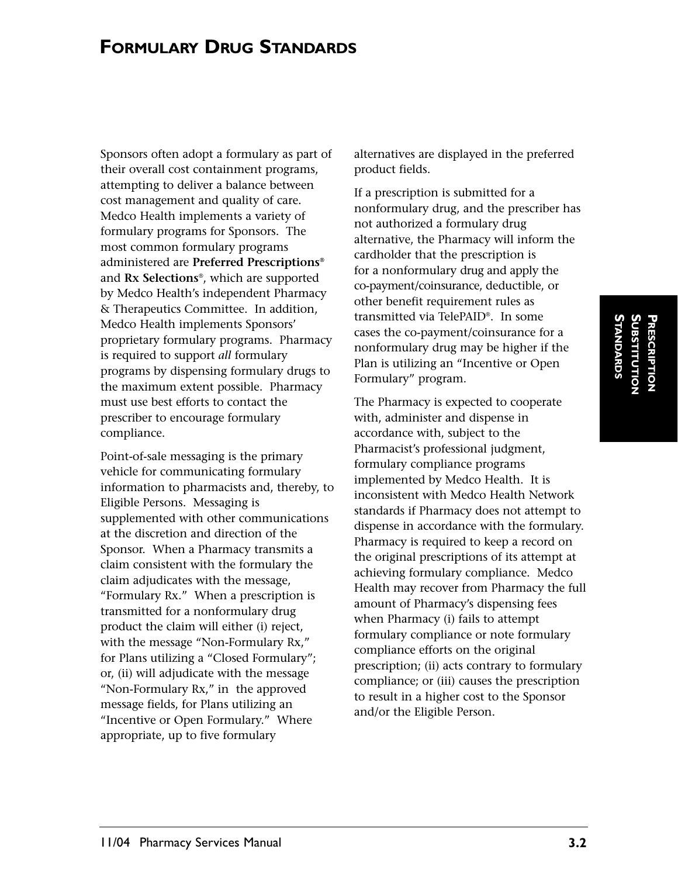# Formulary Drug Standards

Sponsors often adopt a formulary as part of their overall cost containment programs, attempting to deliver a balance between cost management and quality of care. Medco Health implements a variety of formulary programs for Sponsors. The most common formulary programs administered are **Preferred Prescriptions®** and **Rx Selections®**, which are supported by Medco Health's independent Pharmacy & Therapeutics Committee. In addition, Medco Health implements Sponsors' proprietary formulary programs. Pharmacy is required to support *all* formulary programs by dispensing formulary drugs to the maximum extent possible. Pharmacy must use best efforts to contact the prescriber to encourage formulary compliance.

Point-of-sale messaging is the primary vehicle for communicating formulary information to pharmacists and, thereby, to Eligible Persons. Messaging is supplemented with other communications at the discretion and direction of the Sponsor. When a Pharmacy transmits a claim consistent with the formulary the claim adjudicates with the message, "Formulary Rx." When a prescription is transmitted for a nonformulary drug product the claim will either (i) reject, with the message "Non-Formulary Rx," for Plans utilizing a "Closed Formulary"; or, (ii) will adjudicate with the message "Non-Formulary Rx," in the approved message fields, for Plans utilizing an "Incentive or Open Formulary." Where appropriate, up to five formulary alternatives are displayed in the preferred product fields.

If a prescription is submitted for a nonformulary drug, and the prescriber has not authorized a formulary drug alternative, the Pharmacy will inform the cardholder that the prescription is for a nonformulary drug and apply the co-payment/coinsurance, deductible, or other benefit requirement rules as transmitted via TelePAID®. In some cases the co-payment/coinsurance for a nonformulary drug may be higher if the Plan is utilizing an "Incentive or Open Formulary" program.

The Pharmacy is expected to cooperate with, administer and dispense in accordance with, subject to the Pharmacist's professional judgment, formulary compliance programs implemented by Medco Health. It is inconsistent with Medco Health Network standards if Pharmacy does not attempt to dispense in accordance with the formulary. Pharmacy is required to keep a record on the original prescriptions of its attempt at achieving formulary compliance. Medco Health may recover from Pharmacy the full amount of Pharmacy's dispensing fees when Pharmacy (i) fails to attempt formulary compliance or note formulary compliance efforts on the original prescription; (ii) acts contrary to formulary compliance; or (iii) causes the prescription to result in a higher cost to the Sponsor and/or the Eligible Person.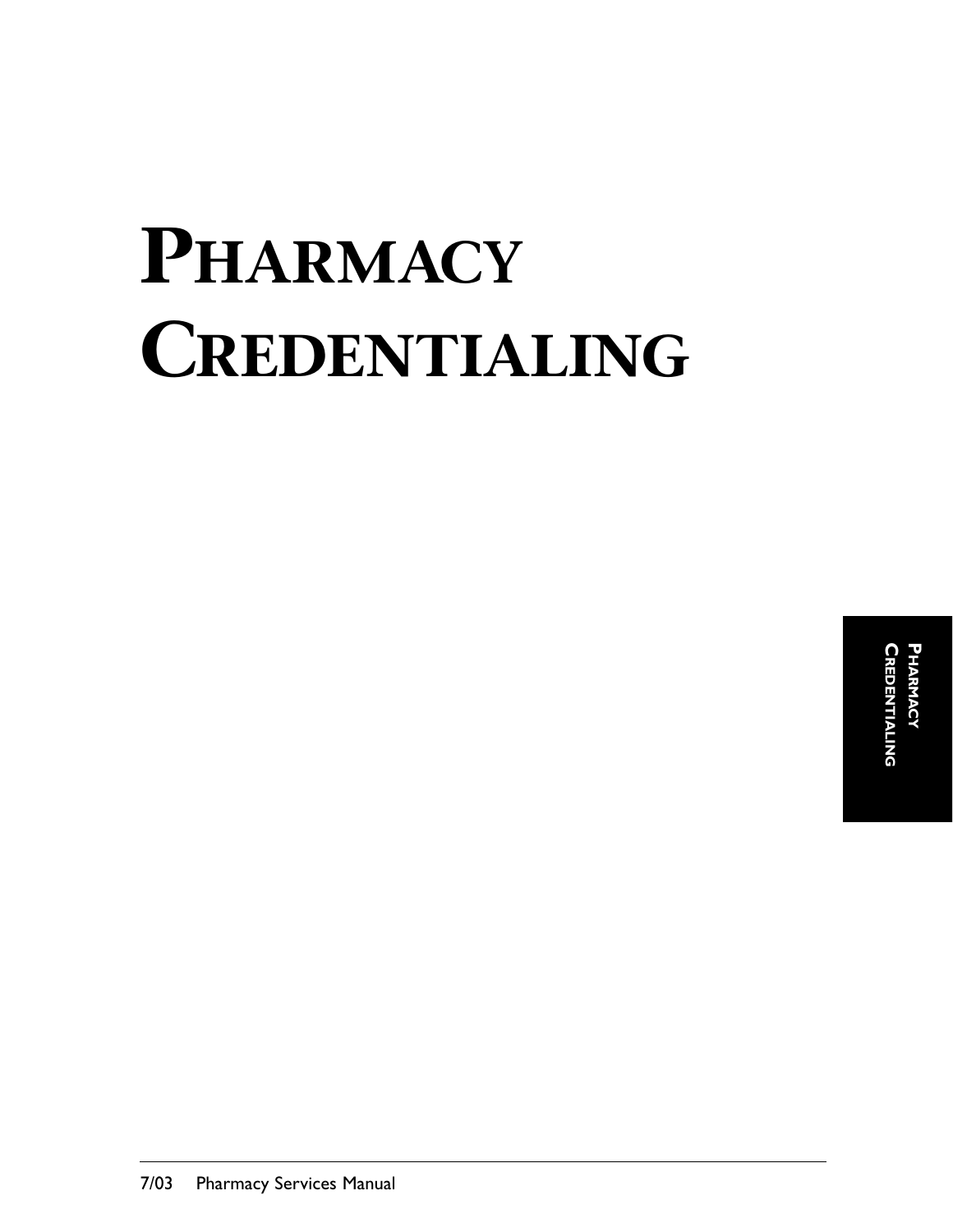# Pharmacy Credentialing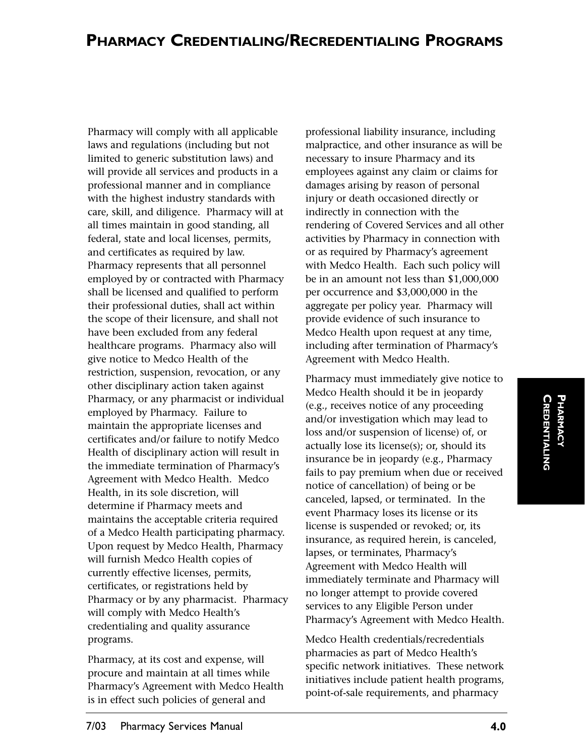# Pharmacy Credentialing/Recredentialing Programs

Pharmacy will comply with all applicable laws and regulations (including but not limited to generic substitution laws) and will provide all services and products in a professional manner and in compliance with the highest industry standards with care, skill, and diligence. Pharmacy will at all times maintain in good standing, all federal, state and local licenses, permits, and certificates as required by law. Pharmacy represents that all personnel employed by or contracted with Pharmacy shall be licensed and qualified to perform their professional duties, shall act within the scope of their licensure, and shall not have been excluded from any federal healthcare programs. Pharmacy also will give notice to Medco Health of the restriction, suspension, revocation, or any other disciplinary action taken against Pharmacy, or any pharmacist or individual employed by Pharmacy. Failure to maintain the appropriate licenses and certificates and/or failure to notify Medco Health of disciplinary action will result in the immediate termination of Pharmacy's Agreement with Medco Health. Medco Health, in its sole discretion, will determine if Pharmacy meets and maintains the acceptable criteria required of a Medco Health participating pharmacy. Upon request by Medco Health, Pharmacy will furnish Medco Health copies of currently effective licenses, permits, certificates, or registrations held by Pharmacy or by any pharmacist. Pharmacy will comply with Medco Health's credentialing and quality assurance programs.

Pharmacy, at its cost and expense, will procure and maintain at all times while Pharmacy's Agreement with Medco Health is in effect such policies of general and professional liability insurance, including malpractice, and other insurance as will be necessary to insure Pharmacy and its employees against any claim or claims for damages arising by reason of personal injury or death occasioned directly or indirectly in connection with the rendering of Covered Services and all other activities by Pharmacy in connection with or as required by Pharmacy's agreement with Medco Health. Each such policy will be in an amount not less than $1,000,000 per occurrence and $3,000,000 in the aggregate per policy year. Pharmacy will provide evidence of such insurance to Medco Health upon request at any time, including after termination of Pharmacy's Agreement with Medco Health.

Pharmacy must immediately give notice to Medco Health should it be in jeopardy (e.g., receives notice of any proceeding and/or investigation which may lead to loss and/or suspension of license) of, or actually lose its license(s); or, should its insurance be in jeopardy (e.g., Pharmacy fails to pay premium when due or received notice of cancellation) of being or be canceled, lapsed, or terminated. In the event Pharmacy loses its license or its license is suspended or revoked; or, its insurance, as required herein, is canceled, lapses, or terminates, Pharmacy's Agreement with Medco Health will immediately terminate and Pharmacy will no longer attempt to provide covered services to any Eligible Person under Pharmacy's Agreement with Medco Health.

Medco Health credentials/recredentials pharmacies as part of Medco Health's specific network initiatives. These network initiatives include patient health programs, point-of-sale requirements, and pharmacy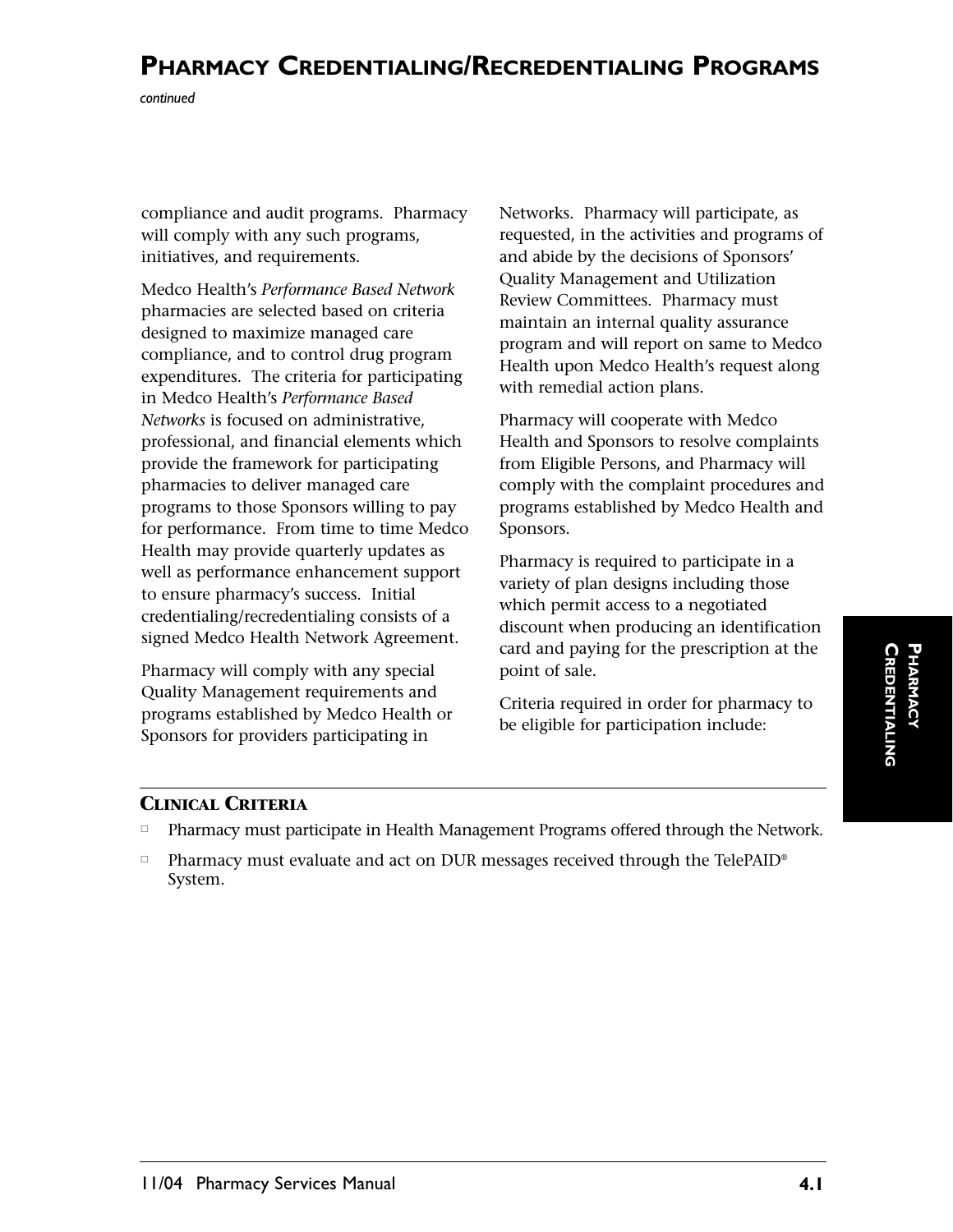compliance and audit programs. Pharmacy will comply with any such programs, initiatives, and requirements.

Medco Health's *Performance Based Network* pharmacies are selected based on criteria designed to maximize managed care compliance, and to control drug program expenditures. The criteria for participating in Medco Health's *Performance Based Networks* is focused on administrative, professional, and financial elements which provide the framework for participating pharmacies to deliver managed care programs to those Sponsors willing to pay for performance. From time to time Medco Health may provide quarterly updates as well as performance enhancement support to ensure pharmacy's success. Initial credentialing/recredentialing consists of a signed Medco Health Network Agreement.

Pharmacy will comply with any special Quality Management requirements and programs established by Medco Health or Sponsors for providers participating in Networks. Pharmacy will participate, as requested, in the activities and programs of and abide by the decisions of Sponsors' Quality Management and Utilization Review Committees. Pharmacy must maintain an internal quality assurance program and will report on same to Medco Health upon Medco Health's request along with remedial action plans.

Pharmacy will cooperate with Medco Health and Sponsors to resolve complaints from Eligible Persons, and Pharmacy will comply with the complaint procedures and programs established by Medco Health and Sponsors.

Pharmacy is required to participate in a variety of plan designs including those which permit access to a negotiated discount when producing an identification card and paying for the prescription at the point of sale.

Criteria required in order for pharmacy to be eligible for participation include:

### CLINICAL CRITERIA

- Pharmacy must participate in Health Management Programs offered through the Network.
- Pharmacy must evaluate and act on DUR messages received through the TelePAID® System.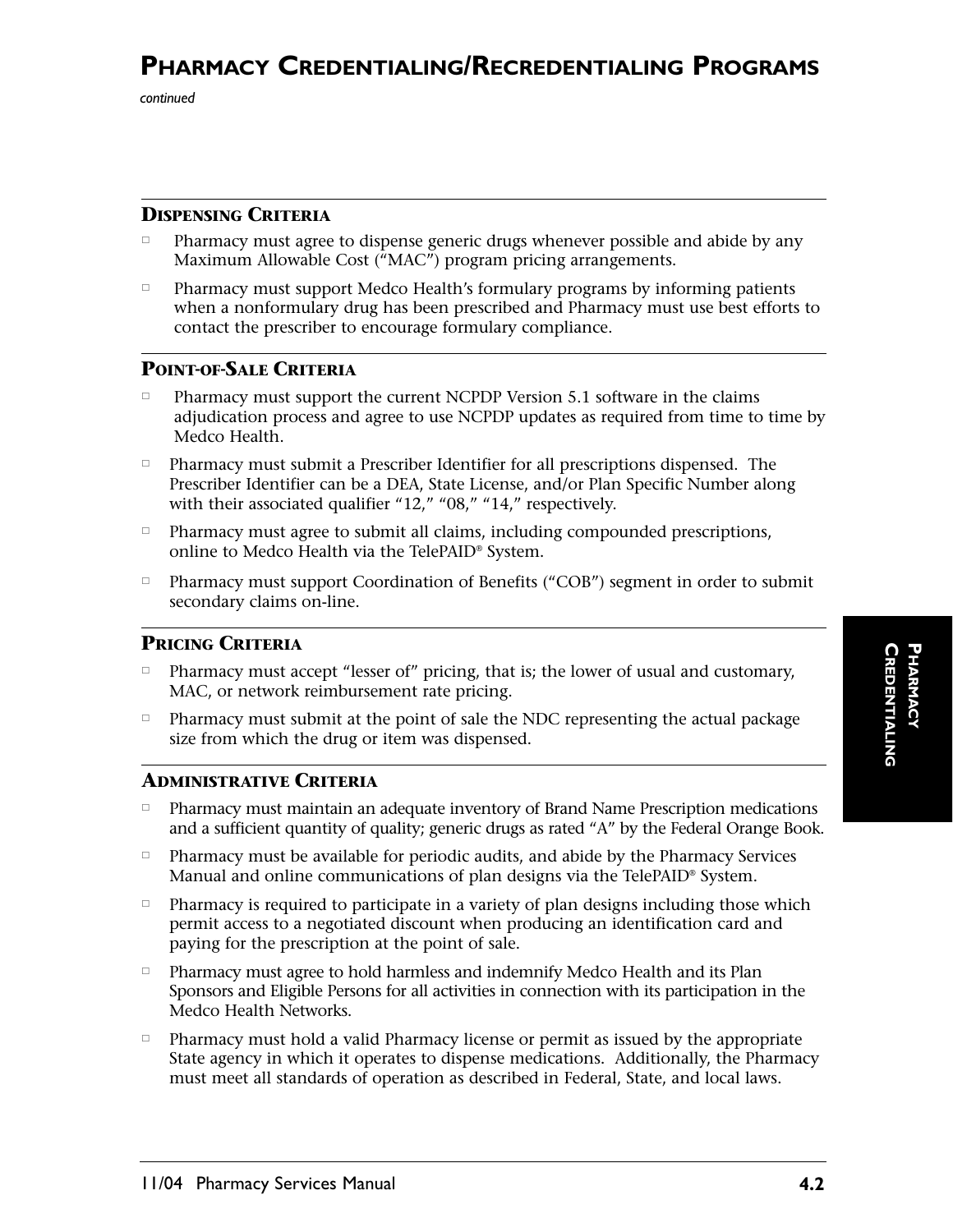# Pharmacy Credentialing/Recredentialing Programs

*continued*

## Dispensing Criteria

- Pharmacy must agree to dispense generic drugs whenever possible and abide by any Maximum Allowable Cost ("MAC") program pricing arrangements.
- Pharmacy must support Medco Health's formulary programs by informing patients when a nonformulary drug has been prescribed and Pharmacy must use best efforts to contact the prescriber to encourage formulary compliance.

## Point-of-Sale Criteria

- Pharmacy must support the current NCPDP Version 5.1 software in the claims adjudication process and agree to use NCPDP updates as required from time to time by Medco Health.
- Pharmacy must submit a Prescriber Identifier for all prescriptions dispensed. The Prescriber Identifier can be a DEA, State License, and/or Plan Specific Number along with their associated qualifier "12," "08," "14," respectively.
- Pharmacy must agree to submit all claims, including compounded prescriptions, online to Medco Health via the TelePAID® System.
- Pharmacy must support Coordination of Benefits ("COB") segment in order to submit secondary claims on-line.

## Pricing Criteria

- Pharmacy must accept "lesser of" pricing, that is; the lower of usual and customary, MAC, or network reimbursement rate pricing.
- Pharmacy must submit at the point of sale the NDC representing the actual package size from which the drug or item was dispensed.

## Administrative Criteria

- Pharmacy must maintain an adequate inventory of Brand Name Prescription medications and a sufficient quantity of quality; generic drugs as rated "A" by the Federal Orange Book.
- Pharmacy must be available for periodic audits, and abide by the Pharmacy Services Manual and online communications of plan designs via the TelePAID® System.
- Pharmacy is required to participate in a variety of plan designs including those which permit access to a negotiated discount when producing an identification card and paying for the prescription at the point of sale.
- Pharmacy must agree to hold harmless and indemnify Medco Health and its Plan Sponsors and Eligible Persons for all activities in connection with its participation in the Medco Health Networks.
- Pharmacy must hold a valid Pharmacy license or permit as issued by the appropriate State agency in which it operates to dispense medications. Additionally, the Pharmacy must meet all standards of operation as described in Federal, State, and local laws.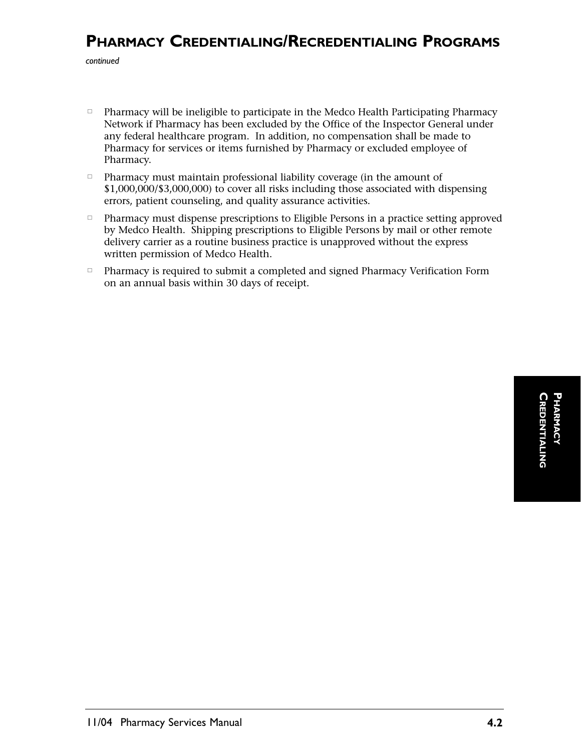# PHARMACY CREDENTIALING/RECREDENTIALING PROGRAMS

*continued*

- Pharmacy will be ineligible to participate in the Medco Health Participating Pharmacy Network if Pharmacy has been excluded by the Office of the Inspector General under any federal healthcare program. In addition, no compensation shall be made to Pharmacy for services or items furnished by Pharmacy or excluded employee of Pharmacy.
- Pharmacy must maintain professional liability coverage (in the amount of $1,000,000/$3,000,000) to cover all risks including those associated with dispensing errors, patient counseling, and quality assurance activities.
- Pharmacy must dispense prescriptions to Eligible Persons in a practice setting approved by Medco Health. Shipping prescriptions to Eligible Persons by mail or other remote delivery carrier as a routine business practice is unapproved without the express written permission of Medco Health.
- Pharmacy is required to submit a completed and signed Pharmacy Verification Form on an annual basis within 30 days of receipt.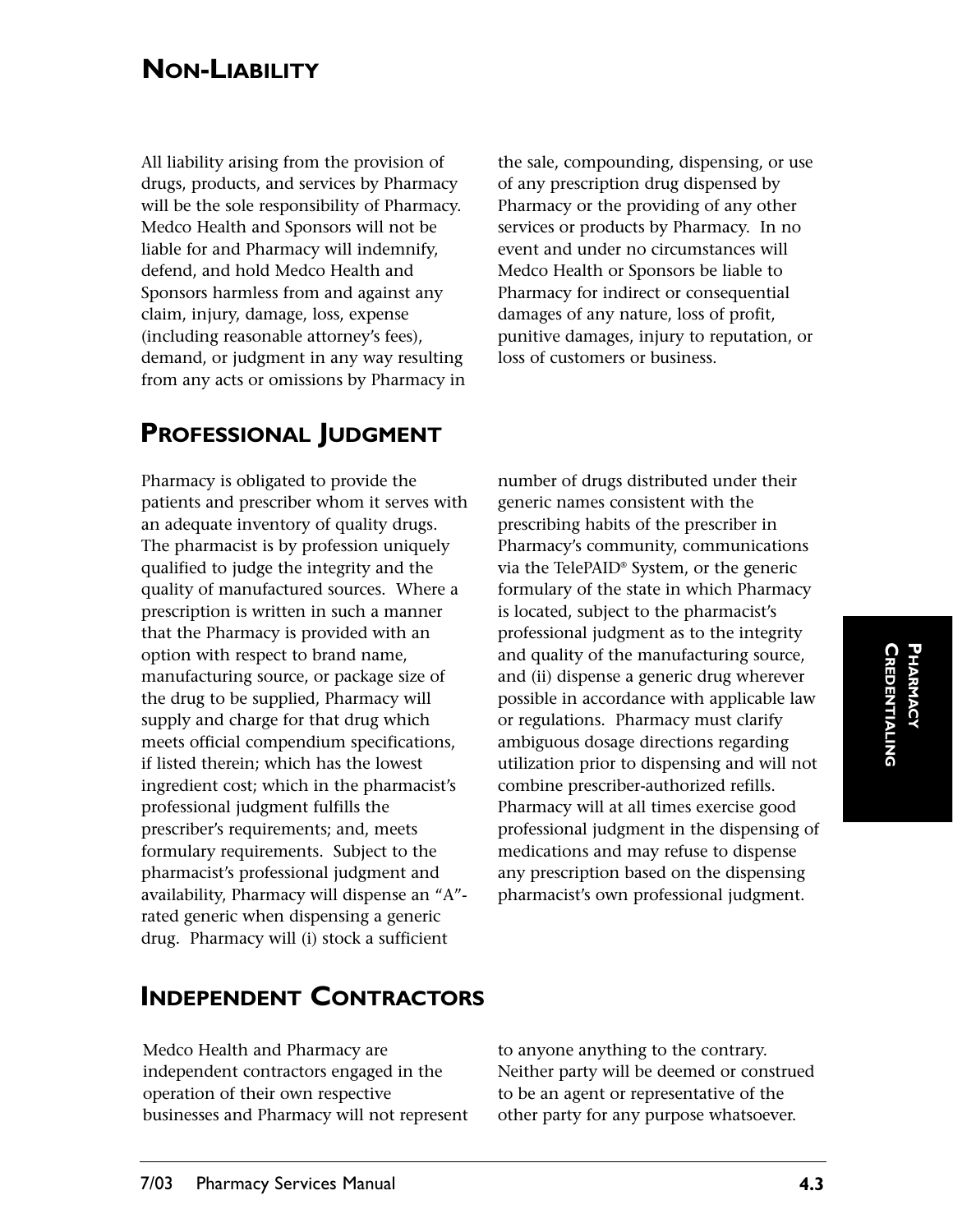## Non-Liability

All liability arising from the provision of drugs, products, and services by Pharmacy will be the sole responsibility of Pharmacy. Medco Health and Sponsors will not be liable for and Pharmacy will indemnify, defend, and hold Medco Health and Sponsors harmless from and against any claim, injury, damage, loss, expense (including reasonable attorney's fees), demand, or judgment in any way resulting from any acts or omissions by Pharmacy in the sale, compounding, dispensing, or use of any prescription drug dispensed by Pharmacy or the providing of any other services or products by Pharmacy. In no event and under no circumstances will Medco Health or Sponsors be liable to Pharmacy for indirect or consequential damages of any nature, loss of profit, punitive damages, injury to reputation, or loss of customers or business.

## Professional Judgment

Pharmacy is obligated to provide the patients and prescriber whom it serves with an adequate inventory of quality drugs. The pharmacist is by profession uniquely qualified to judge the integrity and the quality of manufactured sources. Where a prescription is written in such a manner that the Pharmacy is provided with an option with respect to brand name, manufacturing source, or package size of the drug to be supplied, Pharmacy will supply and charge for that drug which meets official compendium specifications, if listed therein; which has the lowest ingredient cost; which in the pharmacist's professional judgment fulfills the prescriber's requirements; and, meets formulary requirements. Subject to the pharmacist's professional judgment and availability, Pharmacy will dispense an "A"-rated generic when dispensing a generic drug. Pharmacy will (i) stock a sufficient number of drugs distributed under their generic names consistent with the prescribing habits of the prescriber in Pharmacy's community, communications via the TelePAID® System, or the generic formulary of the state in which Pharmacy is located, subject to the pharmacist's professional judgment as to the integrity and quality of the manufacturing source, and (ii) dispense a generic drug wherever possible in accordance with applicable law or regulations. Pharmacy must clarify ambiguous dosage directions regarding utilization prior to dispensing and will not combine prescriber-authorized refills. Pharmacy will at all times exercise good professional judgment in the dispensing of medications and may refuse to dispense any prescription based on the dispensing pharmacist's own professional judgment.

## Independent Contractors

Medco Health and Pharmacy are independent contractors engaged in the operation of their own respective businesses and Pharmacy will not represent to anyone anything to the contrary. Neither party will be deemed or construed to be an agent or representative of the other party for any purpose whatsoever.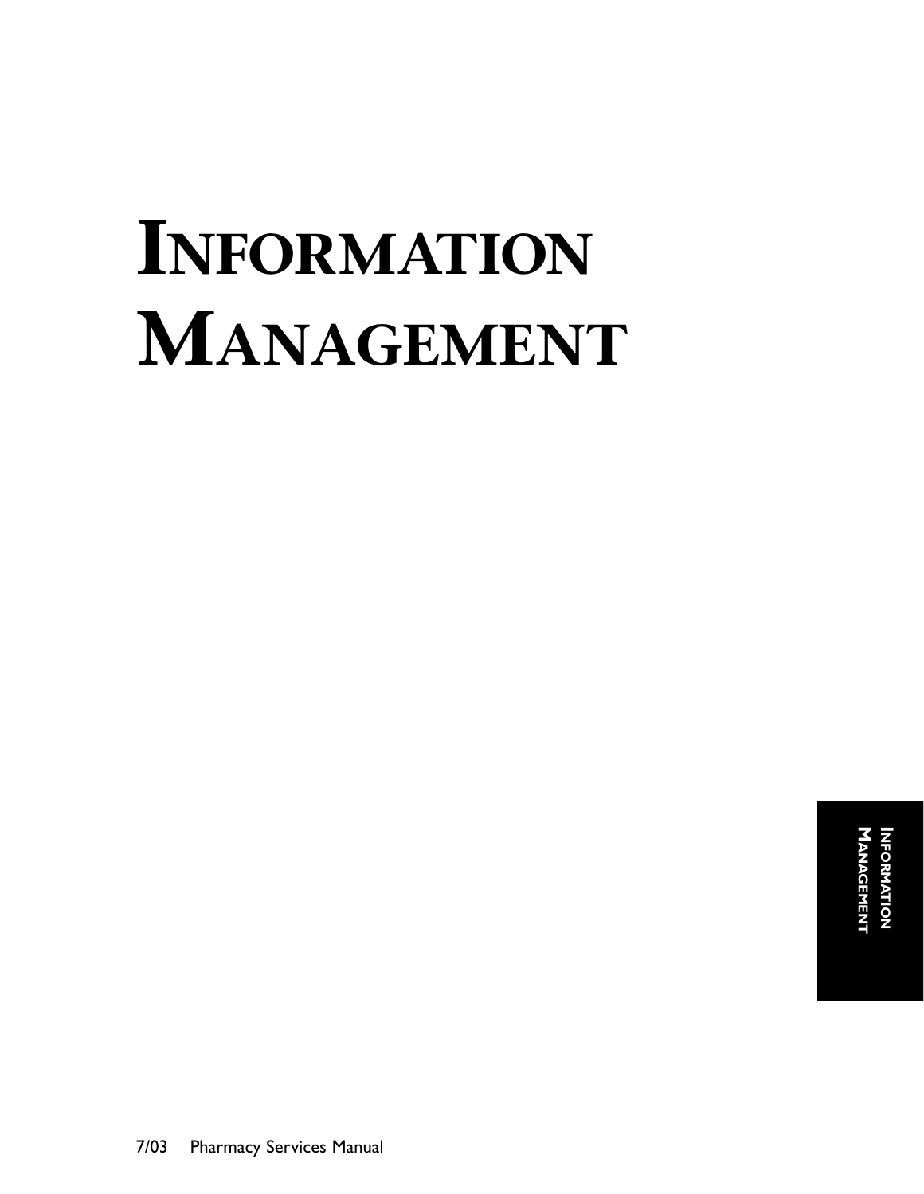# INFORMATION MANAGEMENT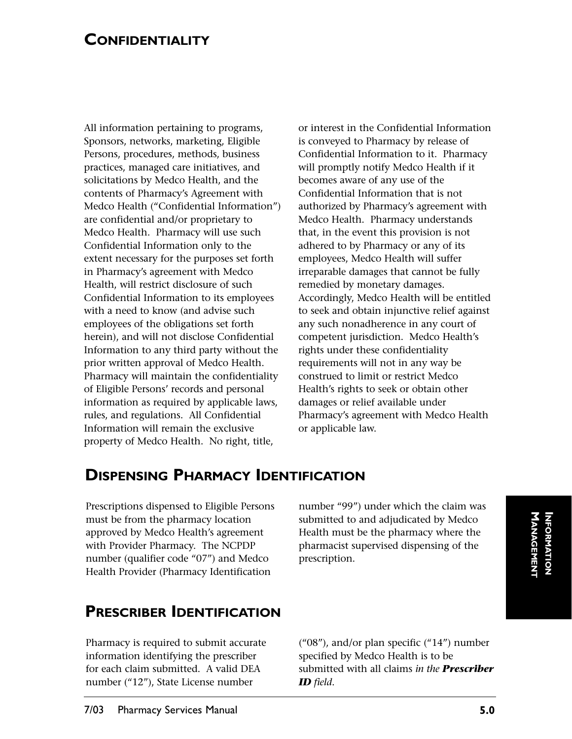## CONFIDENTIALITY

All information pertaining to programs, Sponsors, networks, marketing, Eligible Persons, procedures, methods, business practices, managed care initiatives, and solicitations by Medco Health, and the contents of Pharmacy's Agreement with Medco Health ("Confidential Information") are confidential and/or proprietary to Medco Health. Pharmacy will use such Confidential Information only to the extent necessary for the purposes set forth in Pharmacy's agreement with Medco Health, will restrict disclosure of such Confidential Information to its employees with a need to know (and advise such employees of the obligations set forth herein), and will not disclose Confidential Information to any third party without the prior written approval of Medco Health. Pharmacy will maintain the confidentiality of Eligible Persons' records and personal information as required by applicable laws, rules, and regulations. All Confidential Information will remain the exclusive property of Medco Health. No right, title, or interest in the Confidential Information is conveyed to Pharmacy by release of Confidential Information to it. Pharmacy will promptly notify Medco Health if it becomes aware of any use of the Confidential Information that is not authorized by Pharmacy's agreement with Medco Health. Pharmacy understands that, in the event this provision is not adhered to by Pharmacy or any of its employees, Medco Health will suffer irreparable damages that cannot be fully remedied by monetary damages. Accordingly, Medco Health will be entitled to seek and obtain injunctive relief against any such nonadherence in any court of competent jurisdiction. Medco Health's rights under these confidentiality requirements will not in any way be construed to limit or restrict Medco Health's rights to seek or obtain other damages or relief available under Pharmacy's agreement with Medco Health or applicable law.

## DISPENSING PHARMACY IDENTIFICATION

Prescriptions dispensed to Eligible Persons must be from the pharmacy location approved by Medco Health's agreement with Provider Pharmacy. The NCPDP number (qualifier code "07") and Medco Health Provider (Pharmacy Identification number "99") under which the claim was submitted to and adjudicated by Medco Health must be the pharmacy where the pharmacist supervised dispensing of the prescription.

## PRESCRIBER IDENTIFICATION

Pharmacy is required to submit accurate information identifying the prescriber for each claim submitted. A valid DEA number ("12"), State License number ("08"), and/or plan specific ("14") number specified by Medco Health is to be submitted with all claims *in the **Prescriber ID** field*.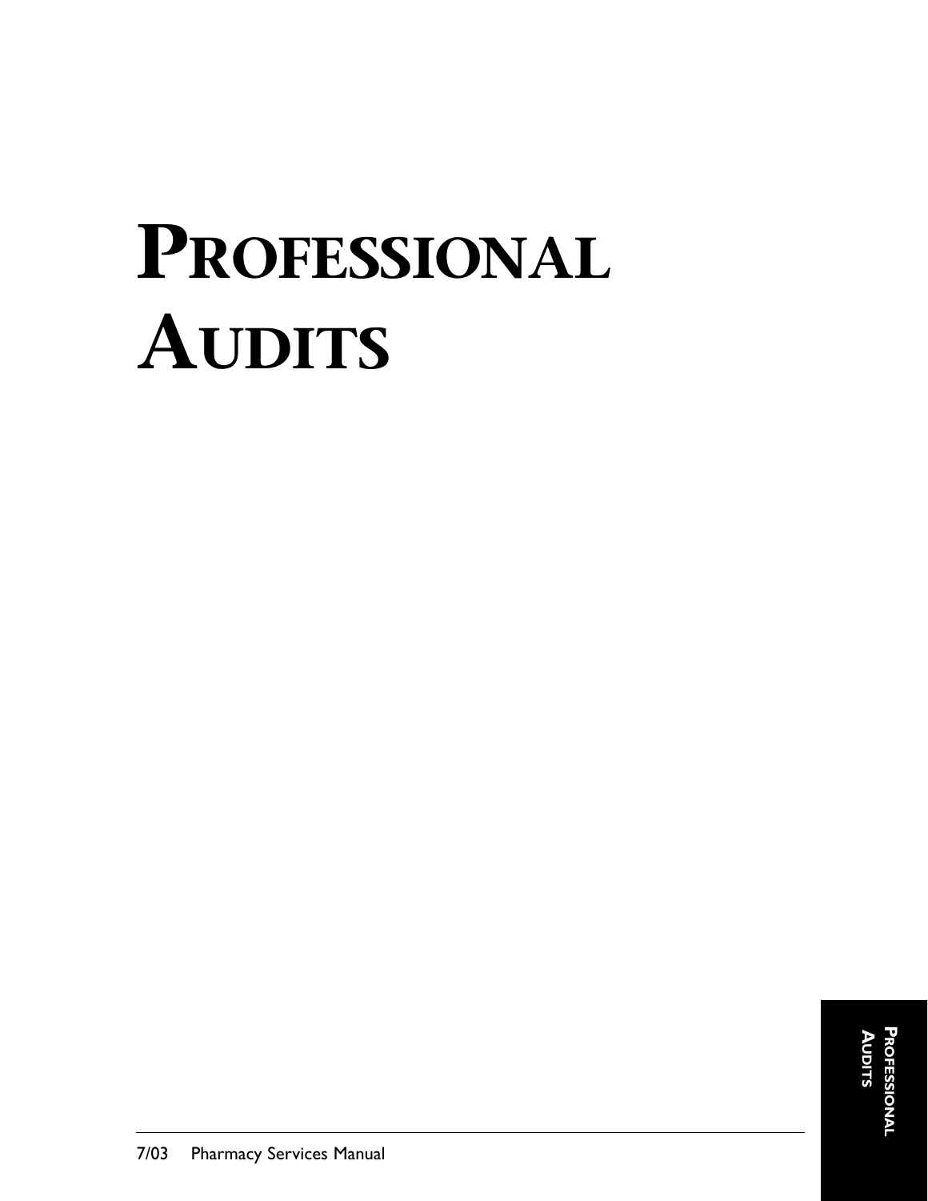# PROFESSIONAL AUDITS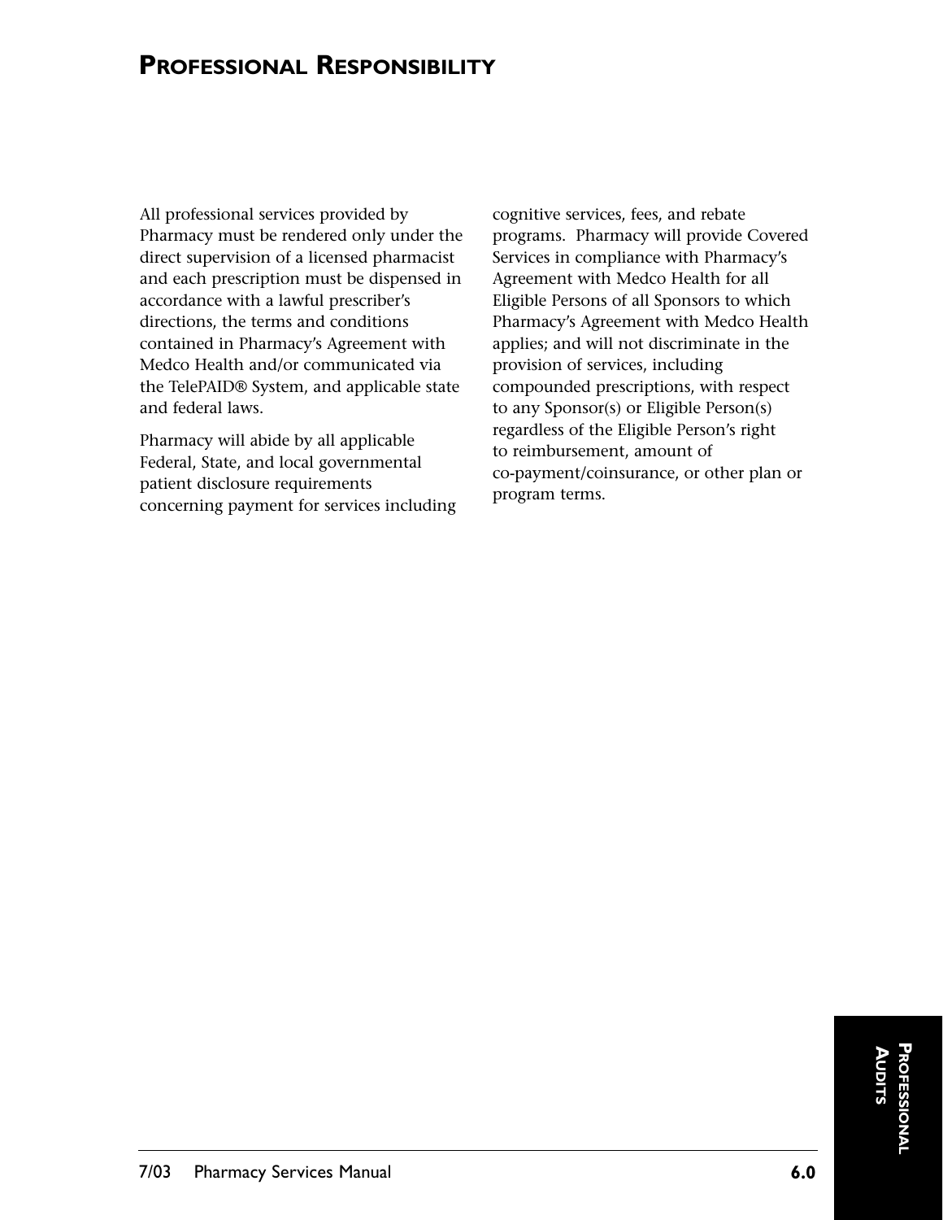## Professional Responsibility

All professional services provided by Pharmacy must be rendered only under the direct supervision of a licensed pharmacist and each prescription must be dispensed in accordance with a lawful prescriber's directions, the terms and conditions contained in Pharmacy's Agreement with Medco Health and/or communicated via the TelePAID® System, and applicable state and federal laws.

Pharmacy will abide by all applicable Federal, State, and local governmental patient disclosure requirements concerning payment for services including cognitive services, fees, and rebate programs. Pharmacy will provide Covered Services in compliance with Pharmacy's Agreement with Medco Health for all Eligible Persons of all Sponsors to which Pharmacy's Agreement with Medco Health applies; and will not discriminate in the provision of services, including compounded prescriptions, with respect to any Sponsor(s) or Eligible Person(s) regardless of the Eligible Person's right to reimbursement, amount of co-payment/coinsurance, or other plan or program terms.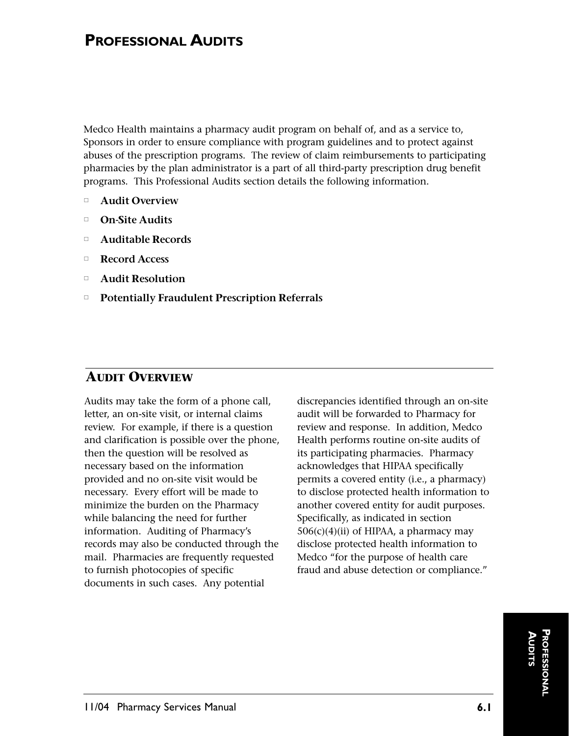# Professional Audits

Medco Health maintains a pharmacy audit program on behalf of, and as a service to, Sponsors in order to ensure compliance with program guidelines and to protect against abuses of the prescription programs. The review of claim reimbursements to participating pharmacies by the plan administrator is a part of all third-party prescription drug benefit programs. This Professional Audits section details the following information.

- **Audit Overview**
- **On-Site Audits**
- **Auditable Records**
- **Record Access**
- **Audit Resolution**
- **Potentially Fraudulent Prescription Referrals**

## Audit Overview

Audits may take the form of a phone call, letter, an on-site visit, or internal claims review. For example, if there is a question and clarification is possible over the phone, then the question will be resolved as necessary based on the information provided and no on-site visit would be necessary. Every effort will be made to minimize the burden on the Pharmacy while balancing the need for further information. Auditing of Pharmacy's records may also be conducted through the mail. Pharmacies are frequently requested to furnish photocopies of specific documents in such cases. Any potential discrepancies identified through an on-site audit will be forwarded to Pharmacy for review and response. In addition, Medco Health performs routine on-site audits of its participating pharmacies. Pharmacy acknowledges that HIPAA specifically permits a covered entity (i.e., a pharmacy) to disclose protected health information to another covered entity for audit purposes. Specifically, as indicated in section 506(c)(4)(ii) of HIPAA, a pharmacy may disclose protected health information to Medco "for the purpose of health care fraud and abuse detection or compliance."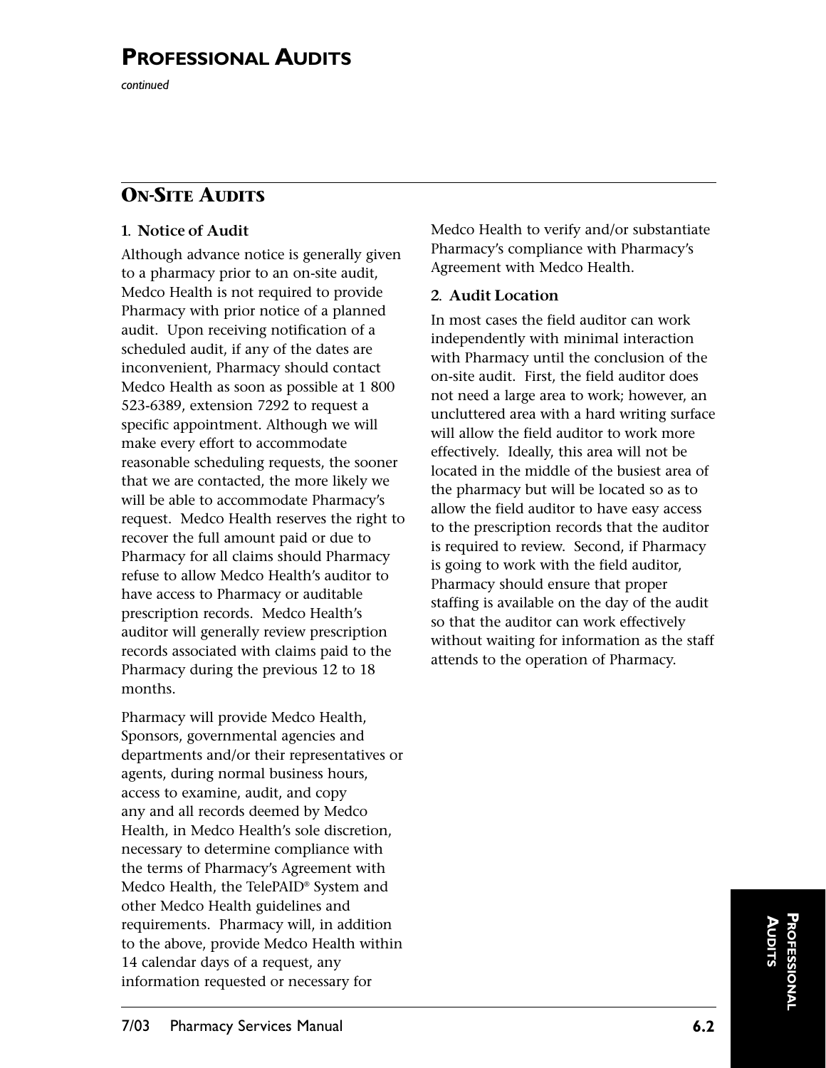# Professional Audits

*continued*

## On-Site Audits

### 1. Notice of Audit

Although advance notice is generally given to a pharmacy prior to an on-site audit, Medco Health is not required to provide Pharmacy with prior notice of a planned audit. Upon receiving notification of a scheduled audit, if any of the dates are inconvenient, Pharmacy should contact Medco Health as soon as possible at 1 800 523-6389, extension 7292 to request a specific appointment. Although we will make every effort to accommodate reasonable scheduling requests, the sooner that we are contacted, the more likely we will be able to accommodate Pharmacy's request. Medco Health reserves the right to recover the full amount paid or due to Pharmacy for all claims should Pharmacy refuse to allow Medco Health's auditor to have access to Pharmacy or auditable prescription records. Medco Health's auditor will generally review prescription records associated with claims paid to the Pharmacy during the previous 12 to 18 months.

Pharmacy will provide Medco Health, Sponsors, governmental agencies and departments and/or their representatives or agents, during normal business hours, access to examine, audit, and copy any and all records deemed by Medco Health, in Medco Health's sole discretion, necessary to determine compliance with the terms of Pharmacy's Agreement with Medco Health, the TelePAID® System and other Medco Health guidelines and requirements. Pharmacy will, in addition to the above, provide Medco Health within 14 calendar days of a request, any information requested or necessary for Medco Health to verify and/or substantiate Pharmacy's compliance with Pharmacy's Agreement with Medco Health.

### 2. Audit Location

In most cases the field auditor can work independently with minimal interaction with Pharmacy until the conclusion of the on-site audit. First, the field auditor does not need a large area to work; however, an uncluttered area with a hard writing surface will allow the field auditor to work more effectively. Ideally, this area will not be located in the middle of the busiest area of the pharmacy but will be located so as to allow the field auditor to have easy access to the prescription records that the auditor is required to review. Second, if Pharmacy is going to work with the field auditor, Pharmacy should ensure that proper staffing is available on the day of the audit so that the auditor can work effectively without waiting for information as the staff attends to the operation of Pharmacy.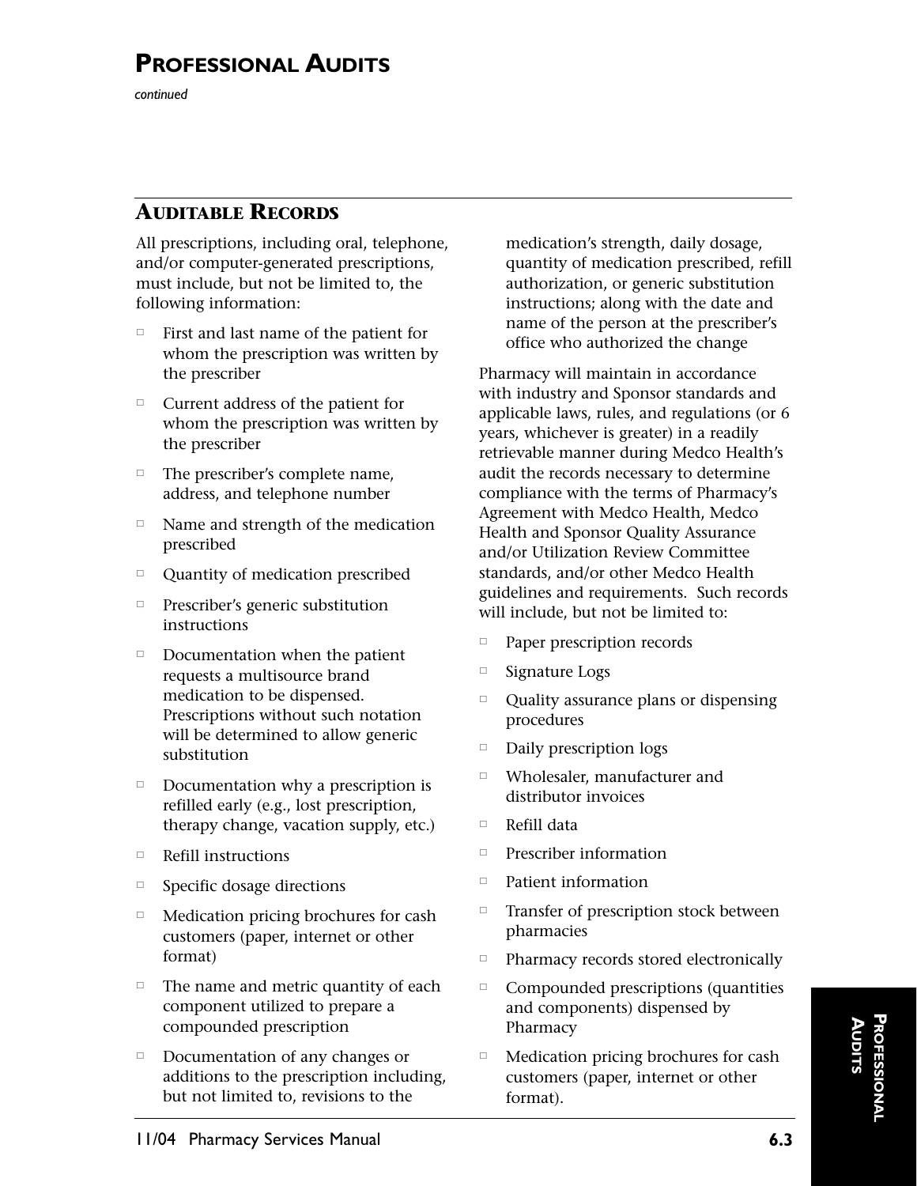# Professional Audits

*continued*

## Auditable Records

All prescriptions, including oral, telephone, and/or computer-generated prescriptions, must include, but not be limited to, the following information:

- First and last name of the patient for whom the prescription was written by the prescriber
- Current address of the patient for whom the prescription was written by the prescriber
- The prescriber's complete name, address, and telephone number
- Name and strength of the medication prescribed
- Quantity of medication prescribed
- Prescriber's generic substitution instructions
- Documentation when the patient requests a multisource brand medication to be dispensed. Prescriptions without such notation will be determined to allow generic substitution
- Documentation why a prescription is refilled early (e.g., lost prescription, therapy change, vacation supply, etc.)
- Refill instructions
- Specific dosage directions
- Medication pricing brochures for cash customers (paper, internet or other format)
- The name and metric quantity of each component utilized to prepare a compounded prescription
- Documentation of any changes or additions to the prescription including, but not limited to, revisions to the medication's strength, daily dosage, quantity of medication prescribed, refill authorization, or generic substitution instructions; along with the date and name of the person at the prescriber's office who authorized the change

Pharmacy will maintain in accordance with industry and Sponsor standards and applicable laws, rules, and regulations (or 6 years, whichever is greater) in a readily retrievable manner during Medco Health's audit the records necessary to determine compliance with the terms of Pharmacy's Agreement with Medco Health, Medco Health and Sponsor Quality Assurance and/or Utilization Review Committee standards, and/or other Medco Health guidelines and requirements. Such records will include, but not be limited to:

- Paper prescription records
- Signature Logs
- Quality assurance plans or dispensing procedures
- Daily prescription logs
- Wholesaler, manufacturer and distributor invoices
- Refill data
- Prescriber information
- Patient information
- Transfer of prescription stock between pharmacies
- Pharmacy records stored electronically
- Compounded prescriptions (quantities and components) dispensed by Pharmacy
- Medication pricing brochures for cash customers (paper, internet or other format).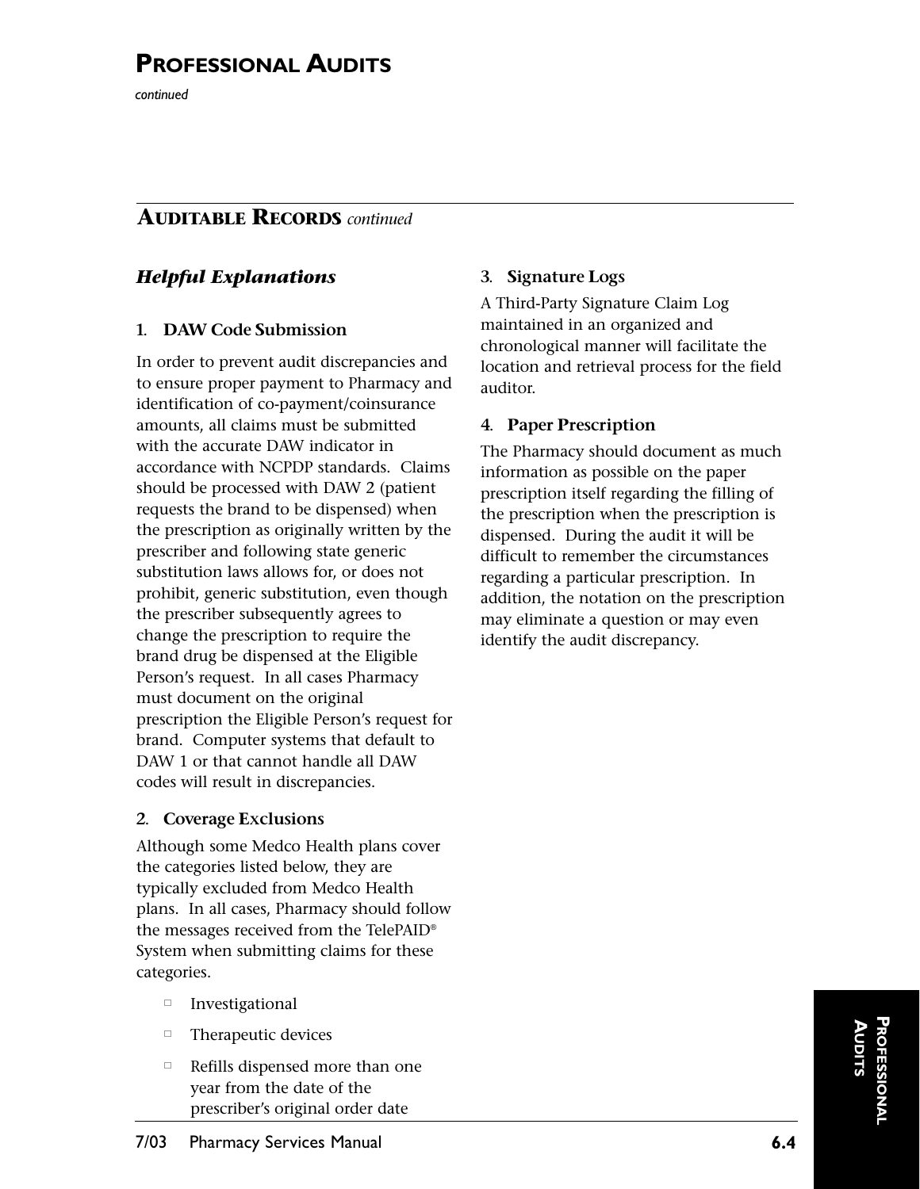# PROFESSIONAL AUDITS

*continued*

## AUDITABLE RECORDS *continued*

### *Helpful Explanations*

**1. DAW Code Submission**

In order to prevent audit discrepancies and to ensure proper payment to Pharmacy and identification of co-payment/coinsurance amounts, all claims must be submitted with the accurate DAW indicator in accordance with NCPDP standards. Claims should be processed with DAW 2 (patient requests the brand to be dispensed) when the prescription as originally written by the prescriber and following state generic substitution laws allows for, or does not prohibit, generic substitution, even though the prescriber subsequently agrees to change the prescription to require the brand drug be dispensed at the Eligible Person's request. In all cases Pharmacy must document on the original prescription the Eligible Person's request for brand. Computer systems that default to DAW 1 or that cannot handle all DAW codes will result in discrepancies.

**2. Coverage Exclusions**

Although some Medco Health plans cover the categories listed below, they are typically excluded from Medco Health plans. In all cases, Pharmacy should follow the messages received from the TelePAID® System when submitting claims for these categories.

- Investigational
- Therapeutic devices
- Refills dispensed more than one year from the date of the prescriber's original order date

**3. Signature Logs**

A Third-Party Signature Claim Log maintained in an organized and chronological manner will facilitate the location and retrieval process for the field auditor.

**4. Paper Prescription**

The Pharmacy should document as much information as possible on the paper prescription itself regarding the filling of the prescription when the prescription is dispensed. During the audit it will be difficult to remember the circumstances regarding a particular prescription. In addition, the notation on the prescription may eliminate a question or may even identify the audit discrepancy.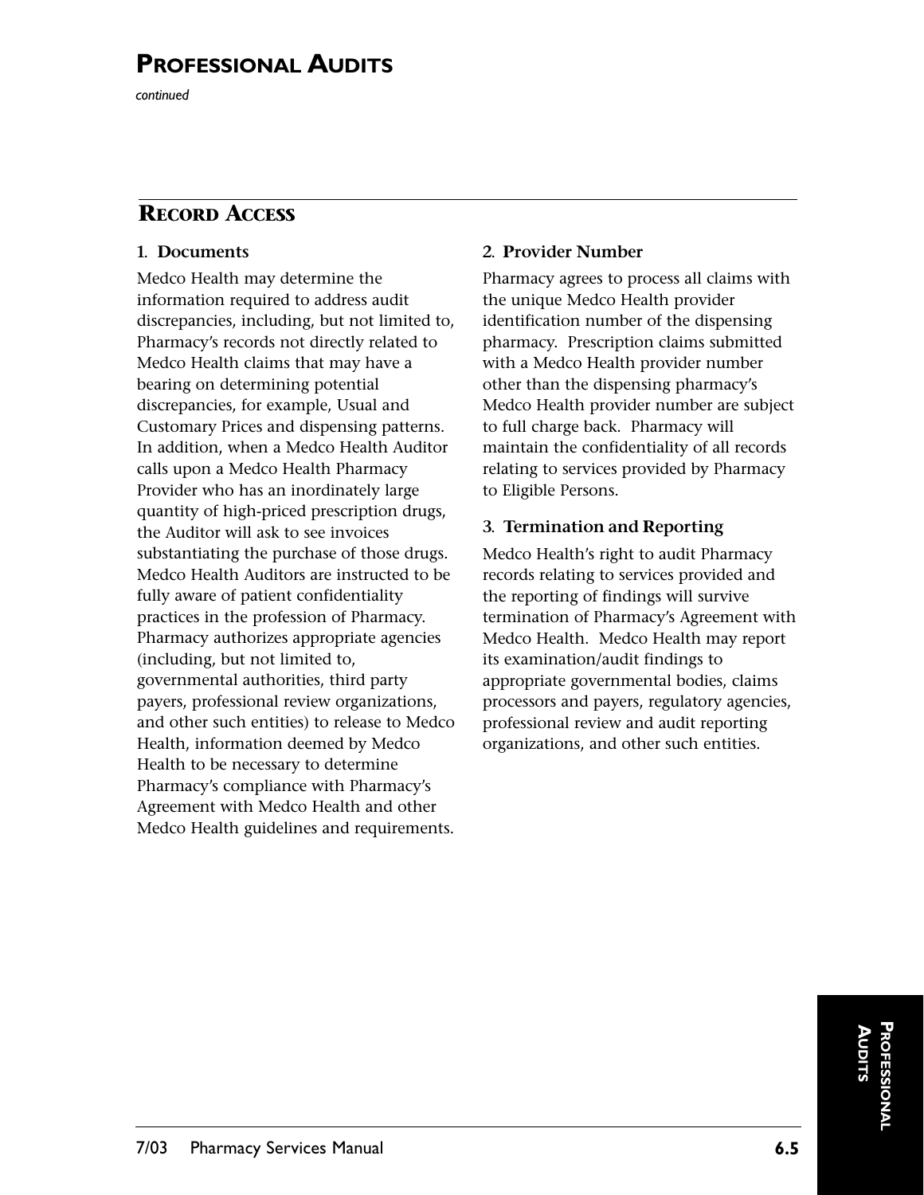# Professional Audits

*continued*

## Record Access

### 1. Documents

Medco Health may determine the information required to address audit discrepancies, including, but not limited to, Pharmacy's records not directly related to Medco Health claims that may have a bearing on determining potential discrepancies, for example, Usual and Customary Prices and dispensing patterns. In addition, when a Medco Health Auditor calls upon a Medco Health Pharmacy Provider who has an inordinately large quantity of high-priced prescription drugs, the Auditor will ask to see invoices substantiating the purchase of those drugs. Medco Health Auditors are instructed to be fully aware of patient confidentiality practices in the profession of Pharmacy. Pharmacy authorizes appropriate agencies (including, but not limited to, governmental authorities, third party payers, professional review organizations, and other such entities) to release to Medco Health, information deemed by Medco Health to be necessary to determine Pharmacy's compliance with Pharmacy's Agreement with Medco Health and other Medco Health guidelines and requirements.

### 2. Provider Number

Pharmacy agrees to process all claims with the unique Medco Health provider identification number of the dispensing pharmacy. Prescription claims submitted with a Medco Health provider number other than the dispensing pharmacy's Medco Health provider number are subject to full charge back. Pharmacy will maintain the confidentiality of all records relating to services provided by Pharmacy to Eligible Persons.

### 3. Termination and Reporting

Medco Health's right to audit Pharmacy records relating to services provided and the reporting of findings will survive termination of Pharmacy's Agreement with Medco Health. Medco Health may report its examination/audit findings to appropriate governmental bodies, claims processors and payers, regulatory agencies, professional review and audit reporting organizations, and other such entities.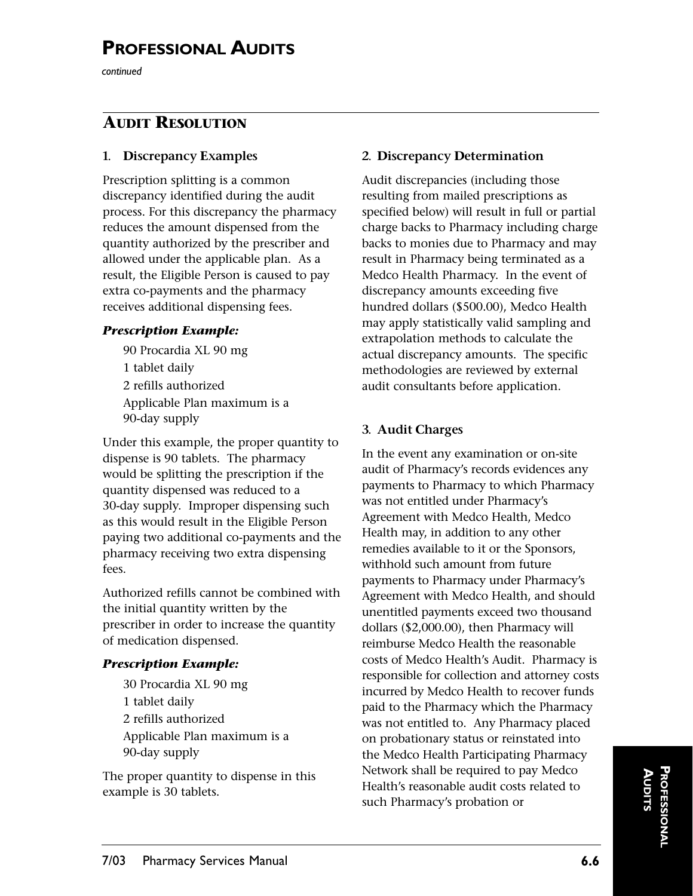# Professional Audits

*continued*

## Audit Resolution

### 1. Discrepancy Examples

Prescription splitting is a common discrepancy identified during the audit process. For this discrepancy the pharmacy reduces the amount dispensed from the quantity authorized by the prescriber and allowed under the applicable plan. As a result, the Eligible Person is caused to pay extra co-payments and the pharmacy receives additional dispensing fees.

***Prescription Example:***

90 Procardia XL 90 mg
1 tablet daily
2 refills authorized
Applicable Plan maximum is a 90-day supply

Under this example, the proper quantity to dispense is 90 tablets. The pharmacy would be splitting the prescription if the quantity dispensed was reduced to a 30-day supply. Improper dispensing such as this would result in the Eligible Person paying two additional co-payments and the pharmacy receiving two extra dispensing fees.

Authorized refills cannot be combined with the initial quantity written by the prescriber in order to increase the quantity of medication dispensed.

***Prescription Example:***

30 Procardia XL 90 mg
1 tablet daily
2 refills authorized
Applicable Plan maximum is a 90-day supply

The proper quantity to dispense in this example is 30 tablets.

### 2. Discrepancy Determination

Audit discrepancies (including those resulting from mailed prescriptions as specified below) will result in full or partial charge backs to Pharmacy including charge backs to monies due to Pharmacy and may result in Pharmacy being terminated as a Medco Health Pharmacy. In the event of discrepancy amounts exceeding five hundred dollars ($500.00), Medco Health may apply statistically valid sampling and extrapolation methods to calculate the actual discrepancy amounts. The specific methodologies are reviewed by external audit consultants before application.

### 3. Audit Charges

In the event any examination or on-site audit of Pharmacy's records evidences any payments to Pharmacy to which Pharmacy was not entitled under Pharmacy's Agreement with Medco Health, Medco Health may, in addition to any other remedies available to it or the Sponsors, withhold such amount from future payments to Pharmacy under Pharmacy's Agreement with Medco Health, and should unentitled payments exceed two thousand dollars ($2,000.00), then Pharmacy will reimburse Medco Health the reasonable costs of Medco Health's Audit. Pharmacy is responsible for collection and attorney costs incurred by Medco Health to recover funds paid to the Pharmacy which the Pharmacy was not entitled to. Any Pharmacy placed on probationary status or reinstated into the Medco Health Participating Pharmacy Network shall be required to pay Medco Health's reasonable audit costs related to such Pharmacy's probation or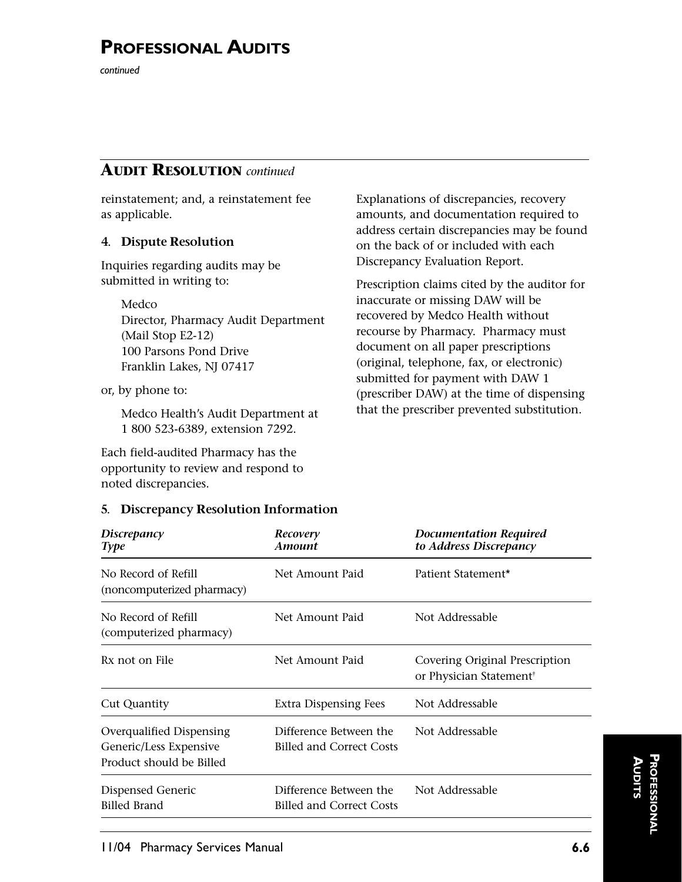# PROFESSIONAL AUDITS

*continued*

## AUDIT RESOLUTION *continued*

reinstatement; and, a reinstatement fee as applicable.

**4. Dispute Resolution**

Inquiries regarding audits may be submitted in writing to:

Medco
Director, Pharmacy Audit Department
(Mail Stop E2-12)
100 Parsons Pond Drive
Franklin Lakes, NJ 07417

or, by phone to:

Medco Health's Audit Department at
1 800 523-6389, extension 7292.

Each field-audited Pharmacy has the opportunity to review and respond to noted discrepancies.

Explanations of discrepancies, recovery amounts, and documentation required to address certain discrepancies may be found on the back of or included with each Discrepancy Evaluation Report.

Prescription claims cited by the auditor for inaccurate or missing DAW will be recovered by Medco Health without recourse by Pharmacy. Pharmacy must document on all paper prescriptions (original, telephone, fax, or electronic) submitted for payment with DAW 1 (prescriber DAW) at the time of dispensing that the prescriber prevented substitution.

**5. Discrepancy Resolution Information**

| *Discrepancy Type* | *Recovery Amount* | *Documentation Required to Address Discrepancy* |
|---|---|---|
| No Record of Refill (noncomputerized pharmacy) | Net Amount Paid | Patient Statement* |
| No Record of Refill (computerized pharmacy) | Net Amount Paid | Not Addressable |
| Rx not on File | Net Amount Paid | Covering Original Prescription or Physician Statement† |
| Cut Quantity | Extra Dispensing Fees | Not Addressable |
| Overqualified Dispensing Generic/Less Expensive Product should be Billed | Difference Between the Billed and Correct Costs | Not Addressable |
| Dispensed Generic Billed Brand | Difference Between the Billed and Correct Costs | Not Addressable |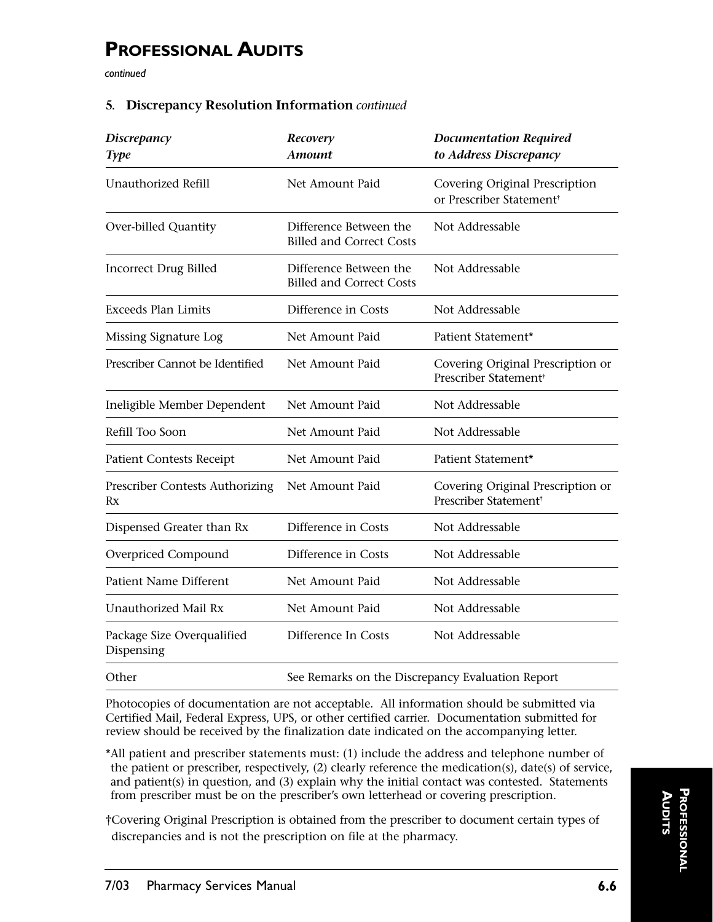# Professional Audits

*continued*

### 5. Discrepancy Resolution Information *continued*

| *Discrepancy Type* | *Recovery Amount* | *Documentation Required to Address Discrepancy* |
|---|---|---|
| Unauthorized Refill | Net Amount Paid | Covering Original Prescription or Prescriber Statement† |
| Over-billed Quantity | Difference Between the Billed and Correct Costs | Not Addressable |
| Incorrect Drug Billed | Difference Between the Billed and Correct Costs | Not Addressable |
| Exceeds Plan Limits | Difference in Costs | Not Addressable |
| Missing Signature Log | Net Amount Paid | Patient Statement* |
| Prescriber Cannot be Identified | Net Amount Paid | Covering Original Prescription or Prescriber Statement† |
| Ineligible Member Dependent | Net Amount Paid | Not Addressable |
| Refill Too Soon | Net Amount Paid | Not Addressable |
| Patient Contests Receipt | Net Amount Paid | Patient Statement* |
| Prescriber Contests Authorizing Rx | Net Amount Paid | Covering Original Prescription or Prescriber Statement† |
| Dispensed Greater than Rx | Difference in Costs | Not Addressable |
| Overpriced Compound | Difference in Costs | Not Addressable |
| Patient Name Different | Net Amount Paid | Not Addressable |
| Unauthorized Mail Rx | Net Amount Paid | Not Addressable |
| Package Size Overqualified Dispensing | Difference In Costs | Not Addressable |
| Other | See Remarks on the Discrepancy Evaluation Report | |

Photocopies of documentation are not acceptable. All information should be submitted via Certified Mail, Federal Express, UPS, or other certified carrier. Documentation submitted for review should be received by the finalization date indicated on the accompanying letter.

*All patient and prescriber statements must: (1) include the address and telephone number of the patient or prescriber, respectively, (2) clearly reference the medication(s), date(s) of service, and patient(s) in question, and (3) explain why the initial contact was contested. Statements from prescriber must be on the prescriber's own letterhead or covering prescription.

†Covering Original Prescription is obtained from the prescriber to document certain types of discrepancies and is not the prescription on file at the pharmacy.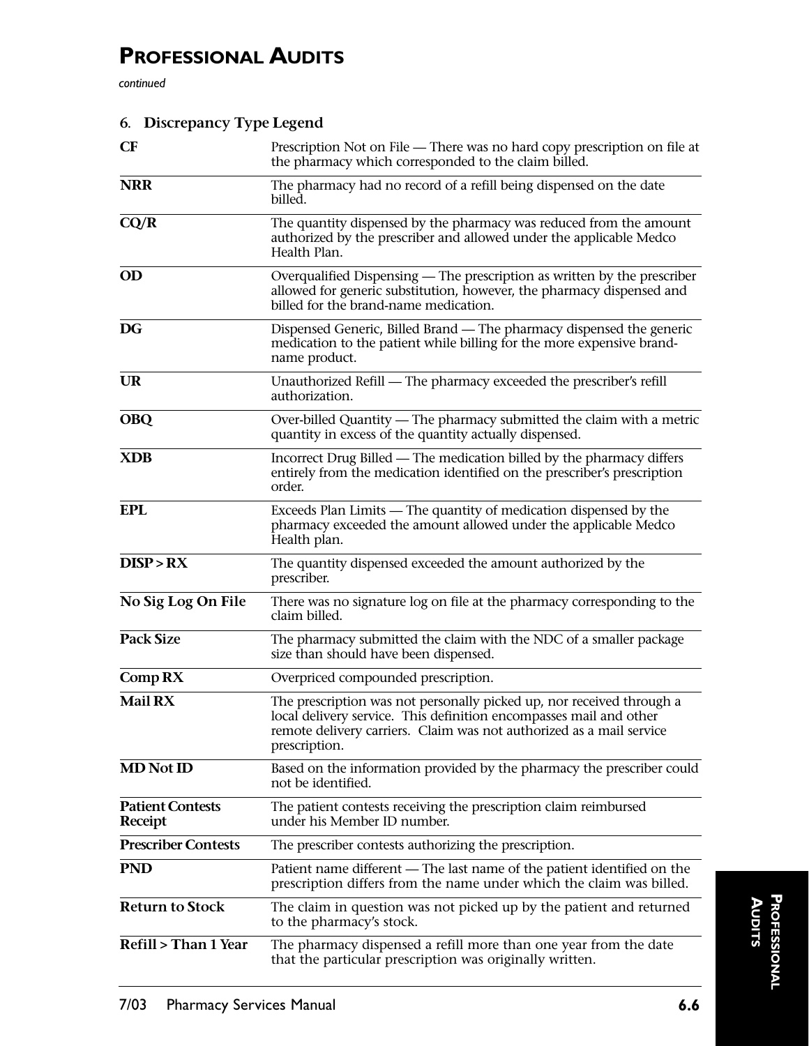# Professional Audits

*continued*

### 6. Discrepancy Type Legend

| Code | Description |
|---|---|
| **CF** | Prescription Not on File — There was no hard copy prescription on file at the pharmacy which corresponded to the claim billed. |
| **NRR** | The pharmacy had no record of a refill being dispensed on the date billed. |
| **CQ/R** | The quantity dispensed by the pharmacy was reduced from the amount authorized by the prescriber and allowed under the applicable Medco Health Plan. |
| **OD** | Overqualified Dispensing — The prescription as written by the prescriber allowed for generic substitution, however, the pharmacy dispensed and billed for the brand-name medication. |
| **DG** | Dispensed Generic, Billed Brand — The pharmacy dispensed the generic medication to the patient while billing for the more expensive brand-name product. |
| **UR** | Unauthorized Refill — The pharmacy exceeded the prescriber's refill authorization. |
| **OBQ** | Over-billed Quantity — The pharmacy submitted the claim with a metric quantity in excess of the quantity actually dispensed. |
| **XDB** | Incorrect Drug Billed — The medication billed by the pharmacy differs entirely from the medication identified on the prescriber's prescription order. |
| **EPL** | Exceeds Plan Limits — The quantity of medication dispensed by the pharmacy exceeded the amount allowed under the applicable Medco Health plan. |
| **DISP > RX** | The quantity dispensed exceeded the amount authorized by the prescriber. |
| **No Sig Log On File** | There was no signature log on file at the pharmacy corresponding to the claim billed. |
| **Pack Size** | The pharmacy submitted the claim with the NDC of a smaller package size than should have been dispensed. |
| **Comp RX** | Overpriced compounded prescription. |
| **Mail RX** | The prescription was not personally picked up, nor received through a local delivery service. This definition encompasses mail and other remote delivery carriers. Claim was not authorized as a mail service prescription. |
| **MD Not ID** | Based on the information provided by the pharmacy the prescriber could not be identified. |
| **Patient Contests Receipt** | The patient contests receiving the prescription claim reimbursed under his Member ID number. |
| **Prescriber Contests** | The prescriber contests authorizing the prescription. |
| **PND** | Patient name different — The last name of the patient identified on the prescription differs from the name under which the claim was billed. |
| **Return to Stock** | The claim in question was not picked up by the patient and returned to the pharmacy's stock. |
| **Refill > Than 1 Year** | The pharmacy dispensed a refill more than one year from the date that the particular prescription was originally written. |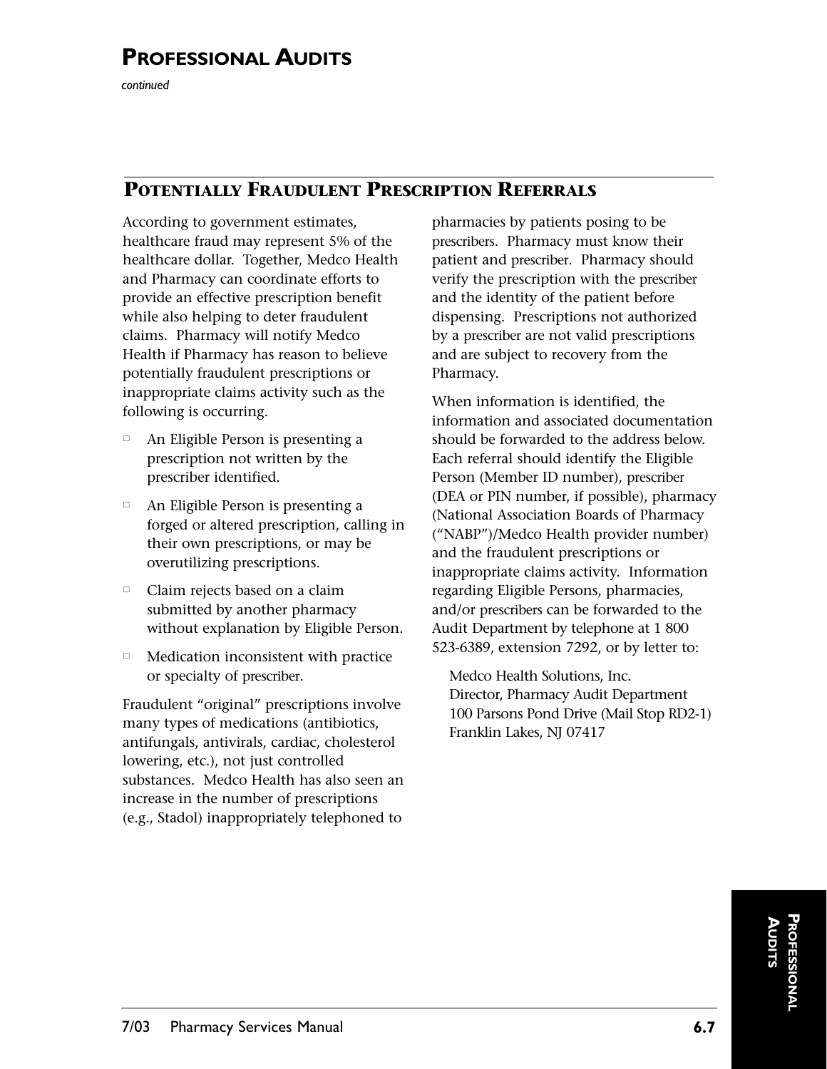# PROFESSIONAL AUDITS

*continued*

## POTENTIALLY FRAUDULENT PRESCRIPTION REFERRALS

According to government estimates, healthcare fraud may represent 5% of the healthcare dollar. Together, Medco Health and Pharmacy can coordinate efforts to provide an effective prescription benefit while also helping to deter fraudulent claims. Pharmacy will notify Medco Health if Pharmacy has reason to believe potentially fraudulent prescriptions or inappropriate claims activity such as the following is occurring.

- An Eligible Person is presenting a prescription not written by the prescriber identified.
- An Eligible Person is presenting a forged or altered prescription, calling in their own prescriptions, or may be overutilizing prescriptions.
- Claim rejects based on a claim submitted by another pharmacy without explanation by Eligible Person.
- Medication inconsistent with practice or specialty of prescriber.

Fraudulent "original" prescriptions involve many types of medications (antibiotics, antifungals, antivirals, cardiac, cholesterol lowering, etc.), not just controlled substances. Medco Health has also seen an increase in the number of prescriptions (e.g., Stadol) inappropriately telephoned to pharmacies by patients posing to be prescribers. Pharmacy must know their patient and prescriber. Pharmacy should verify the prescription with the prescriber and the identity of the patient before dispensing. Prescriptions not authorized by a prescriber are not valid prescriptions and are subject to recovery from the Pharmacy.

When information is identified, the information and associated documentation should be forwarded to the address below. Each referral should identify the Eligible Person (Member ID number), prescriber (DEA or PIN number, if possible), pharmacy (National Association Boards of Pharmacy ("NABP")/Medco Health provider number) and the fraudulent prescriptions or inappropriate claims activity. Information regarding Eligible Persons, pharmacies, and/or prescribers can be forwarded to the Audit Department by telephone at 1 800 523-6389, extension 7292, or by letter to:

Medco Health Solutions, Inc.
Director, Pharmacy Audit Department
100 Parsons Pond Drive (Mail Stop RD2-1)
Franklin Lakes, NJ 07417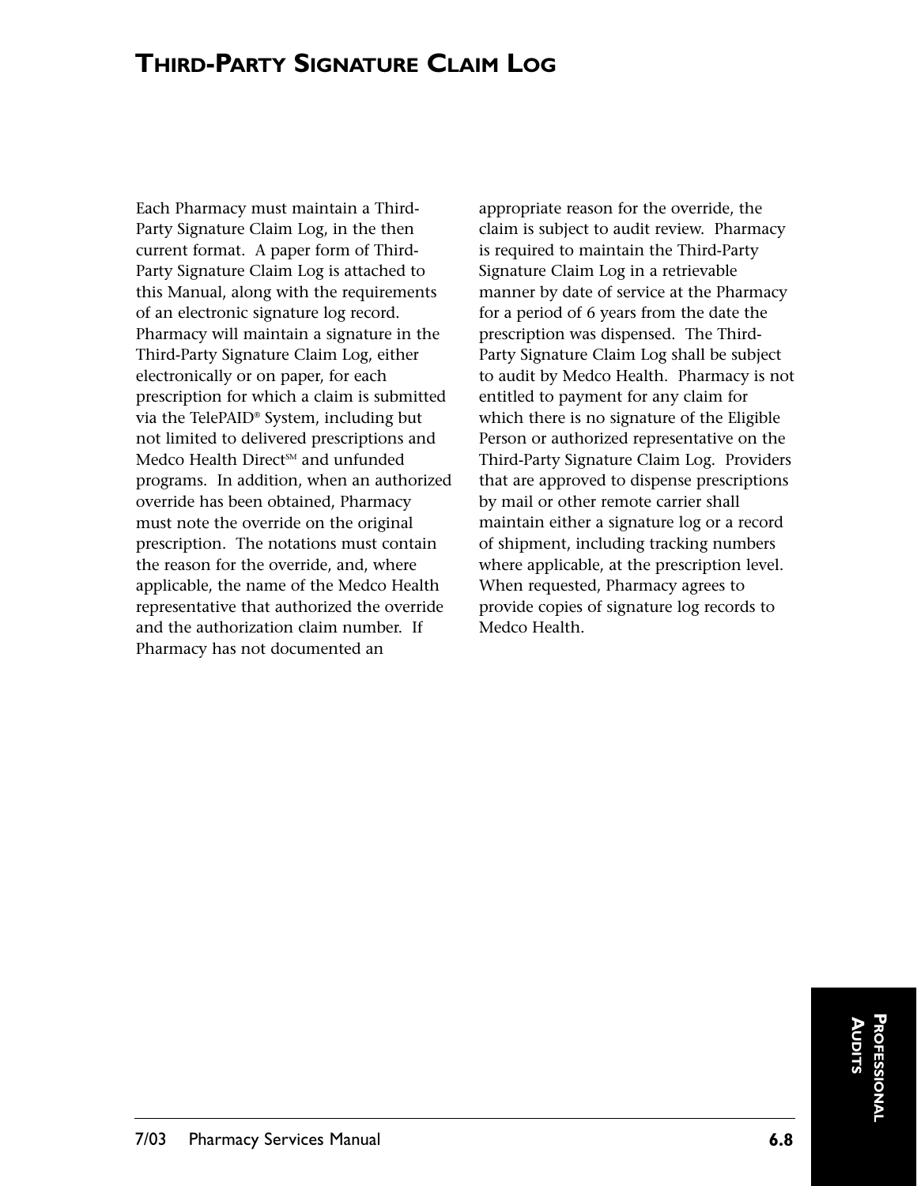# Third-Party Signature Claim Log

Each Pharmacy must maintain a Third-Party Signature Claim Log, in the then current format. A paper form of Third-Party Signature Claim Log is attached to this Manual, along with the requirements of an electronic signature log record. Pharmacy will maintain a signature in the Third-Party Signature Claim Log, either electronically or on paper, for each prescription for which a claim is submitted via the TelePAID® System, including but not limited to delivered prescriptions and Medco Health Direct℠ and unfunded programs. In addition, when an authorized override has been obtained, Pharmacy must note the override on the original prescription. The notations must contain the reason for the override, and, where applicable, the name of the Medco Health representative that authorized the override and the authorization claim number. If Pharmacy has not documented an appropriate reason for the override, the claim is subject to audit review. Pharmacy is required to maintain the Third-Party Signature Claim Log in a retrievable manner by date of service at the Pharmacy for a period of 6 years from the date the prescription was dispensed. The Third-Party Signature Claim Log shall be subject to audit by Medco Health. Pharmacy is not entitled to payment for any claim for which there is no signature of the Eligible Person or authorized representative on the Third-Party Signature Claim Log. Providers that are approved to dispense prescriptions by mail or other remote carrier shall maintain either a signature log or a record of shipment, including tracking numbers where applicable, at the prescription level. When requested, Pharmacy agrees to provide copies of signature log records to Medco Health.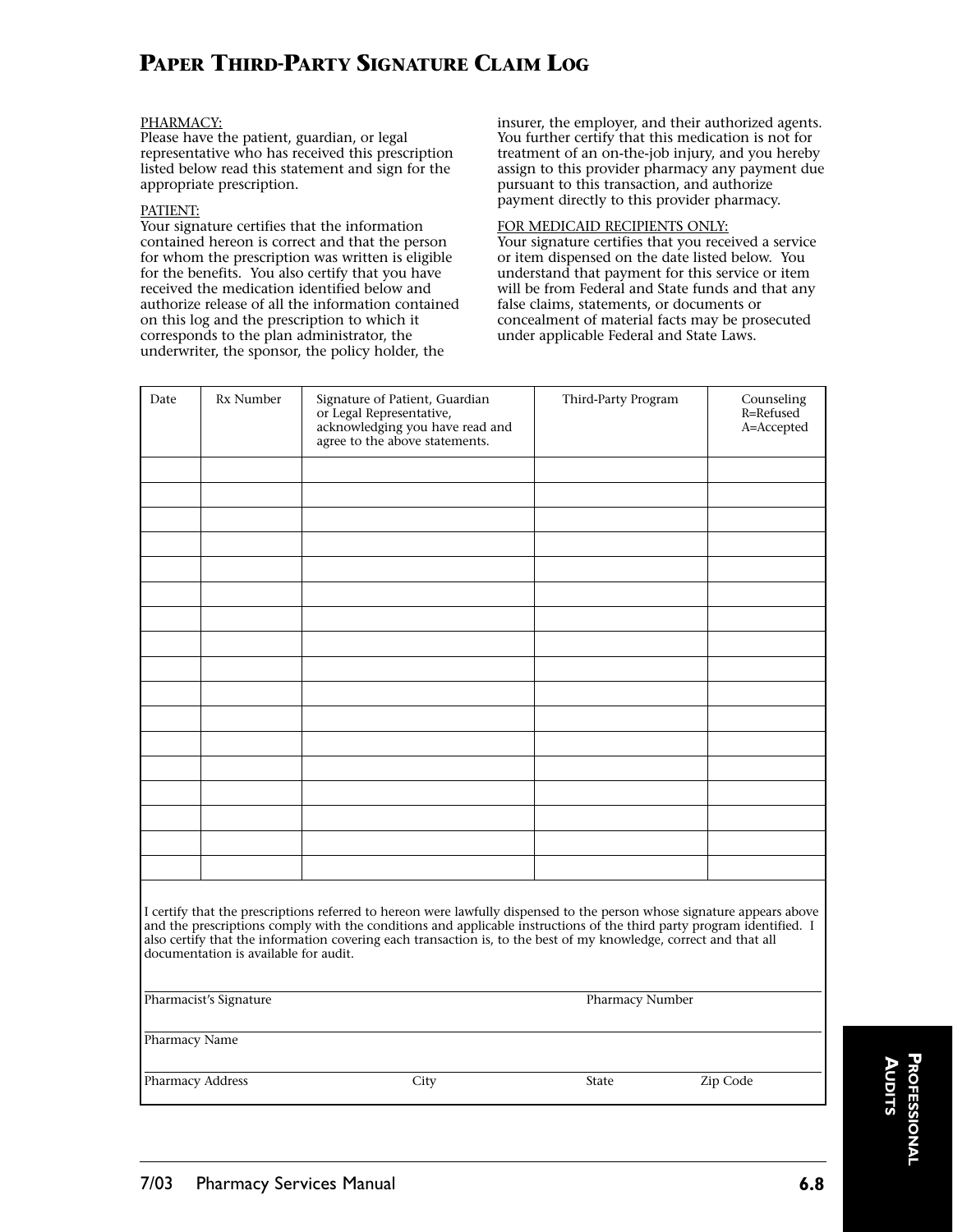# Paper Third-Party Signature Claim Log

PHARMACY:
Please have the patient, guardian, or legal representative who has received this prescription listed below read this statement and sign for the appropriate prescription.

PATIENT:
Your signature certifies that the information contained hereon is correct and that the person for whom the prescription was written is eligible for the benefits. You also certify that you have received the medication identified below and authorize release of all the information contained on this log and the prescription to which it corresponds to the plan administrator, the underwriter, the sponsor, the policy holder, the insurer, the employer, and their authorized agents. You further certify that this medication is not for treatment of an on-the-job injury, and you hereby assign to this provider pharmacy any payment due pursuant to this transaction, and authorize payment directly to this provider pharmacy.

FOR MEDICAID RECIPIENTS ONLY:
Your signature certifies that you received a service or item dispensed on the date listed below. You understand that payment for this service or item will be from Federal and State funds and that any false claims, statements, or documents or concealment of material facts may be prosecuted under applicable Federal and State Laws.

| Date | Rx Number | Signature of Patient, Guardian or Legal Representative, acknowledging you have read and agree to the above statements. | Third-Party Program | Counseling R=Refused A=Accepted |
|---|---|---|---|---|
| | | | | |
| | | | | |
| | | | | |
| | | | | |
| | | | | |
| | | | | |
| | | | | |
| | | | | |
| | | | | |
| | | | | |
| | | | | |
| | | | | |
| | | | | |
| | | | | |
| | | | | |
| | | | | |
| | | | | |

I certify that the prescriptions referred to hereon were lawfully dispensed to the person whose signature appears above and the prescriptions comply with the conditions and applicable instructions of the third party program identified. I also certify that the information covering each transaction is, to the best of my knowledge, correct and that all documentation is available for audit.

Pharmacist's Signature _______________ Pharmacy Number _______________

Pharmacy Name _______________

Pharmacy Address _______________ City _______________ State _______________ Zip Code _______________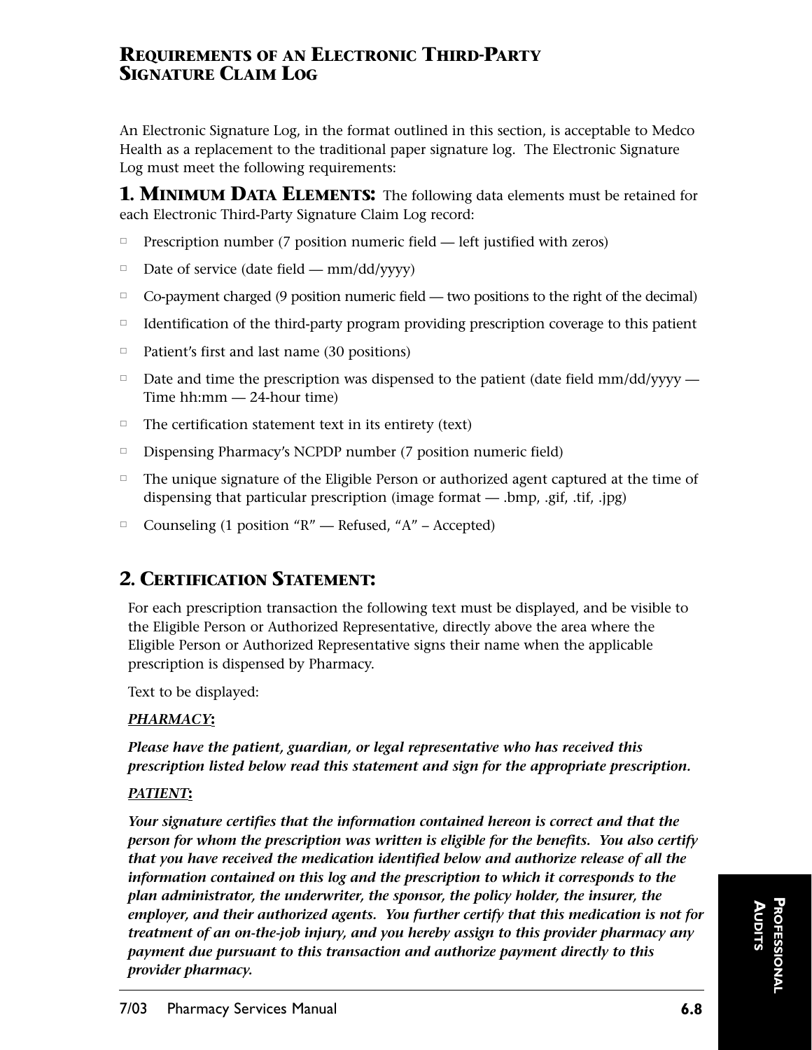## Requirements of an Electronic Third-Party Signature Claim Log

An Electronic Signature Log, in the format outlined in this section, is acceptable to Medco Health as a replacement to the traditional paper signature log. The Electronic Signature Log must meet the following requirements:

**1. Minimum Data Elements:** The following data elements must be retained for each Electronic Third-Party Signature Claim Log record:

- Prescription number (7 position numeric field — left justified with zeros)
- Date of service (date field — mm/dd/yyyy)
- Co-payment charged (9 position numeric field — two positions to the right of the decimal)
- Identification of the third-party program providing prescription coverage to this patient
- Patient's first and last name (30 positions)
- Date and time the prescription was dispensed to the patient (date field mm/dd/yyyy — Time hh:mm — 24-hour time)
- The certification statement text in its entirety (text)
- Dispensing Pharmacy's NCPDP number (7 position numeric field)
- The unique signature of the Eligible Person or authorized agent captured at the time of dispensing that particular prescription (image format — .bmp, .gif, .tif, .jpg)
- Counseling (1 position "R" — Refused, "A" – Accepted)

### 2. Certification Statement:

For each prescription transaction the following text must be displayed, and be visible to the Eligible Person or Authorized Representative, directly above the area where the Eligible Person or Authorized Representative signs their name when the applicable prescription is dispensed by Pharmacy.

Text to be displayed:

***PHARMACY*:**

***Please have the patient, guardian, or legal representative who has received this prescription listed below read this statement and sign for the appropriate prescription.***

***PATIENT*:**

***Your signature certifies that the information contained hereon is correct and that the person for whom the prescription was written is eligible for the benefits. You also certify that you have received the medication identified below and authorize release of all the information contained on this log and the prescription to which it corresponds to the plan administrator, the underwriter, the sponsor, the policy holder, the insurer, the employer, and their authorized agents. You further certify that this medication is not for treatment of an on-the-job injury, and you hereby assign to this provider pharmacy any payment due pursuant to this transaction and authorize payment directly to this provider pharmacy.***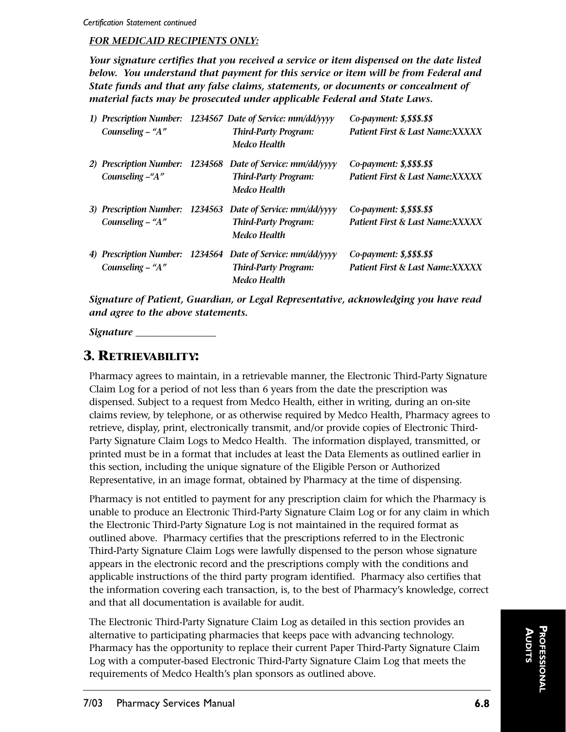*Certification Statement continued*

***FOR MEDICAID RECIPIENTS ONLY:***

***Your signature certifies that you received a service or item dispensed on the date listed below. You understand that payment for this service or item will be from Federal and State funds and that any false claims, statements, or documents or concealment of material facts may be prosecuted under applicable Federal and State Laws.***

1) *Prescription Number: 1234567 Date of Service: mm/dd/yyyy Co-payment: $,$$$.$$*
   *Counseling – "A" Third-Party Program: Medco Health Patient First & Last Name:XXXXX*

2) *Prescription Number: 1234568 Date of Service: mm/dd/yyyy Co-payment: $,$$$.$$*
   *Counseling –"A" Third-Party Program: Medco Health Patient First & Last Name:XXXXX*

3) *Prescription Number: 1234563 Date of Service: mm/dd/yyyy Co-payment: $,$$$.$$*
   *Counseling – "A" Third-Party Program: Medco Health Patient First & Last Name:XXXXX*

4) *Prescription Number: 1234564 Date of Service: mm/dd/yyyy Co-payment: $,$$$.$$*
   *Counseling – "A" Third-Party Program: Medco Health Patient First & Last Name:XXXXX*

***Signature of Patient, Guardian, or Legal Representative, acknowledging you have read and agree to the above statements.***

***Signature ________________***

## 3. RETRIEVABILITY:

Pharmacy agrees to maintain, in a retrievable manner, the Electronic Third-Party Signature Claim Log for a period of not less than 6 years from the date the prescription was dispensed. Subject to a request from Medco Health, either in writing, during an on-site claims review, by telephone, or as otherwise required by Medco Health, Pharmacy agrees to retrieve, display, print, electronically transmit, and/or provide copies of Electronic Third-Party Signature Claim Logs to Medco Health. The information displayed, transmitted, or printed must be in a format that includes at least the Data Elements as outlined earlier in this section, including the unique signature of the Eligible Person or Authorized Representative, in an image format, obtained by Pharmacy at the time of dispensing.

Pharmacy is not entitled to payment for any prescription claim for which the Pharmacy is unable to produce an Electronic Third-Party Signature Claim Log or for any claim in which the Electronic Third-Party Signature Log is not maintained in the required format as outlined above. Pharmacy certifies that the prescriptions referred to in the Electronic Third-Party Signature Claim Logs were lawfully dispensed to the person whose signature appears in the electronic record and the prescriptions comply with the conditions and applicable instructions of the third party program identified. Pharmacy also certifies that the information covering each transaction, is, to the best of Pharmacy's knowledge, correct and that all documentation is available for audit.

The Electronic Third-Party Signature Claim Log as detailed in this section provides an alternative to participating pharmacies that keeps pace with advancing technology. Pharmacy has the opportunity to replace their current Paper Third-Party Signature Claim Log with a computer-based Electronic Third-Party Signature Claim Log that meets the requirements of Medco Health's plan sponsors as outlined above.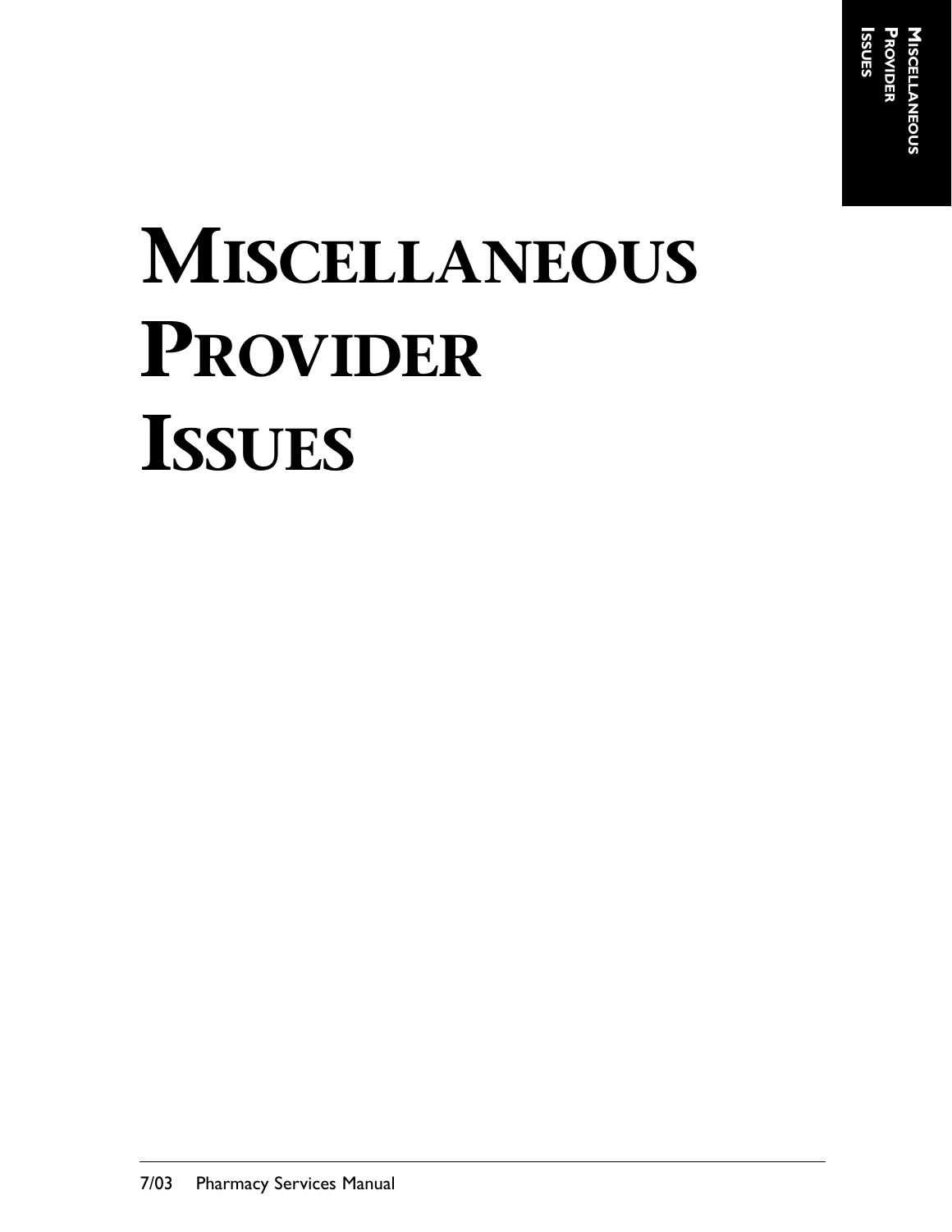# MISCELLANEOUS PROVIDER ISSUES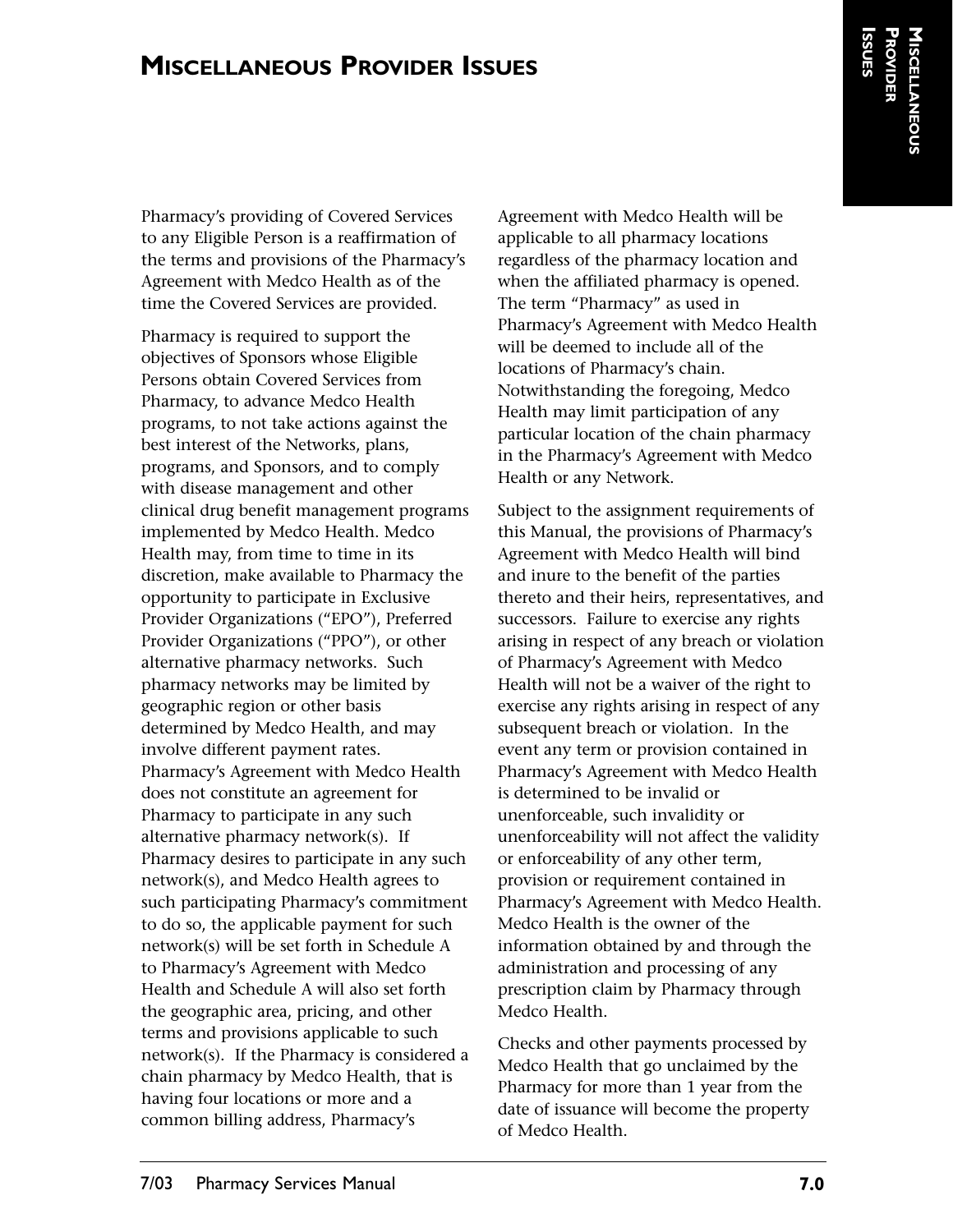# MISCELLANEOUS PROVIDER ISSUES

Pharmacy's providing of Covered Services to any Eligible Person is a reaffirmation of the terms and provisions of the Pharmacy's Agreement with Medco Health as of the time the Covered Services are provided.

Pharmacy is required to support the objectives of Sponsors whose Eligible Persons obtain Covered Services from Pharmacy, to advance Medco Health programs, to not take actions against the best interest of the Networks, plans, programs, and Sponsors, and to comply with disease management and other clinical drug benefit management programs implemented by Medco Health. Medco Health may, from time to time in its discretion, make available to Pharmacy the opportunity to participate in Exclusive Provider Organizations ("EPO"), Preferred Provider Organizations ("PPO"), or other alternative pharmacy networks. Such pharmacy networks may be limited by geographic region or other basis determined by Medco Health, and may involve different payment rates. Pharmacy's Agreement with Medco Health does not constitute an agreement for Pharmacy to participate in any such alternative pharmacy network(s). If Pharmacy desires to participate in any such network(s), and Medco Health agrees to such participating Pharmacy's commitment to do so, the applicable payment for such network(s) will be set forth in Schedule A to Pharmacy's Agreement with Medco Health and Schedule A will also set forth the geographic area, pricing, and other terms and provisions applicable to such network(s). If the Pharmacy is considered a chain pharmacy by Medco Health, that is having four locations or more and a common billing address, Pharmacy's Agreement with Medco Health will be applicable to all pharmacy locations regardless of the pharmacy location and when the affiliated pharmacy is opened. The term "Pharmacy" as used in Pharmacy's Agreement with Medco Health will be deemed to include all of the locations of Pharmacy's chain. Notwithstanding the foregoing, Medco Health may limit participation of any particular location of the chain pharmacy in the Pharmacy's Agreement with Medco Health or any Network.

Subject to the assignment requirements of this Manual, the provisions of Pharmacy's Agreement with Medco Health will bind and inure to the benefit of the parties thereto and their heirs, representatives, and successors. Failure to exercise any rights arising in respect of any breach or violation of Pharmacy's Agreement with Medco Health will not be a waiver of the right to exercise any rights arising in respect of any subsequent breach or violation. In the event any term or provision contained in Pharmacy's Agreement with Medco Health is determined to be invalid or unenforceable, such invalidity or unenforceability will not affect the validity or enforceability of any other term, provision or requirement contained in Pharmacy's Agreement with Medco Health. Medco Health is the owner of the information obtained by and through the administration and processing of any prescription claim by Pharmacy through Medco Health.

Checks and other payments processed by Medco Health that go unclaimed by the Pharmacy for more than 1 year from the date of issuance will become the property of Medco Health.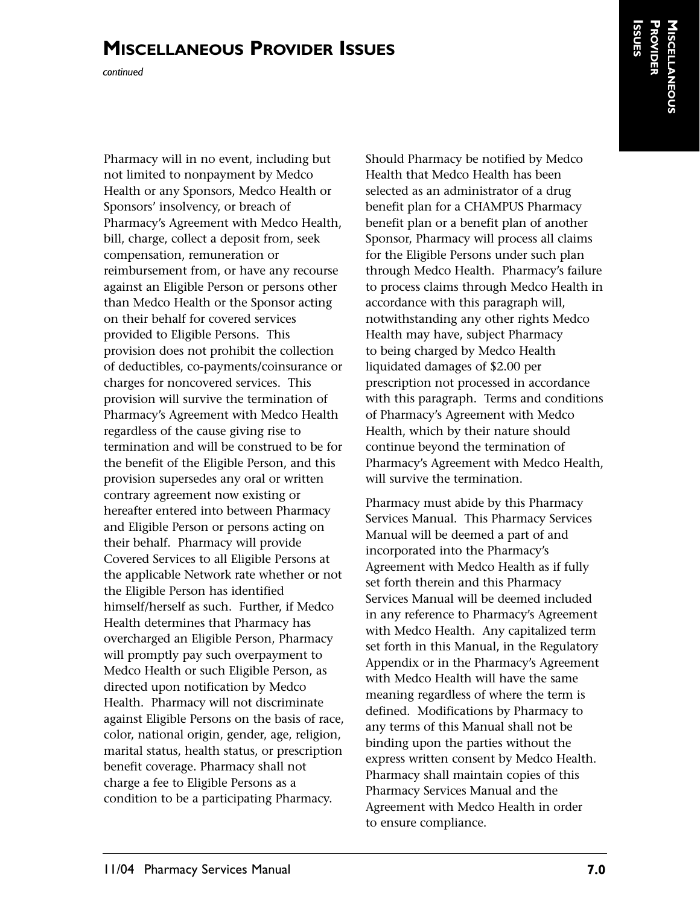# Miscellaneous Provider Issues

*continued*

Pharmacy will in no event, including but not limited to nonpayment by Medco Health or any Sponsors, Medco Health or Sponsors' insolvency, or breach of Pharmacy's Agreement with Medco Health, bill, charge, collect a deposit from, seek compensation, remuneration or reimbursement from, or have any recourse against an Eligible Person or persons other than Medco Health or the Sponsor acting on their behalf for covered services provided to Eligible Persons. This provision does not prohibit the collection of deductibles, co-payments/coinsurance or charges for noncovered services. This provision will survive the termination of Pharmacy's Agreement with Medco Health regardless of the cause giving rise to termination and will be construed to be for the benefit of the Eligible Person, and this provision supersedes any oral or written contrary agreement now existing or hereafter entered into between Pharmacy and Eligible Person or persons acting on their behalf. Pharmacy will provide Covered Services to all Eligible Persons at the applicable Network rate whether or not the Eligible Person has identified himself/herself as such. Further, if Medco Health determines that Pharmacy has overcharged an Eligible Person, Pharmacy will promptly pay such overpayment to Medco Health or such Eligible Person, as directed upon notification by Medco Health. Pharmacy will not discriminate against Eligible Persons on the basis of race, color, national origin, gender, age, religion, marital status, health status, or prescription benefit coverage. Pharmacy shall not charge a fee to Eligible Persons as a condition to be a participating Pharmacy.

Should Pharmacy be notified by Medco Health that Medco Health has been selected as an administrator of a drug benefit plan for a CHAMPUS Pharmacy benefit plan or a benefit plan of another Sponsor, Pharmacy will process all claims for the Eligible Persons under such plan through Medco Health. Pharmacy's failure to process claims through Medco Health in accordance with this paragraph will, notwithstanding any other rights Medco Health may have, subject Pharmacy to being charged by Medco Health liquidated damages of $2.00 per prescription not processed in accordance with this paragraph. Terms and conditions of Pharmacy's Agreement with Medco Health, which by their nature should continue beyond the termination of Pharmacy's Agreement with Medco Health, will survive the termination.

Pharmacy must abide by this Pharmacy Services Manual. This Pharmacy Services Manual will be deemed a part of and incorporated into the Pharmacy's Agreement with Medco Health as if fully set forth therein and this Pharmacy Services Manual will be deemed included in any reference to Pharmacy's Agreement with Medco Health. Any capitalized term set forth in this Manual, in the Regulatory Appendix or in the Pharmacy's Agreement with Medco Health will have the same meaning regardless of where the term is defined. Modifications by Pharmacy to any terms of this Manual shall not be binding upon the parties without the express written consent by Medco Health. Pharmacy shall maintain copies of this Pharmacy Services Manual and the Agreement with Medco Health in order to ensure compliance.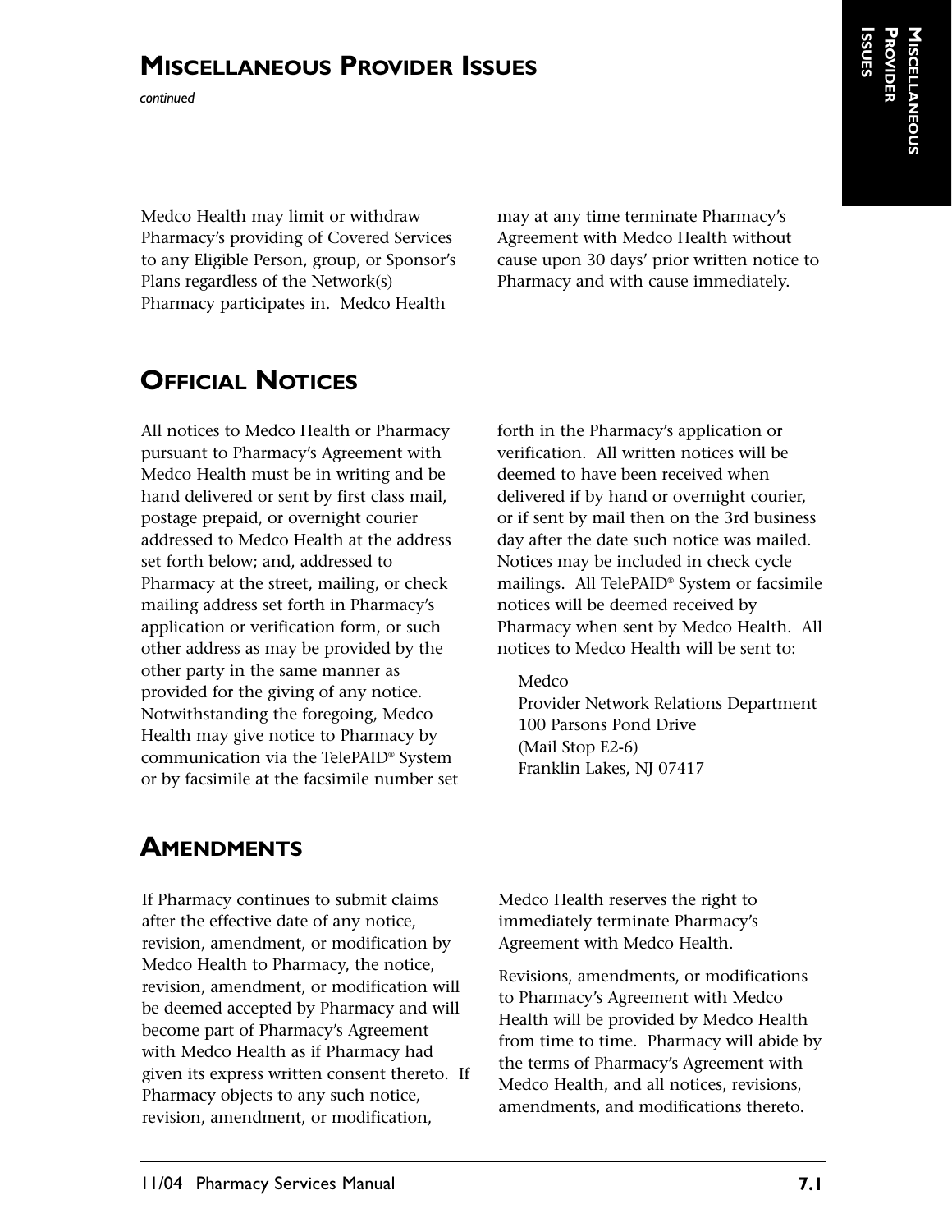## MISCELLANEOUS PROVIDER ISSUES

*continued*

Medco Health may limit or withdraw Pharmacy's providing of Covered Services to any Eligible Person, group, or Sponsor's Plans regardless of the Network(s) Pharmacy participates in. Medco Health may at any time terminate Pharmacy's Agreement with Medco Health without cause upon 30 days' prior written notice to Pharmacy and with cause immediately.

## OFFICIAL NOTICES

All notices to Medco Health or Pharmacy pursuant to Pharmacy's Agreement with Medco Health must be in writing and be hand delivered or sent by first class mail, postage prepaid, or overnight courier addressed to Medco Health at the address set forth below; and, addressed to Pharmacy at the street, mailing, or check mailing address set forth in Pharmacy's application or verification form, or such other address as may be provided by the other party in the same manner as provided for the giving of any notice. Notwithstanding the foregoing, Medco Health may give notice to Pharmacy by communication via the TelePAID® System or by facsimile at the facsimile number set forth in the Pharmacy's application or verification. All written notices will be deemed to have been received when delivered if by hand or overnight courier, or if sent by mail then on the 3rd business day after the date such notice was mailed. Notices may be included in check cycle mailings. All TelePAID® System or facsimile notices will be deemed received by Pharmacy when sent by Medco Health. All notices to Medco Health will be sent to:

Medco
Provider Network Relations Department
100 Parsons Pond Drive
(Mail Stop E2-6)
Franklin Lakes, NJ 07417

## AMENDMENTS

If Pharmacy continues to submit claims after the effective date of any notice, revision, amendment, or modification by Medco Health to Pharmacy, the notice, revision, amendment, or modification will be deemed accepted by Pharmacy and will become part of Pharmacy's Agreement with Medco Health as if Pharmacy had given its express written consent thereto. If Pharmacy objects to any such notice, revision, amendment, or modification, Medco Health reserves the right to immediately terminate Pharmacy's Agreement with Medco Health.

Revisions, amendments, or modifications to Pharmacy's Agreement with Medco Health will be provided by Medco Health from time to time. Pharmacy will abide by the terms of Pharmacy's Agreement with Medco Health, and all notices, revisions, amendments, and modifications thereto.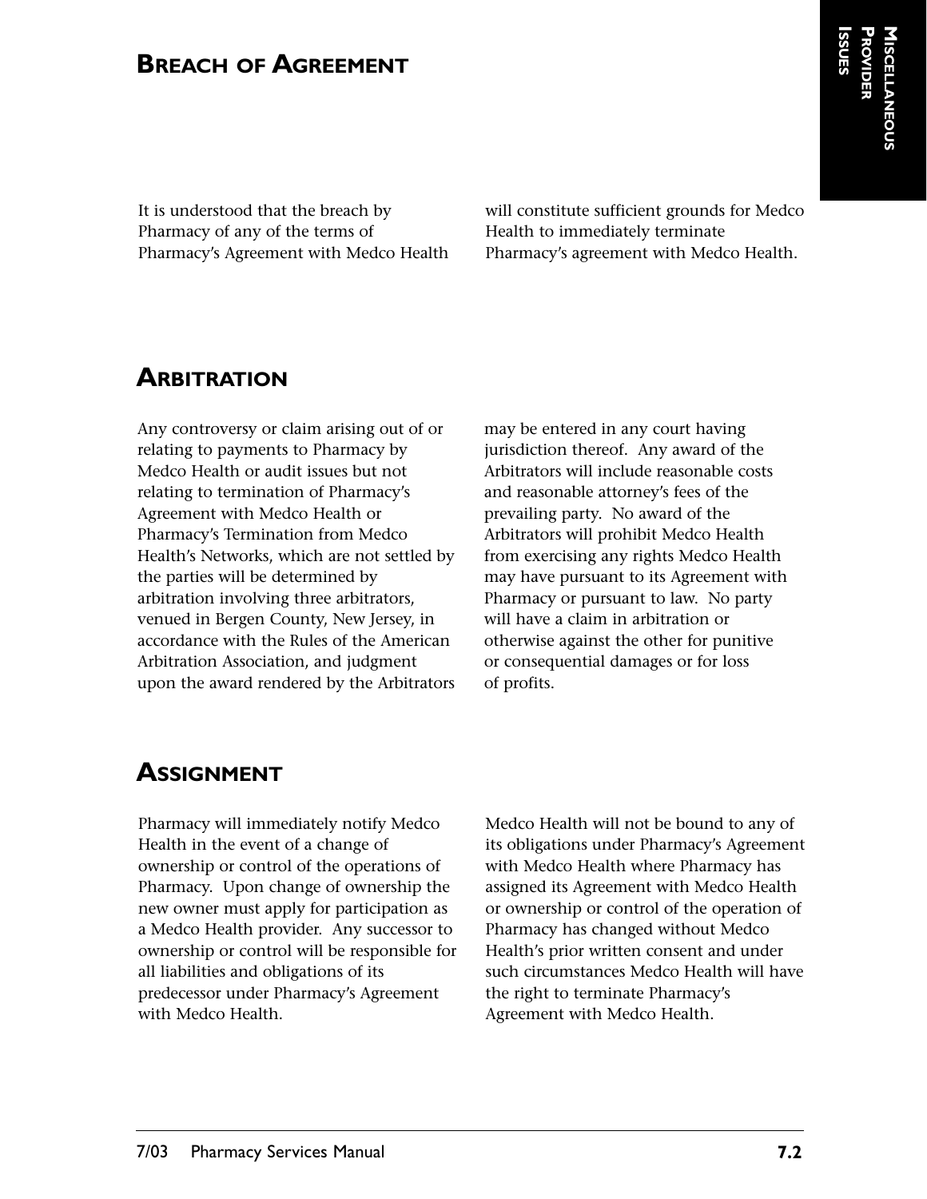## Breach of Agreement

It is understood that the breach by Pharmacy of any of the terms of Pharmacy's Agreement with Medco Health will constitute sufficient grounds for Medco Health to immediately terminate Pharmacy's agreement with Medco Health.

## Arbitration

Any controversy or claim arising out of or relating to payments to Pharmacy by Medco Health or audit issues but not relating to termination of Pharmacy's Agreement with Medco Health or Pharmacy's Termination from Medco Health's Networks, which are not settled by the parties will be determined by arbitration involving three arbitrators, venued in Bergen County, New Jersey, in accordance with the Rules of the American Arbitration Association, and judgment upon the award rendered by the Arbitrators may be entered in any court having jurisdiction thereof. Any award of the Arbitrators will include reasonable costs and reasonable attorney's fees of the prevailing party. No award of the Arbitrators will prohibit Medco Health from exercising any rights Medco Health may have pursuant to its Agreement with Pharmacy or pursuant to law. No party will have a claim in arbitration or otherwise against the other for punitive or consequential damages or for loss of profits.

## Assignment

Pharmacy will immediately notify Medco Health in the event of a change of ownership or control of the operations of Pharmacy. Upon change of ownership the new owner must apply for participation as a Medco Health provider. Any successor to ownership or control will be responsible for all liabilities and obligations of its predecessor under Pharmacy's Agreement with Medco Health.

Medco Health will not be bound to any of its obligations under Pharmacy's Agreement with Medco Health where Pharmacy has assigned its Agreement with Medco Health or ownership or control of the operation of Pharmacy has changed without Medco Health's prior written consent and under such circumstances Medco Health will have the right to terminate Pharmacy's Agreement with Medco Health.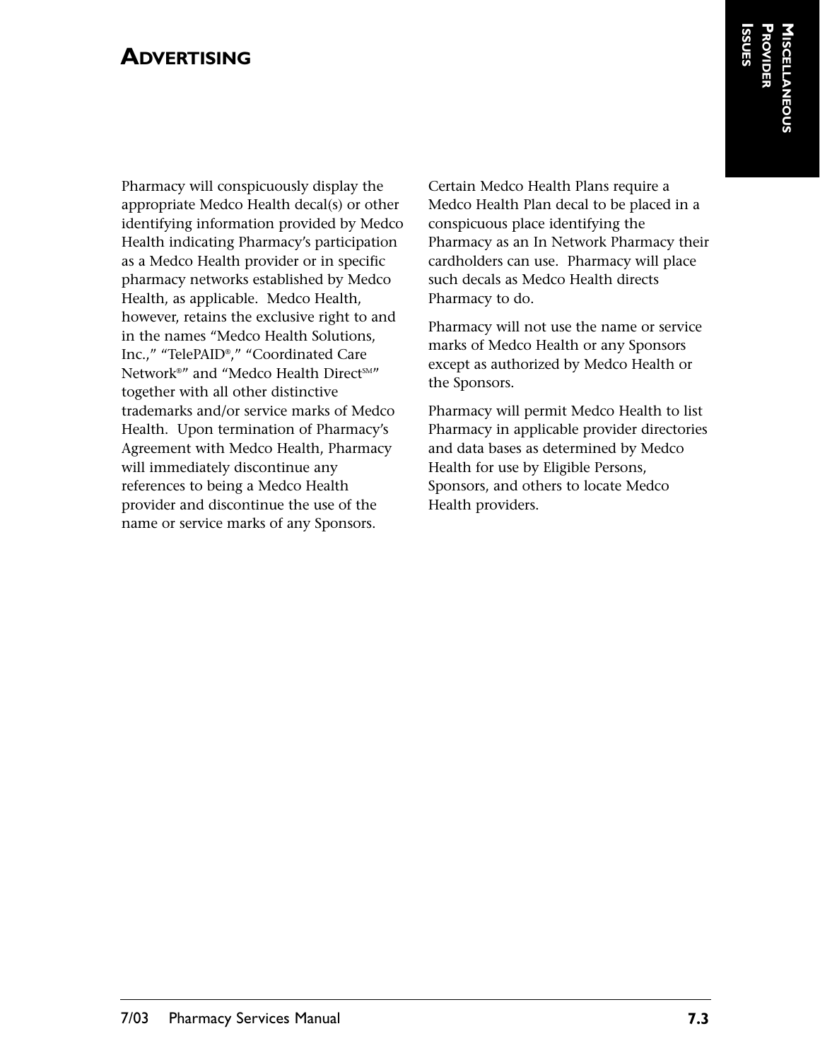# ADVERTISING

Pharmacy will conspicuously display the appropriate Medco Health decal(s) or other identifying information provided by Medco Health indicating Pharmacy's participation as a Medco Health provider or in specific pharmacy networks established by Medco Health, as applicable. Medco Health, however, retains the exclusive right to and in the names "Medco Health Solutions, Inc.," "TelePAID®," "Coordinated Care Network®" and "Medco Health Direct℠" together with all other distinctive trademarks and/or service marks of Medco Health. Upon termination of Pharmacy's Agreement with Medco Health, Pharmacy will immediately discontinue any references to being a Medco Health provider and discontinue the use of the name or service marks of any Sponsors.

Certain Medco Health Plans require a Medco Health Plan decal to be placed in a conspicuous place identifying the Pharmacy as an In Network Pharmacy their cardholders can use. Pharmacy will place such decals as Medco Health directs Pharmacy to do.

Pharmacy will not use the name or service marks of Medco Health or any Sponsors except as authorized by Medco Health or the Sponsors.

Pharmacy will permit Medco Health to list Pharmacy in applicable provider directories and data bases as determined by Medco Health for use by Eligible Persons, Sponsors, and others to locate Medco Health providers.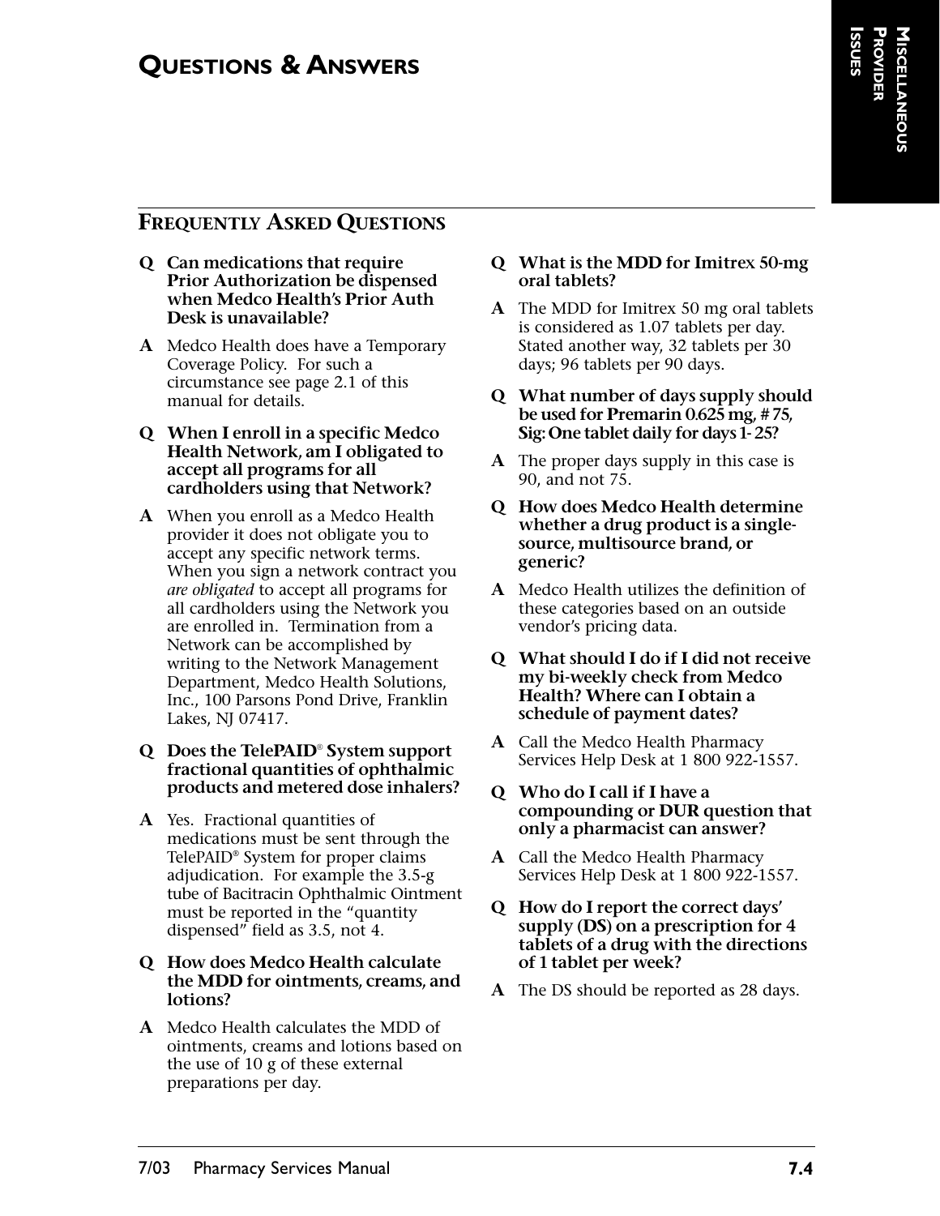# QUESTIONS & ANSWERS

## FREQUENTLY ASKED QUESTIONS

**Q Can medications that require Prior Authorization be dispensed when Medco Health's Prior Auth Desk is unavailable?**

**A** Medco Health does have a Temporary Coverage Policy. For such a circumstance see page 2.1 of this manual for details.

**Q When I enroll in a specific Medco Health Network, am I obligated to accept all programs for all cardholders using that Network?**

**A** When you enroll as a Medco Health provider it does not obligate you to accept any specific network terms. When you sign a network contract you *are obligated* to accept all programs for all cardholders using the Network you are enrolled in. Termination from a Network can be accomplished by writing to the Network Management Department, Medco Health Solutions, Inc., 100 Parsons Pond Drive, Franklin Lakes, NJ 07417.

**Q Does the TelePAID® System support fractional quantities of ophthalmic products and metered dose inhalers?**

**A** Yes. Fractional quantities of medications must be sent through the TelePAID® System for proper claims adjudication. For example the 3.5-g tube of Bacitracin Ophthalmic Ointment must be reported in the "quantity dispensed" field as 3.5, not 4.

**Q How does Medco Health calculate the MDD for ointments, creams, and lotions?**

**A** Medco Health calculates the MDD of ointments, creams and lotions based on the use of 10 g of these external preparations per day.

**Q What is the MDD for Imitrex 50-mg oral tablets?**

**A** The MDD for Imitrex 50 mg oral tablets is considered as 1.07 tablets per day. Stated another way, 32 tablets per 30 days; 96 tablets per 90 days.

**Q What number of days supply should be used for Premarin 0.625 mg, # 75, Sig: One tablet daily for days 1- 25?**

**A** The proper days supply in this case is 90, and not 75.

**Q How does Medco Health determine whether a drug product is a single-source, multisource brand, or generic?**

**A** Medco Health utilizes the definition of these categories based on an outside vendor's pricing data.

**Q What should I do if I did not receive my bi-weekly check from Medco Health? Where can I obtain a schedule of payment dates?**

**A** Call the Medco Health Pharmacy Services Help Desk at 1 800 922-1557.

**Q Who do I call if I have a compounding or DUR question that only a pharmacist can answer?**

**A** Call the Medco Health Pharmacy Services Help Desk at 1 800 922-1557.

**Q How do I report the correct days' supply (DS) on a prescription for 4 tablets of a drug with the directions of 1 tablet per week?**

**A** The DS should be reported as 28 days.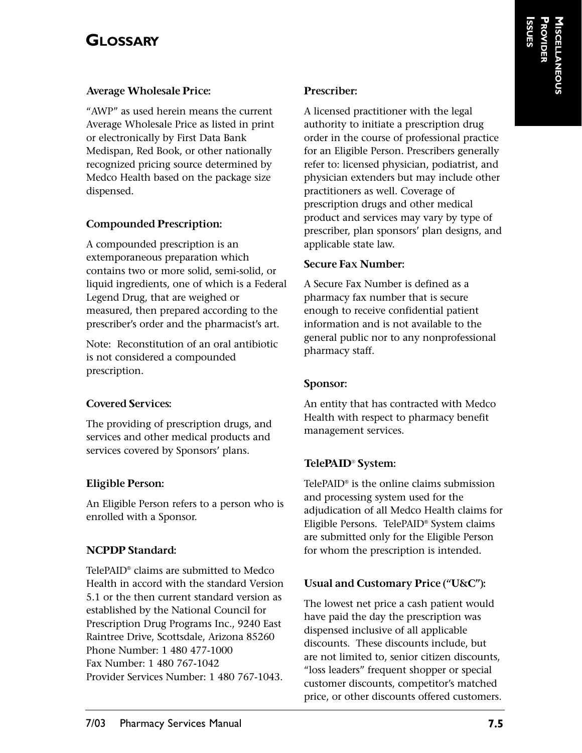# GLOSSARY

### Average Wholesale Price:

"AWP" as used herein means the current Average Wholesale Price as listed in print or electronically by First Data Bank Medispan, Red Book, or other nationally recognized pricing source determined by Medco Health based on the package size dispensed.

### Compounded Prescription:

A compounded prescription is an extemporaneous preparation which contains two or more solid, semi-solid, or liquid ingredients, one of which is a Federal Legend Drug, that are weighed or measured, then prepared according to the prescriber's order and the pharmacist's art.

Note: Reconstitution of an oral antibiotic is not considered a compounded prescription.

### Covered Services:

The providing of prescription drugs, and services and other medical products and services covered by Sponsors' plans.

### Eligible Person:

An Eligible Person refers to a person who is enrolled with a Sponsor.

### NCPDP Standard:

TelePAID® claims are submitted to Medco Health in accord with the standard Version 5.1 or the then current standard version as established by the National Council for Prescription Drug Programs Inc., 9240 East Raintree Drive, Scottsdale, Arizona 85260
Phone Number: 1 480 477-1000
Fax Number: 1 480 767-1042
Provider Services Number: 1 480 767-1043.

### Prescriber:

A licensed practitioner with the legal authority to initiate a prescription drug order in the course of professional practice for an Eligible Person. Prescribers generally refer to: licensed physician, podiatrist, and physician extenders but may include other practitioners as well. Coverage of prescription drugs and other medical product and services may vary by type of prescriber, plan sponsors' plan designs, and applicable state law.

### Secure Fax Number:

A Secure Fax Number is defined as a pharmacy fax number that is secure enough to receive confidential patient information and is not available to the general public nor to any nonprofessional pharmacy staff.

### Sponsor:

An entity that has contracted with Medco Health with respect to pharmacy benefit management services.

### TelePAID® System:

TelePAID® is the online claims submission and processing system used for the adjudication of all Medco Health claims for Eligible Persons. TelePAID® System claims are submitted only for the Eligible Person for whom the prescription is intended.

### Usual and Customary Price ("U&C"):

The lowest net price a cash patient would have paid the day the prescription was dispensed inclusive of all applicable discounts. These discounts include, but are not limited to, senior citizen discounts, "loss leaders" frequent shopper or special customer discounts, competitor's matched price, or other discounts offered customers.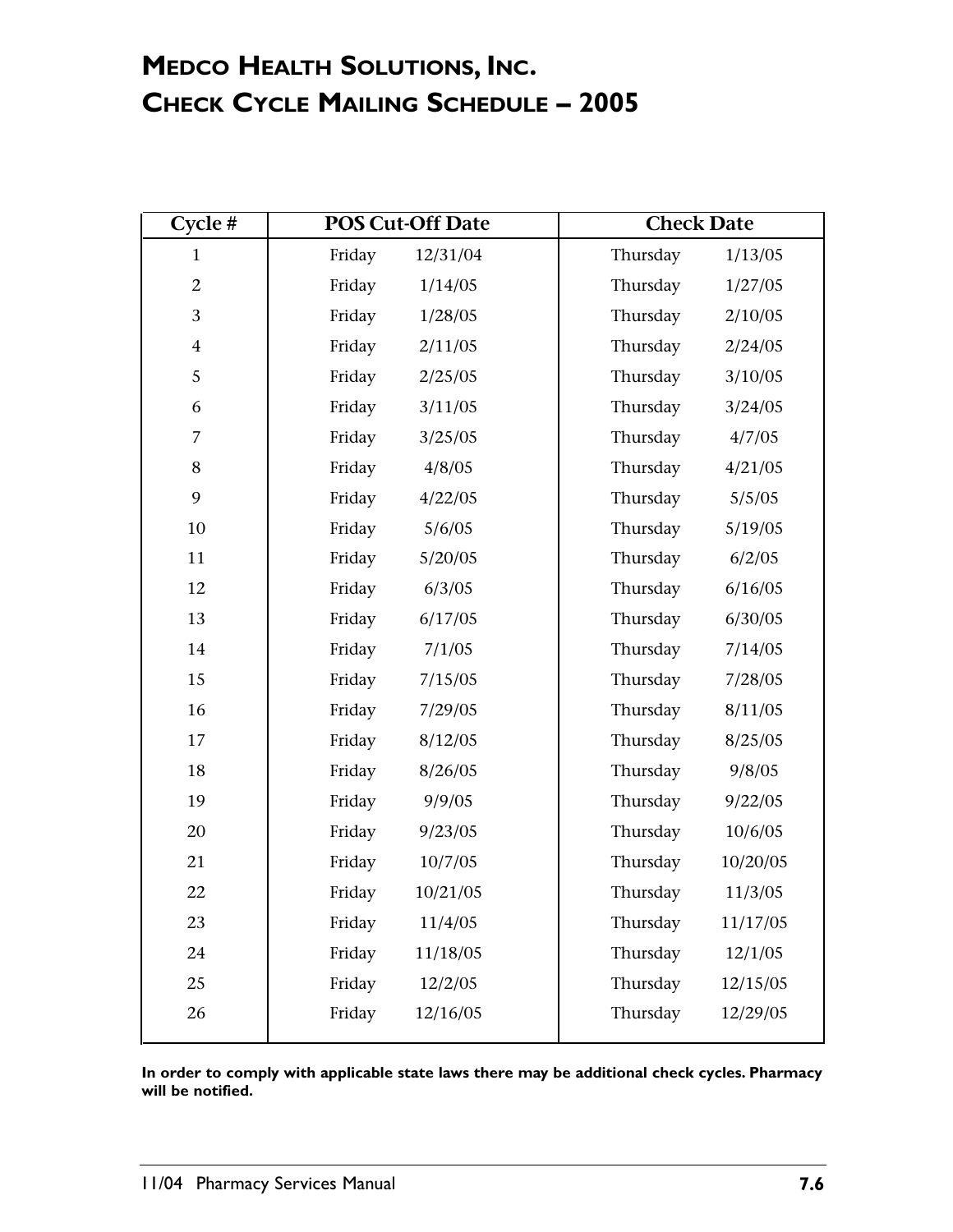# MEDCO HEALTH SOLUTIONS, INC.
# CHECK CYCLE MAILING SCHEDULE – 2005

| Cycle # | POS Cut-Off Date | | Check Date | |
|---|---|---|---|---|
| 1 | Friday | 12/31/04 | Thursday | 1/13/05 |
| 2 | Friday | 1/14/05 | Thursday | 1/27/05 |
| 3 | Friday | 1/28/05 | Thursday | 2/10/05 |
| 4 | Friday | 2/11/05 | Thursday | 2/24/05 |
| 5 | Friday | 2/25/05 | Thursday | 3/10/05 |
| 6 | Friday | 3/11/05 | Thursday | 3/24/05 |
| 7 | Friday | 3/25/05 | Thursday | 4/7/05 |
| 8 | Friday | 4/8/05 | Thursday | 4/21/05 |
| 9 | Friday | 4/22/05 | Thursday | 5/5/05 |
| 10 | Friday | 5/6/05 | Thursday | 5/19/05 |
| 11 | Friday | 5/20/05 | Thursday | 6/2/05 |
| 12 | Friday | 6/3/05 | Thursday | 6/16/05 |
| 13 | Friday | 6/17/05 | Thursday | 6/30/05 |
| 14 | Friday | 7/1/05 | Thursday | 7/14/05 |
| 15 | Friday | 7/15/05 | Thursday | 7/28/05 |
| 16 | Friday | 7/29/05 | Thursday | 8/11/05 |
| 17 | Friday | 8/12/05 | Thursday | 8/25/05 |
| 18 | Friday | 8/26/05 | Thursday | 9/8/05 |
| 19 | Friday | 9/9/05 | Thursday | 9/22/05 |
| 20 | Friday | 9/23/05 | Thursday | 10/6/05 |
| 21 | Friday | 10/7/05 | Thursday | 10/20/05 |
| 22 | Friday | 10/21/05 | Thursday | 11/3/05 |
| 23 | Friday | 11/4/05 | Thursday | 11/17/05 |
| 24 | Friday | 11/18/05 | Thursday | 12/1/05 |
| 25 | Friday | 12/2/05 | Thursday | 12/15/05 |
| 26 | Friday | 12/16/05 | Thursday | 12/29/05 |

**In order to comply with applicable state laws there may be additional check cycles. Pharmacy will be notified.**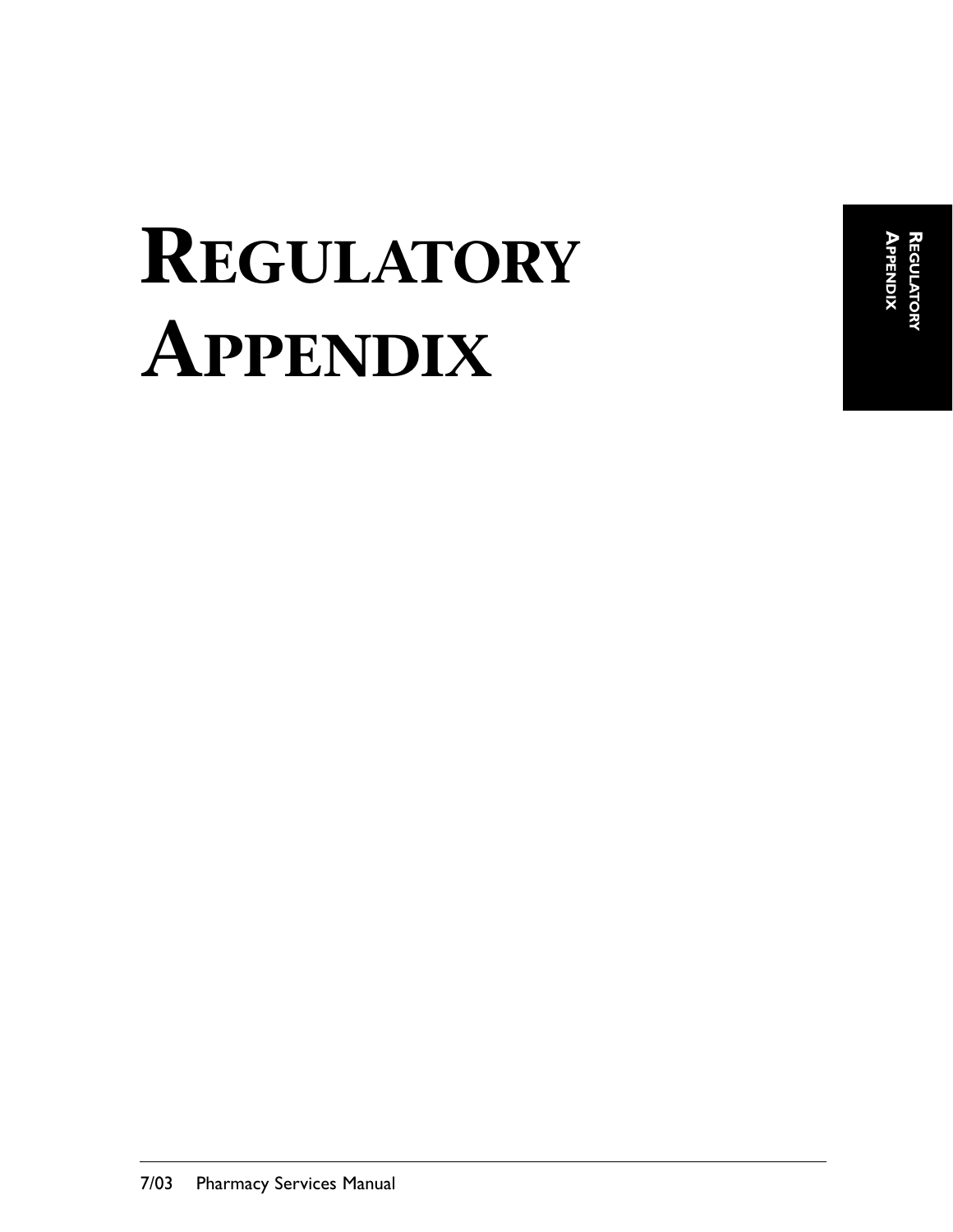# Regulatory Appendix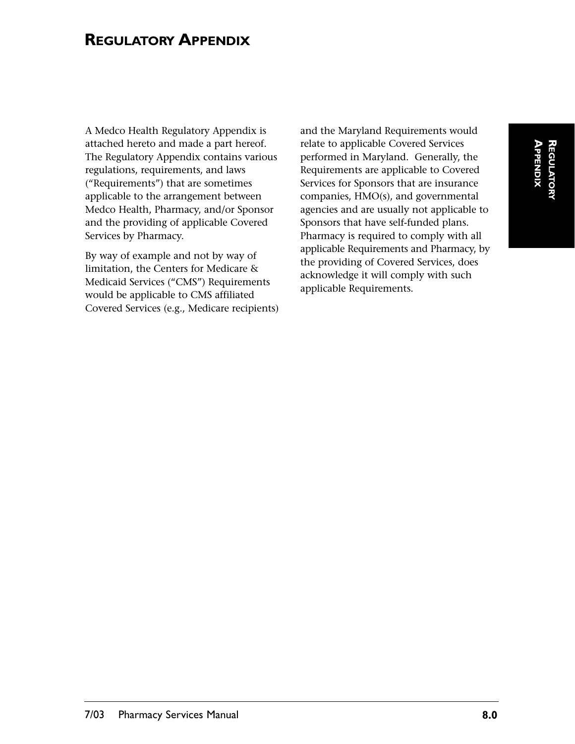# Regulatory Appendix

A Medco Health Regulatory Appendix is attached hereto and made a part hereof. The Regulatory Appendix contains various regulations, requirements, and laws ("Requirements") that are sometimes applicable to the arrangement between Medco Health, Pharmacy, and/or Sponsor and the providing of applicable Covered Services by Pharmacy.

By way of example and not by way of limitation, the Centers for Medicare & Medicaid Services ("CMS") Requirements would be applicable to CMS affiliated Covered Services (e.g., Medicare recipients) and the Maryland Requirements would relate to applicable Covered Services performed in Maryland. Generally, the Requirements are applicable to Covered Services for Sponsors that are insurance companies, HMO(s), and governmental agencies and are usually not applicable to Sponsors that have self-funded plans. Pharmacy is required to comply with all applicable Requirements and Pharmacy, by the providing of Covered Services, does acknowledge it will comply with such applicable Requirements.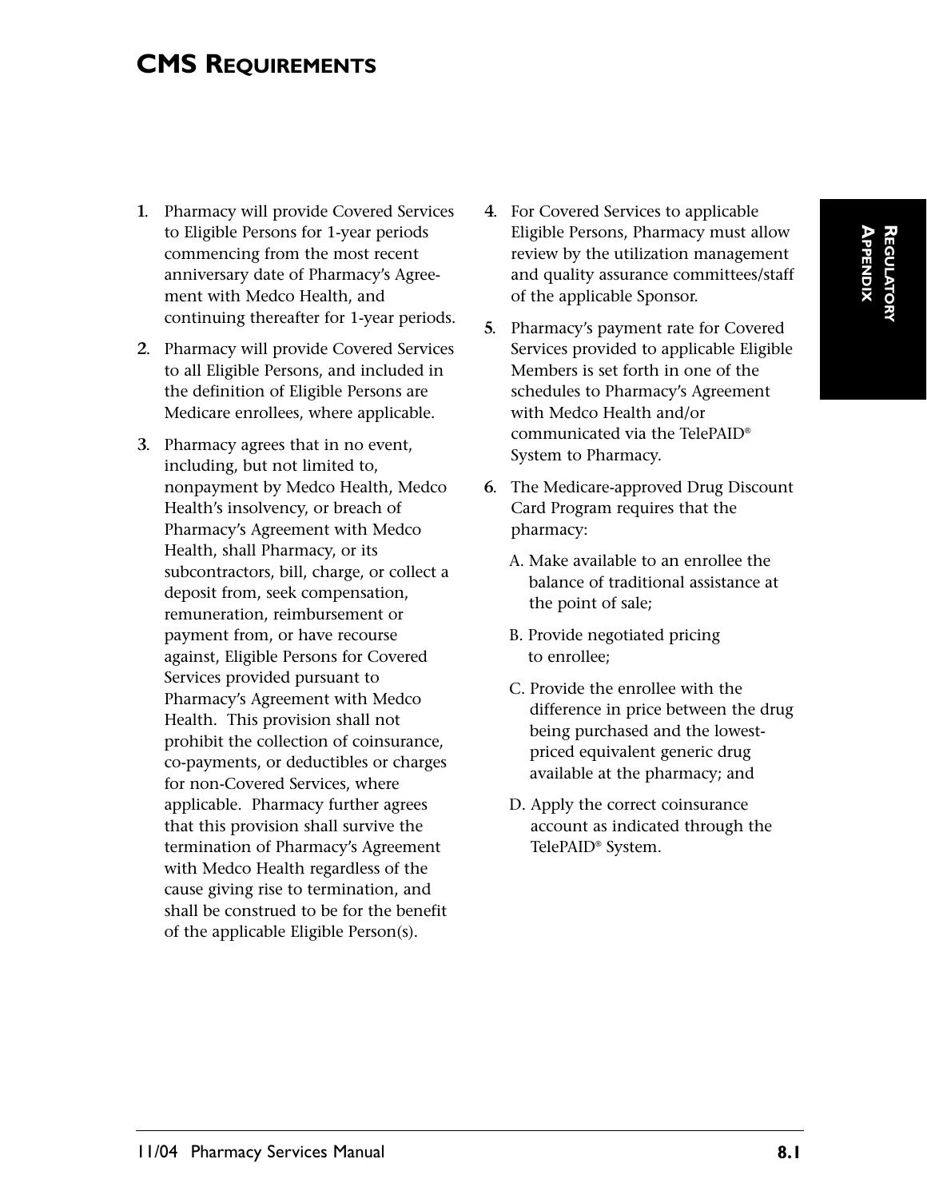# CMS Requirements

1. Pharmacy will provide Covered Services to Eligible Persons for 1-year periods commencing from the most recent anniversary date of Pharmacy's Agreement with Medco Health, and continuing thereafter for 1-year periods.

2. Pharmacy will provide Covered Services to all Eligible Persons, and included in the definition of Eligible Persons are Medicare enrollees, where applicable.

3. Pharmacy agrees that in no event, including, but not limited to, nonpayment by Medco Health, Medco Health's insolvency, or breach of Pharmacy's Agreement with Medco Health, shall Pharmacy, or its subcontractors, bill, charge, or collect a deposit from, seek compensation, remuneration, reimbursement or payment from, or have recourse against, Eligible Persons for Covered Services provided pursuant to Pharmacy's Agreement with Medco Health. This provision shall not prohibit the collection of coinsurance, co-payments, or deductibles or charges for non-Covered Services, where applicable. Pharmacy further agrees that this provision shall survive the termination of Pharmacy's Agreement with Medco Health regardless of the cause giving rise to termination, and shall be construed to be for the benefit of the applicable Eligible Person(s).

4. For Covered Services to applicable Eligible Persons, Pharmacy must allow review by the utilization management and quality assurance committees/staff of the applicable Sponsor.

5. Pharmacy's payment rate for Covered Services provided to applicable Eligible Members is set forth in one of the schedules to Pharmacy's Agreement with Medco Health and/or communicated via the TelePAID® System to Pharmacy.

6. The Medicare-approved Drug Discount Card Program requires that the pharmacy:

   A. Make available to an enrollee the balance of traditional assistance at the point of sale;

   B. Provide negotiated pricing to enrollee;

   C. Provide the enrollee with the difference in price between the drug being purchased and the lowest-priced equivalent generic drug available at the pharmacy; and

   D. Apply the correct coinsurance account as indicated through the TelePAID® System.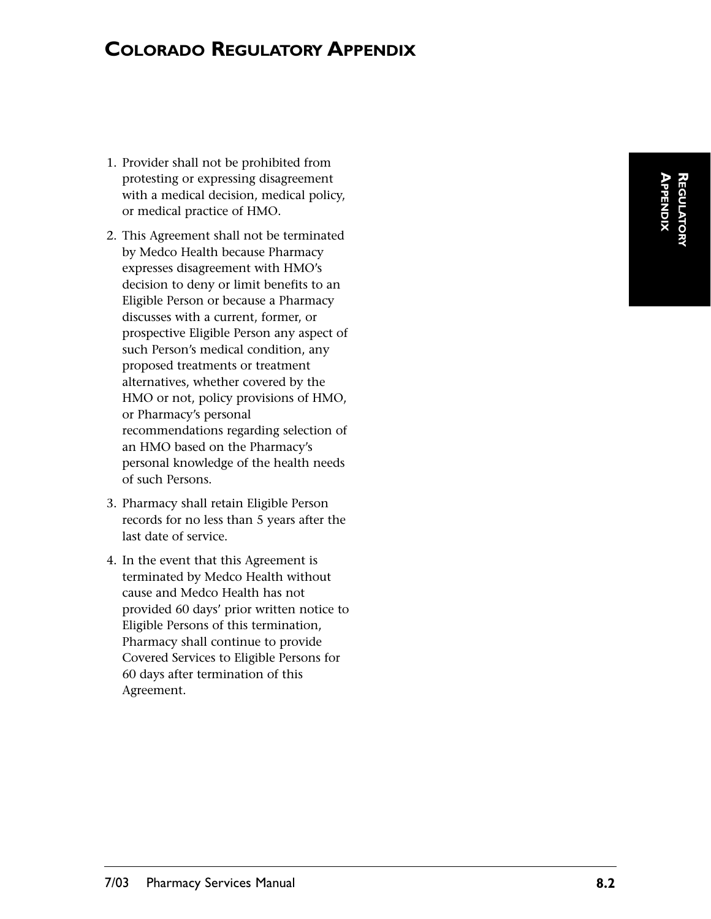# COLORADO REGULATORY APPENDIX

1. Provider shall not be prohibited from protesting or expressing disagreement with a medical decision, medical policy, or medical practice of HMO.
2. This Agreement shall not be terminated by Medco Health because Pharmacy expresses disagreement with HMO's decision to deny or limit benefits to an Eligible Person or because a Pharmacy discusses with a current, former, or prospective Eligible Person any aspect of such Person's medical condition, any proposed treatments or treatment alternatives, whether covered by the HMO or not, policy provisions of HMO, or Pharmacy's personal recommendations regarding selection of an HMO based on the Pharmacy's personal knowledge of the health needs of such Persons.
3. Pharmacy shall retain Eligible Person records for no less than 5 years after the last date of service.
4. In the event that this Agreement is terminated by Medco Health without cause and Medco Health has not provided 60 days' prior written notice to Eligible Persons of this termination, Pharmacy shall continue to provide Covered Services to Eligible Persons for 60 days after termination of this Agreement.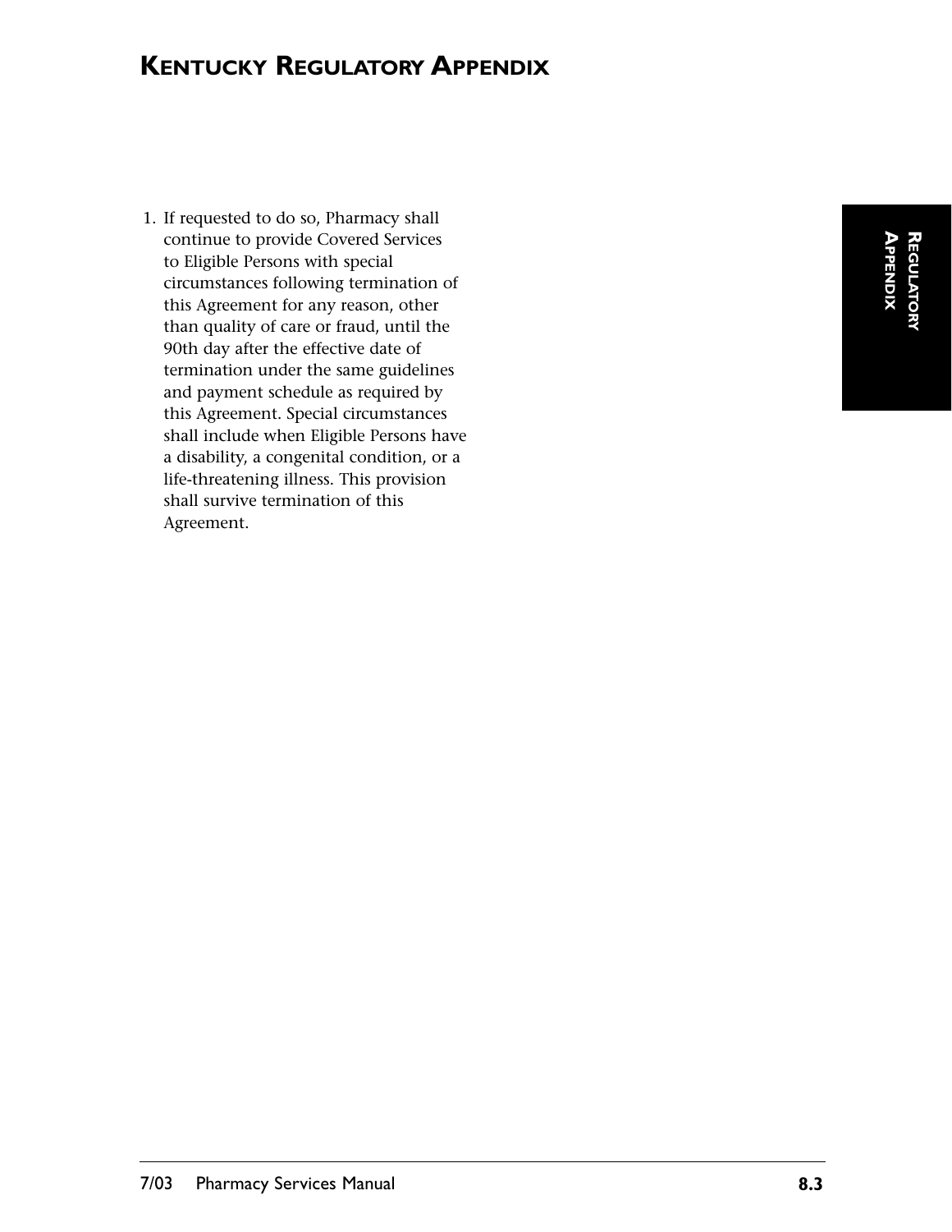# Kentucky Regulatory Appendix

1. If requested to do so, Pharmacy shall continue to provide Covered Services to Eligible Persons with special circumstances following termination of this Agreement for any reason, other than quality of care or fraud, until the 90th day after the effective date of termination under the same guidelines and payment schedule as required by this Agreement. Special circumstances shall include when Eligible Persons have a disability, a congenital condition, or a life-threatening illness. This provision shall survive termination of this Agreement.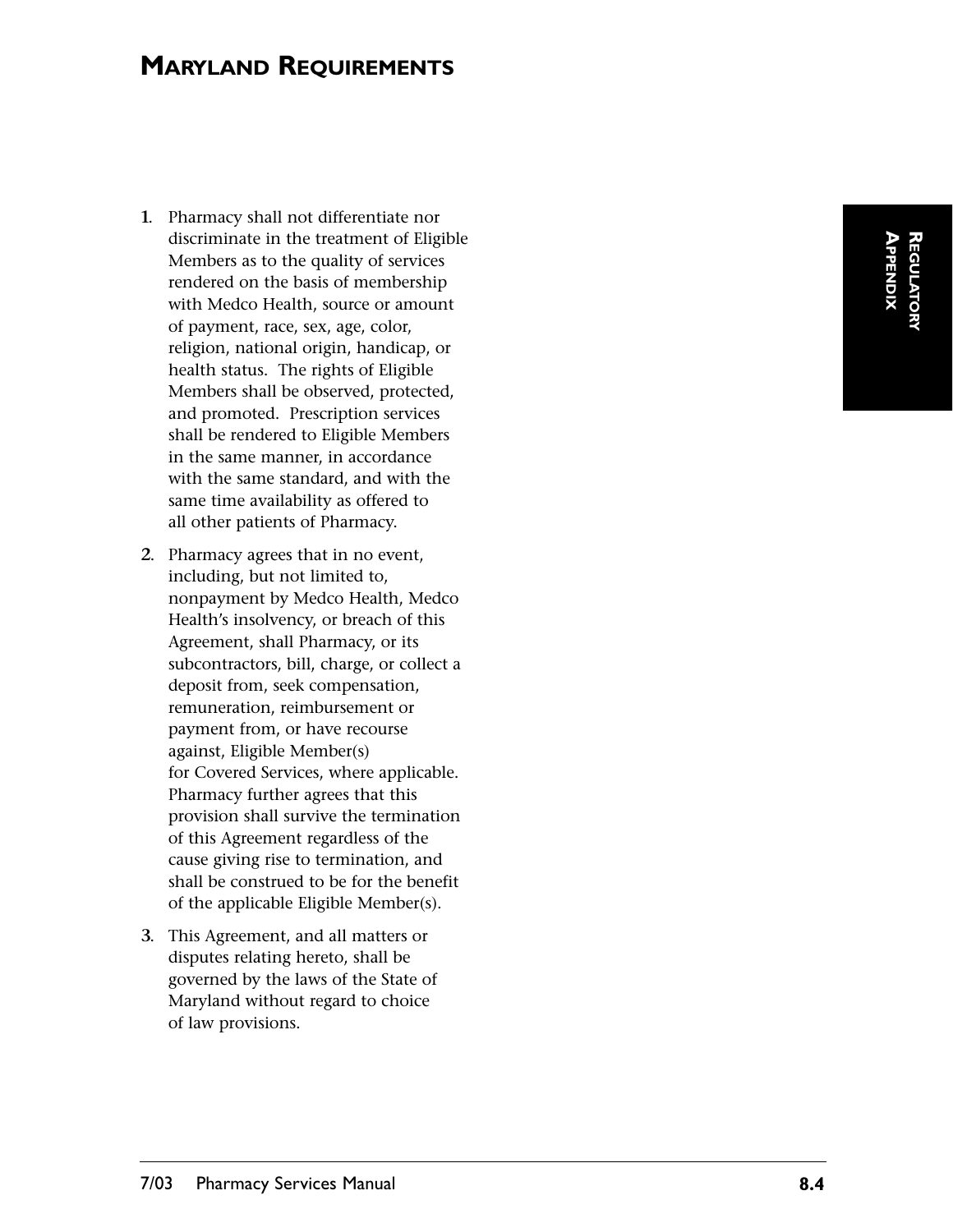# MARYLAND REQUIREMENTS

1. Pharmacy shall not differentiate nor discriminate in the treatment of Eligible Members as to the quality of services rendered on the basis of membership with Medco Health, source or amount of payment, race, sex, age, color, religion, national origin, handicap, or health status. The rights of Eligible Members shall be observed, protected, and promoted. Prescription services shall be rendered to Eligible Members in the same manner, in accordance with the same standard, and with the same time availability as offered to all other patients of Pharmacy.

2. Pharmacy agrees that in no event, including, but not limited to, nonpayment by Medco Health, Medco Health's insolvency, or breach of this Agreement, shall Pharmacy, or its subcontractors, bill, charge, or collect a deposit from, seek compensation, remuneration, reimbursement or payment from, or have recourse against, Eligible Member(s) for Covered Services, where applicable. Pharmacy further agrees that this provision shall survive the termination of this Agreement regardless of the cause giving rise to termination, and shall be construed to be for the benefit of the applicable Eligible Member(s).

3. This Agreement, and all matters or disputes relating hereto, shall be governed by the laws of the State of Maryland without regard to choice of law provisions.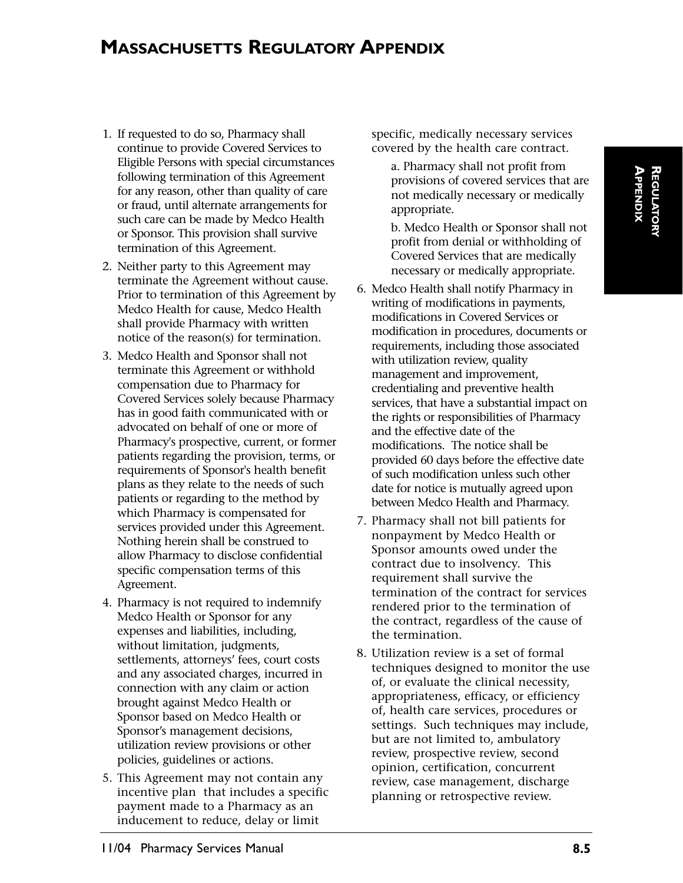# MASSACHUSETTS REGULATORY APPENDIX

1. If requested to do so, Pharmacy shall continue to provide Covered Services to Eligible Persons with special circumstances following termination of this Agreement for any reason, other than quality of care or fraud, until alternate arrangements for such care can be made by Medco Health or Sponsor. This provision shall survive termination of this Agreement.
2. Neither party to this Agreement may terminate the Agreement without cause. Prior to termination of this Agreement by Medco Health for cause, Medco Health shall provide Pharmacy with written notice of the reason(s) for termination.
3. Medco Health and Sponsor shall not terminate this Agreement or withhold compensation due to Pharmacy for Covered Services solely because Pharmacy has in good faith communicated with or advocated on behalf of one or more of Pharmacy's prospective, current, or former patients regarding the provision, terms, or requirements of Sponsor's health benefit plans as they relate to the needs of such patients or regarding to the method by which Pharmacy is compensated for services provided under this Agreement. Nothing herein shall be construed to allow Pharmacy to disclose confidential specific compensation terms of this Agreement.
4. Pharmacy is not required to indemnify Medco Health or Sponsor for any expenses and liabilities, including, without limitation, judgments, settlements, attorneys' fees, court costs and any associated charges, incurred in connection with any claim or action brought against Medco Health or Sponsor based on Medco Health or Sponsor's management decisions, utilization review provisions or other policies, guidelines or actions.
5. This Agreement may not contain any incentive plan that includes a specific payment made to a Pharmacy as an inducement to reduce, delay or limit specific, medically necessary services covered by the health care contract.

   a. Pharmacy shall not profit from provisions of covered services that are not medically necessary or medically appropriate.

   b. Medco Health or Sponsor shall not profit from denial or withholding of Covered Services that are medically necessary or medically appropriate.
6. Medco Health shall notify Pharmacy in writing of modifications in payments, modifications in Covered Services or modification in procedures, documents or requirements, including those associated with utilization review, quality management and improvement, credentialing and preventive health services, that have a substantial impact on the rights or responsibilities of Pharmacy and the effective date of the modifications. The notice shall be provided 60 days before the effective date of such modification unless such other date for notice is mutually agreed upon between Medco Health and Pharmacy.
7. Pharmacy shall not bill patients for nonpayment by Medco Health or Sponsor amounts owed under the contract due to insolvency. This requirement shall survive the termination of the contract for services rendered prior to the termination of the contract, regardless of the cause of the termination.
8. Utilization review is a set of formal techniques designed to monitor the use of, or evaluate the clinical necessity, appropriateness, efficacy, or efficiency of, health care services, procedures or settings. Such techniques may include, but are not limited to, ambulatory review, prospective review, second opinion, certification, concurrent review, case management, discharge planning or retrospective review.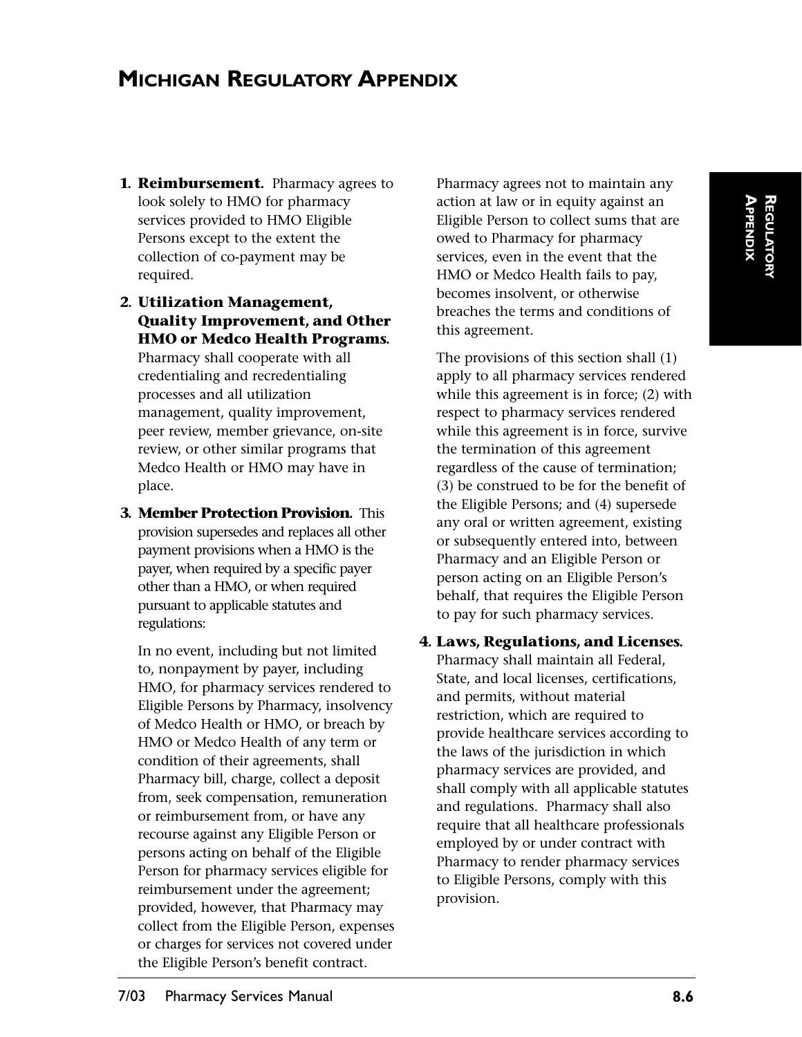# MICHIGAN REGULATORY APPENDIX

1. **Reimbursement.** Pharmacy agrees to look solely to HMO for pharmacy services provided to HMO Eligible Persons except to the extent the collection of co-payment may be required.

2. **Utilization Management, Quality Improvement, and Other HMO or Medco Health Programs.** Pharmacy shall cooperate with all credentialing and recredentialing processes and all utilization management, quality improvement, peer review, member grievance, on-site review, or other similar programs that Medco Health or HMO may have in place.

3. **Member Protection Provision.** This provision supersedes and replaces all other payment provisions when a HMO is the payer, when required by a specific payer other than a HMO, or when required pursuant to applicable statutes and regulations:

   In no event, including but not limited to, nonpayment by payer, including HMO, for pharmacy services rendered to Eligible Persons by Pharmacy, insolvency of Medco Health or HMO, or breach by HMO or Medco Health of any term or condition of their agreements, shall Pharmacy bill, charge, collect a deposit from, seek compensation, remuneration or reimbursement from, or have any recourse against any Eligible Person or persons acting on behalf of the Eligible Person for pharmacy services eligible for reimbursement under the agreement; provided, however, that Pharmacy may collect from the Eligible Person, expenses or charges for services not covered under the Eligible Person's benefit contract.

   Pharmacy agrees not to maintain any action at law or in equity against an Eligible Person to collect sums that are owed to Pharmacy for pharmacy services, even in the event that the HMO or Medco Health fails to pay, becomes insolvent, or otherwise breaches the terms and conditions of this agreement.

   The provisions of this section shall (1) apply to all pharmacy services rendered while this agreement is in force; (2) with respect to pharmacy services rendered while this agreement is in force, survive the termination of this agreement regardless of the cause of termination; (3) be construed to be for the benefit of the Eligible Persons; and (4) supersede any oral or written agreement, existing or subsequently entered into, between Pharmacy and an Eligible Person or person acting on an Eligible Person's behalf, that requires the Eligible Person to pay for such pharmacy services.

4. **Laws, Regulations, and Licenses.** Pharmacy shall maintain all Federal, State, and local licenses, certifications, and permits, without material restriction, which are required to provide healthcare services according to the laws of the jurisdiction in which pharmacy services are provided, and shall comply with all applicable statutes and regulations. Pharmacy shall also require that all healthcare professionals employed by or under contract with Pharmacy to render pharmacy services to Eligible Persons, comply with this provision.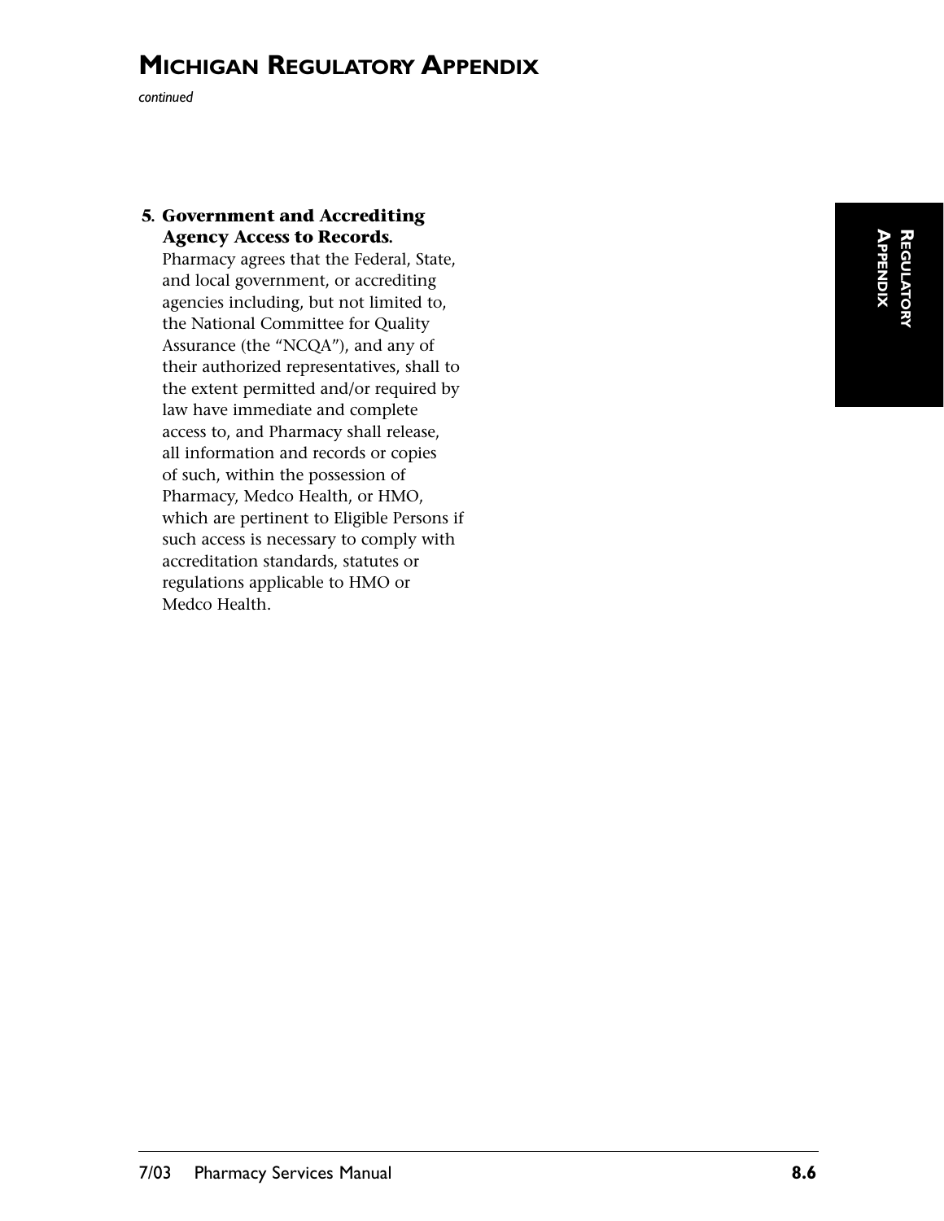# MICHIGAN REGULATORY APPENDIX

*continued*

5. **Government and Accrediting Agency Access to Records.** Pharmacy agrees that the Federal, State, and local government, or accrediting agencies including, but not limited to, the National Committee for Quality Assurance (the "NCQA"), and any of their authorized representatives, shall to the extent permitted and/or required by law have immediate and complete access to, and Pharmacy shall release, all information and records or copies of such, within the possession of Pharmacy, Medco Health, or HMO, which are pertinent to Eligible Persons if such access is necessary to comply with accreditation standards, statutes or regulations applicable to HMO or Medco Health.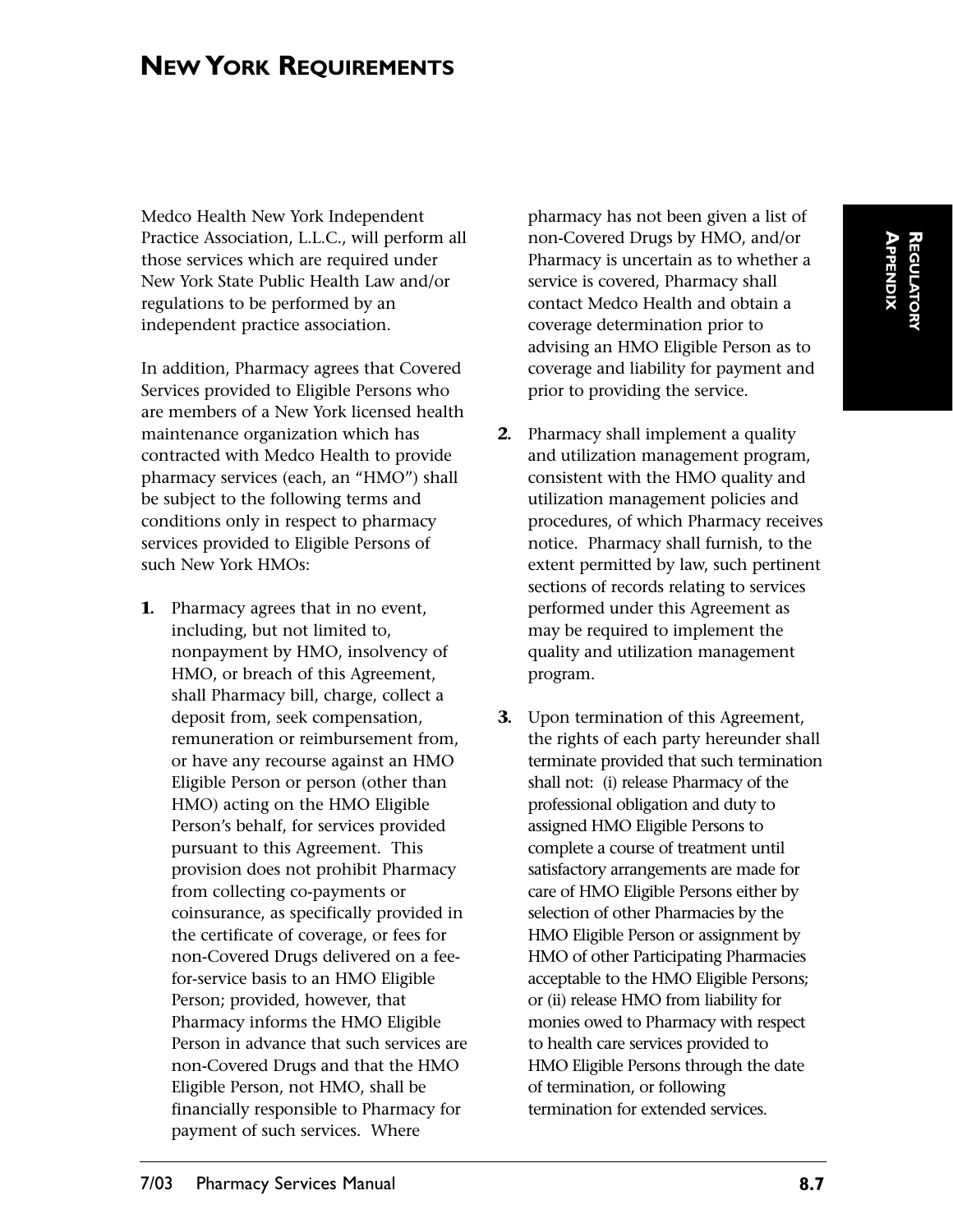# NEW YORK REQUIREMENTS

Medco Health New York Independent Practice Association, L.L.C., will perform all those services which are required under New York State Public Health Law and/or regulations to be performed by an independent practice association.

In addition, Pharmacy agrees that Covered Services provided to Eligible Persons who are members of a New York licensed health maintenance organization which has contracted with Medco Health to provide pharmacy services (each, an "HMO") shall be subject to the following terms and conditions only in respect to pharmacy services provided to Eligible Persons of such New York HMOs:

**1.** Pharmacy agrees that in no event, including, but not limited to, nonpayment by HMO, insolvency of HMO, or breach of this Agreement, shall Pharmacy bill, charge, collect a deposit from, seek compensation, remuneration or reimbursement from, or have any recourse against an HMO Eligible Person or person (other than HMO) acting on the HMO Eligible Person's behalf, for services provided pursuant to this Agreement. This provision does not prohibit Pharmacy from collecting co-payments or coinsurance, as specifically provided in the certificate of coverage, or fees for non-Covered Drugs delivered on a fee-for-service basis to an HMO Eligible Person; provided, however, that Pharmacy informs the HMO Eligible Person in advance that such services are non-Covered Drugs and that the HMO Eligible Person, not HMO, shall be financially responsible to Pharmacy for payment of such services. Where pharmacy has not been given a list of non-Covered Drugs by HMO, and/or Pharmacy is uncertain as to whether a service is covered, Pharmacy shall contact Medco Health and obtain a coverage determination prior to advising an HMO Eligible Person as to coverage and liability for payment and prior to providing the service.

**2.** Pharmacy shall implement a quality and utilization management program, consistent with the HMO quality and utilization management policies and procedures, of which Pharmacy receives notice. Pharmacy shall furnish, to the extent permitted by law, such pertinent sections of records relating to services performed under this Agreement as may be required to implement the quality and utilization management program.

**3.** Upon termination of this Agreement, the rights of each party hereunder shall terminate provided that such termination shall not: (i) release Pharmacy of the professional obligation and duty to assigned HMO Eligible Persons to complete a course of treatment until satisfactory arrangements are made for care of HMO Eligible Persons either by selection of other Pharmacies by the HMO Eligible Person or assignment by HMO of other Participating Pharmacies acceptable to the HMO Eligible Persons; or (ii) release HMO from liability for monies owed to Pharmacy with respect to health care services provided to HMO Eligible Persons through the date of termination, or following termination for extended services.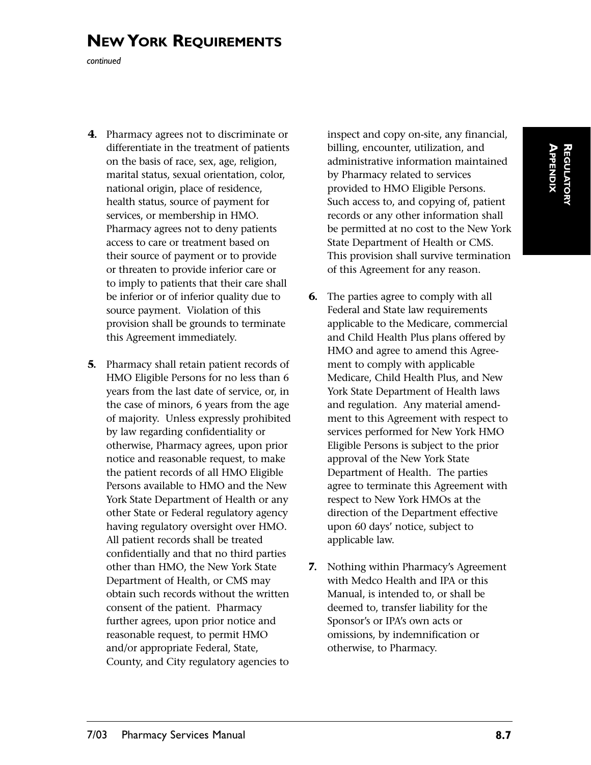## NEW YORK REQUIREMENTS

*continued*

**4.** Pharmacy agrees not to discriminate or differentiate in the treatment of patients on the basis of race, sex, age, religion, marital status, sexual orientation, color, national origin, place of residence, health status, source of payment for services, or membership in HMO. Pharmacy agrees not to deny patients access to care or treatment based on their source of payment or to provide or threaten to provide inferior care or to imply to patients that their care shall be inferior or of inferior quality due to source payment. Violation of this provision shall be grounds to terminate this Agreement immediately.

**5.** Pharmacy shall retain patient records of HMO Eligible Persons for no less than 6 years from the last date of service, or, in the case of minors, 6 years from the age of majority. Unless expressly prohibited by law regarding confidentiality or otherwise, Pharmacy agrees, upon prior notice and reasonable request, to make the patient records of all HMO Eligible Persons available to HMO and the New York State Department of Health or any other State or Federal regulatory agency having regulatory oversight over HMO. All patient records shall be treated confidentially and that no third parties other than HMO, the New York State Department of Health, or CMS may obtain such records without the written consent of the patient. Pharmacy further agrees, upon prior notice and reasonable request, to permit HMO and/or appropriate Federal, State, County, and City regulatory agencies to inspect and copy on-site, any financial, billing, encounter, utilization, and administrative information maintained by Pharmacy related to services provided to HMO Eligible Persons. Such access to, and copying of, patient records or any other information shall be permitted at no cost to the New York State Department of Health or CMS. This provision shall survive termination of this Agreement for any reason.

**6.** The parties agree to comply with all Federal and State law requirements applicable to the Medicare, commercial and Child Health Plus plans offered by HMO and agree to amend this Agreement to comply with applicable Medicare, Child Health Plus, and New York State Department of Health laws and regulation. Any material amendment to this Agreement with respect to services performed for New York HMO Eligible Persons is subject to the prior approval of the New York State Department of Health. The parties agree to terminate this Agreement with respect to New York HMOs at the direction of the Department effective upon 60 days' notice, subject to applicable law.

**7.** Nothing within Pharmacy's Agreement with Medco Health and IPA or this Manual, is intended to, or shall be deemed to, transfer liability for the Sponsor's or IPA's own acts or omissions, by indemnification or otherwise, to Pharmacy.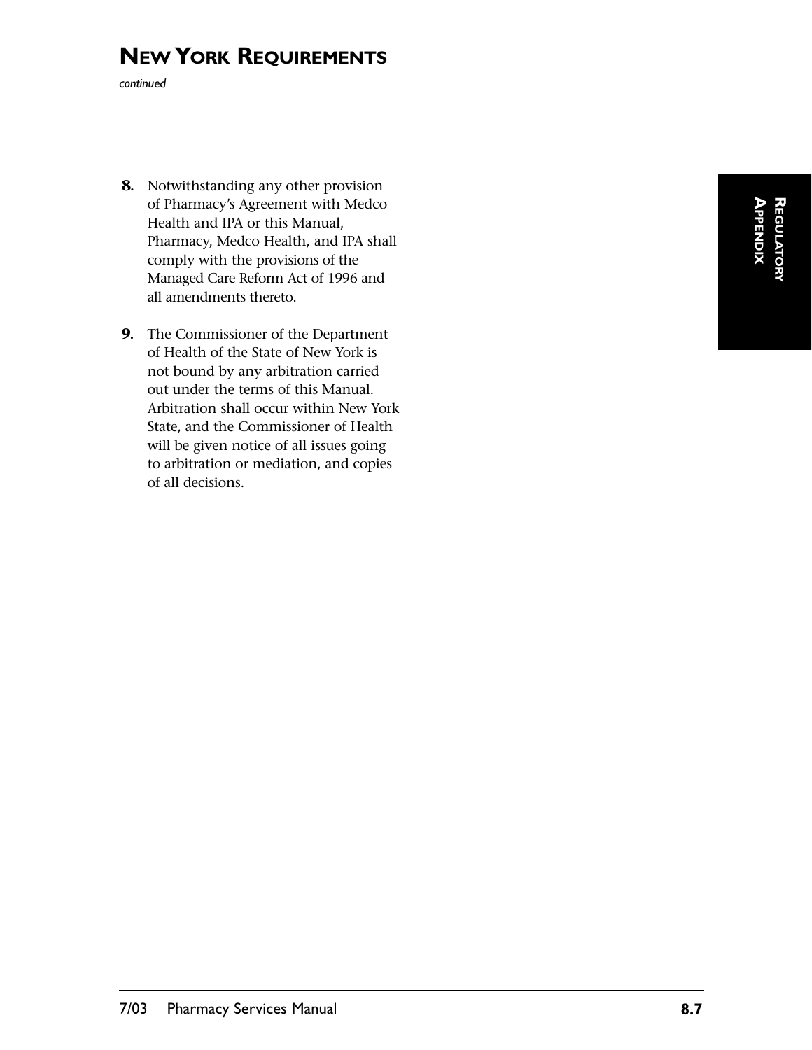# NEW YORK REQUIREMENTS

*continued*

**8.** Notwithstanding any other provision of Pharmacy's Agreement with Medco Health and IPA or this Manual, Pharmacy, Medco Health, and IPA shall comply with the provisions of the Managed Care Reform Act of 1996 and all amendments thereto.

**9.** The Commissioner of the Department of Health of the State of New York is not bound by any arbitration carried out under the terms of this Manual. Arbitration shall occur within New York State, and the Commissioner of Health will be given notice of all issues going to arbitration or mediation, and copies of all decisions.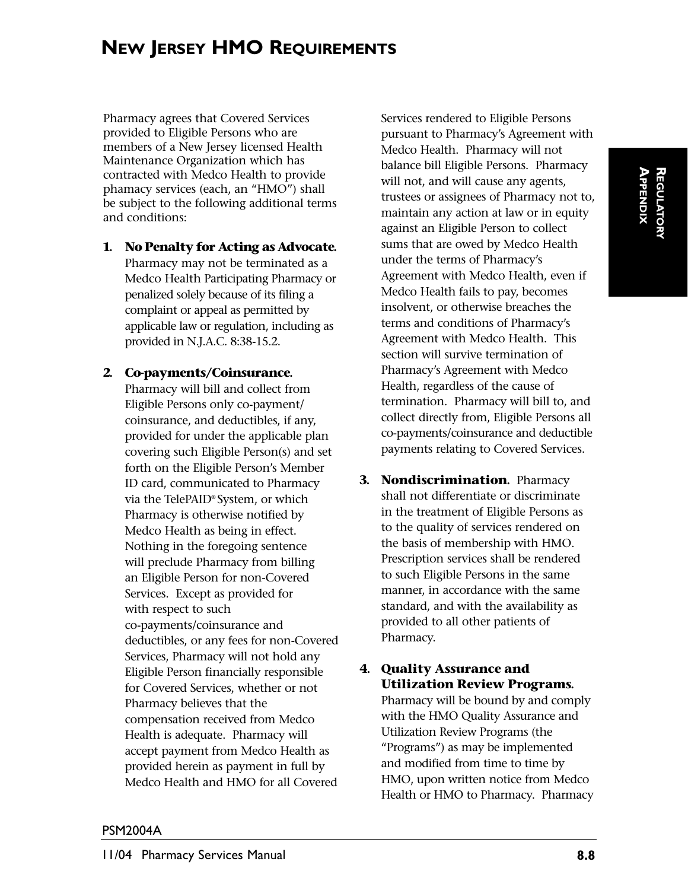# New Jersey HMO Requirements

Pharmacy agrees that Covered Services provided to Eligible Persons who are members of a New Jersey licensed Health Maintenance Organization which has contracted with Medco Health to provide phamacy services (each, an "HMO") shall be subject to the following additional terms and conditions:

1. **No Penalty for Acting as Advocate.** Pharmacy may not be terminated as a Medco Health Participating Pharmacy or penalized solely because of its filing a complaint or appeal as permitted by applicable law or regulation, including as provided in N.J.A.C. 8:38-15.2.

2. **Co-payments/Coinsurance.** Pharmacy will bill and collect from Eligible Persons only co-payment/ coinsurance, and deductibles, if any, provided for under the applicable plan covering such Eligible Person(s) and set forth on the Eligible Person's Member ID card, communicated to Pharmacy via the TelePAID® System, or which Pharmacy is otherwise notified by Medco Health as being in effect. Nothing in the foregoing sentence will preclude Pharmacy from billing an Eligible Person for non-Covered Services. Except as provided for with respect to such co-payments/coinsurance and deductibles, or any fees for non-Covered Services, Pharmacy will not hold any Eligible Person financially responsible for Covered Services, whether or not Pharmacy believes that the compensation received from Medco Health is adequate. Pharmacy will accept payment from Medco Health as provided herein as payment in full by Medco Health and HMO for all Covered Services rendered to Eligible Persons pursuant to Pharmacy's Agreement with Medco Health. Pharmacy will not balance bill Eligible Persons. Pharmacy will not, and will cause any agents, trustees or assignees of Pharmacy not to, maintain any action at law or in equity against an Eligible Person to collect sums that are owed by Medco Health under the terms of Pharmacy's Agreement with Medco Health, even if Medco Health fails to pay, becomes insolvent, or otherwise breaches the terms and conditions of Pharmacy's Agreement with Medco Health. This section will survive termination of Pharmacy's Agreement with Medco Health, regardless of the cause of termination. Pharmacy will bill to, and collect directly from, Eligible Persons all co-payments/coinsurance and deductible payments relating to Covered Services.

3. **Nondiscrimination.** Pharmacy shall not differentiate or discriminate in the treatment of Eligible Persons as to the quality of services rendered on the basis of membership with HMO. Prescription services shall be rendered to such Eligible Persons in the same manner, in accordance with the same standard, and with the availability as provided to all other patients of Pharmacy.

4. **Quality Assurance and Utilization Review Programs.** Pharmacy will be bound by and comply with the HMO Quality Assurance and Utilization Review Programs (the "Programs") as may be implemented and modified from time to time by HMO, upon written notice from Medco Health or HMO to Pharmacy. Pharmacy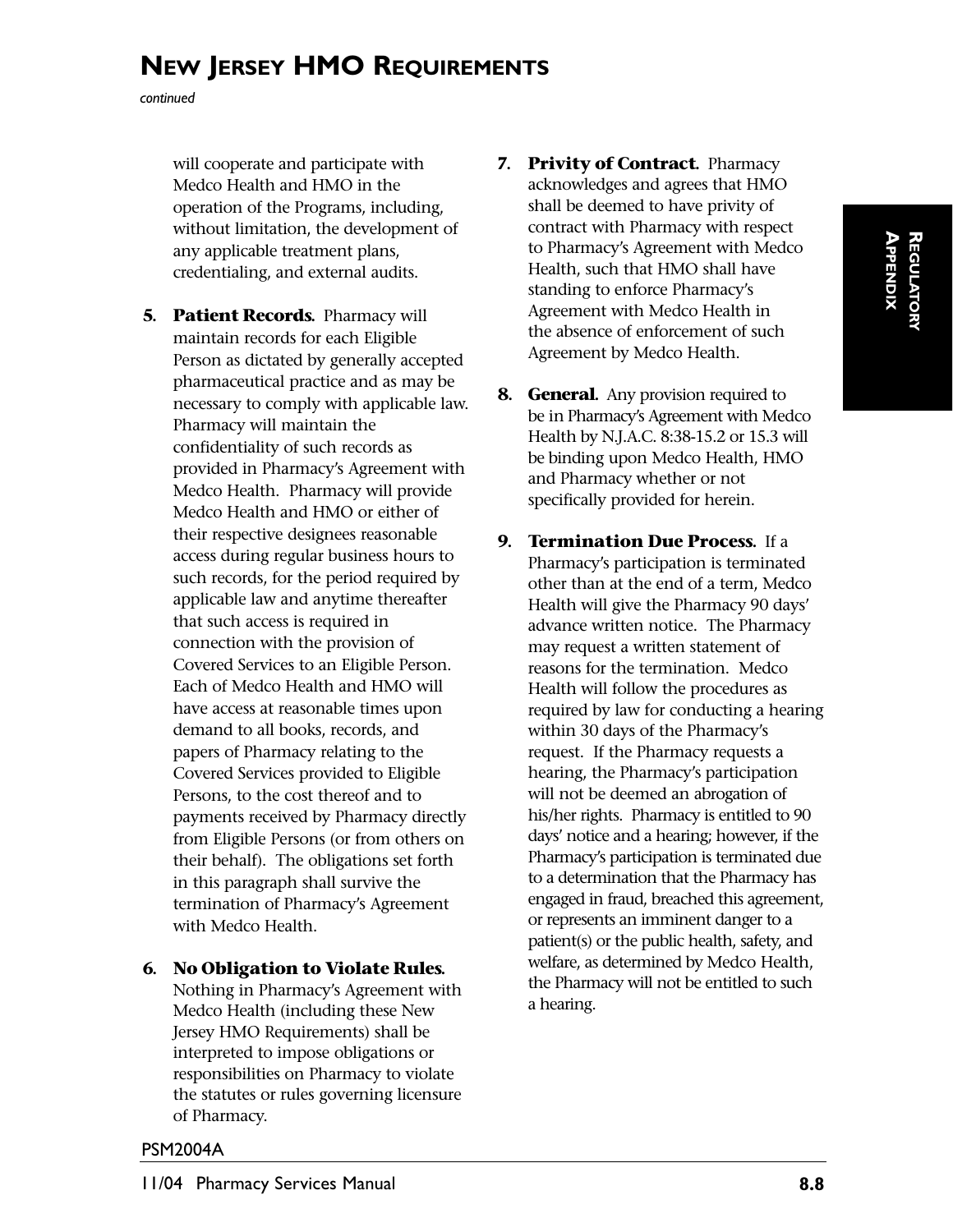# NEW JERSEY HMO REQUIREMENTS

*continued*

will cooperate and participate with Medco Health and HMO in the operation of the Programs, including, without limitation, the development of any applicable treatment plans, credentialing, and external audits.

5. **Patient Records**. Pharmacy will maintain records for each Eligible Person as dictated by generally accepted pharmaceutical practice and as may be necessary to comply with applicable law. Pharmacy will maintain the confidentiality of such records as provided in Pharmacy's Agreement with Medco Health. Pharmacy will provide Medco Health and HMO or either of their respective designees reasonable access during regular business hours to such records, for the period required by applicable law and anytime thereafter that such access is required in connection with the provision of Covered Services to an Eligible Person. Each of Medco Health and HMO will have access at reasonable times upon demand to all books, records, and papers of Pharmacy relating to the Covered Services provided to Eligible Persons, to the cost thereof and to payments received by Pharmacy directly from Eligible Persons (or from others on their behalf). The obligations set forth in this paragraph shall survive the termination of Pharmacy's Agreement with Medco Health.

6. **No Obligation to Violate Rules**. Nothing in Pharmacy's Agreement with Medco Health (including these New Jersey HMO Requirements) shall be interpreted to impose obligations or responsibilities on Pharmacy to violate the statutes or rules governing licensure of Pharmacy.

7. **Privity of Contract**. Pharmacy acknowledges and agrees that HMO shall be deemed to have privity of contract with Pharmacy with respect to Pharmacy's Agreement with Medco Health, such that HMO shall have standing to enforce Pharmacy's Agreement with Medco Health in the absence of enforcement of such Agreement by Medco Health.

8. **General**. Any provision required to be in Pharmacy's Agreement with Medco Health by N.J.A.C. 8:38-15.2 or 15.3 will be binding upon Medco Health, HMO and Pharmacy whether or not specifically provided for herein.

9. **Termination Due Process**. If a Pharmacy's participation is terminated other than at the end of a term, Medco Health will give the Pharmacy 90 days' advance written notice. The Pharmacy may request a written statement of reasons for the termination. Medco Health will follow the procedures as required by law for conducting a hearing within 30 days of the Pharmacy's request. If the Pharmacy requests a hearing, the Pharmacy's participation will not be deemed an abrogation of his/her rights. Pharmacy is entitled to 90 days' notice and a hearing; however, if the Pharmacy's participation is terminated due to a determination that the Pharmacy has engaged in fraud, breached this agreement, or represents an imminent danger to a patient(s) or the public health, safety, and welfare, as determined by Medco Health, the Pharmacy will not be entitled to such a hearing.

PSM2004A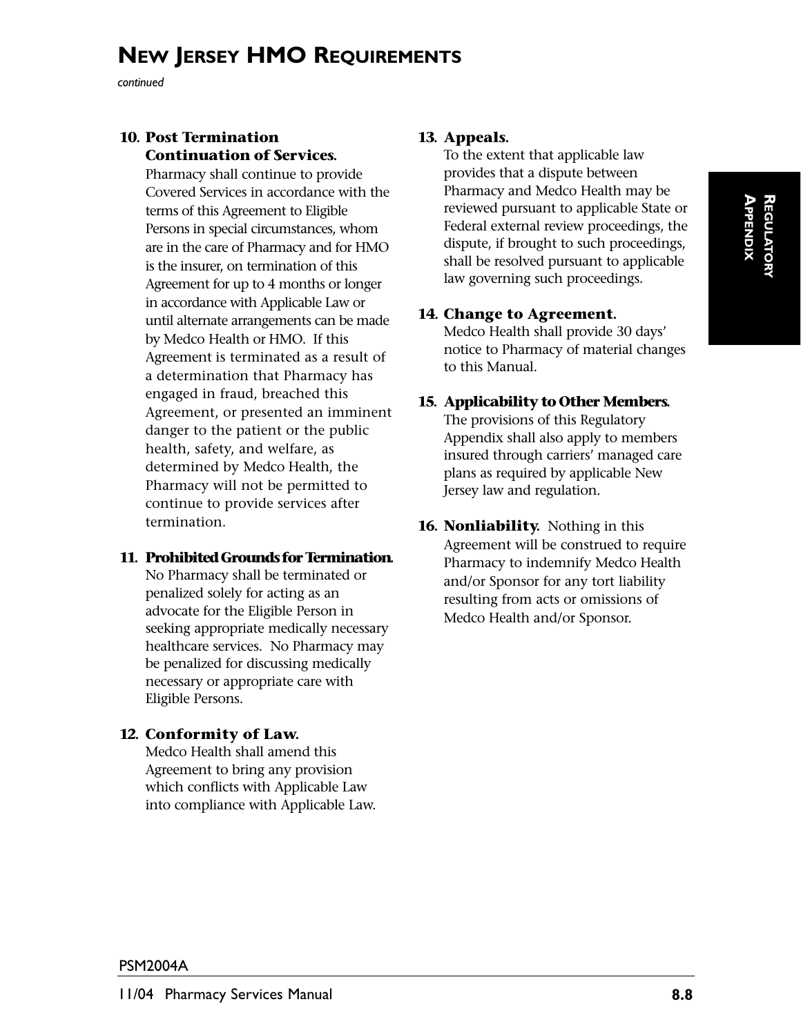# NEW JERSEY HMO REQUIREMENTS

*continued*

10. **Post Termination Continuation of Services.** Pharmacy shall continue to provide Covered Services in accordance with the terms of this Agreement to Eligible Persons in special circumstances, whom are in the care of Pharmacy and for HMO is the insurer, on termination of this Agreement for up to 4 months or longer in accordance with Applicable Law or until alternate arrangements can be made by Medco Health or HMO. If this Agreement is terminated as a result of a determination that Pharmacy has engaged in fraud, breached this Agreement, or presented an imminent danger to the patient or the public health, safety, and welfare, as determined by Medco Health, the Pharmacy will not be permitted to continue to provide services after termination.

11. **Prohibited Grounds for Termination.** No Pharmacy shall be terminated or penalized solely for acting as an advocate for the Eligible Person in seeking appropriate medically necessary healthcare services. No Pharmacy may be penalized for discussing medically necessary or appropriate care with Eligible Persons.

12. **Conformity of Law.** Medco Health shall amend this Agreement to bring any provision which conflicts with Applicable Law into compliance with Applicable Law.

13. **Appeals.** To the extent that applicable law provides that a dispute between Pharmacy and Medco Health may be reviewed pursuant to applicable State or Federal external review proceedings, the dispute, if brought to such proceedings, shall be resolved pursuant to applicable law governing such proceedings.

14. **Change to Agreement.** Medco Health shall provide 30 days' notice to Pharmacy of material changes to this Manual.

15. **Applicability to Other Members.** The provisions of this Regulatory Appendix shall also apply to members insured through carriers' managed care plans as required by applicable New Jersey law and regulation.

16. **Nonliability.** Nothing in this Agreement will be construed to require Pharmacy to indemnify Medco Health and/or Sponsor for any tort liability resulting from acts or omissions of Medco Health and/or Sponsor.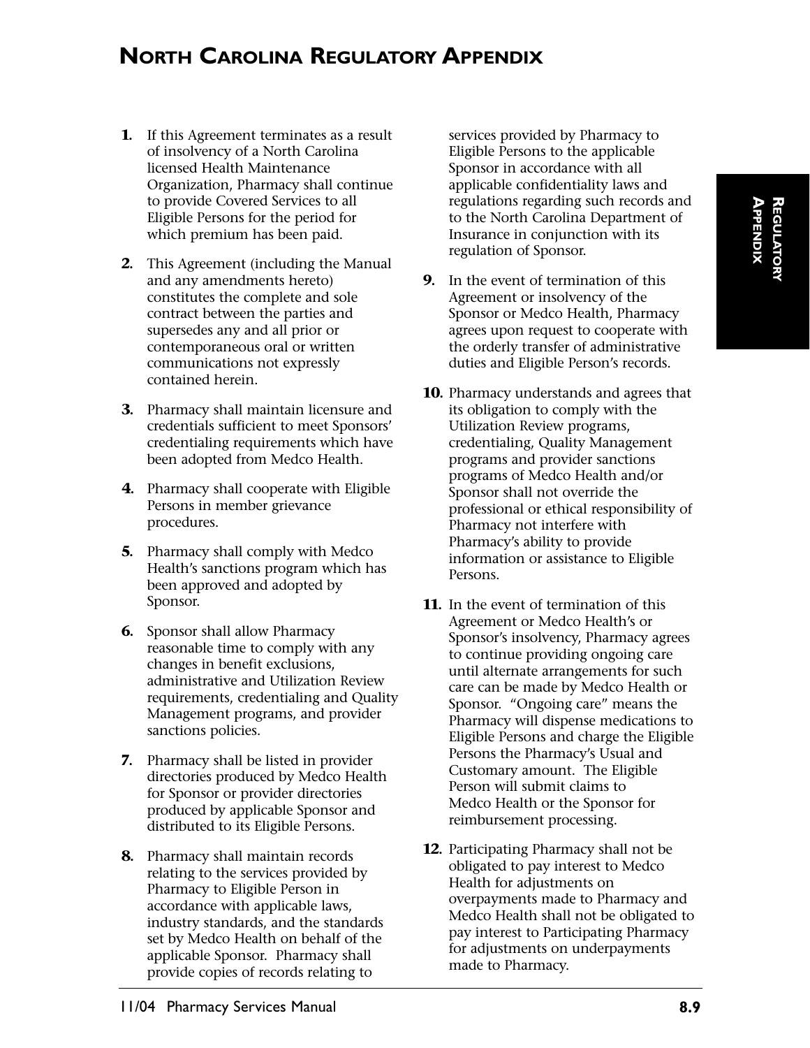# NORTH CAROLINA REGULATORY APPENDIX

1. If this Agreement terminates as a result of insolvency of a North Carolina licensed Health Maintenance Organization, Pharmacy shall continue to provide Covered Services to all Eligible Persons for the period for which premium has been paid.

2. This Agreement (including the Manual and any amendments hereto) constitutes the complete and sole contract between the parties and supersedes any and all prior or contemporaneous oral or written communications not expressly contained herein.

3. Pharmacy shall maintain licensure and credentials sufficient to meet Sponsors' credentialing requirements which have been adopted from Medco Health.

4. Pharmacy shall cooperate with Eligible Persons in member grievance procedures.

5. Pharmacy shall comply with Medco Health's sanctions program which has been approved and adopted by Sponsor.

6. Sponsor shall allow Pharmacy reasonable time to comply with any changes in benefit exclusions, administrative and Utilization Review requirements, credentialing and Quality Management programs, and provider sanctions policies.

7. Pharmacy shall be listed in provider directories produced by Medco Health for Sponsor or provider directories produced by applicable Sponsor and distributed to its Eligible Persons.

8. Pharmacy shall maintain records relating to the services provided by Pharmacy to Eligible Person in accordance with applicable laws, industry standards, and the standards set by Medco Health on behalf of the applicable Sponsor. Pharmacy shall provide copies of records relating to services provided by Pharmacy to Eligible Persons to the applicable Sponsor in accordance with all applicable confidentiality laws and regulations regarding such records and to the North Carolina Department of Insurance in conjunction with its regulation of Sponsor.

9. In the event of termination of this Agreement or insolvency of the Sponsor or Medco Health, Pharmacy agrees upon request to cooperate with the orderly transfer of administrative duties and Eligible Person's records.

10. Pharmacy understands and agrees that its obligation to comply with the Utilization Review programs, credentialing, Quality Management programs and provider sanctions programs of Medco Health and/or Sponsor shall not override the professional or ethical responsibility of Pharmacy not interfere with Pharmacy's ability to provide information or assistance to Eligible Persons.

11. In the event of termination of this Agreement or Medco Health's or Sponsor's insolvency, Pharmacy agrees to continue providing ongoing care until alternate arrangements for such care can be made by Medco Health or Sponsor. "Ongoing care" means the Pharmacy will dispense medications to Eligible Persons and charge the Eligible Persons the Pharmacy's Usual and Customary amount. The Eligible Person will submit claims to Medco Health or the Sponsor for reimbursement processing.

12. Participating Pharmacy shall not be obligated to pay interest to Medco Health for adjustments on overpayments made to Pharmacy and Medco Health shall not be obligated to pay interest to Participating Pharmacy for adjustments on underpayments made to Pharmacy.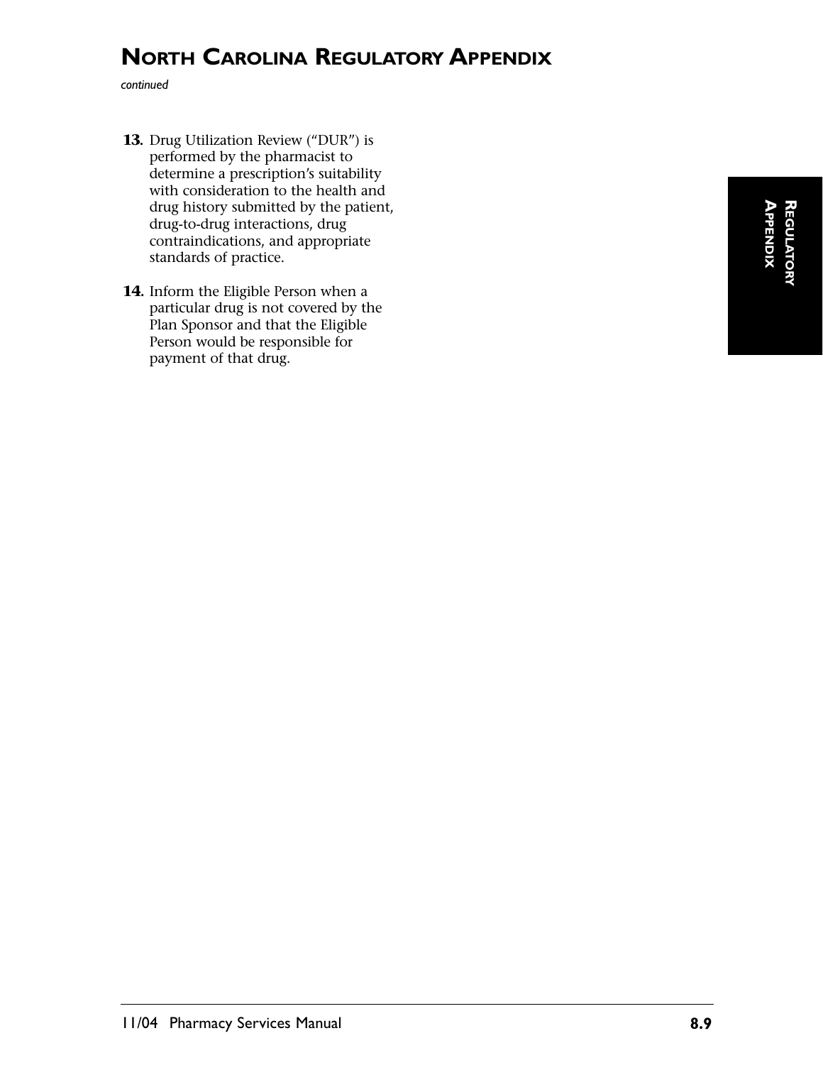# NORTH CAROLINA REGULATORY APPENDIX

*continued*

**13.** Drug Utilization Review ("DUR") is performed by the pharmacist to determine a prescription's suitability with consideration to the health and drug history submitted by the patient, drug-to-drug interactions, drug contraindications, and appropriate standards of practice.

**14.** Inform the Eligible Person when a particular drug is not covered by the Plan Sponsor and that the Eligible Person would be responsible for payment of that drug.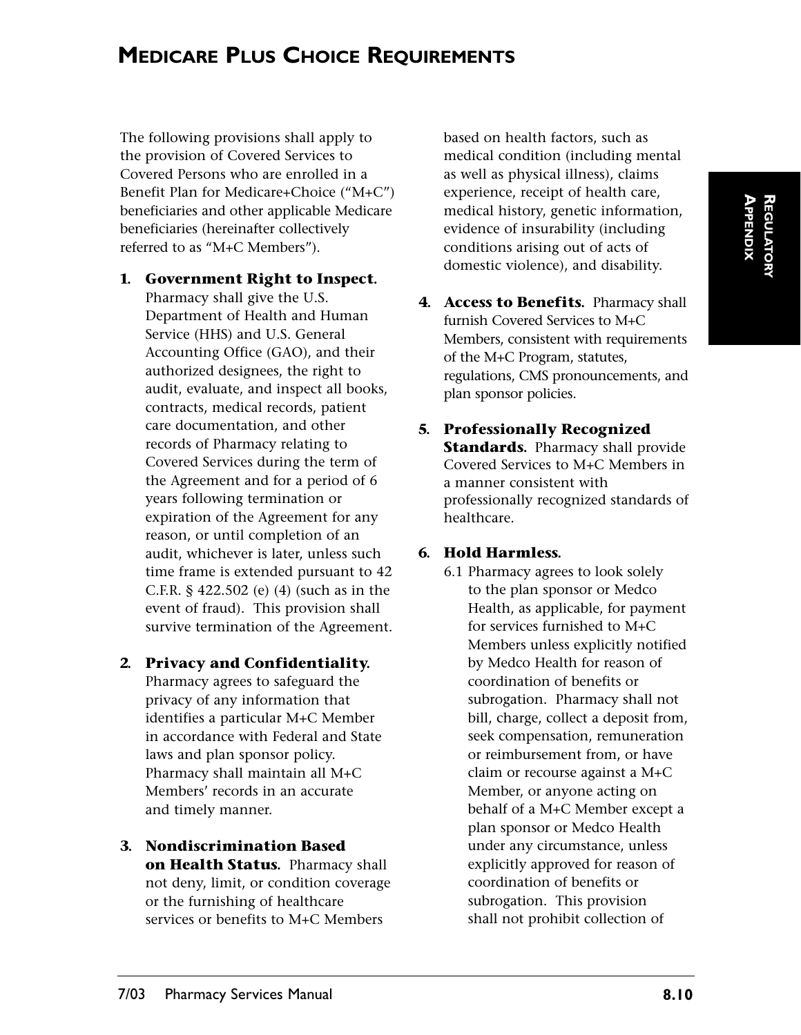# MEDICARE PLUS CHOICE REQUIREMENTS

The following provisions shall apply to the provision of Covered Services to Covered Persons who are enrolled in a Benefit Plan for Medicare+Choice ("M+C") beneficiaries and other applicable Medicare beneficiaries (hereinafter collectively referred to as "M+C Members").

1. **Government Right to Inspect.** Pharmacy shall give the U.S. Department of Health and Human Service (HHS) and U.S. General Accounting Office (GAO), and their authorized designees, the right to audit, evaluate, and inspect all books, contracts, medical records, patient care documentation, and other records of Pharmacy relating to Covered Services during the term of the Agreement and for a period of 6 years following termination or expiration of the Agreement for any reason, or until completion of an audit, whichever is later, unless such time frame is extended pursuant to 42 C.F.R. § 422.502 (e) (4) (such as in the event of fraud). This provision shall survive termination of the Agreement.

2. **Privacy and Confidentiality.** Pharmacy agrees to safeguard the privacy of any information that identifies a particular M+C Member in accordance with Federal and State laws and plan sponsor policy. Pharmacy shall maintain all M+C Members' records in an accurate and timely manner.

3. **Nondiscrimination Based on Health Status.** Pharmacy shall not deny, limit, or condition coverage or the furnishing of healthcare services or benefits to M+C Members based on health factors, such as medical condition (including mental as well as physical illness), claims experience, receipt of health care, medical history, genetic information, evidence of insurability (including conditions arising out of acts of domestic violence), and disability.

4. **Access to Benefits.** Pharmacy shall furnish Covered Services to M+C Members, consistent with requirements of the M+C Program, statutes, regulations, CMS pronouncements, and plan sponsor policies.

5. **Professionally Recognized Standards.** Pharmacy shall provide Covered Services to M+C Members in a manner consistent with professionally recognized standards of healthcare.

6. **Hold Harmless.**

   6.1 Pharmacy agrees to look solely to the plan sponsor or Medco Health, as applicable, for payment for services furnished to M+C Members unless explicitly notified by Medco Health for reason of coordination of benefits or subrogation. Pharmacy shall not bill, charge, collect a deposit from, seek compensation, remuneration or reimbursement from, or have claim or recourse against a M+C Member, or anyone acting on behalf of a M+C Member except a plan sponsor or Medco Health under any circumstance, unless explicitly approved for reason of coordination of benefits or subrogation. This provision shall not prohibit collection of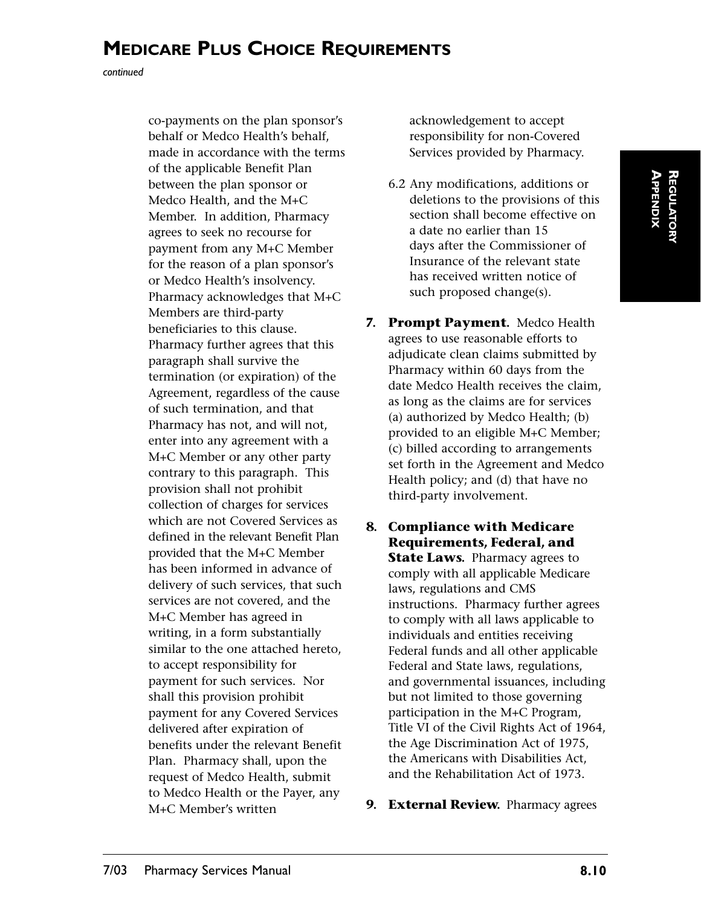# Medicare Plus Choice Requirements

*continued*

co-payments on the plan sponsor's behalf or Medco Health's behalf, made in accordance with the terms of the applicable Benefit Plan between the plan sponsor or Medco Health, and the M+C Member. In addition, Pharmacy agrees to seek no recourse for payment from any M+C Member for the reason of a plan sponsor's or Medco Health's insolvency. Pharmacy acknowledges that M+C Members are third-party beneficiaries to this clause. Pharmacy further agrees that this paragraph shall survive the termination (or expiration) of the Agreement, regardless of the cause of such termination, and that Pharmacy has not, and will not, enter into any agreement with a M+C Member or any other party contrary to this paragraph. This provision shall not prohibit collection of charges for services which are not Covered Services as defined in the relevant Benefit Plan provided that the M+C Member has been informed in advance of delivery of such services, that such services are not covered, and the M+C Member has agreed in writing, in a form substantially similar to the one attached hereto, to accept responsibility for payment for such services. Nor shall this provision prohibit payment for any Covered Services delivered after expiration of benefits under the relevant Benefit Plan. Pharmacy shall, upon the request of Medco Health, submit to Medco Health or the Payer, any M+C Member's written acknowledgement to accept responsibility for non-Covered Services provided by Pharmacy.

6.2 Any modifications, additions or deletions to the provisions of this section shall become effective on a date no earlier than 15 days after the Commissioner of Insurance of the relevant state has received written notice of such proposed change(s).

7. **Prompt Payment.** Medco Health agrees to use reasonable efforts to adjudicate clean claims submitted by Pharmacy within 60 days from the date Medco Health receives the claim, as long as the claims are for services (a) authorized by Medco Health; (b) provided to an eligible M+C Member; (c) billed according to arrangements set forth in the Agreement and Medco Health policy; and (d) that have no third-party involvement.

8. **Compliance with Medicare Requirements, Federal, and State Laws.** Pharmacy agrees to comply with all applicable Medicare laws, regulations and CMS instructions. Pharmacy further agrees to comply with all laws applicable to individuals and entities receiving Federal funds and all other applicable Federal and State laws, regulations, and governmental issuances, including but not limited to those governing participation in the M+C Program, Title VI of the Civil Rights Act of 1964, the Age Discrimination Act of 1975, the Americans with Disabilities Act, and the Rehabilitation Act of 1973.

9. **External Review.** Pharmacy agrees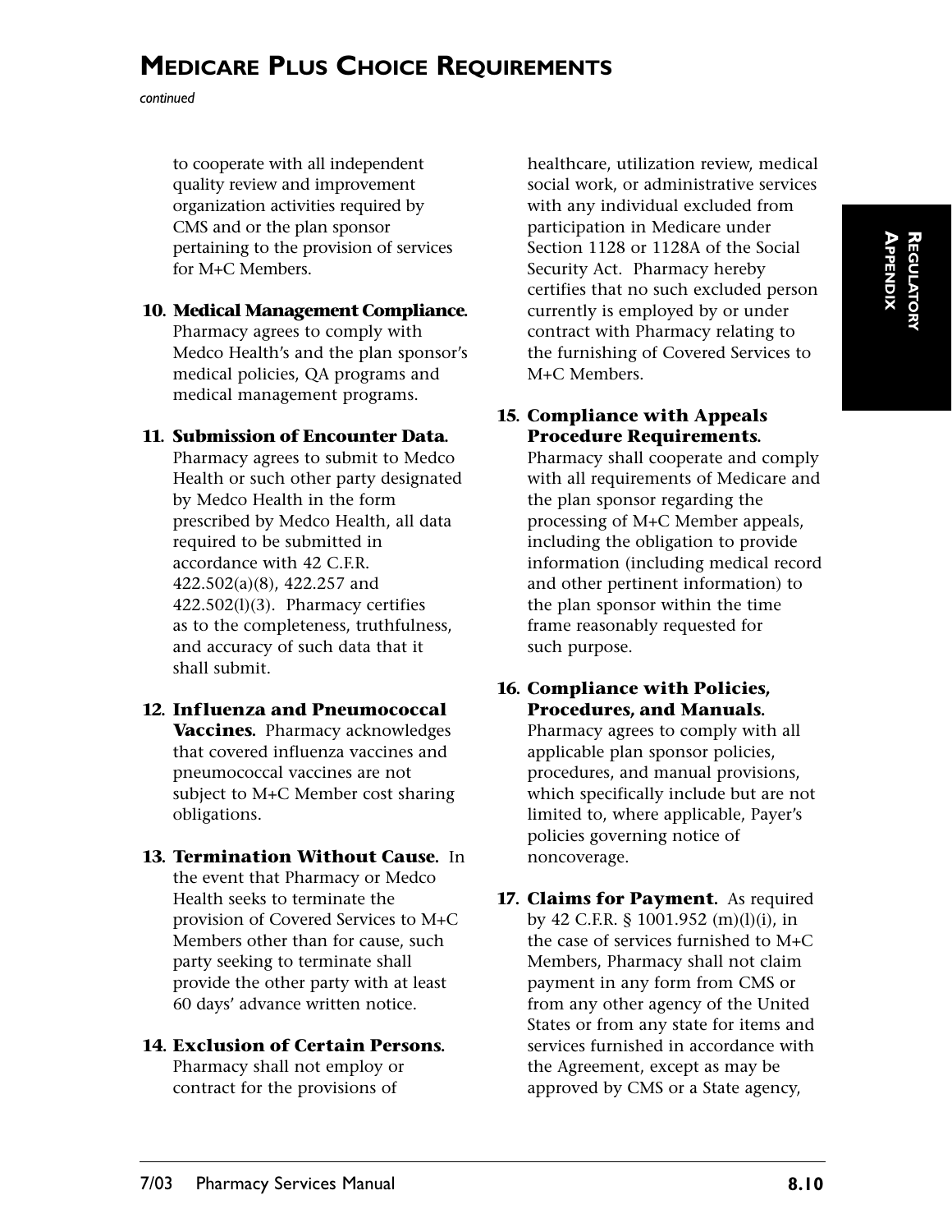# MEDICARE PLUS CHOICE REQUIREMENTS

*continued*

to cooperate with all independent quality review and improvement organization activities required by CMS and or the plan sponsor pertaining to the provision of services for M+C Members.

10. **Medical Management Compliance.** Pharmacy agrees to comply with Medco Health's and the plan sponsor's medical policies, QA programs and medical management programs.

11. **Submission of Encounter Data.** Pharmacy agrees to submit to Medco Health or such other party designated by Medco Health in the form prescribed by Medco Health, all data required to be submitted in accordance with 42 C.F.R. 422.502(a)(8), 422.257 and 422.502(l)(3). Pharmacy certifies as to the completeness, truthfulness, and accuracy of such data that it shall submit.

12. **Influenza and Pneumococcal Vaccines.** Pharmacy acknowledges that covered influenza vaccines and pneumococcal vaccines are not subject to M+C Member cost sharing obligations.

13. **Termination Without Cause.** In the event that Pharmacy or Medco Health seeks to terminate the provision of Covered Services to M+C Members other than for cause, such party seeking to terminate shall provide the other party with at least 60 days' advance written notice.

14. **Exclusion of Certain Persons.** Pharmacy shall not employ or contract for the provisions of healthcare, utilization review, medical social work, or administrative services with any individual excluded from participation in Medicare under Section 1128 or 1128A of the Social Security Act. Pharmacy hereby certifies that no such excluded person currently is employed by or under contract with Pharmacy relating to the furnishing of Covered Services to M+C Members.

15. **Compliance with Appeals Procedure Requirements.** Pharmacy shall cooperate and comply with all requirements of Medicare and the plan sponsor regarding the processing of M+C Member appeals, including the obligation to provide information (including medical record and other pertinent information) to the plan sponsor within the time frame reasonably requested for such purpose.

16. **Compliance with Policies, Procedures, and Manuals.** Pharmacy agrees to comply with all applicable plan sponsor policies, procedures, and manual provisions, which specifically include but are not limited to, where applicable, Payer's policies governing notice of noncoverage.

17. **Claims for Payment.** As required by 42 C.F.R. § 1001.952 (m)(l)(i), in the case of services furnished to M+C Members, Pharmacy shall not claim payment in any form from CMS or from any other agency of the United States or from any state for items and services furnished in accordance with the Agreement, except as may be approved by CMS or a State agency,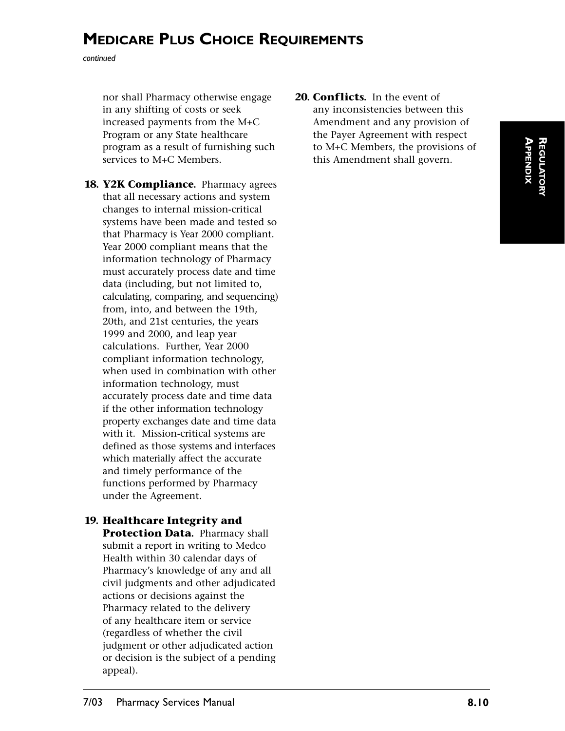# Medicare Plus Choice Requirements

*continued*

nor shall Pharmacy otherwise engage in any shifting of costs or seek increased payments from the M+C Program or any State healthcare program as a result of furnishing such services to M+C Members.

18. **Y2K Compliance.** Pharmacy agrees that all necessary actions and system changes to internal mission-critical systems have been made and tested so that Pharmacy is Year 2000 compliant. Year 2000 compliant means that the information technology of Pharmacy must accurately process date and time data (including, but not limited to, calculating, comparing, and sequencing) from, into, and between the 19th, 20th, and 21st centuries, the years 1999 and 2000, and leap year calculations. Further, Year 2000 compliant information technology, when used in combination with other information technology, must accurately process date and time data if the other information technology property exchanges date and time data with it. Mission-critical systems are defined as those systems and interfaces which materially affect the accurate and timely performance of the functions performed by Pharmacy under the Agreement.

19. **Healthcare Integrity and Protection Data.** Pharmacy shall submit a report in writing to Medco Health within 30 calendar days of Pharmacy's knowledge of any and all civil judgments and other adjudicated actions or decisions against the Pharmacy related to the delivery of any healthcare item or service (regardless of whether the civil judgment or other adjudicated action or decision is the subject of a pending appeal).

20. **Conflicts.** In the event of any inconsistencies between this Amendment and any provision of the Payer Agreement with respect to M+C Members, the provisions of this Amendment shall govern.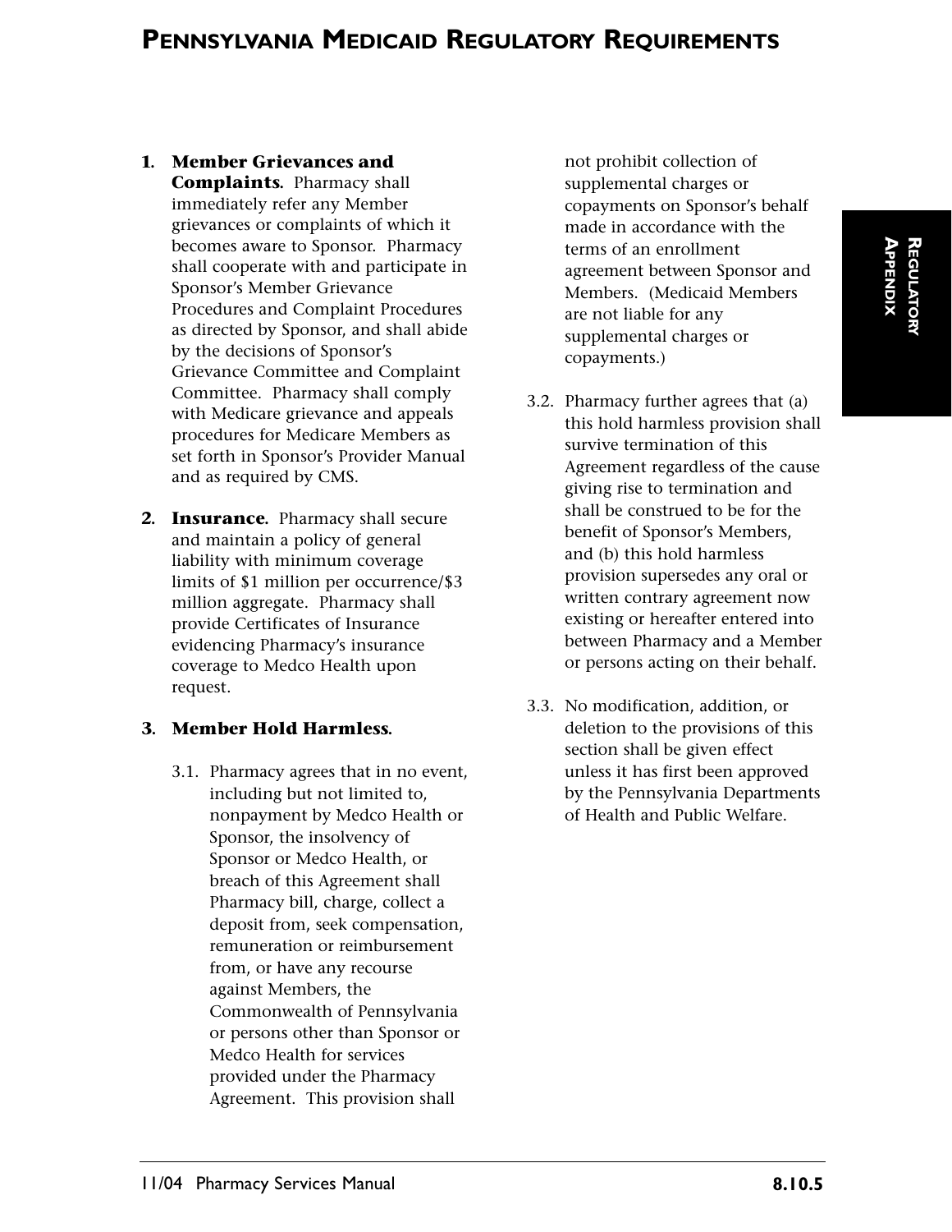# Pennsylvania Medicaid Regulatory Requirements

1. **Member Grievances and Complaints.** Pharmacy shall immediately refer any Member grievances or complaints of which it becomes aware to Sponsor. Pharmacy shall cooperate with and participate in Sponsor's Member Grievance Procedures and Complaint Procedures as directed by Sponsor, and shall abide by the decisions of Sponsor's Grievance Committee and Complaint Committee. Pharmacy shall comply with Medicare grievance and appeals procedures for Medicare Members as set forth in Sponsor's Provider Manual and as required by CMS.

2. **Insurance.** Pharmacy shall secure and maintain a policy of general liability with minimum coverage limits of $1 million per occurrence/$3 million aggregate. Pharmacy shall provide Certificates of Insurance evidencing Pharmacy's insurance coverage to Medco Health upon request.

3. **Member Hold Harmless.**

   3.1. Pharmacy agrees that in no event, including but not limited to, nonpayment by Medco Health or Sponsor, the insolvency of Sponsor or Medco Health, or breach of this Agreement shall Pharmacy bill, charge, collect a deposit from, seek compensation, remuneration or reimbursement from, or have any recourse against Members, the Commonwealth of Pennsylvania or persons other than Sponsor or Medco Health for services provided under the Pharmacy Agreement. This provision shall not prohibit collection of supplemental charges or copayments on Sponsor's behalf made in accordance with the terms of an enrollment agreement between Sponsor and Members. (Medicaid Members are not liable for any supplemental charges or copayments.)

   3.2. Pharmacy further agrees that (a) this hold harmless provision shall survive termination of this Agreement regardless of the cause giving rise to termination and shall be construed to be for the benefit of Sponsor's Members, and (b) this hold harmless provision supersedes any oral or written contrary agreement now existing or hereafter entered into between Pharmacy and a Member or persons acting on their behalf.

   3.3. No modification, addition, or deletion to the provisions of this section shall be given effect unless it has first been approved by the Pennsylvania Departments of Health and Public Welfare.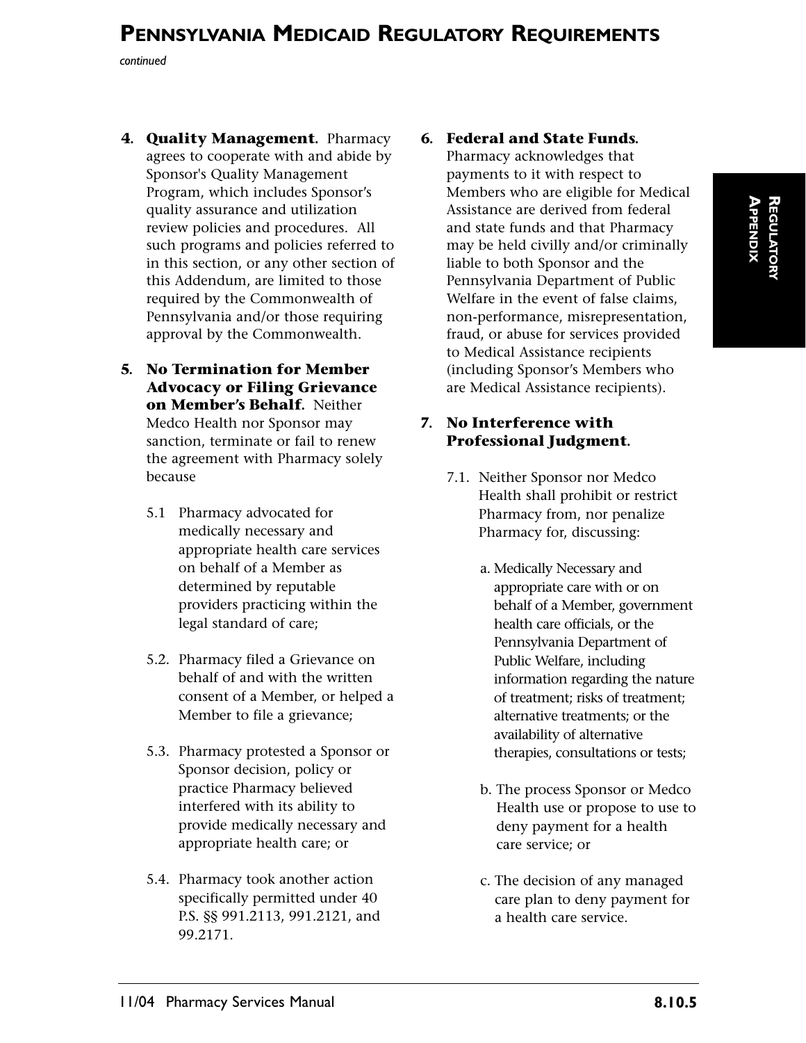# Pennsylvania Medicaid Regulatory Requirements

*continued*

4. **Quality Management.** Pharmacy agrees to cooperate with and abide by Sponsor's Quality Management Program, which includes Sponsor's quality assurance and utilization review policies and procedures. All such programs and policies referred to in this section, or any other section of this Addendum, are limited to those required by the Commonwealth of Pennsylvania and/or those requiring approval by the Commonwealth.

5. **No Termination for Member Advocacy or Filing Grievance on Member's Behalf.** Neither Medco Health nor Sponsor may sanction, terminate or fail to renew the agreement with Pharmacy solely because

   5.1 Pharmacy advocated for medically necessary and appropriate health care services on behalf of a Member as determined by reputable providers practicing within the legal standard of care;

   5.2. Pharmacy filed a Grievance on behalf of and with the written consent of a Member, or helped a Member to file a grievance;

   5.3. Pharmacy protested a Sponsor or Sponsor decision, policy or practice Pharmacy believed interfered with its ability to provide medically necessary and appropriate health care; or

   5.4. Pharmacy took another action specifically permitted under 40 P.S. §§ 991.2113, 991.2121, and 99.2171.

6. **Federal and State Funds.** Pharmacy acknowledges that payments to it with respect to Members who are eligible for Medical Assistance are derived from federal and state funds and that Pharmacy may be held civilly and/or criminally liable to both Sponsor and the Pennsylvania Department of Public Welfare in the event of false claims, non-performance, misrepresentation, fraud, or abuse for services provided to Medical Assistance recipients (including Sponsor's Members who are Medical Assistance recipients).

7. **No Interference with Professional Judgment.**

   7.1. Neither Sponsor nor Medco Health shall prohibit or restrict Pharmacy from, nor penalize Pharmacy for, discussing:

   a. Medically Necessary and appropriate care with or on behalf of a Member, government health care officials, or the Pennsylvania Department of Public Welfare, including information regarding the nature of treatment; risks of treatment; alternative treatments; or the availability of alternative therapies, consultations or tests;

   b. The process Sponsor or Medco Health use or propose to use to deny payment for a health care service; or

   c. The decision of any managed care plan to deny payment for a health care service.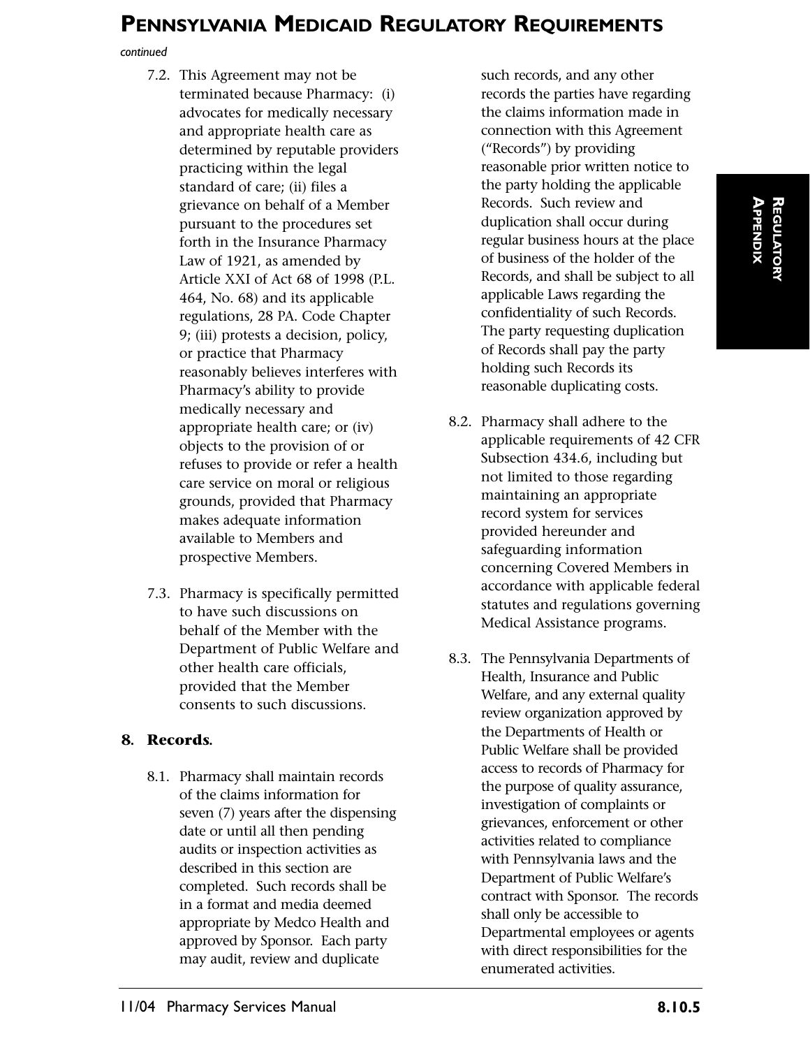# Pennsylvania Medicaid Regulatory Requirements

*continued*

7.2. This Agreement may not be terminated because Pharmacy: (i) advocates for medically necessary and appropriate health care as determined by reputable providers practicing within the legal standard of care; (ii) files a grievance on behalf of a Member pursuant to the procedures set forth in the Insurance Pharmacy Law of 1921, as amended by Article XXI of Act 68 of 1998 (P.L. 464, No. 68) and its applicable regulations, 28 PA. Code Chapter 9; (iii) protests a decision, policy, or practice that Pharmacy reasonably believes interferes with Pharmacy's ability to provide medically necessary and appropriate health care; or (iv) objects to the provision of or refuses to provide or refer a health care service on moral or religious grounds, provided that Pharmacy makes adequate information available to Members and prospective Members.

7.3. Pharmacy is specifically permitted to have such discussions on behalf of the Member with the Department of Public Welfare and other health care officials, provided that the Member consents to such discussions.

## 8. Records.

8.1. Pharmacy shall maintain records of the claims information for seven (7) years after the dispensing date or until all then pending audits or inspection activities as described in this section are completed. Such records shall be in a format and media deemed appropriate by Medco Health and approved by Sponsor. Each party may audit, review and duplicate such records, and any other records the parties have regarding the claims information made in connection with this Agreement ("Records") by providing reasonable prior written notice to the party holding the applicable Records. Such review and duplication shall occur during regular business hours at the place of business of the holder of the Records, and shall be subject to all applicable Laws regarding the confidentiality of such Records. The party requesting duplication of Records shall pay the party holding such Records its reasonable duplicating costs.

8.2. Pharmacy shall adhere to the applicable requirements of 42 CFR Subsection 434.6, including but not limited to those regarding maintaining an appropriate record system for services provided hereunder and safeguarding information concerning Covered Members in accordance with applicable federal statutes and regulations governing Medical Assistance programs.

8.3. The Pennsylvania Departments of Health, Insurance and Public Welfare, and any external quality review organization approved by the Departments of Health or Public Welfare shall be provided access to records of Pharmacy for the purpose of quality assurance, investigation of complaints or grievances, enforcement or other activities related to compliance with Pennsylvania laws and the Department of Public Welfare's contract with Sponsor. The records shall only be accessible to Departmental employees or agents with direct responsibilities for the enumerated activities.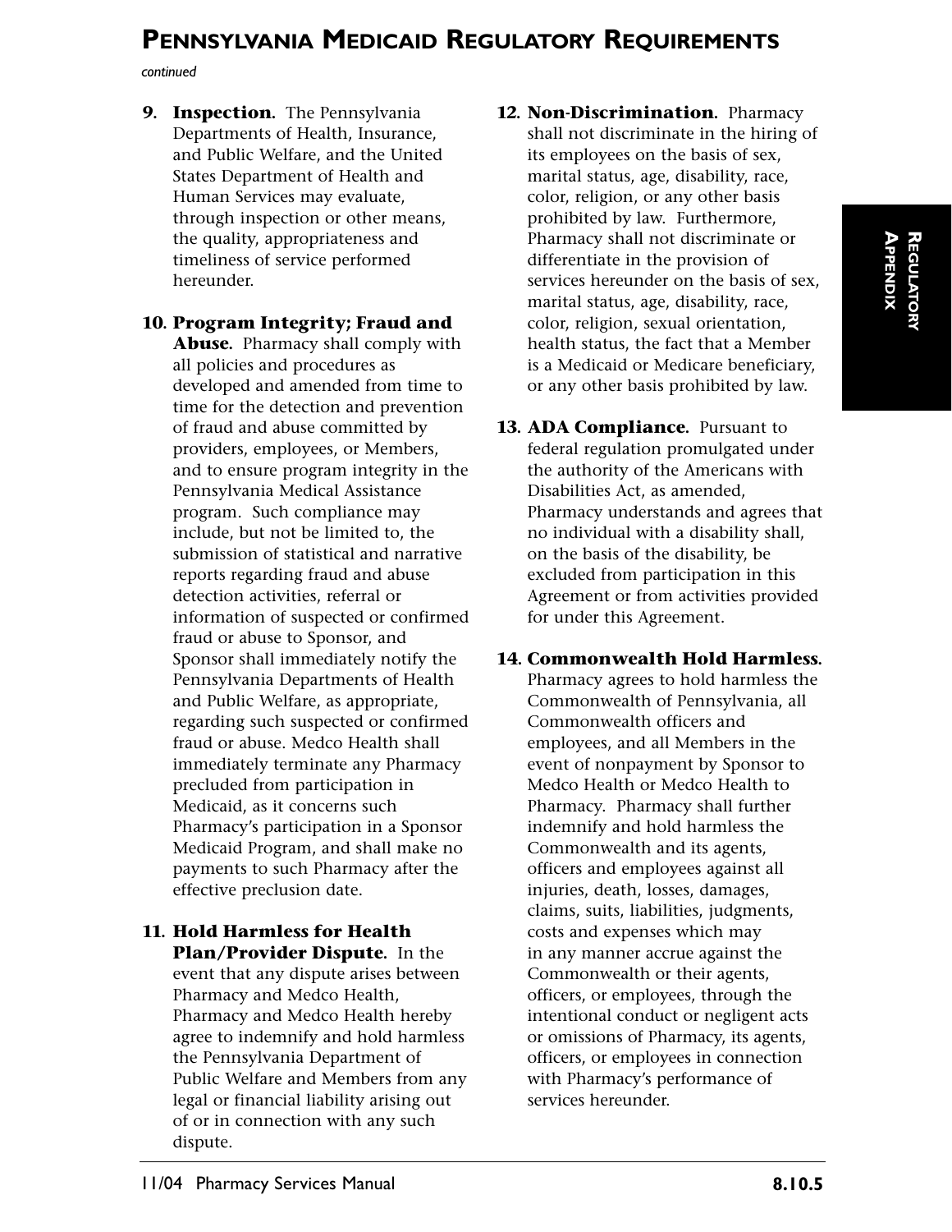# PENNSYLVANIA MEDICAID REGULATORY REQUIREMENTS

*continued*

9. **Inspection.** The Pennsylvania Departments of Health, Insurance, and Public Welfare, and the United States Department of Health and Human Services may evaluate, through inspection or other means, the quality, appropriateness and timeliness of service performed hereunder.

10. **Program Integrity; Fraud and Abuse.** Pharmacy shall comply with all policies and procedures as developed and amended from time to time for the detection and prevention of fraud and abuse committed by providers, employees, or Members, and to ensure program integrity in the Pennsylvania Medical Assistance program. Such compliance may include, but not be limited to, the submission of statistical and narrative reports regarding fraud and abuse detection activities, referral or information of suspected or confirmed fraud or abuse to Sponsor, and Sponsor shall immediately notify the Pennsylvania Departments of Health and Public Welfare, as appropriate, regarding such suspected or confirmed fraud or abuse. Medco Health shall immediately terminate any Pharmacy precluded from participation in Medicaid, as it concerns such Pharmacy's participation in a Sponsor Medicaid Program, and shall make no payments to such Pharmacy after the effective preclusion date.

11. **Hold Harmless for Health Plan/Provider Dispute.** In the event that any dispute arises between Pharmacy and Medco Health, Pharmacy and Medco Health hereby agree to indemnify and hold harmless the Pennsylvania Department of Public Welfare and Members from any legal or financial liability arising out of or in connection with any such dispute.

12. **Non-Discrimination.** Pharmacy shall not discriminate in the hiring of its employees on the basis of sex, marital status, age, disability, race, color, religion, or any other basis prohibited by law. Furthermore, Pharmacy shall not discriminate or differentiate in the provision of services hereunder on the basis of sex, marital status, age, disability, race, color, religion, sexual orientation, health status, the fact that a Member is a Medicaid or Medicare beneficiary, or any other basis prohibited by law.

13. **ADA Compliance.** Pursuant to federal regulation promulgated under the authority of the Americans with Disabilities Act, as amended, Pharmacy understands and agrees that no individual with a disability shall, on the basis of the disability, be excluded from participation in this Agreement or from activities provided for under this Agreement.

14. **Commonwealth Hold Harmless.** Pharmacy agrees to hold harmless the Commonwealth of Pennsylvania, all Commonwealth officers and employees, and all Members in the event of nonpayment by Sponsor to Medco Health or Medco Health to Pharmacy. Pharmacy shall further indemnify and hold harmless the Commonwealth and its agents, officers and employees against all injuries, death, losses, damages, claims, suits, liabilities, judgments, costs and expenses which may in any manner accrue against the Commonwealth or their agents, officers, or employees, through the intentional conduct or negligent acts or omissions of Pharmacy, its agents, officers, or employees in connection with Pharmacy's performance of services hereunder.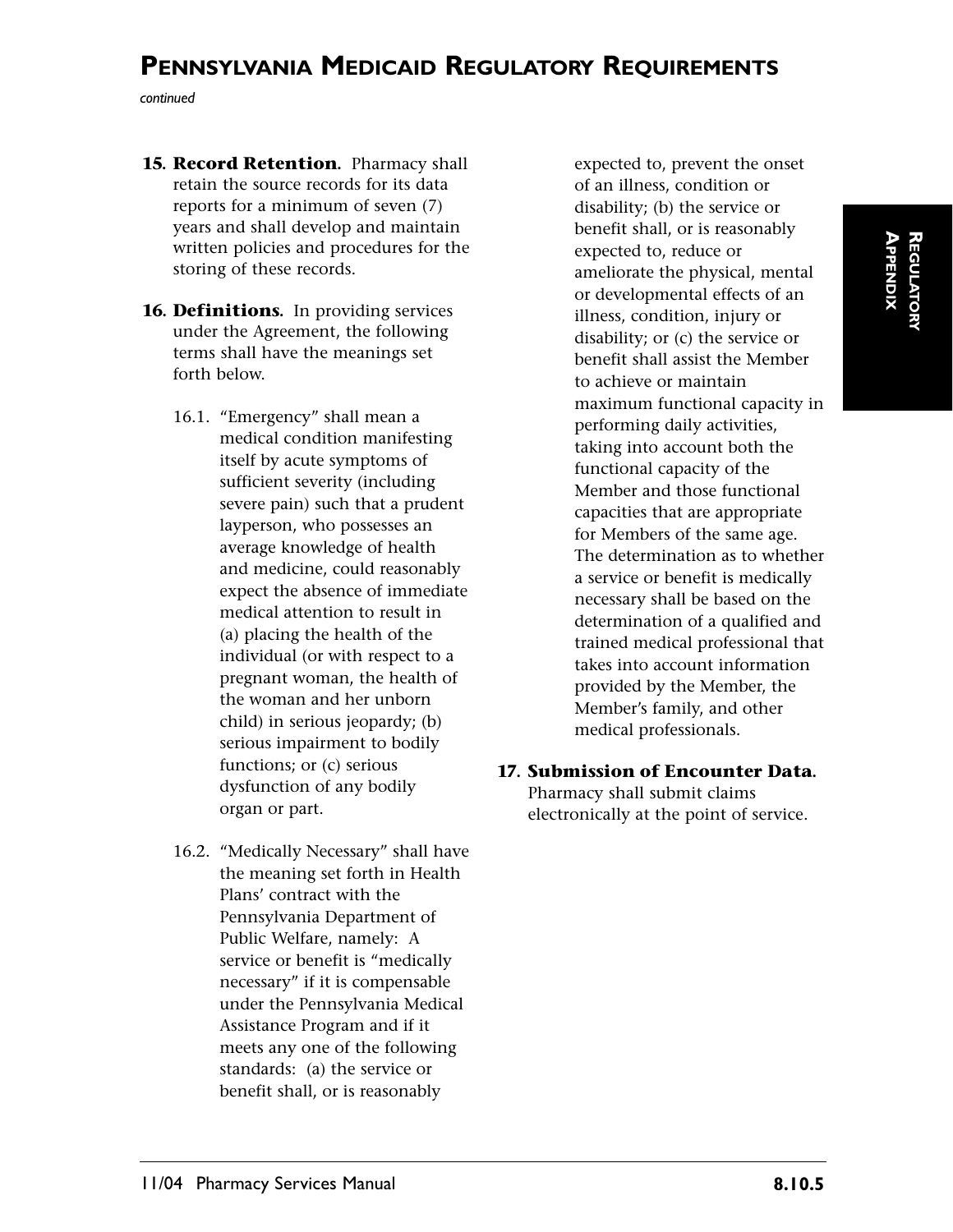**15. Record Retention.** Pharmacy shall retain the source records for its data reports for a minimum of seven (7) years and shall develop and maintain written policies and procedures for the storing of these records.

**16. Definitions.** In providing services under the Agreement, the following terms shall have the meanings set forth below.

16.1. "Emergency" shall mean a medical condition manifesting itself by acute symptoms of sufficient severity (including severe pain) such that a prudent layperson, who possesses an average knowledge of health and medicine, could reasonably expect the absence of immediate medical attention to result in (a) placing the health of the individual (or with respect to a pregnant woman, the health of the woman and her unborn child) in serious jeopardy; (b) serious impairment to bodily functions; or (c) serious dysfunction of any bodily organ or part.

16.2. "Medically Necessary" shall have the meaning set forth in Health Plans' contract with the Pennsylvania Department of Public Welfare, namely: A service or benefit is "medically necessary" if it is compensable under the Pennsylvania Medical Assistance Program and if it meets any one of the following standards: (a) the service or benefit shall, or is reasonably expected to, prevent the onset of an illness, condition or disability; (b) the service or benefit shall, or is reasonably expected to, reduce or ameliorate the physical, mental or developmental effects of an illness, condition, injury or disability; or (c) the service or benefit shall assist the Member to achieve or maintain maximum functional capacity in performing daily activities, taking into account both the functional capacity of the Member and those functional capacities that are appropriate for Members of the same age. The determination as to whether a service or benefit is medically necessary shall be based on the determination of a qualified and trained medical professional that takes into account information provided by the Member, the Member's family, and other medical professionals.

**17. Submission of Encounter Data.** Pharmacy shall submit claims electronically at the point of service.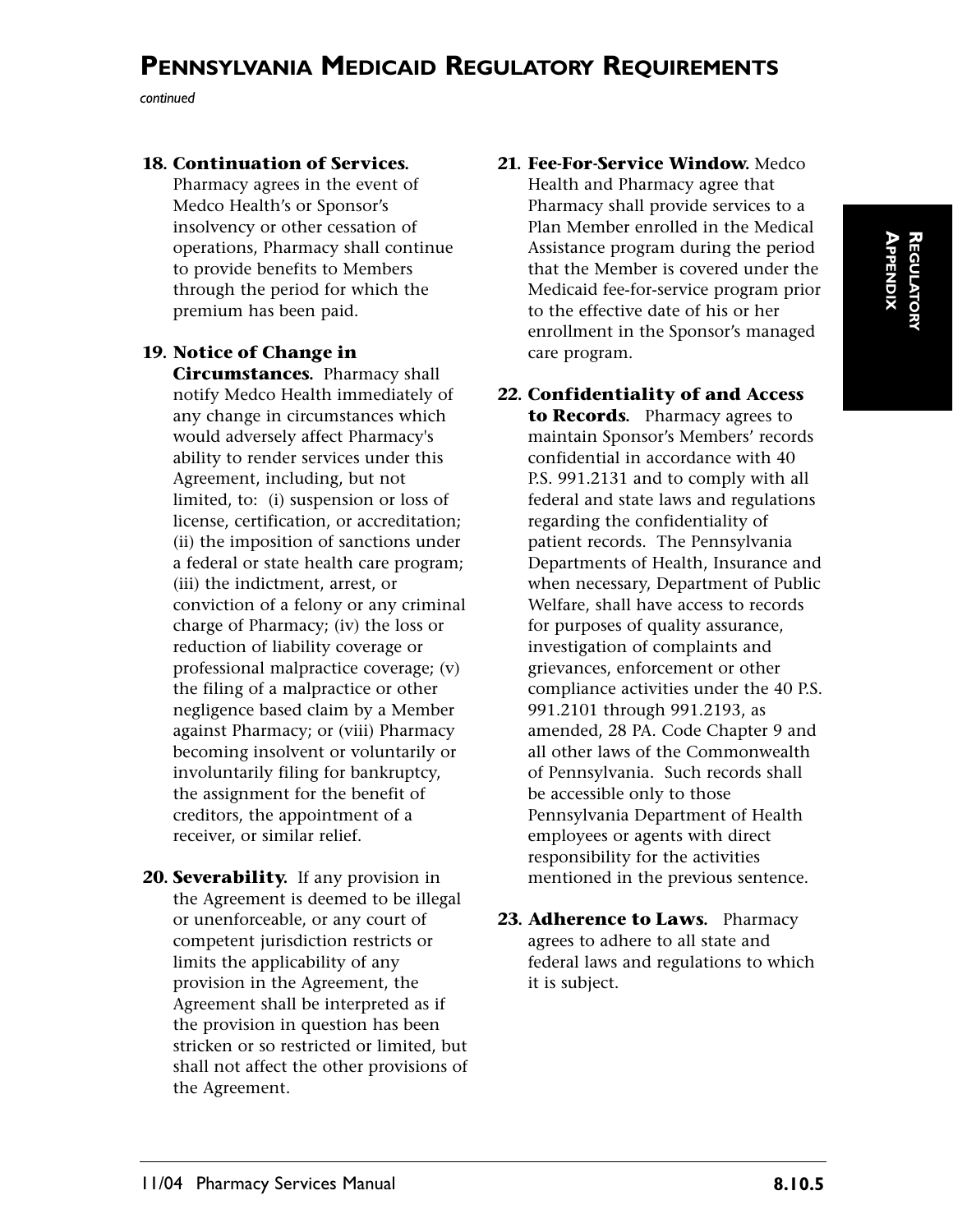# Pennsylvania Medicaid Regulatory Requirements

*continued*

**18. Continuation of Services.** Pharmacy agrees in the event of Medco Health's or Sponsor's insolvency or other cessation of operations, Pharmacy shall continue to provide benefits to Members through the period for which the premium has been paid.

**19. Notice of Change in Circumstances.** Pharmacy shall notify Medco Health immediately of any change in circumstances which would adversely affect Pharmacy's ability to render services under this Agreement, including, but not limited, to: (i) suspension or loss of license, certification, or accreditation; (ii) the imposition of sanctions under a federal or state health care program; (iii) the indictment, arrest, or conviction of a felony or any criminal charge of Pharmacy; (iv) the loss or reduction of liability coverage or professional malpractice coverage; (v) the filing of a malpractice or other negligence based claim by a Member against Pharmacy; or (viii) Pharmacy becoming insolvent or voluntarily or involuntarily filing for bankruptcy, the assignment for the benefit of creditors, the appointment of a receiver, or similar relief.

**20. Severability.** If any provision in the Agreement is deemed to be illegal or unenforceable, or any court of competent jurisdiction restricts or limits the applicability of any provision in the Agreement, the Agreement shall be interpreted as if the provision in question has been stricken or so restricted or limited, but shall not affect the other provisions of the Agreement.

**21. Fee-For-Service Window.** Medco Health and Pharmacy agree that Pharmacy shall provide services to a Plan Member enrolled in the Medical Assistance program during the period that the Member is covered under the Medicaid fee-for-service program prior to the effective date of his or her enrollment in the Sponsor's managed care program.

**22. Confidentiality of and Access to Records.** Pharmacy agrees to maintain Sponsor's Members' records confidential in accordance with 40 P.S. 991.2131 and to comply with all federal and state laws and regulations regarding the confidentiality of patient records. The Pennsylvania Departments of Health, Insurance and when necessary, Department of Public Welfare, shall have access to records for purposes of quality assurance, investigation of complaints and grievances, enforcement or other compliance activities under the 40 P.S. 991.2101 through 991.2193, as amended, 28 PA. Code Chapter 9 and all other laws of the Commonwealth of Pennsylvania. Such records shall be accessible only to those Pennsylvania Department of Health employees or agents with direct responsibility for the activities mentioned in the previous sentence.

**23. Adherence to Laws.** Pharmacy agrees to adhere to all state and federal laws and regulations to which it is subject.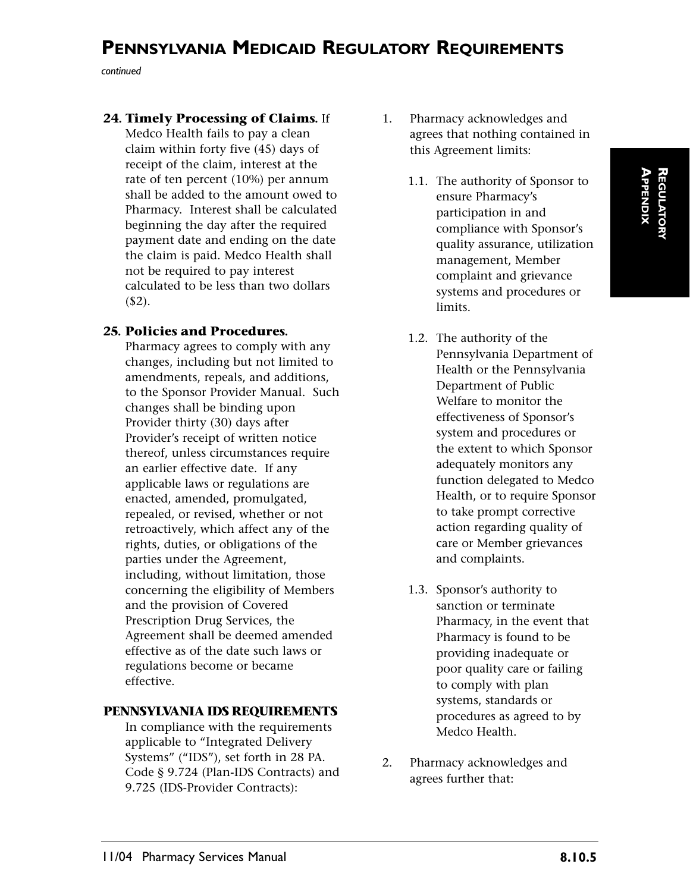# Pennsylvania Medicaid Regulatory Requirements

*continued*

**24. Timely Processing of Claims.** If Medco Health fails to pay a clean claim within forty five (45) days of receipt of the claim, interest at the rate of ten percent (10%) per annum shall be added to the amount owed to Pharmacy. Interest shall be calculated beginning the day after the required payment date and ending on the date the claim is paid. Medco Health shall not be required to pay interest calculated to be less than two dollars ($2).

**25. Policies and Procedures.** Pharmacy agrees to comply with any changes, including but not limited to amendments, repeals, and additions, to the Sponsor Provider Manual. Such changes shall be binding upon Provider thirty (30) days after Provider's receipt of written notice thereof, unless circumstances require an earlier effective date. If any applicable laws or regulations are enacted, amended, promulgated, repealed, or revised, whether or not retroactively, which affect any of the rights, duties, or obligations of the parties under the Agreement, including, without limitation, those concerning the eligibility of Members and the provision of Covered Prescription Drug Services, the Agreement shall be deemed amended effective as of the date such laws or regulations become or became effective.

## PENNSYLVANIA IDS REQUIREMENTS

In compliance with the requirements applicable to "Integrated Delivery Systems" ("IDS"), set forth in 28 PA. Code § 9.724 (Plan-IDS Contracts) and 9.725 (IDS-Provider Contracts):

1. Pharmacy acknowledges and agrees that nothing contained in this Agreement limits:

   1.1. The authority of Sponsor to ensure Pharmacy's participation in and compliance with Sponsor's quality assurance, utilization management, Member complaint and grievance systems and procedures or limits.

   1.2. The authority of the Pennsylvania Department of Health or the Pennsylvania Department of Public Welfare to monitor the effectiveness of Sponsor's system and procedures or the extent to which Sponsor adequately monitors any function delegated to Medco Health, or to require Sponsor to take prompt corrective action regarding quality of care or Member grievances and complaints.

   1.3. Sponsor's authority to sanction or terminate Pharmacy, in the event that Pharmacy is found to be providing inadequate or poor quality care or failing to comply with plan systems, standards or procedures as agreed to by Medco Health.

2. Pharmacy acknowledges and agrees further that: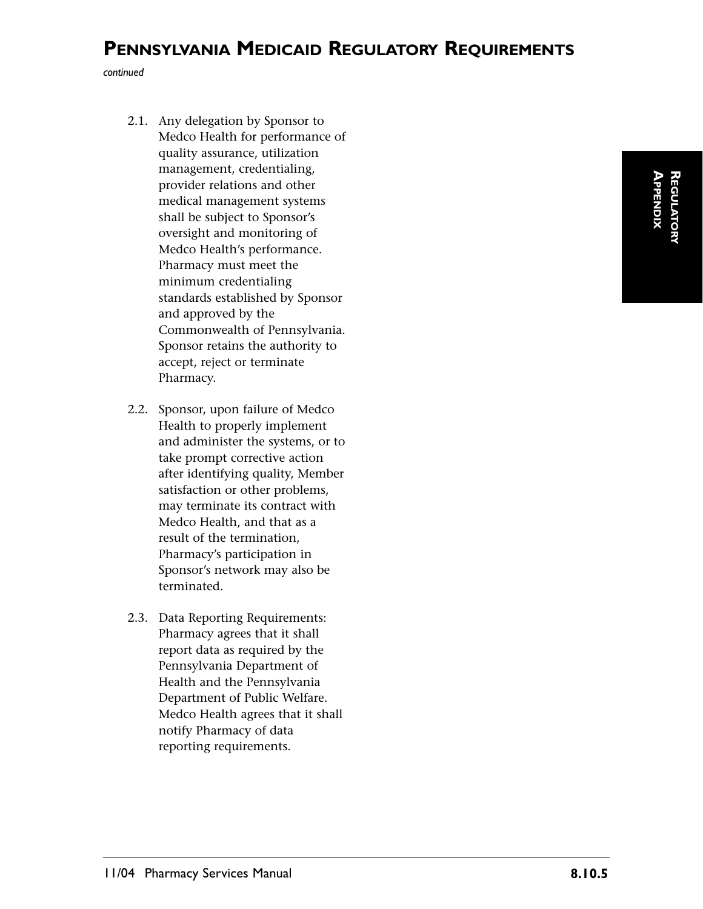## Pennsylvania Medicaid Regulatory Requirements

*continued*

2.1. Any delegation by Sponsor to Medco Health for performance of quality assurance, utilization management, credentialing, provider relations and other medical management systems shall be subject to Sponsor's oversight and monitoring of Medco Health's performance. Pharmacy must meet the minimum credentialing standards established by Sponsor and approved by the Commonwealth of Pennsylvania. Sponsor retains the authority to accept, reject or terminate Pharmacy.

2.2. Sponsor, upon failure of Medco Health to properly implement and administer the systems, or to take prompt corrective action after identifying quality, Member satisfaction or other problems, may terminate its contract with Medco Health, and that as a result of the termination, Pharmacy's participation in Sponsor's network may also be terminated.

2.3. Data Reporting Requirements: Pharmacy agrees that it shall report data as required by the Pennsylvania Department of Health and the Pennsylvania Department of Public Welfare. Medco Health agrees that it shall notify Pharmacy of data reporting requirements.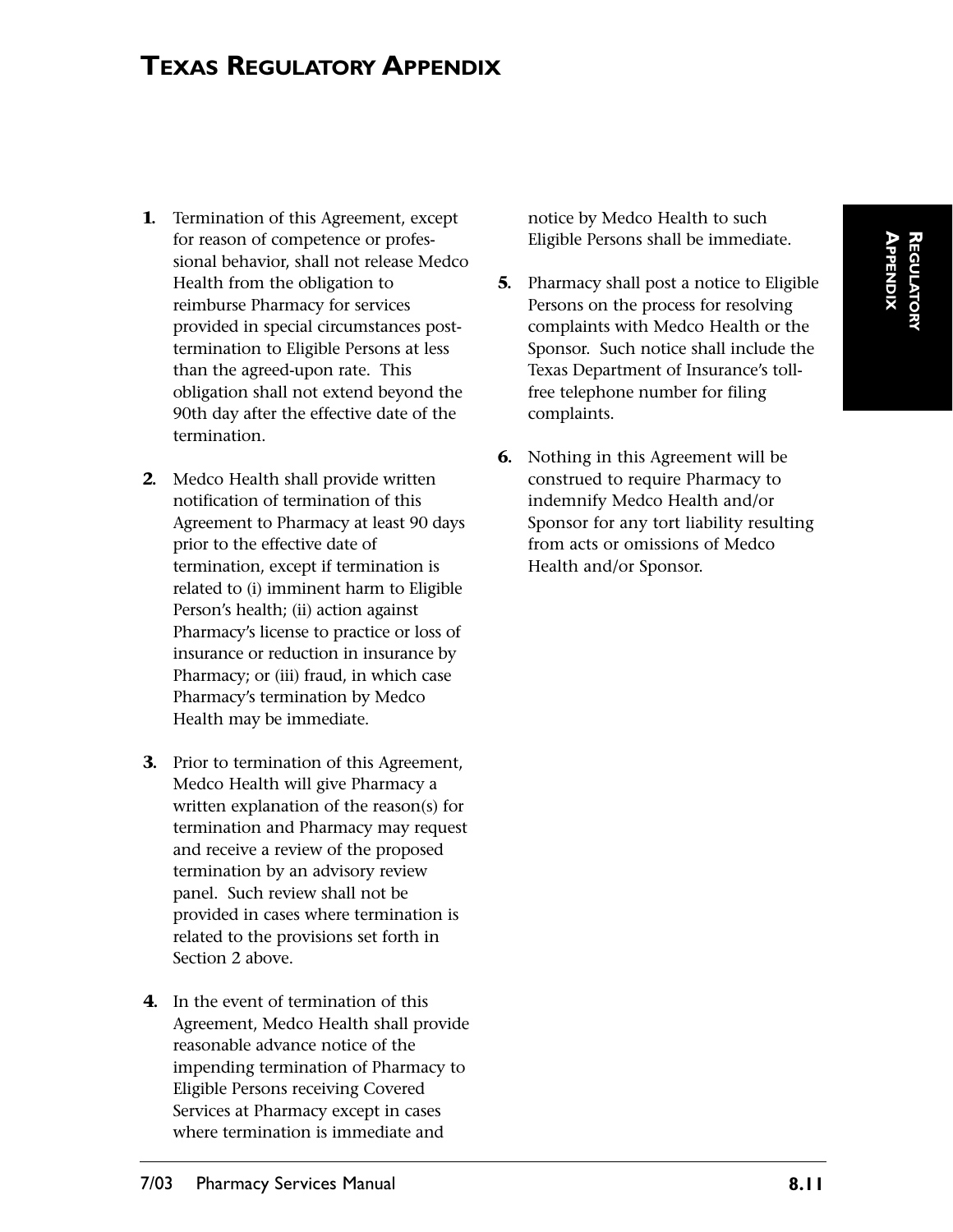# Texas Regulatory Appendix

1. Termination of this Agreement, except for reason of competence or professional behavior, shall not release Medco Health from the obligation to reimburse Pharmacy for services provided in special circumstances post-termination to Eligible Persons at less than the agreed-upon rate. This obligation shall not extend beyond the 90th day after the effective date of the termination.

2. Medco Health shall provide written notification of termination of this Agreement to Pharmacy at least 90 days prior to the effective date of termination, except if termination is related to (i) imminent harm to Eligible Person's health; (ii) action against Pharmacy's license to practice or loss of insurance or reduction in insurance by Pharmacy; or (iii) fraud, in which case Pharmacy's termination by Medco Health may be immediate.

3. Prior to termination of this Agreement, Medco Health will give Pharmacy a written explanation of the reason(s) for termination and Pharmacy may request and receive a review of the proposed termination by an advisory review panel. Such review shall not be provided in cases where termination is related to the provisions set forth in Section 2 above.

4. In the event of termination of this Agreement, Medco Health shall provide reasonable advance notice of the impending termination of Pharmacy to Eligible Persons receiving Covered Services at Pharmacy except in cases where termination is immediate and notice by Medco Health to such Eligible Persons shall be immediate.

5. Pharmacy shall post a notice to Eligible Persons on the process for resolving complaints with Medco Health or the Sponsor. Such notice shall include the Texas Department of Insurance's toll-free telephone number for filing complaints.

6. Nothing in this Agreement will be construed to require Pharmacy to indemnify Medco Health and/or Sponsor for any tort liability resulting from acts or omissions of Medco Health and/or Sponsor.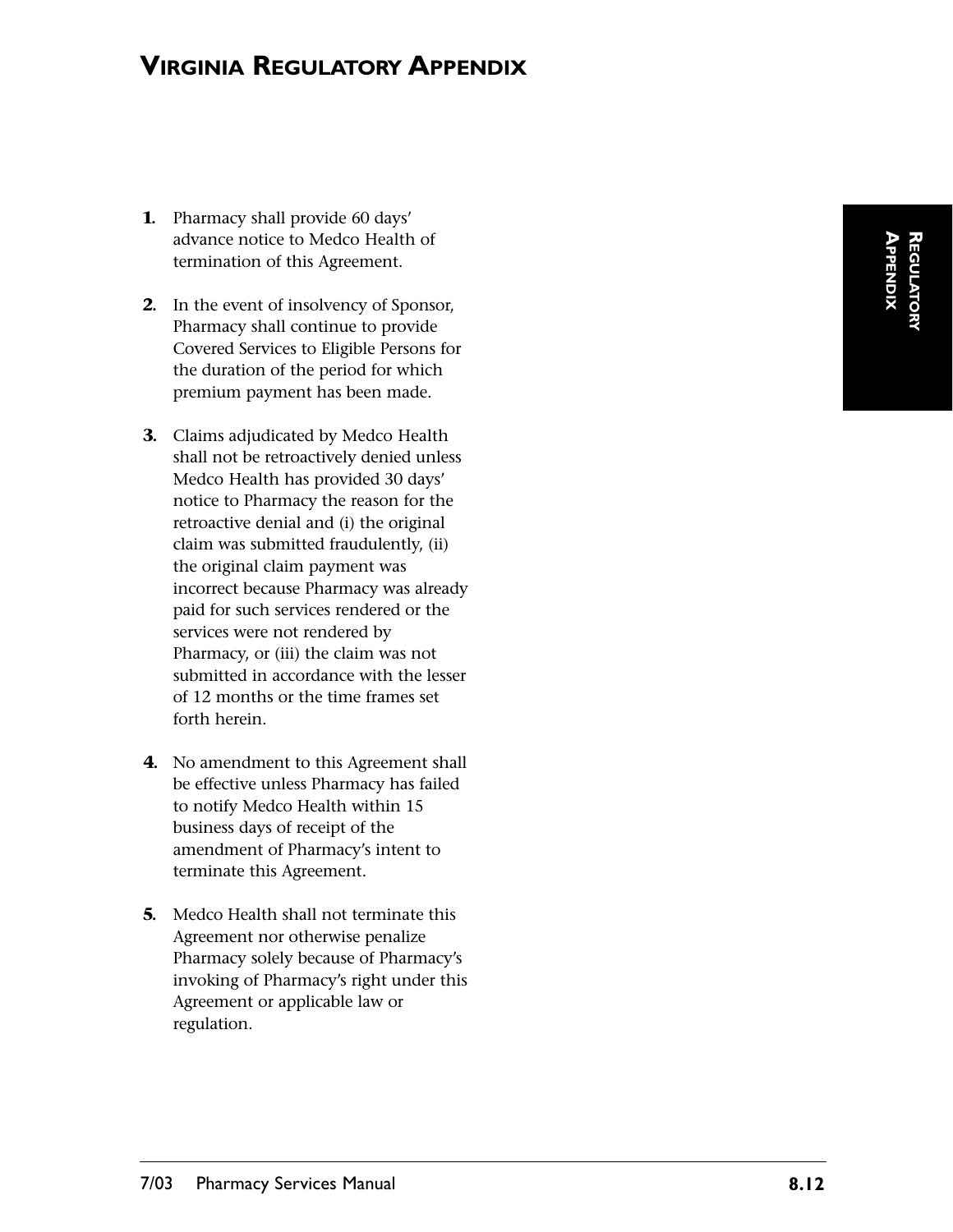# Virginia Regulatory Appendix

1. Pharmacy shall provide 60 days' advance notice to Medco Health of termination of this Agreement.

2. In the event of insolvency of Sponsor, Pharmacy shall continue to provide Covered Services to Eligible Persons for the duration of the period for which premium payment has been made.

3. Claims adjudicated by Medco Health shall not be retroactively denied unless Medco Health has provided 30 days' notice to Pharmacy the reason for the retroactive denial and (i) the original claim was submitted fraudulently, (ii) the original claim payment was incorrect because Pharmacy was already paid for such services rendered or the services were not rendered by Pharmacy, or (iii) the claim was not submitted in accordance with the lesser of 12 months or the time frames set forth herein.

4. No amendment to this Agreement shall be effective unless Pharmacy has failed to notify Medco Health within 15 business days of receipt of the amendment of Pharmacy's intent to terminate this Agreement.

5. Medco Health shall not terminate this Agreement nor otherwise penalize Pharmacy solely because of Pharmacy's invoking of Pharmacy's right under this Agreement or applicable law or regulation.